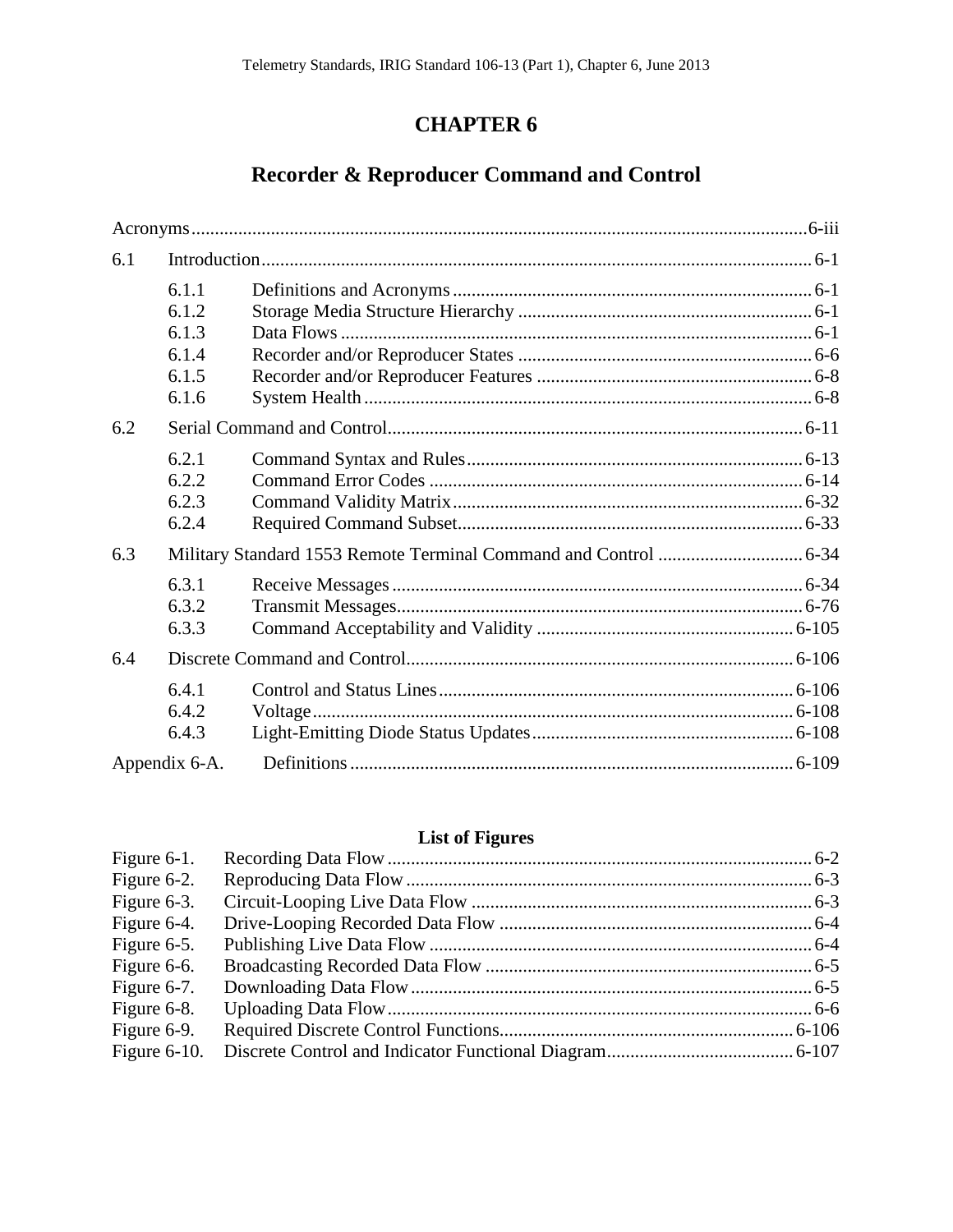# CHAPTER 6

## Recorder & Reproducer Command and Control

| | | |
|---|---|---|
| Acronyms | | 6-iii |
| 6.1 | Introduction | 6-1 |
| | 6.1.1 Definitions and Acronyms | 6-1 |
| | 6.1.2 Storage Media Structure Hierarchy | 6-1 |
| | 6.1.3 Data Flows | 6-1 |
| | 6.1.4 Recorder and/or Reproducer States | 6-6 |
| | 6.1.5 Recorder and/or Reproducer Features | 6-8 |
| | 6.1.6 System Health | 6-8 |
| 6.2 | Serial Command and Control | 6-11 |
| | 6.2.1 Command Syntax and Rules | 6-13 |
| | 6.2.2 Command Error Codes | 6-14 |
| | 6.2.3 Command Validity Matrix | 6-32 |
| | 6.2.4 Required Command Subset | 6-33 |
| 6.3 | Military Standard 1553 Remote Terminal Command and Control | 6-34 |
| | 6.3.1 Receive Messages | 6-34 |
| | 6.3.2 Transmit Messages | 6-76 |
| | 6.3.3 Command Acceptability and Validity | 6-105 |
| 6.4 | Discrete Command and Control | 6-106 |
| | 6.4.1 Control and Status Lines | 6-106 |
| | 6.4.2 Voltage | 6-108 |
| | 6.4.3 Light-Emitting Diode Status Updates | 6-108 |
| Appendix 6-A. | Definitions | 6-109 |

### List of Figures

| | | |
|---|---|---|
| Figure 6-1. | Recording Data Flow | 6-2 |
| Figure 6-2. | Reproducing Data Flow | 6-3 |
| Figure 6-3. | Circuit-Looping Live Data Flow | 6-3 |
| Figure 6-4. | Drive-Looping Recorded Data Flow | 6-4 |
| Figure 6-5. | Publishing Live Data Flow | 6-4 |
| Figure 6-6. | Broadcasting Recorded Data Flow | 6-5 |
| Figure 6-7. | Downloading Data Flow | 6-5 |
| Figure 6-8. | Uploading Data Flow | 6-6 |
| Figure 6-9. | Required Discrete Control Functions | 6-106 |
| Figure 6-10. | Discrete Control and Indicator Functional Diagram | 6-107 |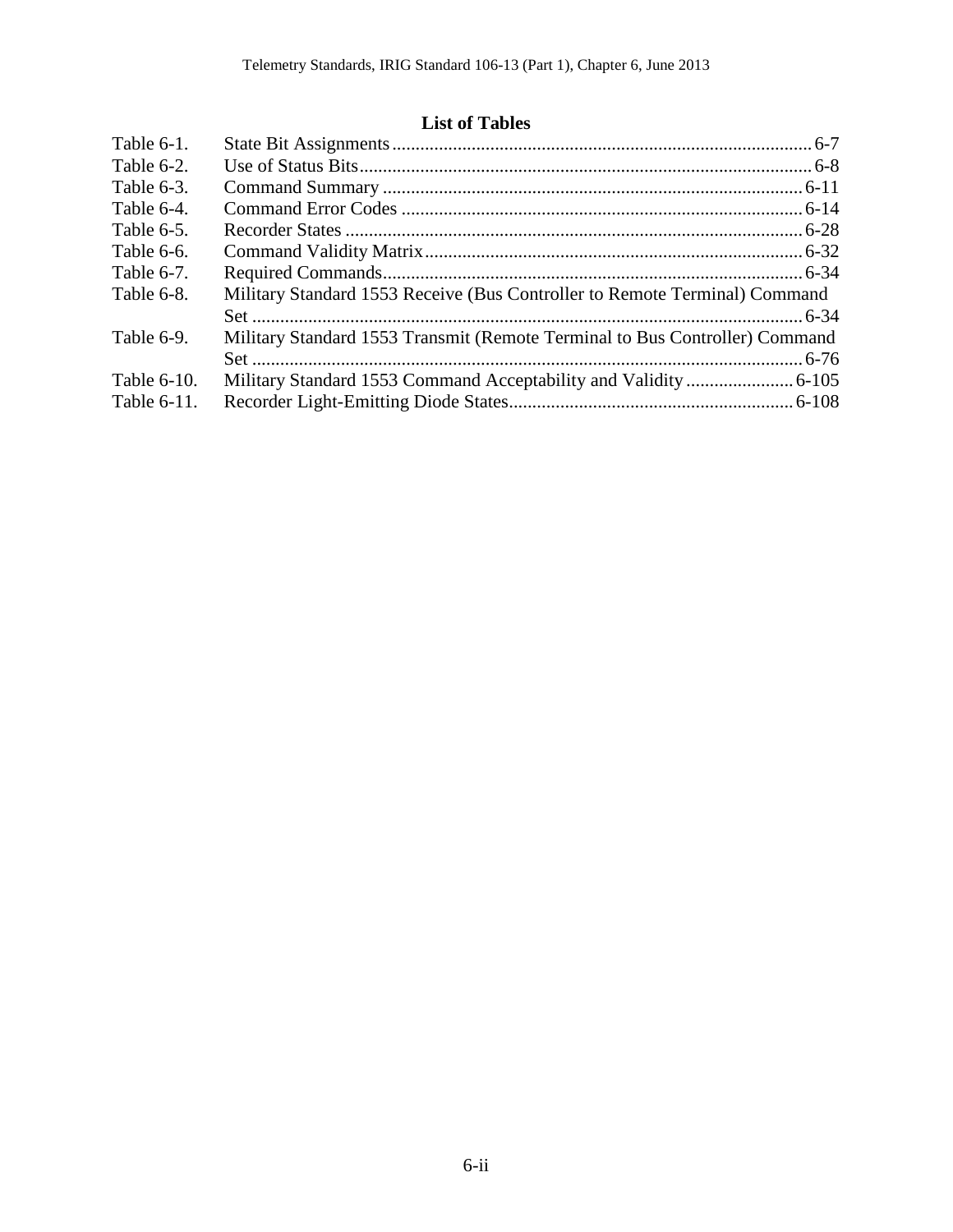## List of Tables

| | | |
|---|---|---|
| Table 6-1. | State Bit Assignments | 6-7 |
| Table 6-2. | Use of Status Bits | 6-8 |
| Table 6-3. | Command Summary | 6-11 |
| Table 6-4. | Command Error Codes | 6-14 |
| Table 6-5. | Recorder States | 6-28 |
| Table 6-6. | Command Validity Matrix | 6-32 |
| Table 6-7. | Required Commands | 6-34 |
| Table 6-8. | Military Standard 1553 Receive (Bus Controller to Remote Terminal) Command Set | 6-34 |
| Table 6-9. | Military Standard 1553 Transmit (Remote Terminal to Bus Controller) Command Set | 6-76 |
| Table 6-10. | Military Standard 1553 Command Acceptability and Validity | 6-105 |
| Table 6-11. | Recorder Light-Emitting Diode States | 6-108 |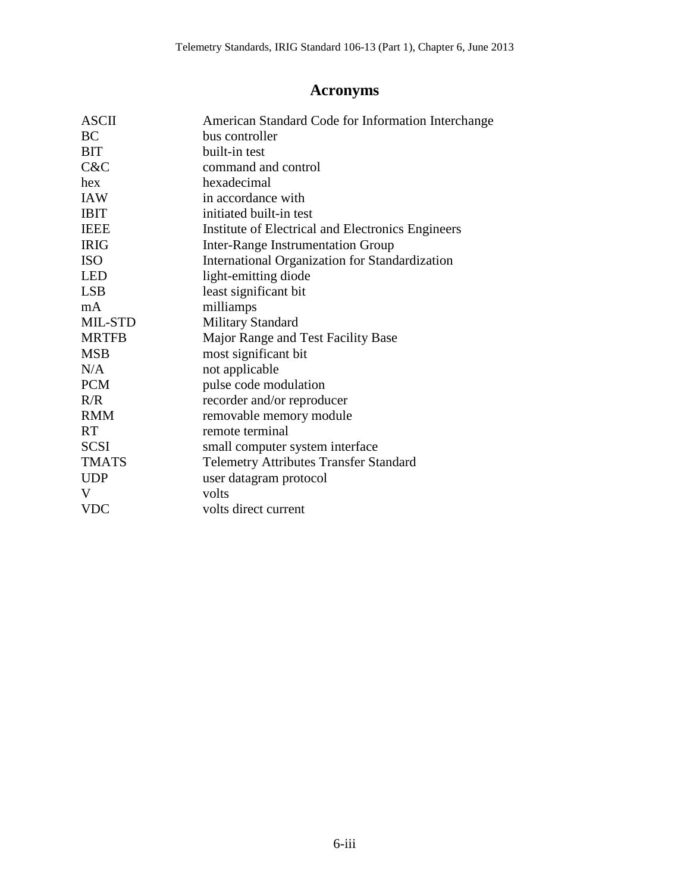# Acronyms

| | |
|---|---|
| ASCII | American Standard Code for Information Interchange |
| BC | bus controller |
| BIT | built-in test |
| C&C | command and control |
| hex | hexadecimal |
| IAW | in accordance with |
| IBIT | initiated built-in test |
| IEEE | Institute of Electrical and Electronics Engineers |
| IRIG | Inter-Range Instrumentation Group |
| ISO | International Organization for Standardization |
| LED | light-emitting diode |
| LSB | least significant bit |
| mA | milliamps |
| MIL-STD | Military Standard |
| MRTFB | Major Range and Test Facility Base |
| MSB | most significant bit |
| N/A | not applicable |
| PCM | pulse code modulation |
| R/R | recorder and/or reproducer |
| RMM | removable memory module |
| RT | remote terminal |
| SCSI | small computer system interface |
| TMATS | Telemetry Attributes Transfer Standard |
| UDP | user datagram protocol |
| V | volts |
| VDC | volts direct current |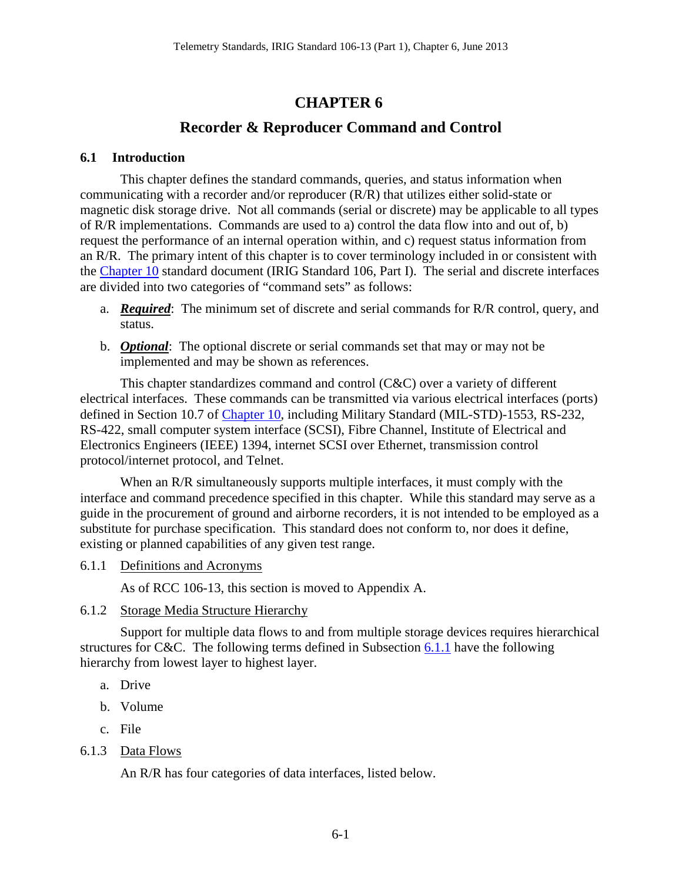# CHAPTER 6

## Recorder & Reproducer Command and Control

### 6.1 Introduction

This chapter defines the standard commands, queries, and status information when communicating with a recorder and/or reproducer (R/R) that utilizes either solid-state or magnetic disk storage drive. Not all commands (serial or discrete) may be applicable to all types of R/R implementations. Commands are used to a) control the data flow into and out of, b) request the performance of an internal operation within, and c) request status information from an R/R. The primary intent of this chapter is to cover terminology included in or consistent with the Chapter 10 standard document (IRIG Standard 106, Part I). The serial and discrete interfaces are divided into two categories of "command sets" as follows:

a. ***Required***: The minimum set of discrete and serial commands for R/R control, query, and status.

b. ***Optional***: The optional discrete or serial commands set that may or may not be implemented and may be shown as references.

This chapter standardizes command and control (C&C) over a variety of different electrical interfaces. These commands can be transmitted via various electrical interfaces (ports) defined in Section 10.7 of Chapter 10, including Military Standard (MIL-STD)-1553, RS-232, RS-422, small computer system interface (SCSI), Fibre Channel, Institute of Electrical and Electronics Engineers (IEEE) 1394, internet SCSI over Ethernet, transmission control protocol/internet protocol, and Telnet.

When an R/R simultaneously supports multiple interfaces, it must comply with the interface and command precedence specified in this chapter. While this standard may serve as a guide in the procurement of ground and airborne recorders, it is not intended to be employed as a substitute for purchase specification. This standard does not conform to, nor does it define, existing or planned capabilities of any given test range.

#### 6.1.1 Definitions and Acronyms

As of RCC 106-13, this section is moved to Appendix A.

#### 6.1.2 Storage Media Structure Hierarchy

Support for multiple data flows to and from multiple storage devices requires hierarchical structures for C&C. The following terms defined in Subsection 6.1.1 have the following hierarchy from lowest layer to highest layer.

a. Drive

b. Volume

c. File

#### 6.1.3 Data Flows

An R/R has four categories of data interfaces, listed below.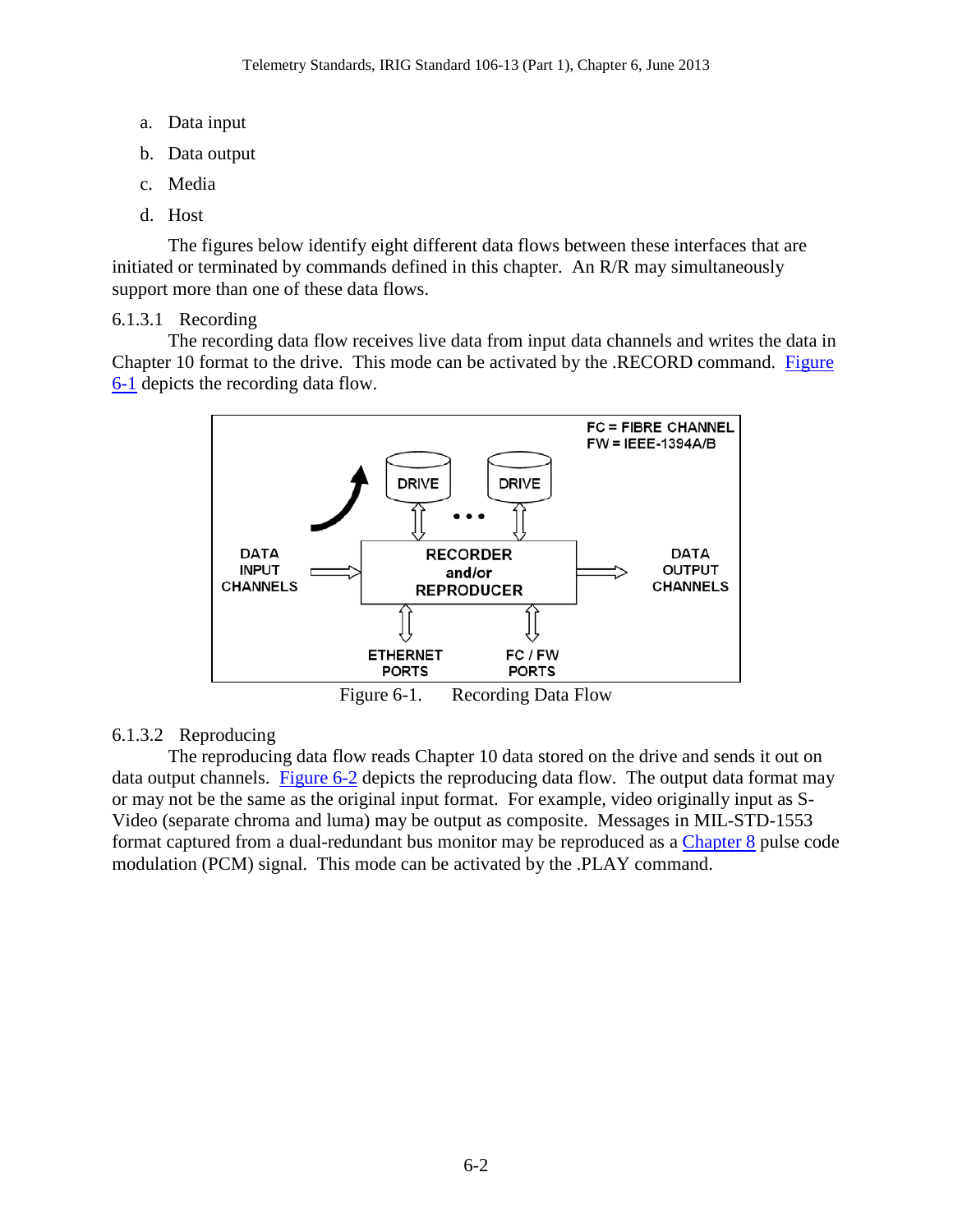a. Data input

b. Data output

c. Media

d. Host

The figures below identify eight different data flows between these interfaces that are initiated or terminated by commands defined in this chapter. An R/R may simultaneously support more than one of these data flows.

#### 6.1.3.1 Recording

The recording data flow receives live data from input data channels and writes the data in Chapter 10 format to the drive. This mode can be activated by the .RECORD command. Figure 6-1 depicts the recording data flow.

Figure 6-1. Recording Data Flow

#### 6.1.3.2 Reproducing

The reproducing data flow reads Chapter 10 data stored on the drive and sends it out on data output channels. Figure 6-2 depicts the reproducing data flow. The output data format may or may not be the same as the original input format. For example, video originally input as S-Video (separate chroma and luma) may be output as composite. Messages in MIL-STD-1553 format captured from a dual-redundant bus monitor may be reproduced as a Chapter 8 pulse code modulation (PCM) signal. This mode can be activated by the .PLAY command.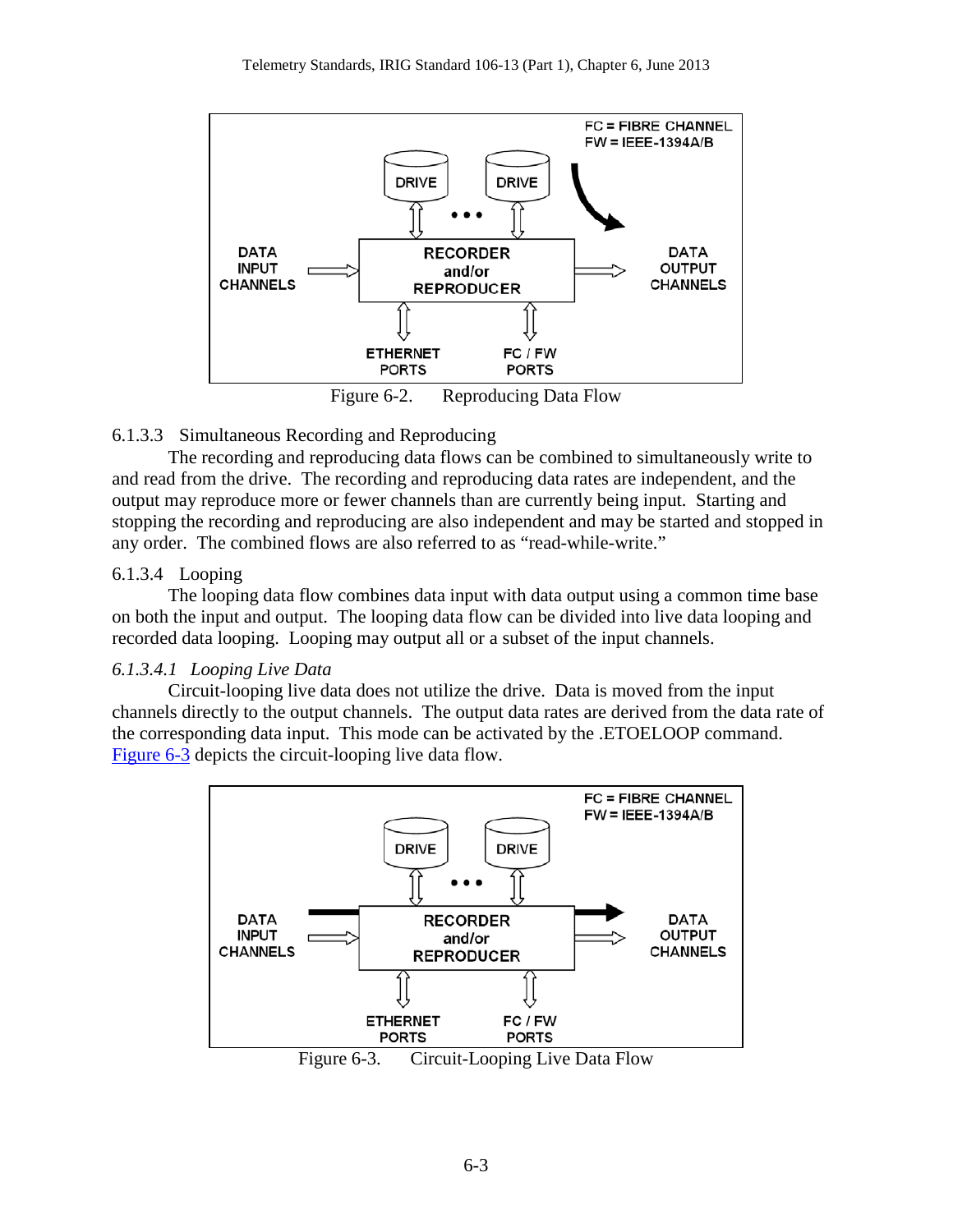FC = FIBRE CHANNEL
FW = IEEE-1394A/B

DRIVE DRIVE

DATA INPUT CHANNELS — RECORDER and/or REPRODUCER — DATA OUTPUT CHANNELS

ETHERNET PORTS — FC / FW PORTS

Figure 6-2. Reproducing Data Flow

### 6.1.3.3 Simultaneous Recording and Reproducing

The recording and reproducing data flows can be combined to simultaneously write to and read from the drive. The recording and reproducing data rates are independent, and the output may reproduce more or fewer channels than are currently being input. Starting and stopping the recording and reproducing are also independent and may be started and stopped in any order. The combined flows are also referred to as "read-while-write."

### 6.1.3.4 Looping

The looping data flow combines data input with data output using a common time base on both the input and output. The looping data flow can be divided into live data looping and recorded data looping. Looping may output all or a subset of the input channels.

#### *6.1.3.4.1 Looping Live Data*

Circuit-looping live data does not utilize the drive. Data is moved from the input channels directly to the output channels. The output data rates are derived from the data rate of the corresponding data input. This mode can be activated by the .ETOELOOP command. Figure 6-3 depicts the circuit-looping live data flow.

FC = FIBRE CHANNEL
FW = IEEE-1394A/B

DRIVE DRIVE

DATA INPUT CHANNELS — RECORDER and/or REPRODUCER — DATA OUTPUT CHANNELS

ETHERNET PORTS — FC / FW PORTS

Figure 6-3. Circuit-Looping Live Data Flow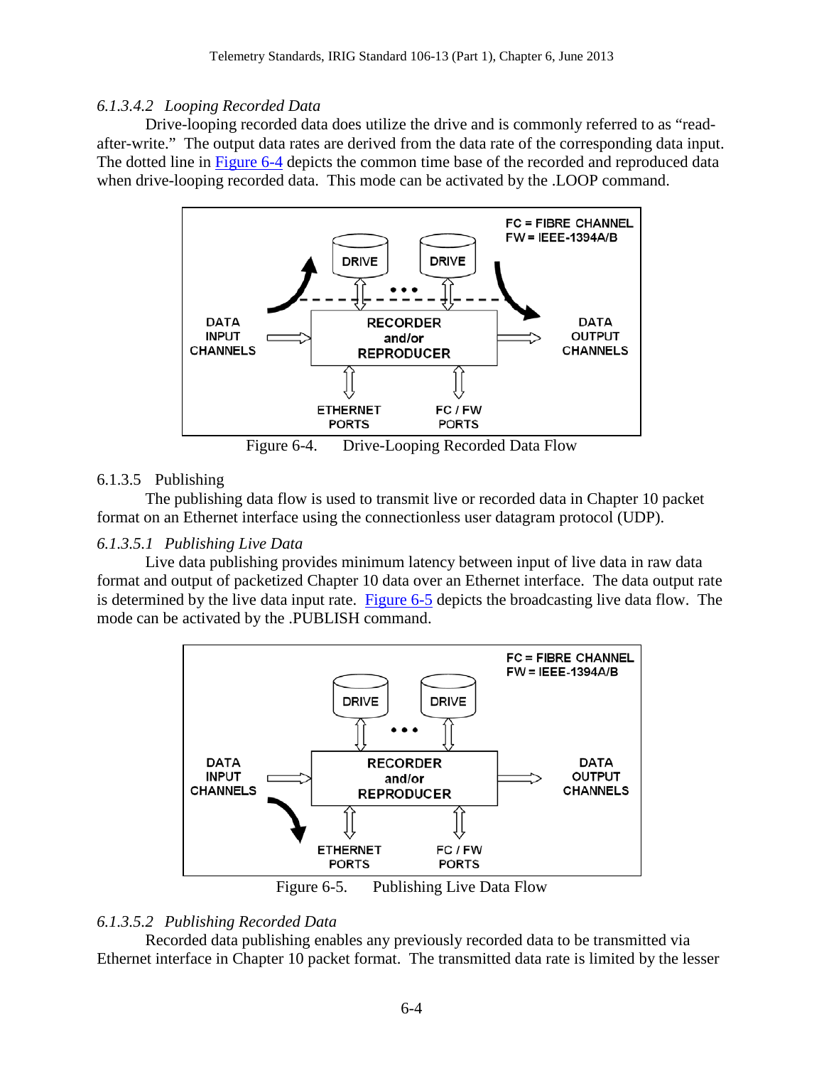*6.1.3.4.2 Looping Recorded Data*

Drive-looping recorded data does utilize the drive and is commonly referred to as "read-after-write." The output data rates are derived from the data rate of the corresponding data input. The dotted line in Figure 6-4 depicts the common time base of the recorded and reproduced data when drive-looping recorded data. This mode can be activated by the .LOOP command.

Figure 6-4. Drive-Looping Recorded Data Flow

6.1.3.5 Publishing

The publishing data flow is used to transmit live or recorded data in Chapter 10 packet format on an Ethernet interface using the connectionless user datagram protocol (UDP).

*6.1.3.5.1 Publishing Live Data*

Live data publishing provides minimum latency between input of live data in raw data format and output of packetized Chapter 10 data over an Ethernet interface. The data output rate is determined by the live data input rate. Figure 6-5 depicts the broadcasting live data flow. The mode can be activated by the .PUBLISH command.

Figure 6-5. Publishing Live Data Flow

*6.1.3.5.2 Publishing Recorded Data*

Recorded data publishing enables any previously recorded data to be transmitted via Ethernet interface in Chapter 10 packet format. The transmitted data rate is limited by the lesser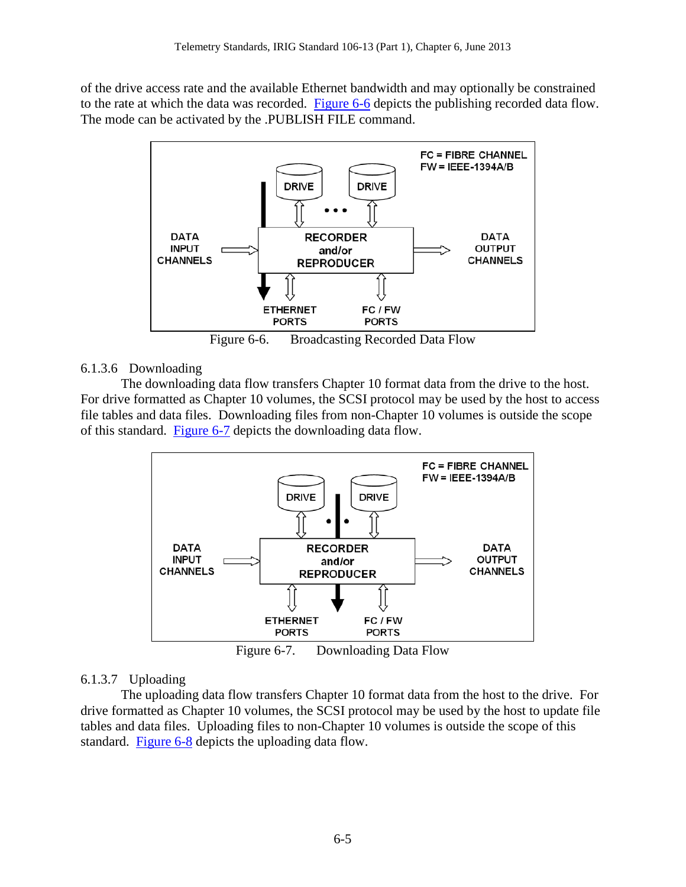of the drive access rate and the available Ethernet bandwidth and may optionally be constrained to the rate at which the data was recorded. Figure 6-6 depicts the publishing recorded data flow. The mode can be activated by the .PUBLISH FILE command.

Figure 6-6. Broadcasting Recorded Data Flow

### 6.1.3.6 Downloading

The downloading data flow transfers Chapter 10 format data from the drive to the host. For drive formatted as Chapter 10 volumes, the SCSI protocol may be used by the host to access file tables and data files. Downloading files from non-Chapter 10 volumes is outside the scope of this standard. Figure 6-7 depicts the downloading data flow.

Figure 6-7. Downloading Data Flow

### 6.1.3.7 Uploading

The uploading data flow transfers Chapter 10 format data from the host to the drive. For drive formatted as Chapter 10 volumes, the SCSI protocol may be used by the host to update file tables and data files. Uploading files to non-Chapter 10 volumes is outside the scope of this standard. Figure 6-8 depicts the uploading data flow.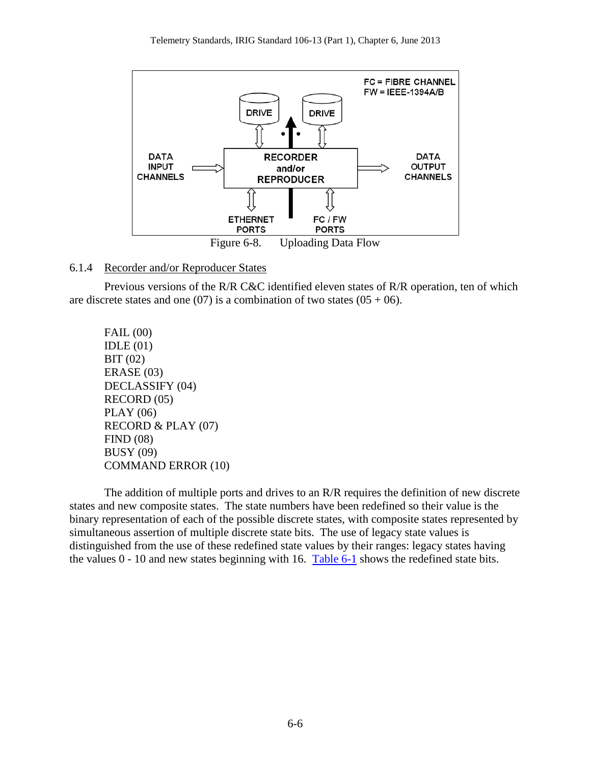Figure 6-8. Uploading Data Flow

### 6.1.4 Recorder and/or Reproducer States

Previous versions of the R/R C&C identified eleven states of R/R operation, ten of which are discrete states and one (07) is a combination of two states (05 + 06).

FAIL (00)
IDLE (01)
BIT (02)
ERASE (03)
DECLASSIFY (04)
RECORD (05)
PLAY (06)
RECORD & PLAY (07)
FIND (08)
BUSY (09)
COMMAND ERROR (10)

The addition of multiple ports and drives to an R/R requires the definition of new discrete states and new composite states. The state numbers have been redefined so their value is the binary representation of each of the possible discrete states, with composite states represented by simultaneous assertion of multiple discrete state bits. The use of legacy state values is distinguished from the use of these redefined state values by their ranges: legacy states having the values 0 - 10 and new states beginning with 16. Table 6-1 shows the redefined state bits.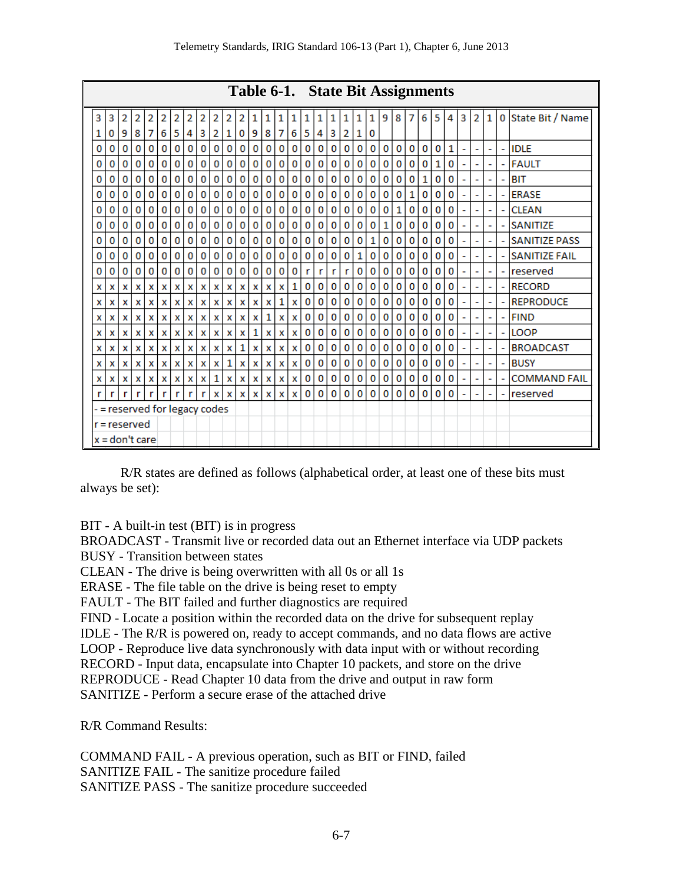**Table 6-1. State Bit Assignments**

| 31 | 30 | 29 | 28 | 27 | 26 | 25 | 24 | 23 | 22 | 21 | 20 | 19 | 18 | 17 | 16 | 15 | 14 | 13 | 12 | 11 | 10 | 9 | 8 | 7 | 6 | 5 | 4 | 3 | 2 | 1 | 0 | State Bit / Name |
|---|---|---|---|---|---|---|---|---|---|---|---|---|---|---|---|---|---|---|---|---|---|---|---|---|---|---|---|---|---|---|---|---|
| 0 | 0 | 0 | 0 | 0 | 0 | 0 | 0 | 0 | 0 | 0 | 0 | 0 | 0 | 0 | 0 | 0 | 0 | 0 | 0 | 0 | 0 | 0 | 0 | 0 | 0 | 0 | 1 | - | - | - | - | IDLE |
| 0 | 0 | 0 | 0 | 0 | 0 | 0 | 0 | 0 | 0 | 0 | 0 | 0 | 0 | 0 | 0 | 0 | 0 | 0 | 0 | 0 | 0 | 0 | 0 | 0 | 0 | 1 | 0 | - | - | - | - | FAULT |
| 0 | 0 | 0 | 0 | 0 | 0 | 0 | 0 | 0 | 0 | 0 | 0 | 0 | 0 | 0 | 0 | 0 | 0 | 0 | 0 | 0 | 0 | 0 | 0 | 0 | 1 | 0 | 0 | - | - | - | - | BIT |
| 0 | 0 | 0 | 0 | 0 | 0 | 0 | 0 | 0 | 0 | 0 | 0 | 0 | 0 | 0 | 0 | 0 | 0 | 0 | 0 | 0 | 0 | 0 | 0 | 1 | 0 | 0 | 0 | - | - | - | - | ERASE |
| 0 | 0 | 0 | 0 | 0 | 0 | 0 | 0 | 0 | 0 | 0 | 0 | 0 | 0 | 0 | 0 | 0 | 0 | 0 | 0 | 0 | 0 | 0 | 1 | 0 | 0 | 0 | 0 | - | - | - | - | CLEAN |
| 0 | 0 | 0 | 0 | 0 | 0 | 0 | 0 | 0 | 0 | 0 | 0 | 0 | 0 | 0 | 0 | 0 | 0 | 0 | 0 | 0 | 0 | 1 | 0 | 0 | 0 | 0 | 0 | - | - | - | - | SANITIZE |
| 0 | 0 | 0 | 0 | 0 | 0 | 0 | 0 | 0 | 0 | 0 | 0 | 0 | 0 | 0 | 0 | 0 | 0 | 0 | 0 | 0 | 1 | 0 | 0 | 0 | 0 | 0 | 0 | - | - | - | - | SANITIZE PASS |
| 0 | 0 | 0 | 0 | 0 | 0 | 0 | 0 | 0 | 0 | 0 | 0 | 0 | 0 | 0 | 0 | 0 | 0 | 0 | 0 | 1 | 0 | 0 | 0 | 0 | 0 | 0 | 0 | - | - | - | - | SANITIZE FAIL |
| 0 | 0 | 0 | 0 | 0 | 0 | 0 | 0 | 0 | 0 | 0 | 0 | 0 | 0 | 0 | 0 | r | r | r | r | 0 | 0 | 0 | 0 | 0 | 0 | 0 | 0 | - | - | - | - | reserved |
| x | x | x | x | x | x | x | x | x | x | x | x | x | x | x | 1 | 0 | 0 | 0 | 0 | 0 | 0 | 0 | 0 | 0 | 0 | 0 | 0 | - | - | - | - | RECORD |
| x | x | x | x | x | x | x | x | x | x | x | x | x | x | 1 | x | 0 | 0 | 0 | 0 | 0 | 0 | 0 | 0 | 0 | 0 | 0 | 0 | - | - | - | - | REPRODUCE |
| x | x | x | x | x | x | x | x | x | x | x | x | x | 1 | x | x | 0 | 0 | 0 | 0 | 0 | 0 | 0 | 0 | 0 | 0 | 0 | 0 | - | - | - | - | FIND |
| x | x | x | x | x | x | x | x | x | x | x | x | 1 | x | x | x | 0 | 0 | 0 | 0 | 0 | 0 | 0 | 0 | 0 | 0 | 0 | 0 | - | - | - | - | LOOP |
| x | x | x | x | x | x | x | x | x | x | x | 1 | x | x | x | x | 0 | 0 | 0 | 0 | 0 | 0 | 0 | 0 | 0 | 0 | 0 | 0 | - | - | - | - | BROADCAST |
| x | x | x | x | x | x | x | x | x | x | 1 | x | x | x | x | x | 0 | 0 | 0 | 0 | 0 | 0 | 0 | 0 | 0 | 0 | 0 | 0 | - | - | - | - | BUSY |
| x | x | x | x | x | x | x | x | x | 1 | x | x | x | x | x | x | 0 | 0 | 0 | 0 | 0 | 0 | 0 | 0 | 0 | 0 | 0 | 0 | - | - | - | - | COMMAND FAIL |
| r | r | r | r | r | r | r | r | r | x | x | x | x | x | x | x | 0 | 0 | 0 | 0 | 0 | 0 | 0 | 0 | 0 | 0 | 0 | 0 | - | - | - | - | reserved |

- = reserved for legacy codes
r = reserved
x = don't care

R/R states are defined as follows (alphabetical order, at least one of these bits must always be set):

BIT - A built-in test (BIT) is in progress
BROADCAST - Transmit live or recorded data out an Ethernet interface via UDP packets
BUSY - Transition between states
CLEAN - The drive is being overwritten with all 0s or all 1s
ERASE - The file table on the drive is being reset to empty
FAULT - The BIT failed and further diagnostics are required
FIND - Locate a position within the recorded data on the drive for subsequent replay
IDLE - The R/R is powered on, ready to accept commands, and no data flows are active
LOOP - Reproduce live data synchronously with data input with or without recording
RECORD - Input data, encapsulate into Chapter 10 packets, and store on the drive
REPRODUCE - Read Chapter 10 data from the drive and output in raw form
SANITIZE - Perform a secure erase of the attached drive

R/R Command Results:

COMMAND FAIL - A previous operation, such as BIT or FIND, failed
SANITIZE FAIL - The sanitize procedure failed
SANITIZE PASS - The sanitize procedure succeeded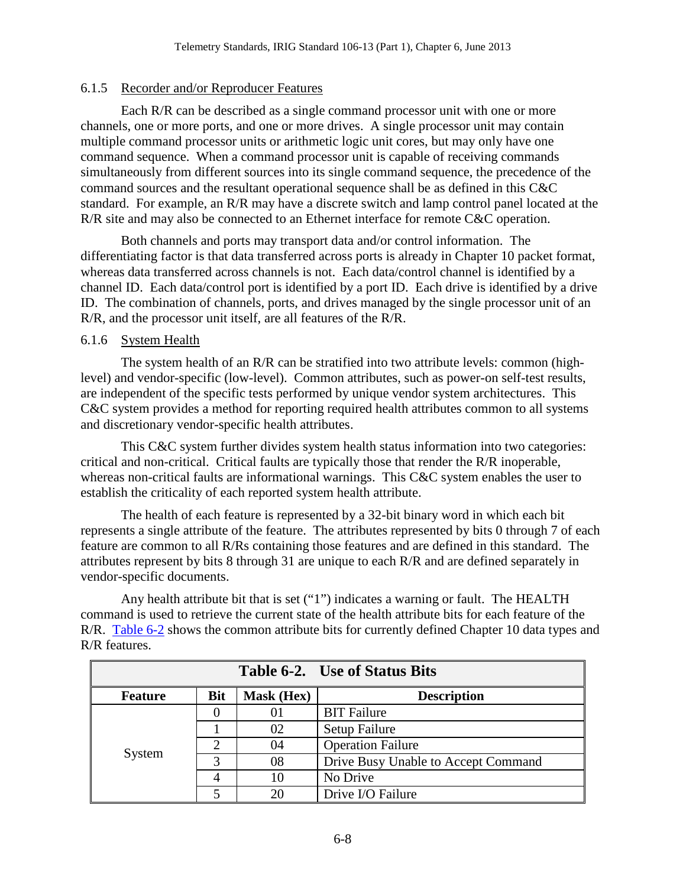### 6.1.5 Recorder and/or Reproducer Features

Each R/R can be described as a single command processor unit with one or more channels, one or more ports, and one or more drives. A single processor unit may contain multiple command processor units or arithmetic logic unit cores, but may only have one command sequence. When a command processor unit is capable of receiving commands simultaneously from different sources into its single command sequence, the precedence of the command sources and the resultant operational sequence shall be as defined in this C&C standard. For example, an R/R may have a discrete switch and lamp control panel located at the R/R site and may also be connected to an Ethernet interface for remote C&C operation.

Both channels and ports may transport data and/or control information. The differentiating factor is that data transferred across ports is already in Chapter 10 packet format, whereas data transferred across channels is not. Each data/control channel is identified by a channel ID. Each data/control port is identified by a port ID. Each drive is identified by a drive ID. The combination of channels, ports, and drives managed by the single processor unit of an R/R, and the processor unit itself, are all features of the R/R.

### 6.1.6 System Health

The system health of an R/R can be stratified into two attribute levels: common (high-level) and vendor-specific (low-level). Common attributes, such as power-on self-test results, are independent of the specific tests performed by unique vendor system architectures. This C&C system provides a method for reporting required health attributes common to all systems and discretionary vendor-specific health attributes.

This C&C system further divides system health status information into two categories: critical and non-critical. Critical faults are typically those that render the R/R inoperable, whereas non-critical faults are informational warnings. This C&C system enables the user to establish the criticality of each reported system health attribute.

The health of each feature is represented by a 32-bit binary word in which each bit represents a single attribute of the feature. The attributes represented by bits 0 through 7 of each feature are common to all R/Rs containing those features and are defined in this standard. The attributes represent by bits 8 through 31 are unique to each R/R and are defined separately in vendor-specific documents.

Any health attribute bit that is set ("1") indicates a warning or fault. The HEALTH command is used to retrieve the current state of the health attribute bits for each feature of the R/R. Table 6-2 shows the common attribute bits for currently defined Chapter 10 data types and R/R features.

**Table 6-2. Use of Status Bits**

| Feature | Bit | Mask (Hex) | Description |
|---|---|---|---|
| System | 0 | 01 | BIT Failure |
| | 1 | 02 | Setup Failure |
| | 2 | 04 | Operation Failure |
| | 3 | 08 | Drive Busy Unable to Accept Command |
| | 4 | 10 | No Drive |
| | 5 | 20 | Drive I/O Failure |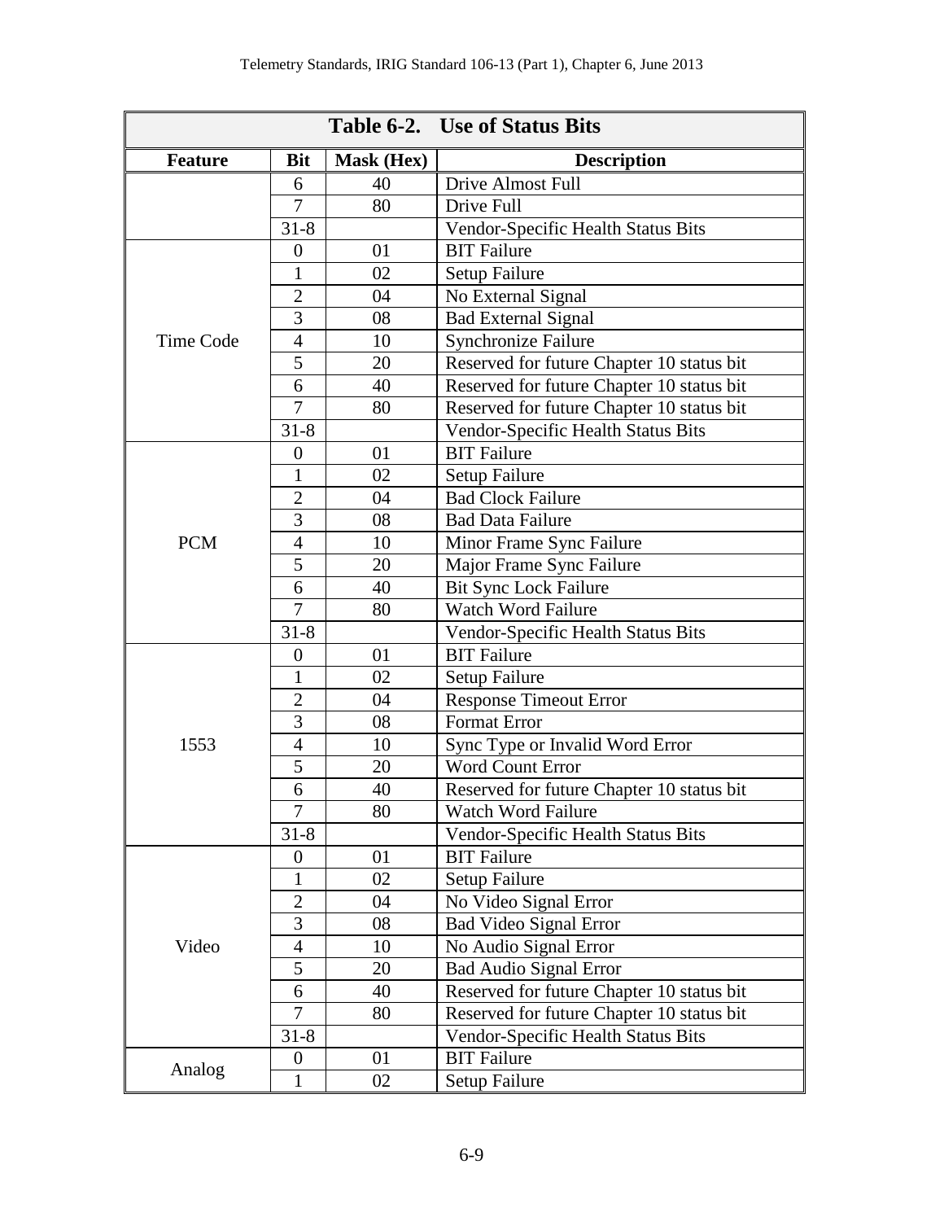**Table 6-2. Use of Status Bits**

| Feature | Bit | Mask (Hex) | Description |
|---|---|---|---|
| | 6 | 40 | Drive Almost Full |
| | 7 | 80 | Drive Full |
| | 31-8 | | Vendor-Specific Health Status Bits |
| Time Code | 0 | 01 | BIT Failure |
| | 1 | 02 | Setup Failure |
| | 2 | 04 | No External Signal |
| | 3 | 08 | Bad External Signal |
| | 4 | 10 | Synchronize Failure |
| | 5 | 20 | Reserved for future Chapter 10 status bit |
| | 6 | 40 | Reserved for future Chapter 10 status bit |
| | 7 | 80 | Reserved for future Chapter 10 status bit |
| | 31-8 | | Vendor-Specific Health Status Bits |
| PCM | 0 | 01 | BIT Failure |
| | 1 | 02 | Setup Failure |
| | 2 | 04 | Bad Clock Failure |
| | 3 | 08 | Bad Data Failure |
| | 4 | 10 | Minor Frame Sync Failure |
| | 5 | 20 | Major Frame Sync Failure |
| | 6 | 40 | Bit Sync Lock Failure |
| | 7 | 80 | Watch Word Failure |
| | 31-8 | | Vendor-Specific Health Status Bits |
| 1553 | 0 | 01 | BIT Failure |
| | 1 | 02 | Setup Failure |
| | 2 | 04 | Response Timeout Error |
| | 3 | 08 | Format Error |
| | 4 | 10 | Sync Type or Invalid Word Error |
| | 5 | 20 | Word Count Error |
| | 6 | 40 | Reserved for future Chapter 10 status bit |
| | 7 | 80 | Watch Word Failure |
| | 31-8 | | Vendor-Specific Health Status Bits |
| Video | 0 | 01 | BIT Failure |
| | 1 | 02 | Setup Failure |
| | 2 | 04 | No Video Signal Error |
| | 3 | 08 | Bad Video Signal Error |
| | 4 | 10 | No Audio Signal Error |
| | 5 | 20 | Bad Audio Signal Error |
| | 6 | 40 | Reserved for future Chapter 10 status bit |
| | 7 | 80 | Reserved for future Chapter 10 status bit |
| | 31-8 | | Vendor-Specific Health Status Bits |
| Analog | 0 | 01 | BIT Failure |
| | 1 | 02 | Setup Failure |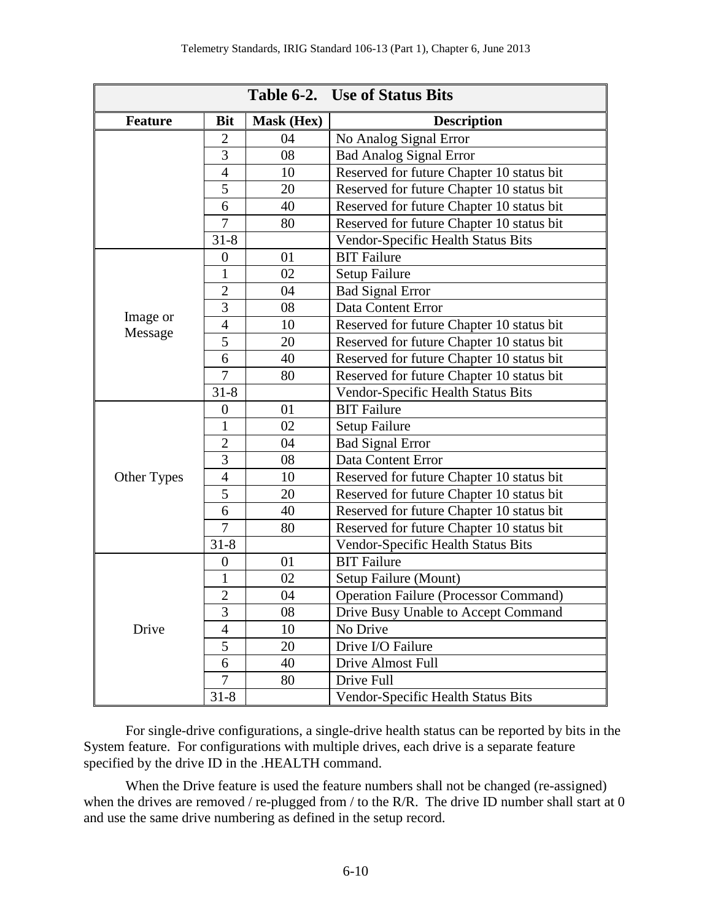| Table 6-2. Use of Status Bits | | | |
|---|---|---|---|
| **Feature** | **Bit** | **Mask (Hex)** | **Description** |
| | 2 | 04 | No Analog Signal Error |
| | 3 | 08 | Bad Analog Signal Error |
| | 4 | 10 | Reserved for future Chapter 10 status bit |
| | 5 | 20 | Reserved for future Chapter 10 status bit |
| | 6 | 40 | Reserved for future Chapter 10 status bit |
| | 7 | 80 | Reserved for future Chapter 10 status bit |
| | 31-8 | | Vendor-Specific Health Status Bits |
| Image or Message | 0 | 01 | BIT Failure |
| | 1 | 02 | Setup Failure |
| | 2 | 04 | Bad Signal Error |
| | 3 | 08 | Data Content Error |
| | 4 | 10 | Reserved for future Chapter 10 status bit |
| | 5 | 20 | Reserved for future Chapter 10 status bit |
| | 6 | 40 | Reserved for future Chapter 10 status bit |
| | 7 | 80 | Reserved for future Chapter 10 status bit |
| | 31-8 | | Vendor-Specific Health Status Bits |
| Other Types | 0 | 01 | BIT Failure |
| | 1 | 02 | Setup Failure |
| | 2 | 04 | Bad Signal Error |
| | 3 | 08 | Data Content Error |
| | 4 | 10 | Reserved for future Chapter 10 status bit |
| | 5 | 20 | Reserved for future Chapter 10 status bit |
| | 6 | 40 | Reserved for future Chapter 10 status bit |
| | 7 | 80 | Reserved for future Chapter 10 status bit |
| | 31-8 | | Vendor-Specific Health Status Bits |
| Drive | 0 | 01 | BIT Failure |
| | 1 | 02 | Setup Failure (Mount) |
| | 2 | 04 | Operation Failure (Processor Command) |
| | 3 | 08 | Drive Busy Unable to Accept Command |
| | 4 | 10 | No Drive |
| | 5 | 20 | Drive I/O Failure |
| | 6 | 40 | Drive Almost Full |
| | 7 | 80 | Drive Full |
| | 31-8 | | Vendor-Specific Health Status Bits |

For single-drive configurations, a single-drive health status can be reported by bits in the System feature. For configurations with multiple drives, each drive is a separate feature specified by the drive ID in the .HEALTH command.

When the Drive feature is used the feature numbers shall not be changed (re-assigned) when the drives are removed / re-plugged from / to the R/R. The drive ID number shall start at 0 and use the same drive numbering as defined in the setup record.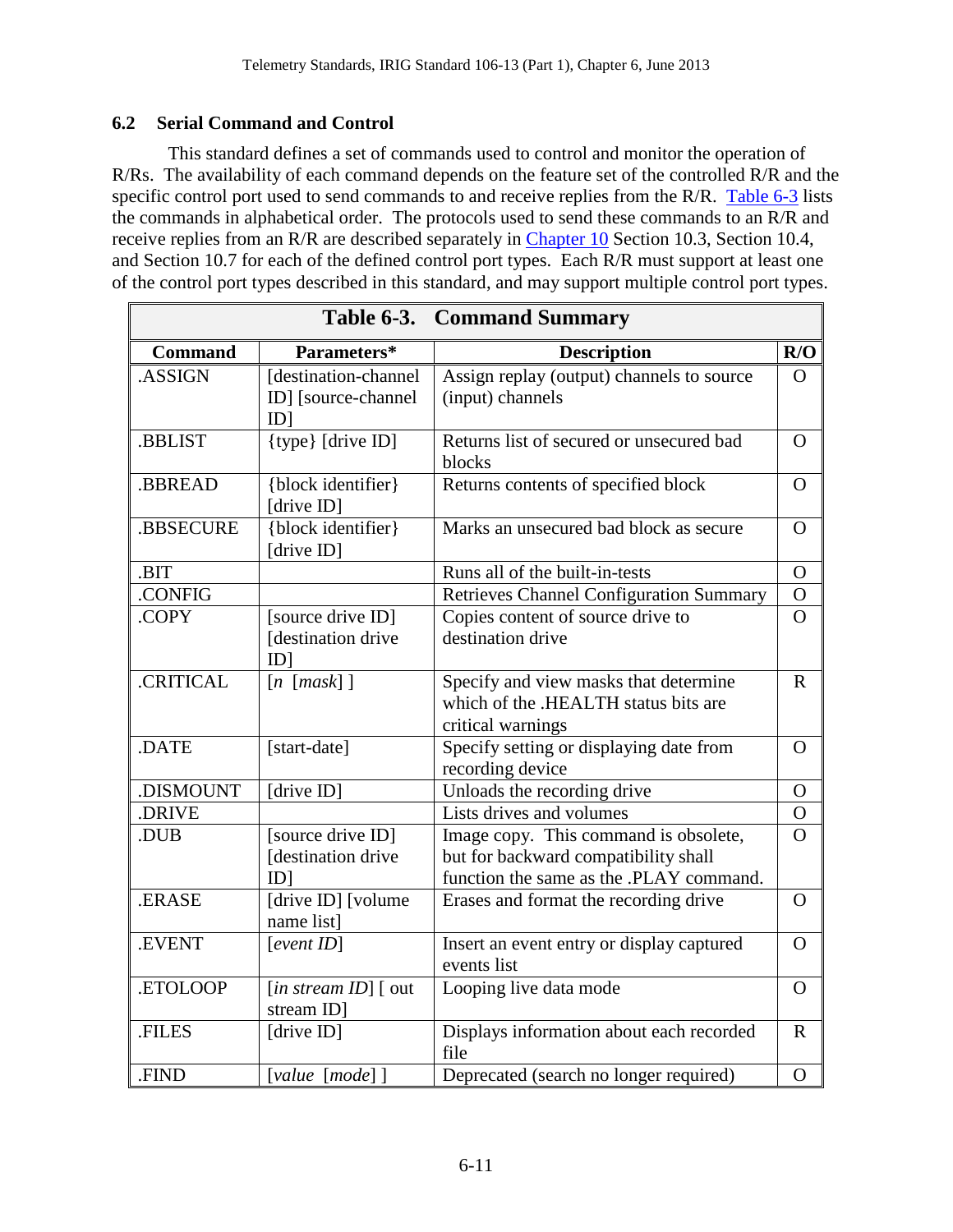## 6.2 Serial Command and Control

This standard defines a set of commands used to control and monitor the operation of R/Rs. The availability of each command depends on the feature set of the controlled R/R and the specific control port used to send commands to and receive replies from the R/R. Table 6-3 lists the commands in alphabetical order. The protocols used to send these commands to an R/R and receive replies from an R/R are described separately in Chapter 10 Section 10.3, Section 10.4, and Section 10.7 for each of the defined control port types. Each R/R must support at least one of the control port types described in this standard, and may support multiple control port types.

**Table 6-3. Command Summary**

| Command | Parameters* | Description | R/O |
|---|---|---|---|
| .ASSIGN | [destination-channel ID] [source-channel ID] | Assign replay (output) channels to source (input) channels | O |
| .BBLIST | {type} [drive ID] | Returns list of secured or unsecured bad blocks | O |
| .BBREAD | {block identifier} [drive ID] | Returns contents of specified block | O |
| .BBSECURE | {block identifier} [drive ID] | Marks an unsecured bad block as secure | O |
| .BIT | | Runs all of the built-in-tests | O |
| .CONFIG | | Retrieves Channel Configuration Summary | O |
| .COPY | [source drive ID] [destination drive ID] | Copies content of source drive to destination drive | O |
| .CRITICAL | [*n* [*mask*] ] | Specify and view masks that determine which of the .HEALTH status bits are critical warnings | R |
| .DATE | [start-date] | Specify setting or displaying date from recording device | O |
| .DISMOUNT | [drive ID] | Unloads the recording drive | O |
| .DRIVE | | Lists drives and volumes | O |
| .DUB | [source drive ID] [destination drive ID] | Image copy. This command is obsolete, but for backward compatibility shall function the same as the .PLAY command. | O |
| .ERASE | [drive ID] [volume name list] | Erases and format the recording drive | O |
| .EVENT | [*event ID*] | Insert an event entry or display captured events list | O |
| .ETOLOOP | [*in stream ID*] [ out stream ID] | Looping live data mode | O |
| .FILES | [drive ID] | Displays information about each recorded file | R |
| .FIND | [*value* [*mode*] ] | Deprecated (search no longer required) | O |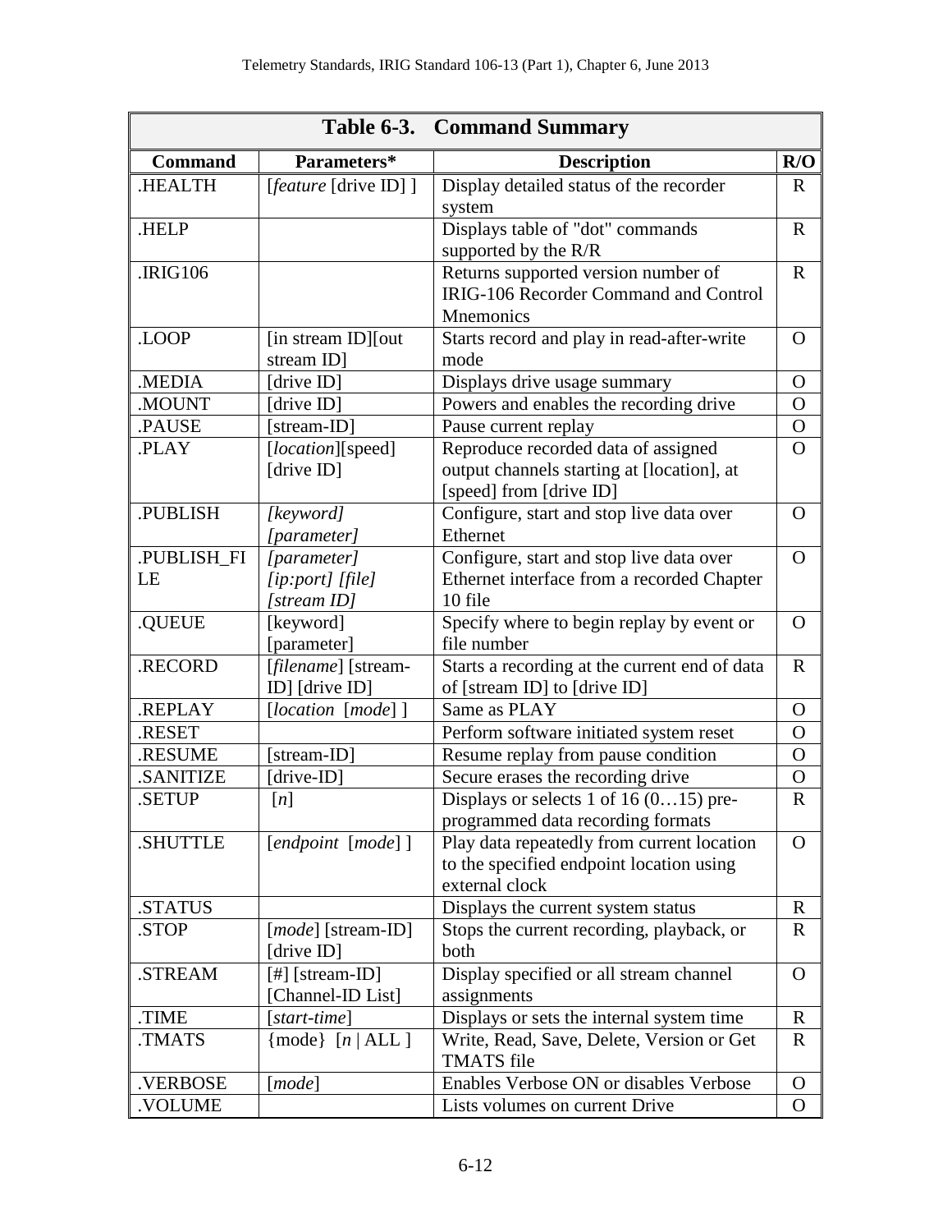**Table 6-3. Command Summary**

| Command | Parameters* | Description | R/O |
|---|---|---|---|
| .HEALTH | [*feature* [drive ID] ] | Display detailed status of the recorder system | R |
| .HELP | | Displays table of "dot" commands supported by the R/R | R |
| .IRIG106 | | Returns supported version number of IRIG-106 Recorder Command and Control Mnemonics | R |
| .LOOP | [in stream ID][out stream ID] | Starts record and play in read-after-write mode | O |
| .MEDIA | [drive ID] | Displays drive usage summary | O |
| .MOUNT | [drive ID] | Powers and enables the recording drive | O |
| .PAUSE | [stream-ID] | Pause current replay | O |
| .PLAY | [*location*][speed] [drive ID] | Reproduce recorded data of assigned output channels starting at [location], at [speed] from [drive ID] | O |
| .PUBLISH | *[keyword] [parameter]* | Configure, start and stop live data over Ethernet | O |
| .PUBLISH_FILE | *[parameter] [ip:port] [file] [stream ID]* | Configure, start and stop live data over Ethernet interface from a recorded Chapter 10 file | O |
| .QUEUE | [keyword] [parameter] | Specify where to begin replay by event or file number | O |
| .RECORD | [*filename*] [stream-ID] [drive ID] | Starts a recording at the current end of data of [stream ID] to [drive ID] | R |
| .REPLAY | [*location* [*mode*] ] | Same as PLAY | O |
| .RESET | | Perform software initiated system reset | O |
| .RESUME | [stream-ID] | Resume replay from pause condition | O |
| .SANITIZE | [drive-ID] | Secure erases the recording drive | O |
| .SETUP | [*n*] | Displays or selects 1 of 16 (0…15) pre-programmed data recording formats | R |
| .SHUTTLE | [*endpoint* [*mode*] ] | Play data repeatedly from current location to the specified endpoint location using external clock | O |
| .STATUS | | Displays the current system status | R |
| .STOP | [*mode*] [stream-ID] [drive ID] | Stops the current recording, playback, or both | R |
| .STREAM | [#] [stream-ID] [Channel-ID List] | Display specified or all stream channel assignments | O |
| .TIME | [*start-time*] | Displays or sets the internal system time | R |
| .TMATS | {mode} [*n* \| ALL ] | Write, Read, Save, Delete, Version or Get TMATS file | R |
| .VERBOSE | [*mode*] | Enables Verbose ON or disables Verbose | O |
| .VOLUME | | Lists volumes on current Drive | O |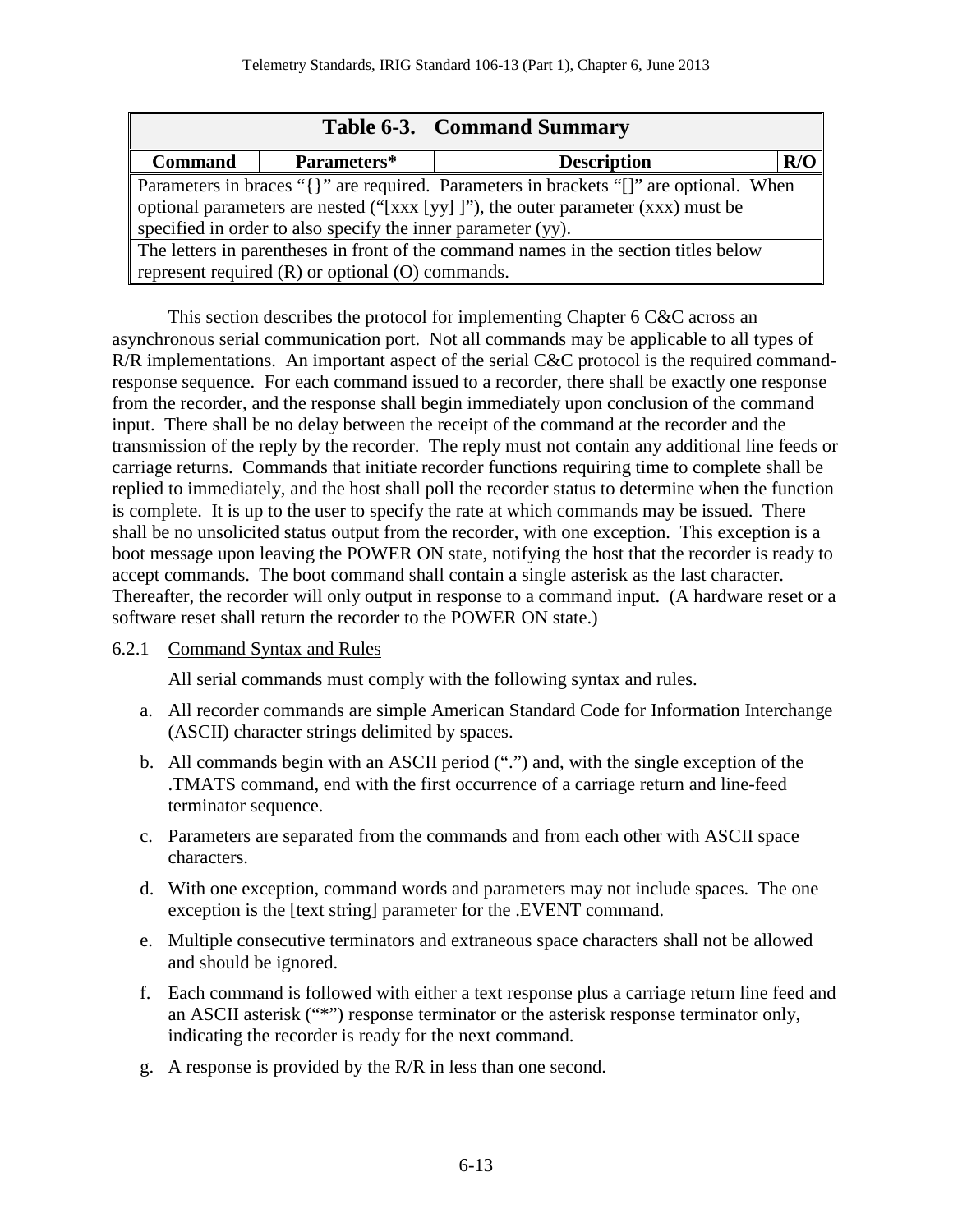| Table 6-3. Command Summary | | | |
|---|---|---|---|
| **Command** | **Parameters*** | **Description** | **R/O** |
| Parameters in braces "{}" are required. Parameters in brackets "[]" are optional. When optional parameters are nested ("[xxx [yy] ]"), the outer parameter (xxx) must be specified in order to also specify the inner parameter (yy). | | | |
| The letters in parentheses in front of the command names in the section titles below represent required (R) or optional (O) commands. | | | |

This section describes the protocol for implementing Chapter 6 C&C across an asynchronous serial communication port. Not all commands may be applicable to all types of R/R implementations. An important aspect of the serial C&C protocol is the required command-response sequence. For each command issued to a recorder, there shall be exactly one response from the recorder, and the response shall begin immediately upon conclusion of the command input. There shall be no delay between the receipt of the command at the recorder and the transmission of the reply by the recorder. The reply must not contain any additional line feeds or carriage returns. Commands that initiate recorder functions requiring time to complete shall be replied to immediately, and the host shall poll the recorder status to determine when the function is complete. It is up to the user to specify the rate at which commands may be issued. There shall be no unsolicited status output from the recorder, with one exception. This exception is a boot message upon leaving the POWER ON state, notifying the host that the recorder is ready to accept commands. The boot command shall contain a single asterisk as the last character. Thereafter, the recorder will only output in response to a command input. (A hardware reset or a software reset shall return the recorder to the POWER ON state.)

### 6.2.1 Command Syntax and Rules

All serial commands must comply with the following syntax and rules.

a. All recorder commands are simple American Standard Code for Information Interchange (ASCII) character strings delimited by spaces.

b. All commands begin with an ASCII period (".") and, with the single exception of the .TMATS command, end with the first occurrence of a carriage return and line-feed terminator sequence.

c. Parameters are separated from the commands and from each other with ASCII space characters.

d. With one exception, command words and parameters may not include spaces. The one exception is the [text string] parameter for the .EVENT command.

e. Multiple consecutive terminators and extraneous space characters shall not be allowed and should be ignored.

f. Each command is followed with either a text response plus a carriage return line feed and an ASCII asterisk ("*") response terminator or the asterisk response terminator only, indicating the recorder is ready for the next command.

g. A response is provided by the R/R in less than one second.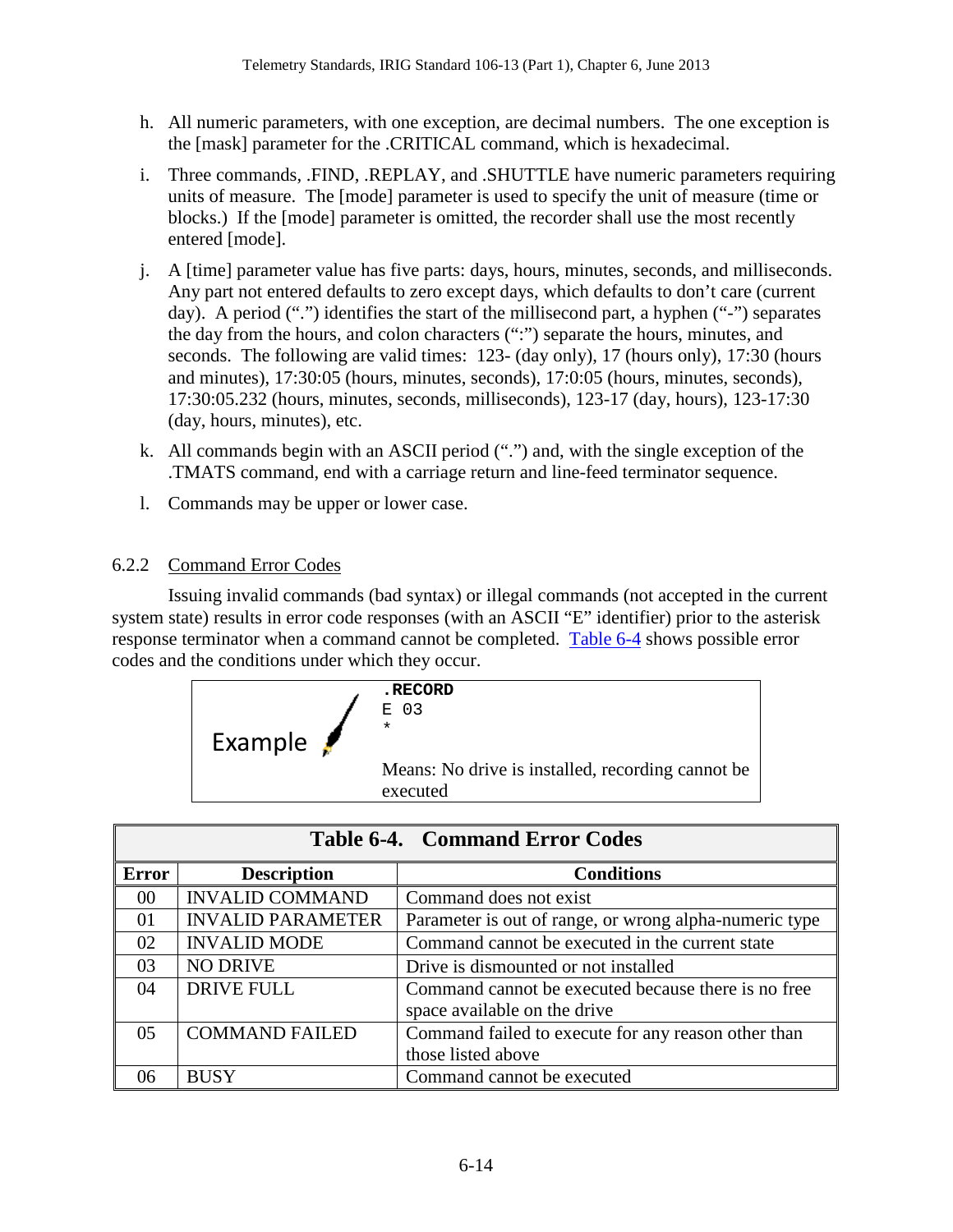h. All numeric parameters, with one exception, are decimal numbers. The one exception is the [mask] parameter for the .CRITICAL command, which is hexadecimal.

i. Three commands, .FIND, .REPLAY, and .SHUTTLE have numeric parameters requiring units of measure. The [mode] parameter is used to specify the unit of measure (time or blocks.) If the [mode] parameter is omitted, the recorder shall use the most recently entered [mode].

j. A [time] parameter value has five parts: days, hours, minutes, seconds, and milliseconds. Any part not entered defaults to zero except days, which defaults to don't care (current day). A period (".") identifies the start of the millisecond part, a hyphen ("-") separates the day from the hours, and colon characters (":") separate the hours, minutes, and seconds. The following are valid times: 123- (day only), 17 (hours only), 17:30 (hours and minutes), 17:30:05 (hours, minutes, seconds), 17:0:05 (hours, minutes, seconds), 17:30:05.232 (hours, minutes, seconds, milliseconds), 123-17 (day, hours), 123-17:30 (day, hours, minutes), etc.

k. All commands begin with an ASCII period (".") and, with the single exception of the .TMATS command, end with a carriage return and line-feed terminator sequence.

l. Commands may be upper or lower case.

### 6.2.2 Command Error Codes

Issuing invalid commands (bad syntax) or illegal commands (not accepted in the current system state) results in error code responses (with an ASCII "E" identifier) prior to the asterisk response terminator when a command cannot be completed. Table 6-4 shows possible error codes and the conditions under which they occur.

Example

```
.RECORD
E 03
*
```

Means: No drive is installed, recording cannot be executed

**Table 6-4. Command Error Codes**

| Error | Description | Conditions |
|---|---|---|
| 00 | INVALID COMMAND | Command does not exist |
| 01 | INVALID PARAMETER | Parameter is out of range, or wrong alpha-numeric type |
| 02 | INVALID MODE | Command cannot be executed in the current state |
| 03 | NO DRIVE | Drive is dismounted or not installed |
| 04 | DRIVE FULL | Command cannot be executed because there is no free space available on the drive |
| 05 | COMMAND FAILED | Command failed to execute for any reason other than those listed above |
| 06 | BUSY | Command cannot be executed |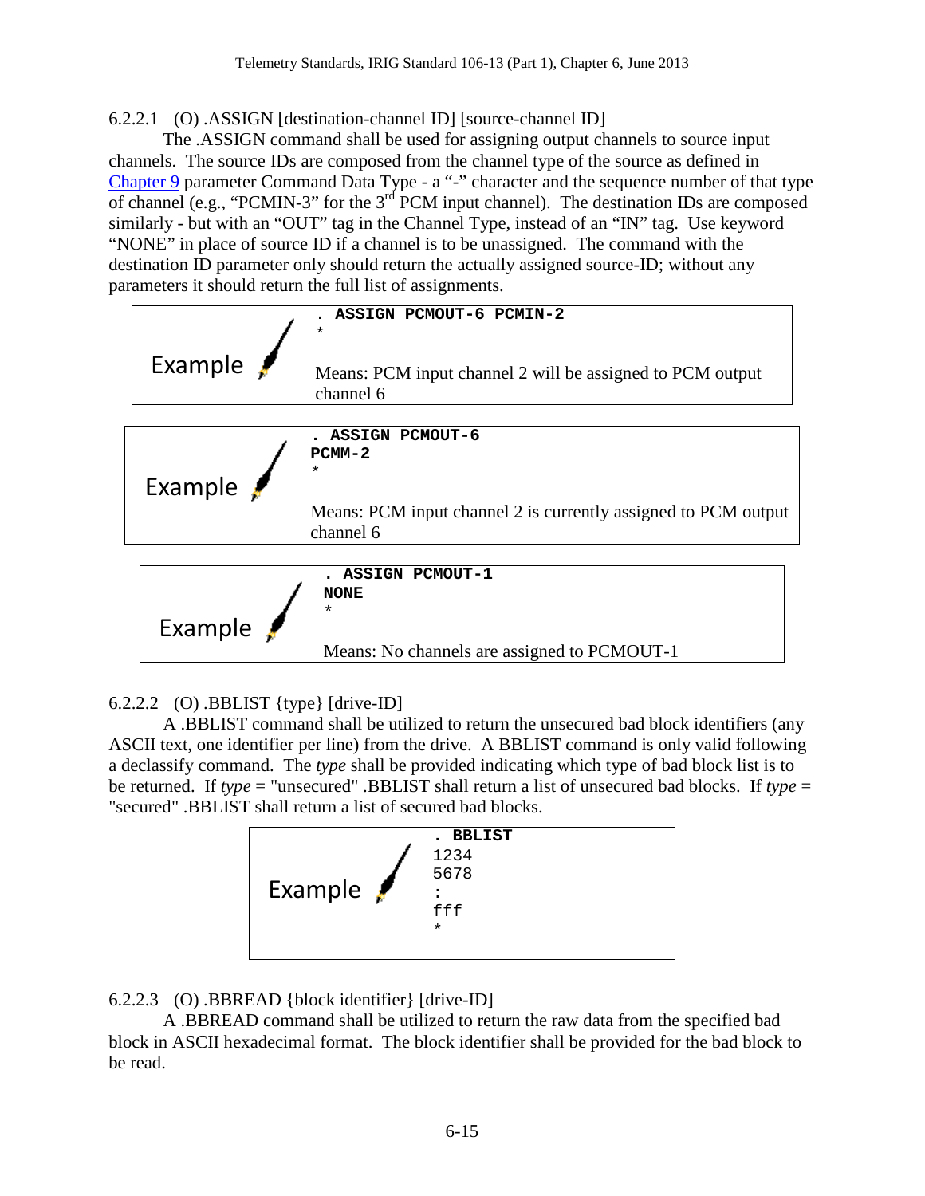6.2.2.1 (O) .ASSIGN [destination-channel ID] [source-channel ID]

The .ASSIGN command shall be used for assigning output channels to source input channels. The source IDs are composed from the channel type of the source as defined in Chapter 9 parameter Command Data Type - a "-" character and the sequence number of that type of channel (e.g., "PCMIN-3" for the 3rd PCM input channel). The destination IDs are composed similarly - but with an "OUT" tag in the Channel Type, instead of an "IN" tag. Use keyword "NONE" in place of source ID if a channel is to be unassigned. The command with the destination ID parameter only should return the actually assigned source-ID; without any parameters it should return the full list of assignments.

Example

```
. ASSIGN PCMOUT-6 PCMIN-2
*
```

Means: PCM input channel 2 will be assigned to PCM output channel 6

Example

```
. ASSIGN PCMOUT-6
PCMM-2
*
```

Means: PCM input channel 2 is currently assigned to PCM output channel 6

Example

```
. ASSIGN PCMOUT-1
NONE
*
```

Means: No channels are assigned to PCMOUT-1

6.2.2.2 (O) .BBLIST {type} [drive-ID]

A .BBLIST command shall be utilized to return the unsecured bad block identifiers (any ASCII text, one identifier per line) from the drive. A BBLIST command is only valid following a declassify command. The *type* shall be provided indicating which type of bad block list is to be returned. If *type* = "unsecured" .BBLIST shall return a list of unsecured bad blocks. If *type* = "secured" .BBLIST shall return a list of secured bad blocks.

Example

```
. BBLIST
1234
5678
:
fff
*
```

6.2.2.3 (O) .BBREAD {block identifier} [drive-ID]

A .BBREAD command shall be utilized to return the raw data from the specified bad block in ASCII hexadecimal format. The block identifier shall be provided for the bad block to be read.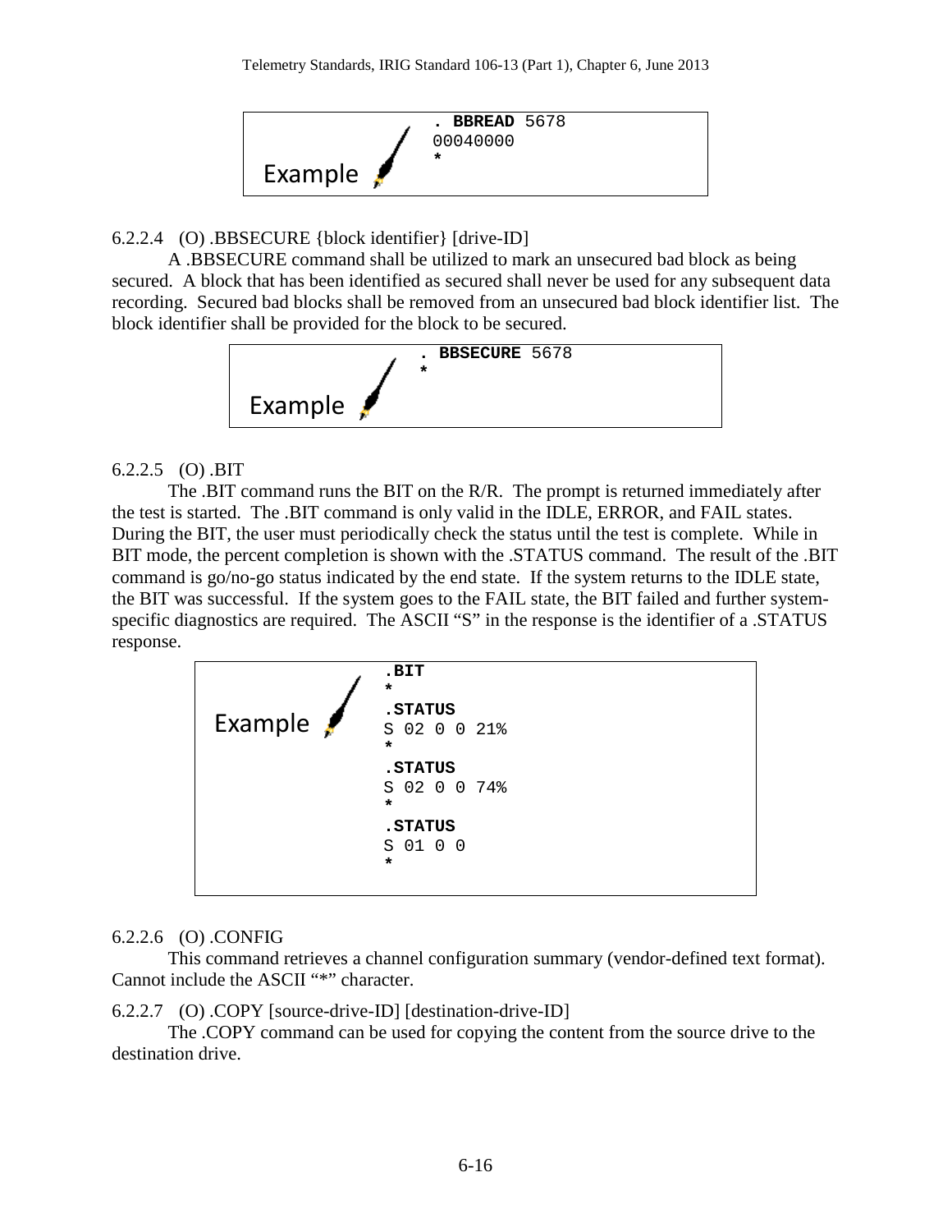Example

```
. BBREAD 5678
00040000
*
```

6.2.2.4 (O) .BBSECURE {block identifier} [drive-ID]

A .BBSECURE command shall be utilized to mark an unsecured bad block as being secured. A block that has been identified as secured shall never be used for any subsequent data recording. Secured bad blocks shall be removed from an unsecured bad block identifier list. The block identifier shall be provided for the block to be secured.

Example

```
. BBSECURE 5678
*
```

6.2.2.5 (O) .BIT

The .BIT command runs the BIT on the R/R. The prompt is returned immediately after the test is started. The .BIT command is only valid in the IDLE, ERROR, and FAIL states. During the BIT, the user must periodically check the status until the test is complete. While in BIT mode, the percent completion is shown with the .STATUS command. The result of the .BIT command is go/no-go status indicated by the end state. If the system returns to the IDLE state, the BIT was successful. If the system goes to the FAIL state, the BIT failed and further system-specific diagnostics are required. The ASCII "S" in the response is the identifier of a .STATUS response.

Example

```
.BIT
*
.STATUS
S 02 0 0 21%
*
.STATUS
S 02 0 0 74%
*
.STATUS
S 01 0 0
*
```

6.2.2.6 (O) .CONFIG

This command retrieves a channel configuration summary (vendor-defined text format). Cannot include the ASCII "*" character.

6.2.2.7 (O) .COPY [source-drive-ID] [destination-drive-ID]

The .COPY command can be used for copying the content from the source drive to the destination drive.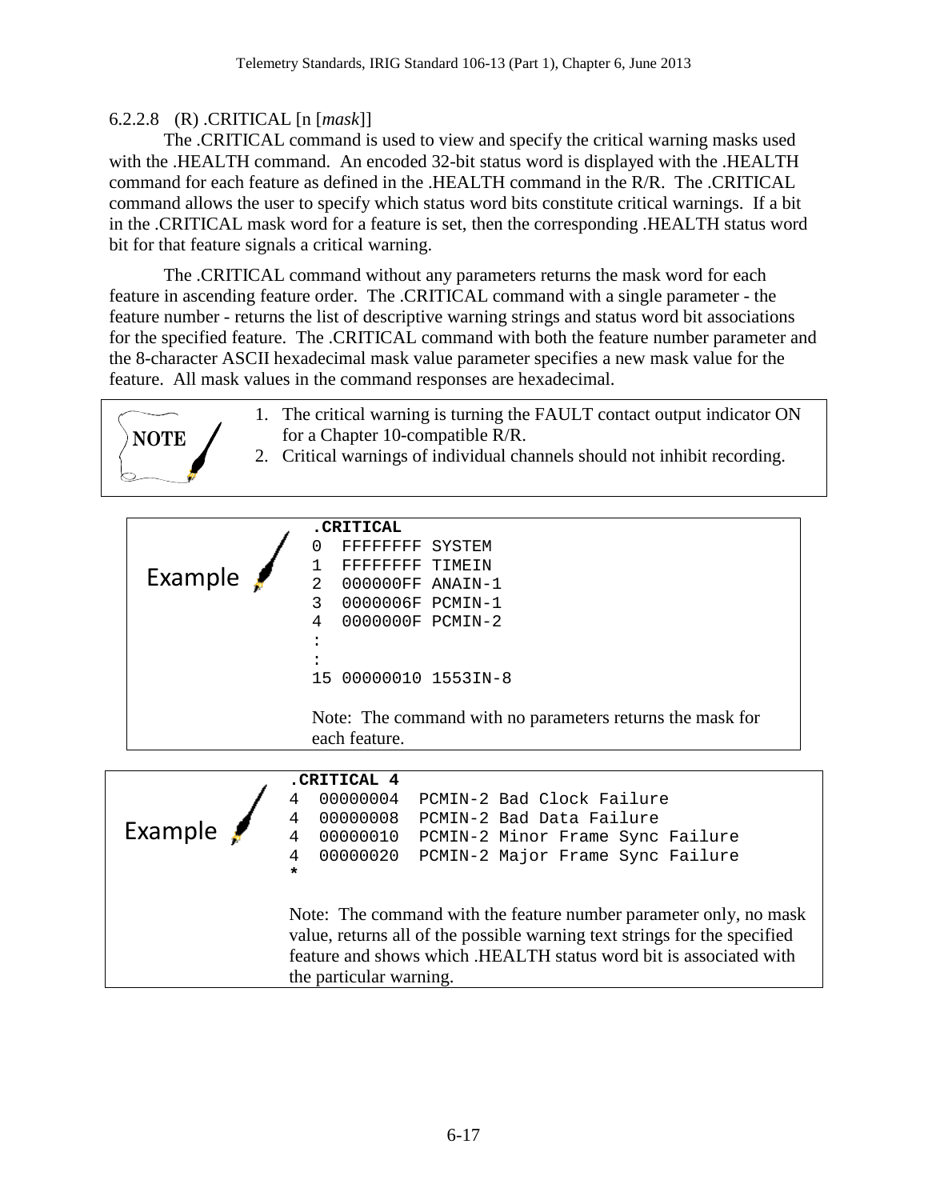#### 6.2.2.8 (R) .CRITICAL [n [*mask*]]

The .CRITICAL command is used to view and specify the critical warning masks used with the .HEALTH command. An encoded 32-bit status word is displayed with the .HEALTH command for each feature as defined in the .HEALTH command in the R/R. The .CRITICAL command allows the user to specify which status word bits constitute critical warnings. If a bit in the .CRITICAL mask word for a feature is set, then the corresponding .HEALTH status word bit for that feature signals a critical warning.

The .CRITICAL command without any parameters returns the mask word for each feature in ascending feature order. The .CRITICAL command with a single parameter - the feature number - returns the list of descriptive warning strings and status word bit associations for the specified feature. The .CRITICAL command with both the feature number parameter and the 8-character ASCII hexadecimal mask value parameter specifies a new mask value for the feature. All mask values in the command responses are hexadecimal.

> **NOTE**
> 1. The critical warning is turning the FAULT contact output indicator ON for a Chapter 10-compatible R/R.
> 2. Critical warnings of individual channels should not inhibit recording.

Example

```
.CRITICAL
0  FFFFFFFF SYSTEM
1  FFFFFFFF TIMEIN
2  000000FF ANAIN-1
3  0000006F PCMIN-1
4  0000000F PCMIN-2
:
:
15 00000010 1553IN-8
```

Note: The command with no parameters returns the mask for each feature.

Example

```
.CRITICAL 4
4  00000004  PCMIN-2 Bad Clock Failure
4  00000008  PCMIN-2 Bad Data Failure
4  00000010  PCMIN-2 Minor Frame Sync Failure
4  00000020  PCMIN-2 Major Frame Sync Failure
*
```

Note: The command with the feature number parameter only, no mask value, returns all of the possible warning text strings for the specified feature and shows which .HEALTH status word bit is associated with the particular warning.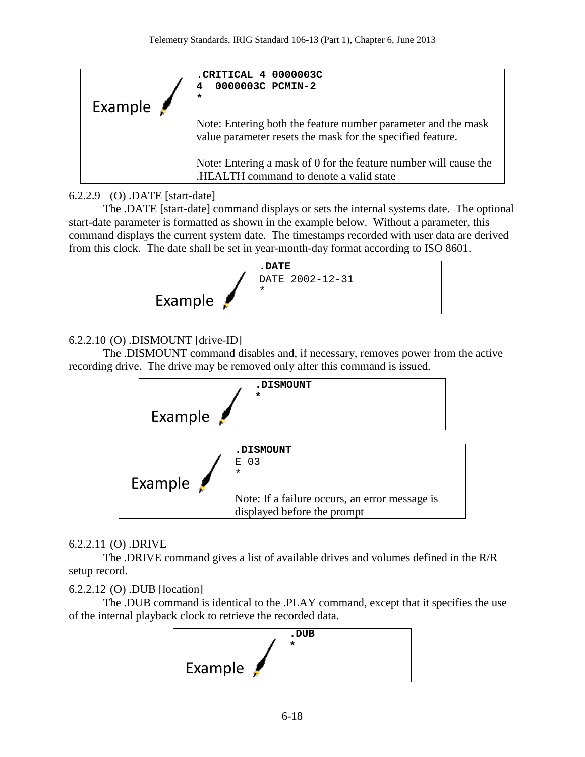Example

```
.CRITICAL 4 0000003C
4  0000003C PCMIN-2
*
```

Note: Entering both the feature number parameter and the mask value parameter resets the mask for the specified feature.

Note: Entering a mask of 0 for the feature number will cause the .HEALTH command to denote a valid state

6.2.2.9 (O) .DATE [start-date]

The .DATE [start-date] command displays or sets the internal systems date. The optional start-date parameter is formatted as shown in the example below. Without a parameter, this command displays the current system date. The timestamps recorded with user data are derived from this clock. The date shall be set in year-month-day format according to ISO 8601.

Example

```
.DATE
DATE 2002-12-31
*
```

6.2.2.10 (O) .DISMOUNT [drive-ID]

The .DISMOUNT command disables and, if necessary, removes power from the active recording drive. The drive may be removed only after this command is issued.

Example

```
.DISMOUNT
*
```

Example

```
.DISMOUNT
E 03
*
```

Note: If a failure occurs, an error message is displayed before the prompt

6.2.2.11 (O) .DRIVE

The .DRIVE command gives a list of available drives and volumes defined in the R/R setup record.

6.2.2.12 (O) .DUB [location]

The .DUB command is identical to the .PLAY command, except that it specifies the use of the internal playback clock to retrieve the recorded data.

Example

```
.DUB
*
```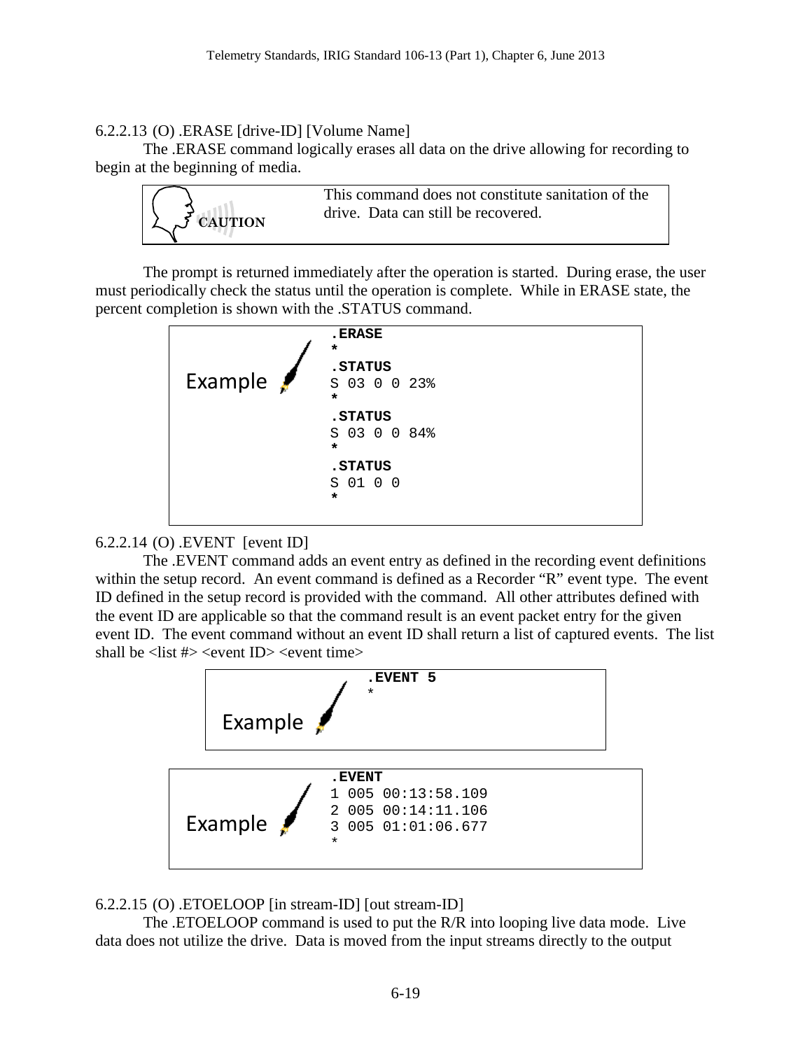#### 6.2.2.13 (O) .ERASE [drive-ID] [Volume Name]

The .ERASE command logically erases all data on the drive allowing for recording to begin at the beginning of media.

> **CAUTION**
>
> This command does not constitute sanitation of the drive. Data can still be recovered.

The prompt is returned immediately after the operation is started. During erase, the user must periodically check the status until the operation is complete. While in ERASE state, the percent completion is shown with the .STATUS command.

Example

```
.ERASE
*
.STATUS
S 03 0 0 23%
*
.STATUS
S 03 0 0 84%
*
.STATUS
S 01 0 0
*
```

#### 6.2.2.14 (O) .EVENT [event ID]

The .EVENT command adds an event entry as defined in the recording event definitions within the setup record. An event command is defined as a Recorder "R" event type. The event ID defined in the setup record is provided with the command. All other attributes defined with the event ID are applicable so that the command result is an event packet entry for the given event ID. The event command without an event ID shall return a list of captured events. The list shall be <list #> <event ID> <event time>

Example

```
.EVENT 5
*
```

Example

```
.EVENT
1 005 00:13:58.109
2 005 00:14:11.106
3 005 01:01:06.677
*
```

#### 6.2.2.15 (O) .ETOELOOP [in stream-ID] [out stream-ID]

The .ETOELOOP command is used to put the R/R into looping live data mode. Live data does not utilize the drive. Data is moved from the input streams directly to the output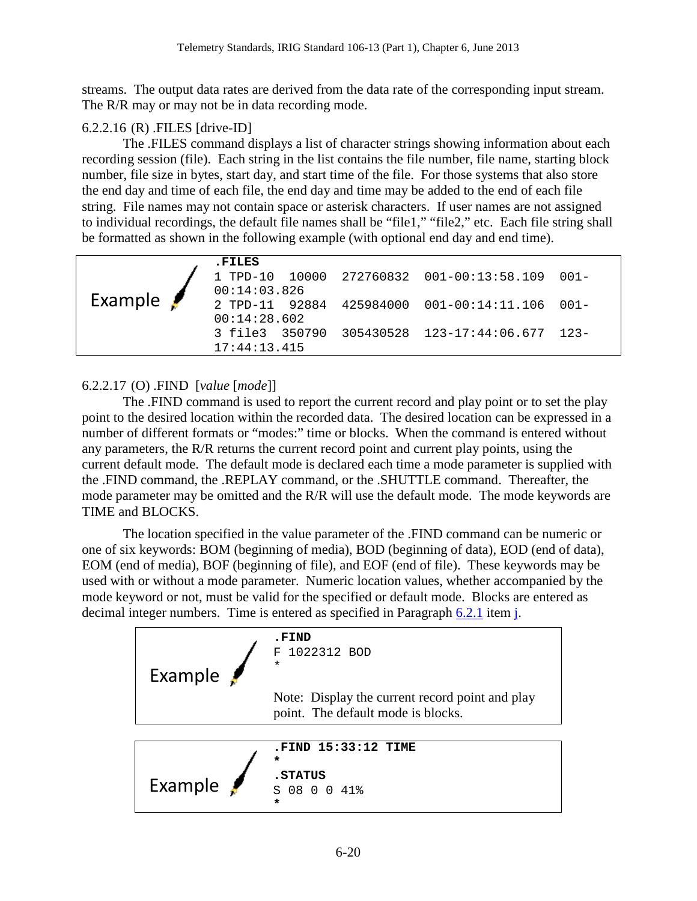streams. The output data rates are derived from the data rate of the corresponding input stream. The R/R may or may not be in data recording mode.

6.2.2.16 (R) .FILES [drive-ID]

The .FILES command displays a list of character strings showing information about each recording session (file). Each string in the list contains the file number, file name, starting block number, file size in bytes, start day, and start time of the file. For those systems that also store the end day and time of each file, the end day and time may be added to the end of each file string. File names may not contain space or asterisk characters. If user names are not assigned to individual recordings, the default file names shall be "file1," "file2," etc. Each file string shall be formatted as shown in the following example (with optional end day and end time).

Example

```
.FILES
1 TPD-10  10000  272760832  001-00:13:58.109  001-
00:14:03.826
2 TPD-11  92884  425984000  001-00:14:11.106  001-
00:14:28.602
3 file3  350790  305430528  123-17:44:06.677  123-
17:44:13.415
```

6.2.2.17 (O) .FIND [*value* [*mode*]]

The .FIND command is used to report the current record and play point or to set the play point to the desired location within the recorded data. The desired location can be expressed in a number of different formats or "modes:" time or blocks. When the command is entered without any parameters, the R/R returns the current record point and current play points, using the current default mode. The default mode is declared each time a mode parameter is supplied with the .FIND command, the .REPLAY command, or the .SHUTTLE command. Thereafter, the mode parameter may be omitted and the R/R will use the default mode. The mode keywords are TIME and BLOCKS.

The location specified in the value parameter of the .FIND command can be numeric or one of six keywords: BOM (beginning of media), BOD (beginning of data), EOD (end of data), EOM (end of media), BOF (beginning of file), and EOF (end of file). These keywords may be used with or without a mode parameter. Numeric location values, whether accompanied by the mode keyword or not, must be valid for the specified or default mode. Blocks are entered as decimal integer numbers. Time is entered as specified in Paragraph 6.2.1 item j.

Example

```
.FIND
F 1022312 BOD
*
```

Note: Display the current record point and play point. The default mode is blocks.

Example

```
.FIND 15:33:12 TIME
*
.STATUS
S 08 0 0 41%
*
```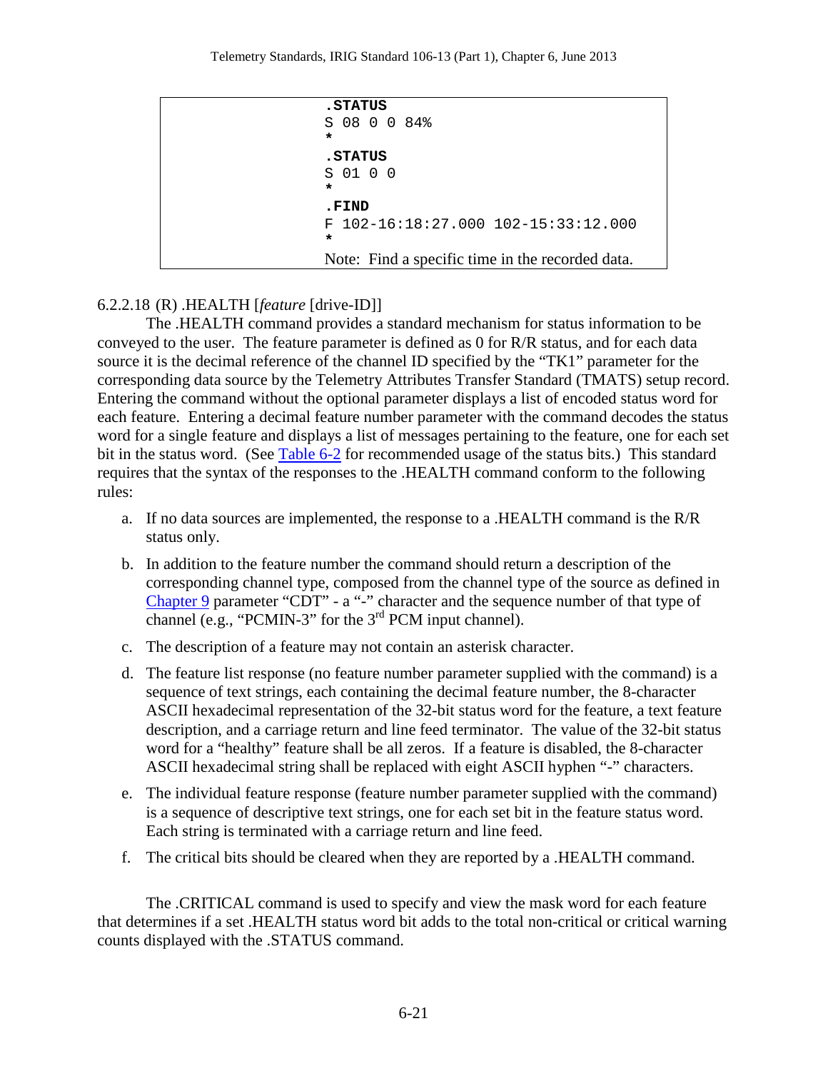```
.STATUS
S 08 0 0 84%
*
.STATUS
S 01 0 0
*
.FIND
F 102-16:18:27.000 102-15:33:12.000
*
```

Note: Find a specific time in the recorded data.

6.2.2.18 (R) .HEALTH [*feature* [drive-ID]]

The .HEALTH command provides a standard mechanism for status information to be conveyed to the user. The feature parameter is defined as 0 for R/R status, and for each data source it is the decimal reference of the channel ID specified by the "TK1" parameter for the corresponding data source by the Telemetry Attributes Transfer Standard (TMATS) setup record. Entering the command without the optional parameter displays a list of encoded status word for each feature. Entering a decimal feature number parameter with the command decodes the status word for a single feature and displays a list of messages pertaining to the feature, one for each set bit in the status word. (See Table 6-2 for recommended usage of the status bits.) This standard requires that the syntax of the responses to the .HEALTH command conform to the following rules:

a. If no data sources are implemented, the response to a .HEALTH command is the R/R status only.

b. In addition to the feature number the command should return a description of the corresponding channel type, composed from the channel type of the source as defined in Chapter 9 parameter "CDT" - a "-" character and the sequence number of that type of channel (e.g., "PCMIN-3" for the 3rd PCM input channel).

c. The description of a feature may not contain an asterisk character.

d. The feature list response (no feature number parameter supplied with the command) is a sequence of text strings, each containing the decimal feature number, the 8-character ASCII hexadecimal representation of the 32-bit status word for the feature, a text feature description, and a carriage return and line feed terminator. The value of the 32-bit status word for a "healthy" feature shall be all zeros. If a feature is disabled, the 8-character ASCII hexadecimal string shall be replaced with eight ASCII hyphen "-" characters.

e. The individual feature response (feature number parameter supplied with the command) is a sequence of descriptive text strings, one for each set bit in the feature status word. Each string is terminated with a carriage return and line feed.

f. The critical bits should be cleared when they are reported by a .HEALTH command.

The .CRITICAL command is used to specify and view the mask word for each feature that determines if a set .HEALTH status word bit adds to the total non-critical or critical warning counts displayed with the .STATUS command.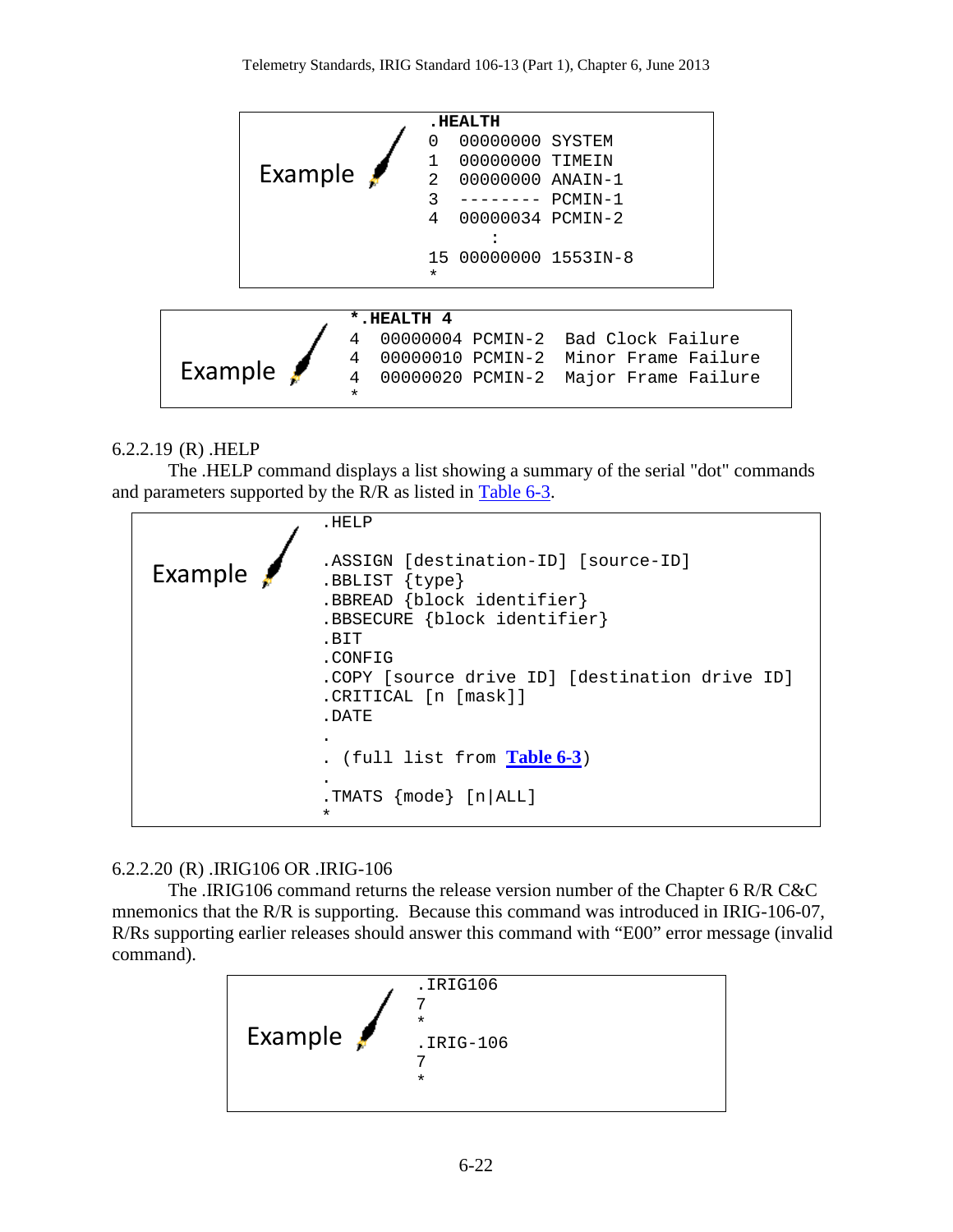Example

```
.HEALTH
0  00000000 SYSTEM
1  00000000 TIMEIN
2  00000000 ANAIN-1
3  -------- PCMIN-1
4  00000034 PCMIN-2
      :
15 00000000 1553IN-8
*
```

Example

```
*.HEALTH 4
4  00000004 PCMIN-2  Bad Clock Failure
4  00000010 PCMIN-2  Minor Frame Failure
4  00000020 PCMIN-2  Major Frame Failure
*
```

### 6.2.2.19 (R) .HELP

The .HELP command displays a list showing a summary of the serial "dot" commands and parameters supported by the R/R as listed in Table 6-3.

Example

```
.HELP

.ASSIGN [destination-ID] [source-ID]
.BBLIST {type}
.BBREAD {block identifier}
.BBSECURE {block identifier}
.BIT
.CONFIG
.COPY [source drive ID] [destination drive ID]
.CRITICAL [n [mask]]
.DATE
.
. (full list from Table 6-3)
.
.TMATS {mode} [n|ALL]
*
```

### 6.2.2.20 (R) .IRIG106 OR .IRIG-106

The .IRIG106 command returns the release version number of the Chapter 6 R/R C&C mnemonics that the R/R is supporting. Because this command was introduced in IRIG-106-07, R/Rs supporting earlier releases should answer this command with "E00" error message (invalid command).

Example

```
.IRIG106
7
*
.IRIG-106
7
*
```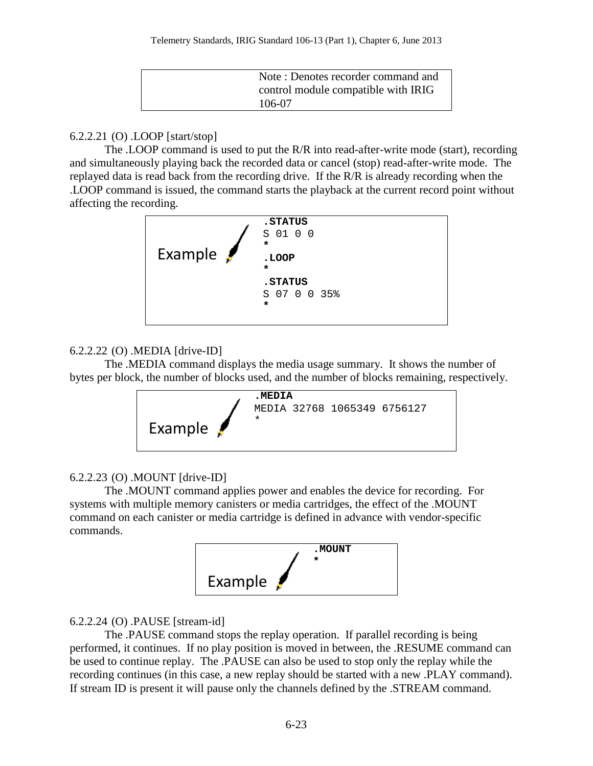Note : Denotes recorder command and control module compatible with IRIG 106-07

6.2.2.21 (O) .LOOP [start/stop]

The .LOOP command is used to put the R/R into read-after-write mode (start), recording and simultaneously playing back the recorded data or cancel (stop) read-after-write mode. The replayed data is read back from the recording drive. If the R/R is already recording when the .LOOP command is issued, the command starts the playback at the current record point without affecting the recording.

Example

```
.STATUS
S 01 0 0
*
.LOOP
*
.STATUS
S 07 0 0 35%
*
```

6.2.2.22 (O) .MEDIA [drive-ID]

The .MEDIA command displays the media usage summary. It shows the number of bytes per block, the number of blocks used, and the number of blocks remaining, respectively.

Example

```
.MEDIA
MEDIA 32768 1065349 6756127
*
```

6.2.2.23 (O) .MOUNT [drive-ID]

The .MOUNT command applies power and enables the device for recording. For systems with multiple memory canisters or media cartridges, the effect of the .MOUNT command on each canister or media cartridge is defined in advance with vendor-specific commands.

Example

```
.MOUNT
*
```

6.2.2.24 (O) .PAUSE [stream-id]

The .PAUSE command stops the replay operation. If parallel recording is being performed, it continues. If no play position is moved in between, the .RESUME command can be used to continue replay. The .PAUSE can also be used to stop only the replay while the recording continues (in this case, a new replay should be started with a new .PLAY command). If stream ID is present it will pause only the channels defined by the .STREAM command.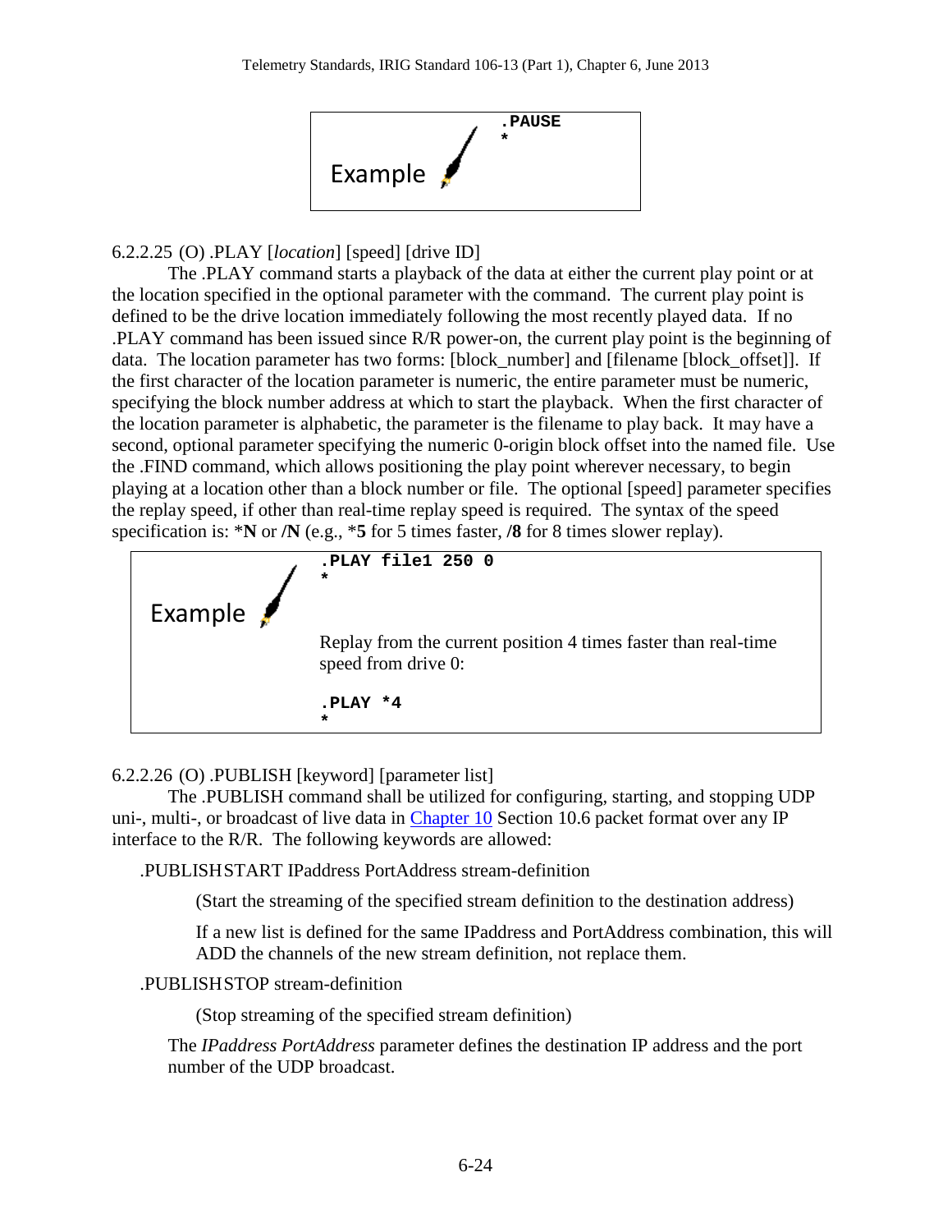Example

```
.PAUSE
*
```

6.2.2.25 (O) .PLAY [*location*] [speed] [drive ID]

The .PLAY command starts a playback of the data at either the current play point or at the location specified in the optional parameter with the command. The current play point is defined to be the drive location immediately following the most recently played data. If no .PLAY command has been issued since R/R power-on, the current play point is the beginning of data. The location parameter has two forms: [block_number] and [filename [block_offset]]. If the first character of the location parameter is numeric, the entire parameter must be numeric, specifying the block number address at which to start the playback. When the first character of the location parameter is alphabetic, the parameter is the filename to play back. It may have a second, optional parameter specifying the numeric 0-origin block offset into the named file. Use the .FIND command, which allows positioning the play point wherever necessary, to begin playing at a location other than a block number or file. The optional [speed] parameter specifies the replay speed, if other than real-time replay speed is required. The syntax of the speed specification is: ***N** or **/N** (e.g., ***5** for 5 times faster, **/8** for 8 times slower replay).

Example

```
.PLAY file1 250 0
*
```

Replay from the current position 4 times faster than real-time speed from drive 0:

```
.PLAY *4
*
```

6.2.2.26 (O) .PUBLISH [keyword] [parameter list]

The .PUBLISH command shall be utilized for configuring, starting, and stopping UDP uni-, multi-, or broadcast of live data in Chapter 10 Section 10.6 packet format over any IP interface to the R/R. The following keywords are allowed:

.PUBLISH START IPaddress PortAddress stream-definition

(Start the streaming of the specified stream definition to the destination address)

If a new list is defined for the same IPaddress and PortAddress combination, this will ADD the channels of the new stream definition, not replace them.

.PUBLISH STOP stream-definition

(Stop streaming of the specified stream definition)

The *IPaddress PortAddress* parameter defines the destination IP address and the port number of the UDP broadcast.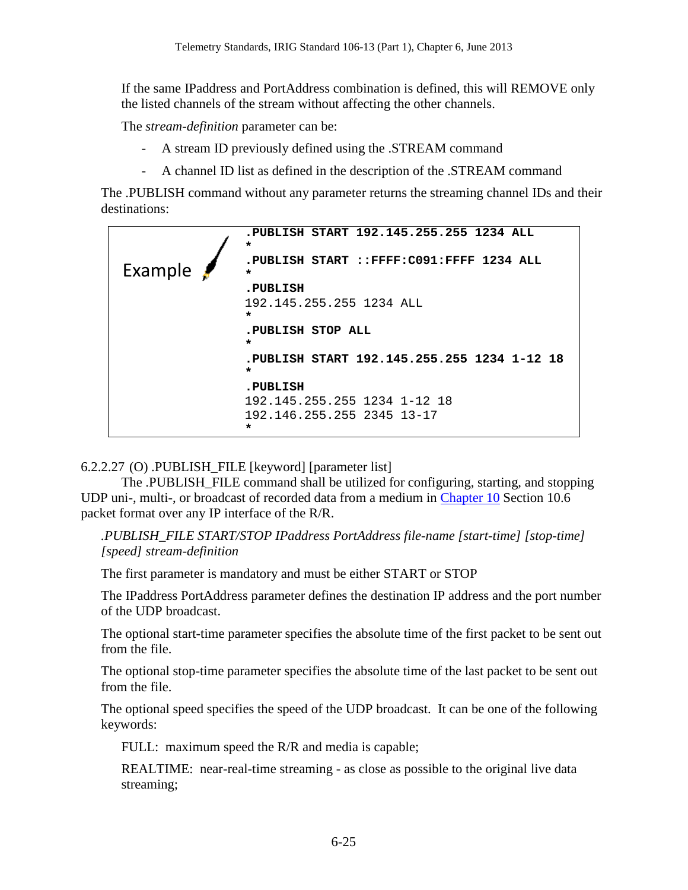If the same IPaddress and PortAddress combination is defined, this will REMOVE only the listed channels of the stream without affecting the other channels.

The *stream-definition* parameter can be:

- A stream ID previously defined using the .STREAM command
- A channel ID list as defined in the description of the .STREAM command

The .PUBLISH command without any parameter returns the streaming channel IDs and their destinations:

Example

```
.PUBLISH START 192.145.255.255 1234 ALL
*
.PUBLISH START ::FFFF:C091:FFFF 1234 ALL
*
.PUBLISH
192.145.255.255 1234 ALL
*
.PUBLISH STOP ALL
*
.PUBLISH START 192.145.255.255 1234 1-12 18
*
.PUBLISH
192.145.255.255 1234 1-12 18
192.146.255.255 2345 13-17
*
```

6.2.2.27 (O) .PUBLISH_FILE [keyword] [parameter list]

The .PUBLISH_FILE command shall be utilized for configuring, starting, and stopping UDP uni-, multi-, or broadcast of recorded data from a medium in Chapter 10 Section 10.6 packet format over any IP interface of the R/R.

*.PUBLISH_FILE START/STOP IPaddress PortAddress file-name [start-time] [stop-time] [speed] stream-definition*

The first parameter is mandatory and must be either START or STOP

The IPaddress PortAddress parameter defines the destination IP address and the port number of the UDP broadcast.

The optional start-time parameter specifies the absolute time of the first packet to be sent out from the file.

The optional stop-time parameter specifies the absolute time of the last packet to be sent out from the file.

The optional speed specifies the speed of the UDP broadcast. It can be one of the following keywords:

FULL: maximum speed the R/R and media is capable;

REALTIME: near-real-time streaming - as close as possible to the original live data streaming;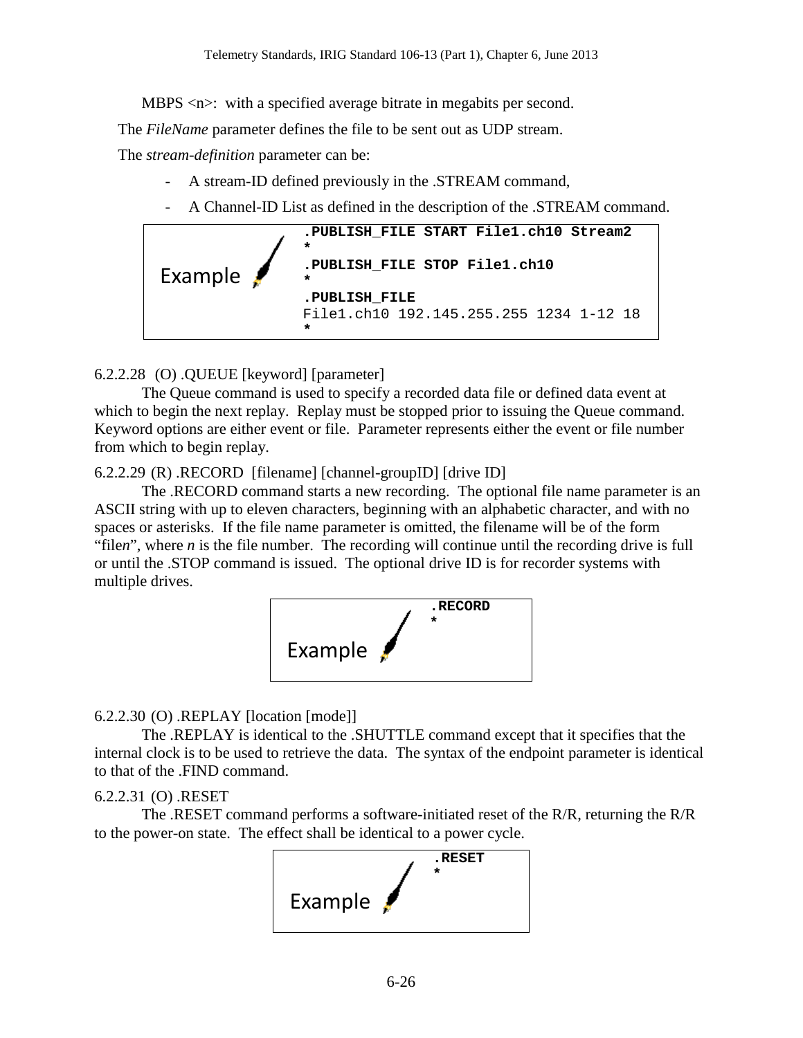MBPS <n>: with a specified average bitrate in megabits per second.

The *FileName* parameter defines the file to be sent out as UDP stream.

The *stream-definition* parameter can be:

- A stream-ID defined previously in the .STREAM command,
- A Channel-ID List as defined in the description of the .STREAM command.

Example

```
.PUBLISH_FILE START File1.ch10 Stream2
*
.PUBLISH_FILE STOP File1.ch10
*
.PUBLISH_FILE
File1.ch10 192.145.255.255 1234 1-12 18
*
```

6.2.2.28 (O) .QUEUE [keyword] [parameter]

The Queue command is used to specify a recorded data file or defined data event at which to begin the next replay. Replay must be stopped prior to issuing the Queue command. Keyword options are either event or file. Parameter represents either the event or file number from which to begin replay.

6.2.2.29 (R) .RECORD [filename] [channel-groupID] [drive ID]

The .RECORD command starts a new recording. The optional file name parameter is an ASCII string with up to eleven characters, beginning with an alphabetic character, and with no spaces or asterisks. If the file name parameter is omitted, the filename will be of the form "file*n*", where *n* is the file number. The recording will continue until the recording drive is full or until the .STOP command is issued. The optional drive ID is for recorder systems with multiple drives.

Example

```
.RECORD
*
```

6.2.2.30 (O) .REPLAY [location [mode]]

The .REPLAY is identical to the .SHUTTLE command except that it specifies that the internal clock is to be used to retrieve the data. The syntax of the endpoint parameter is identical to that of the .FIND command.

6.2.2.31 (O) .RESET

The .RESET command performs a software-initiated reset of the R/R, returning the R/R to the power-on state. The effect shall be identical to a power cycle.

Example

```
.RESET
*
```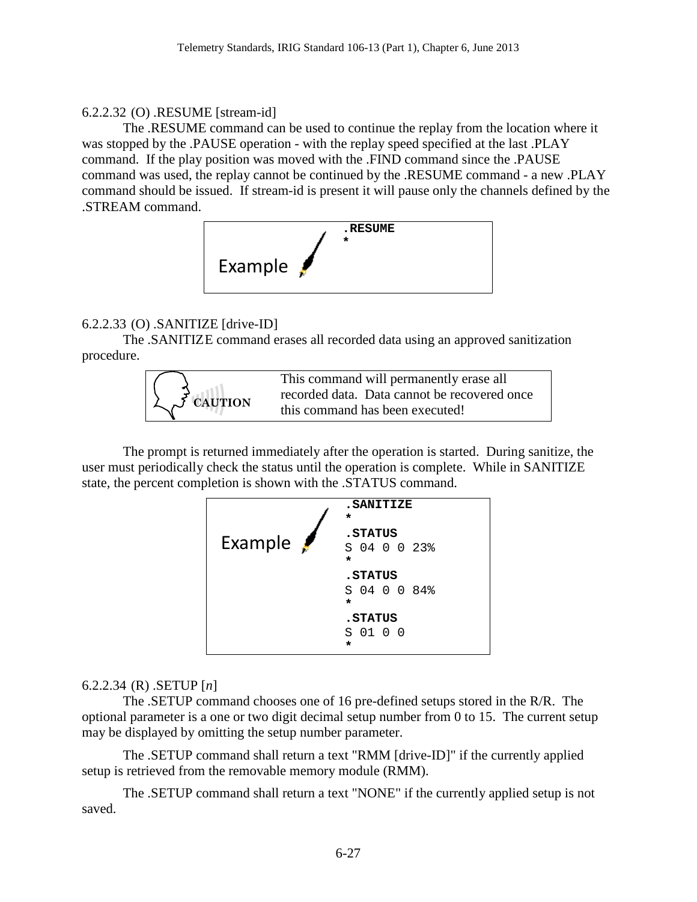#### 6.2.2.32 (O) .RESUME [stream-id]

The .RESUME command can be used to continue the replay from the location where it was stopped by the .PAUSE operation - with the replay speed specified at the last .PLAY command. If the play position was moved with the .FIND command since the .PAUSE command was used, the replay cannot be continued by the .RESUME command - a new .PLAY command should be issued. If stream-id is present it will pause only the channels defined by the .STREAM command.

Example

```
.RESUME
*
```

#### 6.2.2.33 (O) .SANITIZE [drive-ID]

The .SANITIZE command erases all recorded data using an approved sanitization procedure.

| CAUTION | This command will permanently erase all recorded data. Data cannot be recovered once this command has been executed! |
|---|---|

The prompt is returned immediately after the operation is started. During sanitize, the user must periodically check the status until the operation is complete. While in SANITIZE state, the percent completion is shown with the .STATUS command.

Example

```
.SANITIZE
*
.STATUS
S 04 0 0 23%
*
.STATUS
S 04 0 0 84%
*
.STATUS
S 01 0 0
*
```

#### 6.2.2.34 (R) .SETUP [*n*]

The .SETUP command chooses one of 16 pre-defined setups stored in the R/R. The optional parameter is a one or two digit decimal setup number from 0 to 15. The current setup may be displayed by omitting the setup number parameter.

The .SETUP command shall return a text "RMM [drive-ID]" if the currently applied setup is retrieved from the removable memory module (RMM).

The .SETUP command shall return a text "NONE" if the currently applied setup is not saved.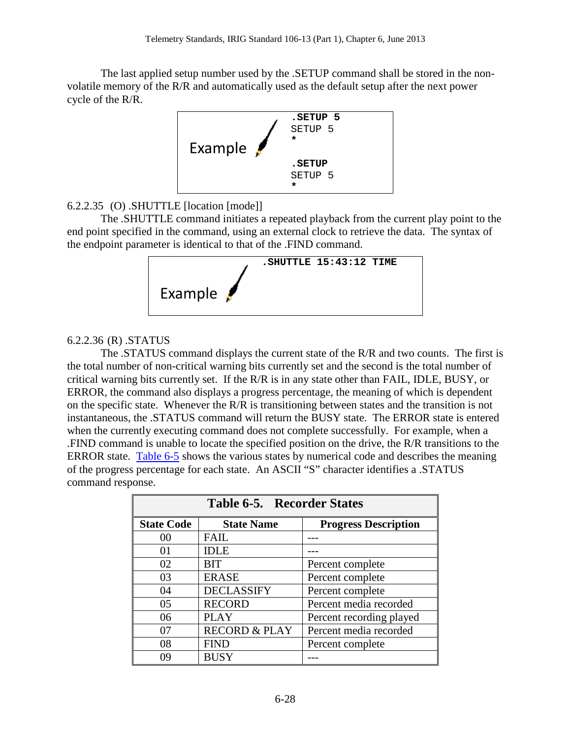The last applied setup number used by the .SETUP command shall be stored in the non-volatile memory of the R/R and automatically used as the default setup after the next power cycle of the R/R.

Example

```
.SETUP 5
SETUP 5
*

.SETUP
SETUP 5
*
```

6.2.2.35 (O) .SHUTTLE [location [mode]]

The .SHUTTLE command initiates a repeated playback from the current play point to the end point specified in the command, using an external clock to retrieve the data. The syntax of the endpoint parameter is identical to that of the .FIND command.

Example

```
.SHUTTLE 15:43:12 TIME
```

6.2.2.36 (R) .STATUS

The .STATUS command displays the current state of the R/R and two counts. The first is the total number of non-critical warning bits currently set and the second is the total number of critical warning bits currently set. If the R/R is in any state other than FAIL, IDLE, BUSY, or ERROR, the command also displays a progress percentage, the meaning of which is dependent on the specific state. Whenever the R/R is transitioning between states and the transition is not instantaneous, the .STATUS command will return the BUSY state. The ERROR state is entered when the currently executing command does not complete successfully. For example, when a .FIND command is unable to locate the specified position on the drive, the R/R transitions to the ERROR state. Table 6-5 shows the various states by numerical code and describes the meaning of the progress percentage for each state. An ASCII "S" character identifies a .STATUS command response.

**Table 6-5. Recorder States**

| State Code | State Name | Progress Description |
|---|---|---|
| 00 | FAIL | --- |
| 01 | IDLE | --- |
| 02 | BIT | Percent complete |
| 03 | ERASE | Percent complete |
| 04 | DECLASSIFY | Percent complete |
| 05 | RECORD | Percent media recorded |
| 06 | PLAY | Percent recording played |
| 07 | RECORD & PLAY | Percent media recorded |
| 08 | FIND | Percent complete |
| 09 | BUSY | --- |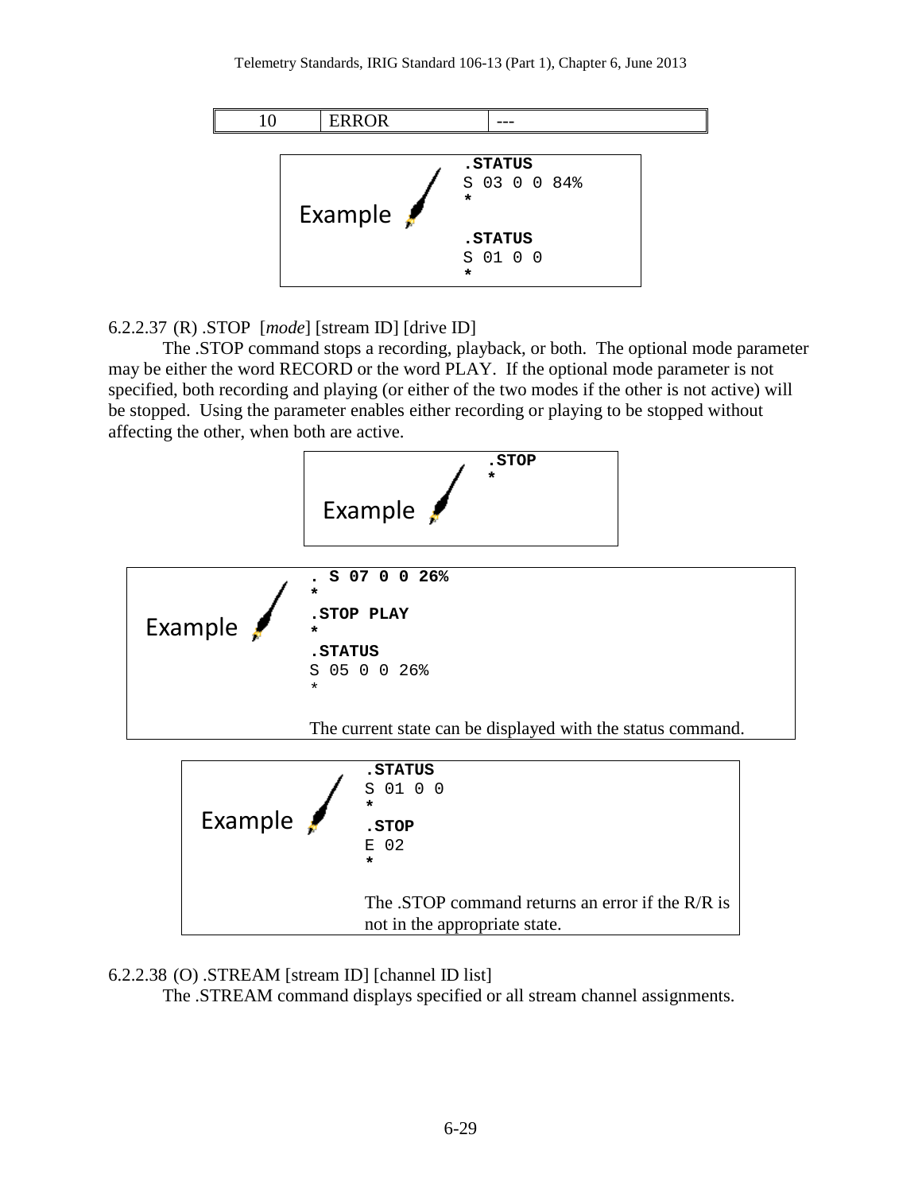| 10 | ERROR | --- |
|---|---|---|

Example

```
.STATUS
S 03 0 0 84%
*

.STATUS
S 01 0 0
*
```

6.2.2.37 (R) .STOP [*mode*] [stream ID] [drive ID]

The .STOP command stops a recording, playback, or both. The optional mode parameter may be either the word RECORD or the word PLAY. If the optional mode parameter is not specified, both recording and playing (or either of the two modes if the other is not active) will be stopped. Using the parameter enables either recording or playing to be stopped without affecting the other, when both are active.

Example

```
.STOP
*
```

Example

```
. S 07 0 0 26%
*
.STOP PLAY
*
.STATUS
S 05 0 0 26%
*
```

The current state can be displayed with the status command.

Example

```
.STATUS
S 01 0 0
*
.STOP
E 02
*
```

The .STOP command returns an error if the R/R is not in the appropriate state.

6.2.2.38 (O) .STREAM [stream ID] [channel ID list]

The .STREAM command displays specified or all stream channel assignments.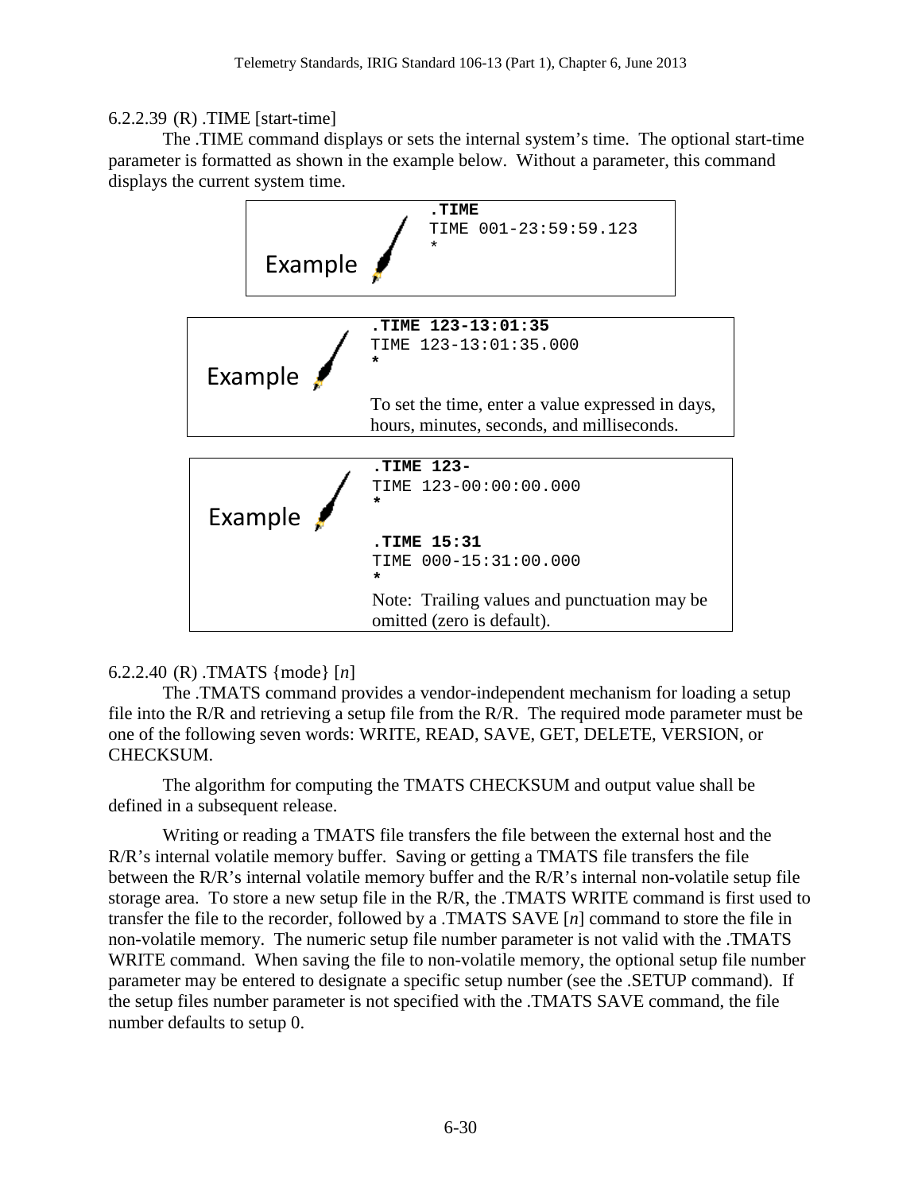6.2.2.39 (R) .TIME [start-time]

The .TIME command displays or sets the internal system's time. The optional start-time parameter is formatted as shown in the example below. Without a parameter, this command displays the current system time.

Example

```
.TIME
TIME 001-23:59:59.123
*
```

Example

```
.TIME 123-13:01:35
TIME 123-13:01:35.000
*
```

To set the time, enter a value expressed in days, hours, minutes, seconds, and milliseconds.

Example

```
.TIME 123-
TIME 123-00:00:00.000
*

.TIME 15:31
TIME 000-15:31:00.000
*
```

Note: Trailing values and punctuation may be omitted (zero is default).

6.2.2.40 (R) .TMATS {mode} [*n*]

The .TMATS command provides a vendor-independent mechanism for loading a setup file into the R/R and retrieving a setup file from the R/R. The required mode parameter must be one of the following seven words: WRITE, READ, SAVE, GET, DELETE, VERSION, or CHECKSUM.

The algorithm for computing the TMATS CHECKSUM and output value shall be defined in a subsequent release.

Writing or reading a TMATS file transfers the file between the external host and the R/R's internal volatile memory buffer. Saving or getting a TMATS file transfers the file between the R/R's internal volatile memory buffer and the R/R's internal non-volatile setup file storage area. To store a new setup file in the R/R, the .TMATS WRITE command is first used to transfer the file to the recorder, followed by a .TMATS SAVE [*n*] command to store the file in non-volatile memory. The numeric setup file number parameter is not valid with the .TMATS WRITE command. When saving the file to non-volatile memory, the optional setup file number parameter may be entered to designate a specific setup number (see the .SETUP command). If the setup files number parameter is not specified with the .TMATS SAVE command, the file number defaults to setup 0.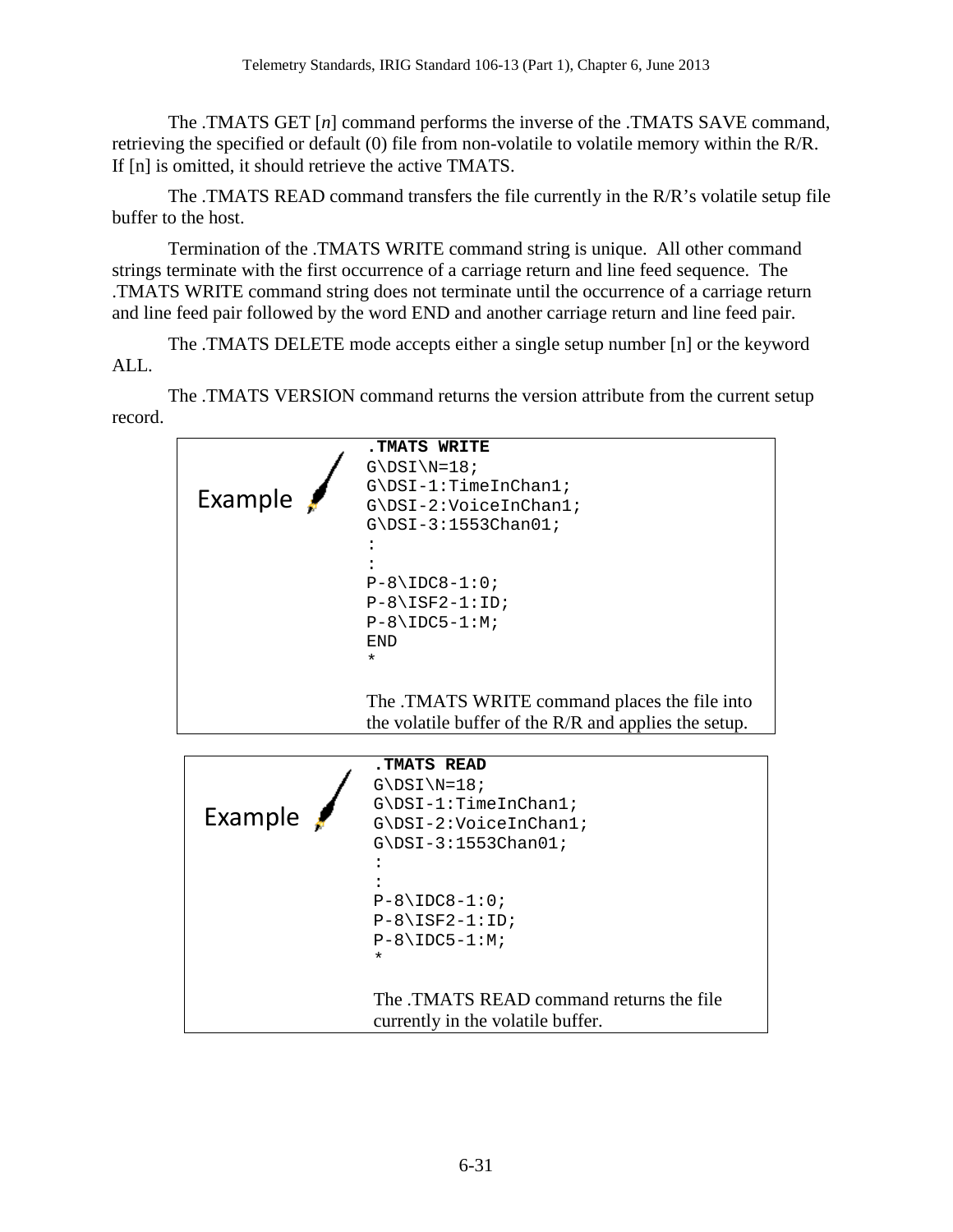The .TMATS GET [*n*] command performs the inverse of the .TMATS SAVE command, retrieving the specified or default (0) file from non-volatile to volatile memory within the R/R. If [n] is omitted, it should retrieve the active TMATS.

The .TMATS READ command transfers the file currently in the R/R's volatile setup file buffer to the host.

Termination of the .TMATS WRITE command string is unique. All other command strings terminate with the first occurrence of a carriage return and line feed sequence. The .TMATS WRITE command string does not terminate until the occurrence of a carriage return and line feed pair followed by the word END and another carriage return and line feed pair.

The .TMATS DELETE mode accepts either a single setup number [n] or the keyword ALL.

The .TMATS VERSION command returns the version attribute from the current setup record.

Example

```
.TMATS WRITE
G\DSI\N=18;
G\DSI-1:TimeInChan1;
G\DSI-2:VoiceInChan1;
G\DSI-3:1553Chan01;
:
:
P-8\IDC8-1:0;
P-8\ISF2-1:ID;
P-8\IDC5-1:M;
END
*
```

The .TMATS WRITE command places the file into the volatile buffer of the R/R and applies the setup.

Example

```
.TMATS READ
G\DSI\N=18;
G\DSI-1:TimeInChan1;
G\DSI-2:VoiceInChan1;
G\DSI-3:1553Chan01;
:
:
P-8\IDC8-1:0;
P-8\ISF2-1:ID;
P-8\IDC5-1:M;
*
```

The .TMATS READ command returns the file currently in the volatile buffer.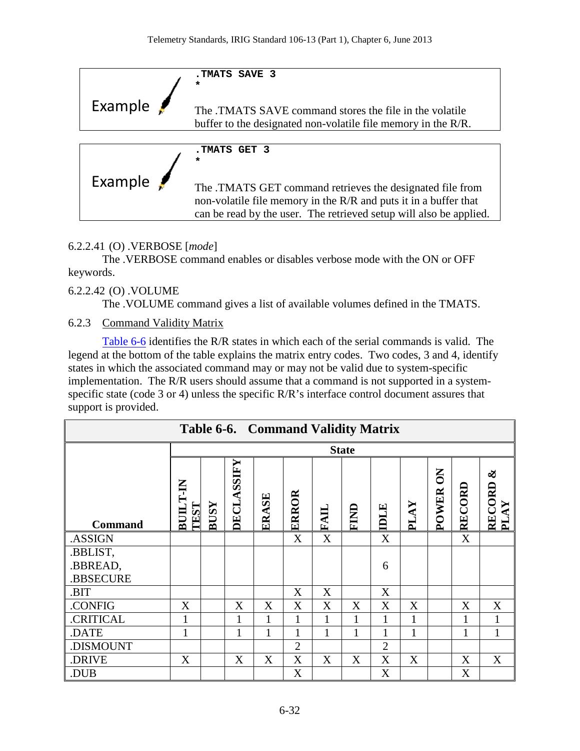| Example | .TMATS SAVE 3<br>*<br><br>The .TMATS SAVE command stores the file in the volatile buffer to the designated non-volatile file memory in the R/R. |
|---|---|

| Example | .TMATS GET 3<br>*<br><br>The .TMATS GET command retrieves the designated file from non-volatile file memory in the R/R and puts it in a buffer that can be read by the user. The retrieved setup will also be applied. |
|---|---|

6.2.2.41 (O) .VERBOSE [*mode*]

The .VERBOSE command enables or disables verbose mode with the ON or OFF keywords.

6.2.2.42 (O) .VOLUME

The .VOLUME command gives a list of available volumes defined in the TMATS.

## 6.2.3 Command Validity Matrix

Table 6-6 identifies the R/R states in which each of the serial commands is valid. The legend at the bottom of the table explains the matrix entry codes. Two codes, 3 and 4, identify states in which the associated command may or may not be valid due to system-specific implementation. The R/R users should assume that a command is not supported in a system-specific state (code 3 or 4) unless the specific R/R's interface control document assures that support is provided.

**Table 6-6. Command Validity Matrix**

| | State | | | | | | | | | | | |
|---|---|---|---|---|---|---|---|---|---|---|---|---|
| **Command** | **BUILT-IN TEST** | **BUSY** | **DECLASSIFY** | **ERASE** | **ERROR** | **FAIL** | **FIND** | **IDLE** | **PLAY** | **POWER ON** | **RECORD** | **RECORD & PLAY** |
| .ASSIGN | | | | | X | X | | X | | | X | |
| .BBLIST, .BBREAD, .BBSECURE | | | | | | | | 6 | | | | |
| .BIT | | | | | X | X | | X | | | | |
| .CONFIG | X | | X | X | X | X | X | X | X | | X | X |
| .CRITICAL | 1 | | 1 | 1 | 1 | 1 | 1 | 1 | 1 | | 1 | 1 |
| .DATE | 1 | | 1 | 1 | 1 | 1 | 1 | 1 | 1 | | 1 | 1 |
| .DISMOUNT | | | | | 2 | | | 2 | | | | |
| .DRIVE | X | | X | X | X | X | X | X | X | | X | X |
| .DUB | | | | | X | | | X | | | X | |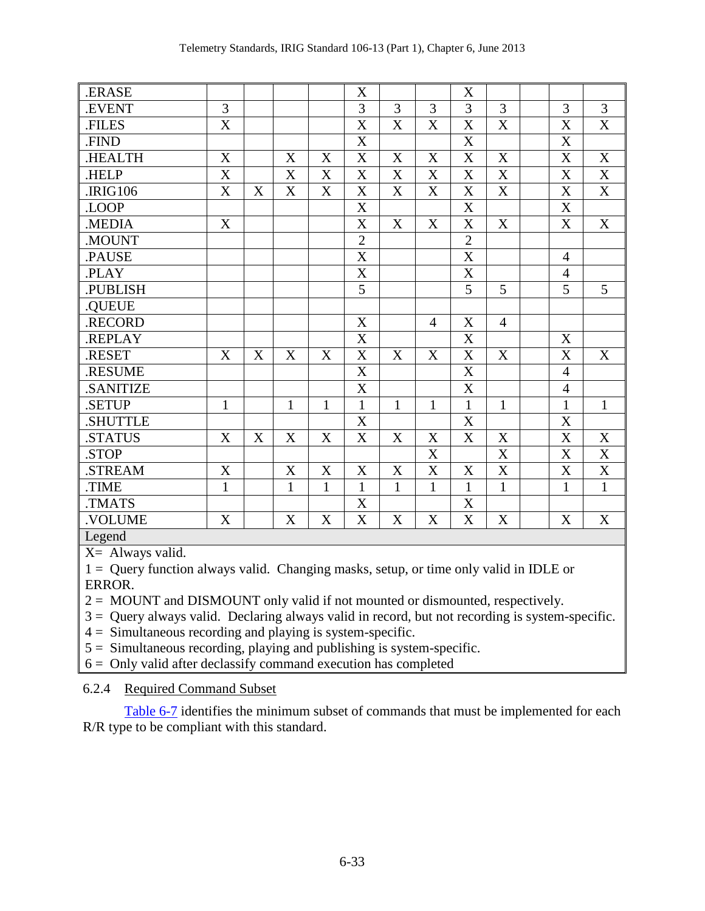| | | | | | | | | | | | | |
|---|---|---|---|---|---|---|---|---|---|---|---|---|
| .ERASE | | | | | X | | | X | | | | |
| .EVENT | 3 | | | | 3 | 3 | 3 | 3 | 3 | | 3 | 3 |
| .FILES | X | | | | X | X | X | X | X | | X | X |
| .FIND | | | | | X | | | X | | | X | |
| .HEALTH | X | | X | X | X | X | X | X | X | | X | X |
| .HELP | X | | X | X | X | X | X | X | X | | X | X |
| .IRIG106 | X | X | X | X | X | X | X | X | X | | X | X |
| .LOOP | | | | | X | | | X | | | X | |
| .MEDIA | X | | | | X | X | X | X | X | | X | X |
| .MOUNT | | | | | 2 | | | 2 | | | | |
| .PAUSE | | | | | X | | | X | | | 4 | |
| .PLAY | | | | | X | | | X | | | 4 | |
| .PUBLISH | | | | | 5 | | | 5 | 5 | | 5 | 5 |
| .QUEUE | | | | | | | | | | | | |
| .RECORD | | | | | X | | 4 | X | 4 | | | |
| .REPLAY | | | | | X | | | X | | | X | |
| .RESET | X | X | X | X | X | X | X | X | X | | X | X |
| .RESUME | | | | | X | | | X | | | 4 | |
| .SANITIZE | | | | | X | | | X | | | 4 | |
| .SETUP | 1 | | 1 | 1 | 1 | 1 | 1 | 1 | 1 | | 1 | 1 |
| .SHUTTLE | | | | | X | | | X | | | X | |
| .STATUS | X | X | X | X | X | X | X | X | X | | X | X |
| .STOP | | | | | | | X | | X | | X | X |
| .STREAM | X | | X | X | X | X | X | X | X | | X | X |
| .TIME | 1 | | 1 | 1 | 1 | 1 | 1 | 1 | 1 | | 1 | 1 |
| .TMATS | | | | | X | | | X | | | | |
| .VOLUME | X | | X | X | X | X | X | X | X | | X | X |

Legend

X= Always valid.

1 = Query function always valid. Changing masks, setup, or time only valid in IDLE or ERROR.

2 = MOUNT and DISMOUNT only valid if not mounted or dismounted, respectively.

3 = Query always valid. Declaring always valid in record, but not recording is system-specific.

4 = Simultaneous recording and playing is system-specific.

5 = Simultaneous recording, playing and publishing is system-specific.

6 = Only valid after declassify command execution has completed

### 6.2.4 Required Command Subset

Table 6-7 identifies the minimum subset of commands that must be implemented for each R/R type to be compliant with this standard.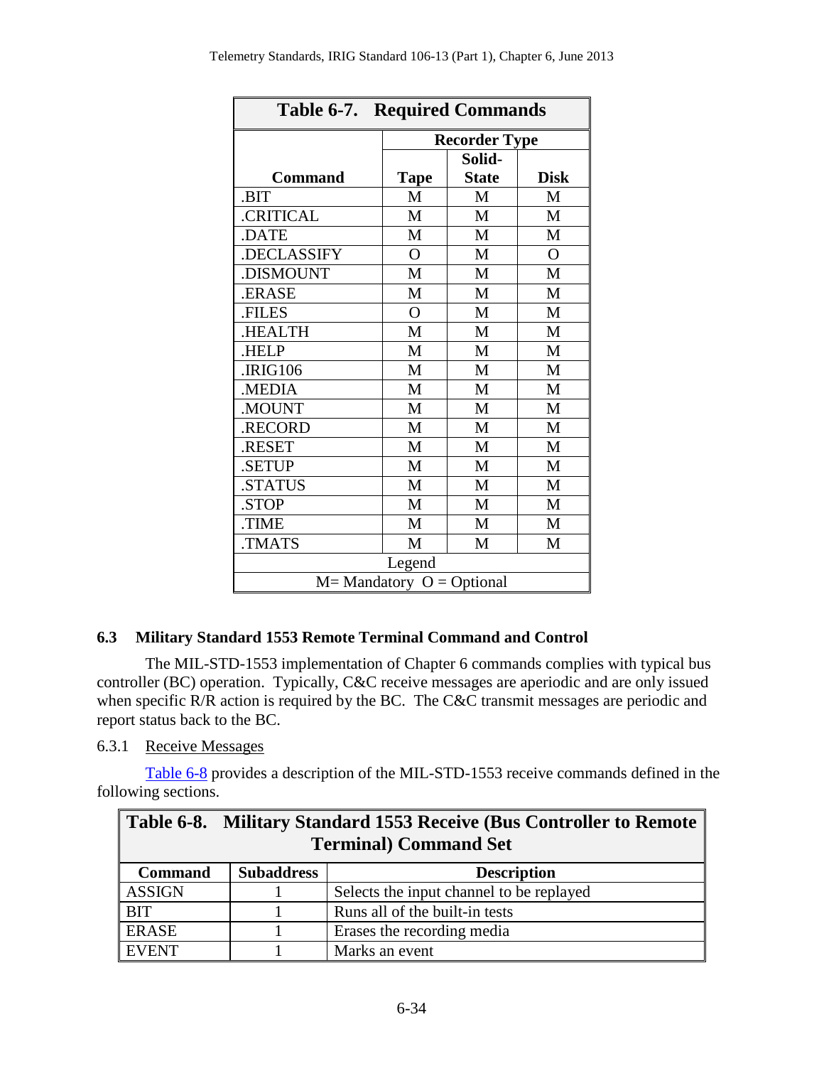**Table 6-7. Required Commands**

| Command | Recorder Type | | |
|---|---|---|---|
| | Tape | Solid-State | Disk |
| .BIT | M | M | M |
| .CRITICAL | M | M | M |
| .DATE | M | M | M |
| .DECLASSIFY | O | M | O |
| .DISMOUNT | M | M | M |
| .ERASE | M | M | M |
| .FILES | O | M | M |
| .HEALTH | M | M | M |
| .HELP | M | M | M |
| .IRIG106 | M | M | M |
| .MEDIA | M | M | M |
| .MOUNT | M | M | M |
| .RECORD | M | M | M |
| .RESET | M | M | M |
| .SETUP | M | M | M |
| .STATUS | M | M | M |
| .STOP | M | M | M |
| .TIME | M | M | M |
| .TMATS | M | M | M |

Legend

M= Mandatory O = Optional

### 6.3 Military Standard 1553 Remote Terminal Command and Control

The MIL-STD-1553 implementation of Chapter 6 commands complies with typical bus controller (BC) operation. Typically, C&C receive messages are aperiodic and are only issued when specific R/R action is required by the BC. The C&C transmit messages are periodic and report status back to the BC.

#### 6.3.1 Receive Messages

Table 6-8 provides a description of the MIL-STD-1553 receive commands defined in the following sections.

**Table 6-8. Military Standard 1553 Receive (Bus Controller to Remote Terminal) Command Set**

| Command | Subaddress | Description |
|---|---|---|
| ASSIGN | 1 | Selects the input channel to be replayed |
| BIT | 1 | Runs all of the built-in tests |
| ERASE | 1 | Erases the recording media |
| EVENT | 1 | Marks an event |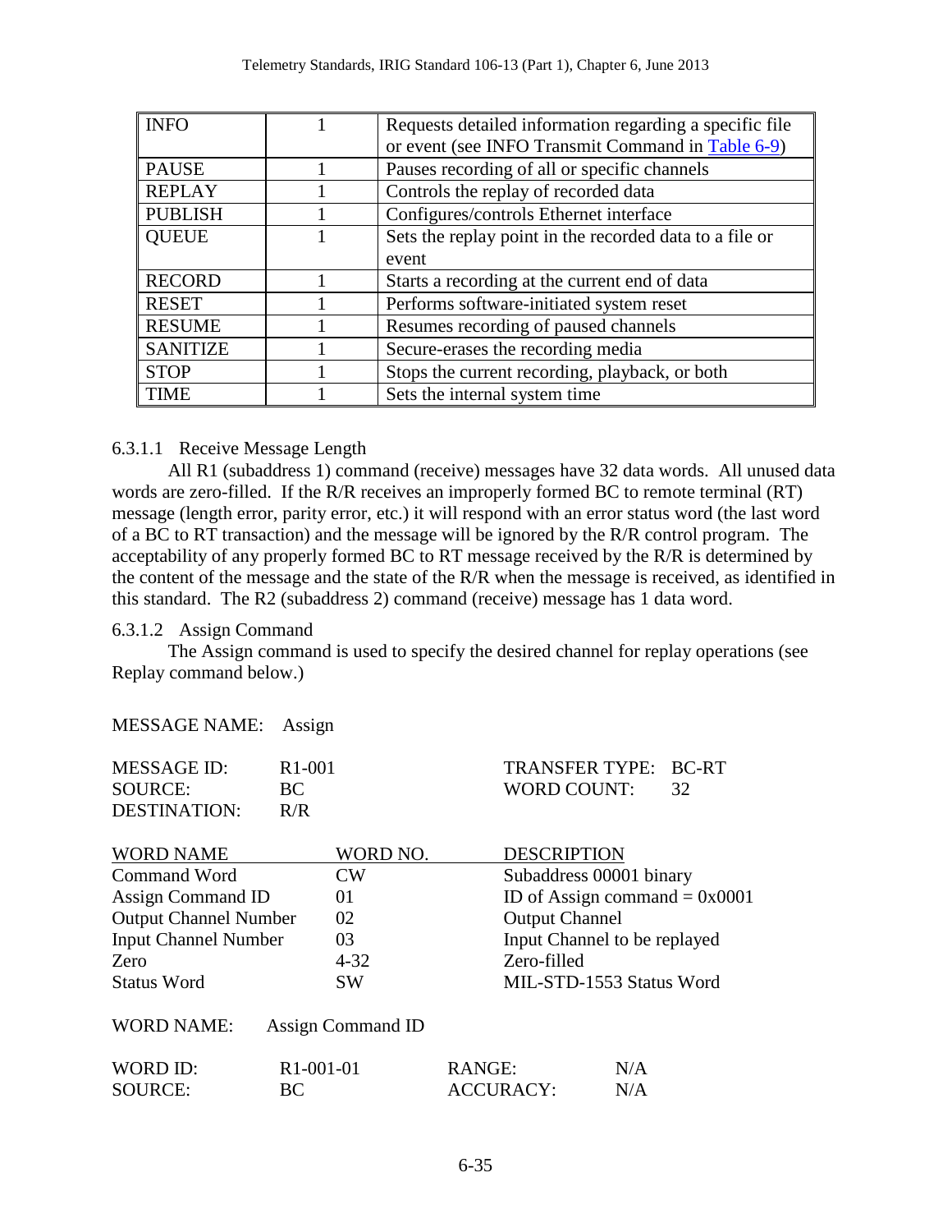| INFO | 1 | Requests detailed information regarding a specific file or event (see INFO Transmit Command in Table 6-9) |
|---|---|---|
| PAUSE | 1 | Pauses recording of all or specific channels |
| REPLAY | 1 | Controls the replay of recorded data |
| PUBLISH | 1 | Configures/controls Ethernet interface |
| QUEUE | 1 | Sets the replay point in the recorded data to a file or event |
| RECORD | 1 | Starts a recording at the current end of data |
| RESET | 1 | Performs software-initiated system reset |
| RESUME | 1 | Resumes recording of paused channels |
| SANITIZE | 1 | Secure-erases the recording media |
| STOP | 1 | Stops the current recording, playback, or both |
| TIME | 1 | Sets the internal system time |

#### 6.3.1.1 Receive Message Length

All R1 (subaddress 1) command (receive) messages have 32 data words. All unused data words are zero-filled. If the R/R receives an improperly formed BC to remote terminal (RT) message (length error, parity error, etc.) it will respond with an error status word (the last word of a BC to RT transaction) and the message will be ignored by the R/R control program. The acceptability of any properly formed BC to RT message received by the R/R is determined by the content of the message and the state of the R/R when the message is received, as identified in this standard. The R2 (subaddress 2) command (receive) message has 1 data word.

#### 6.3.1.2 Assign Command

The Assign command is used to specify the desired channel for replay operations (see Replay command below.)

MESSAGE NAME: Assign

| | | | |
|---|---|---|---|
| MESSAGE ID: | R1-001 | TRANSFER TYPE: | BC-RT |
| SOURCE: | BC | WORD COUNT: | 32 |
| DESTINATION: | R/R | | |

| WORD NAME | WORD NO. | DESCRIPTION |
|---|---|---|
| Command Word | CW | Subaddress 00001 binary |
| Assign Command ID | 01 | ID of Assign command = 0x0001 |
| Output Channel Number | 02 | Output Channel |
| Input Channel Number | 03 | Input Channel to be replayed |
| Zero | 4-32 | Zero-filled |
| Status Word | SW | MIL-STD-1553 Status Word |

WORD NAME: Assign Command ID

| | | | |
|---|---|---|---|
| WORD ID: | R1-001-01 | RANGE: | N/A |
| SOURCE: | BC | ACCURACY: | N/A |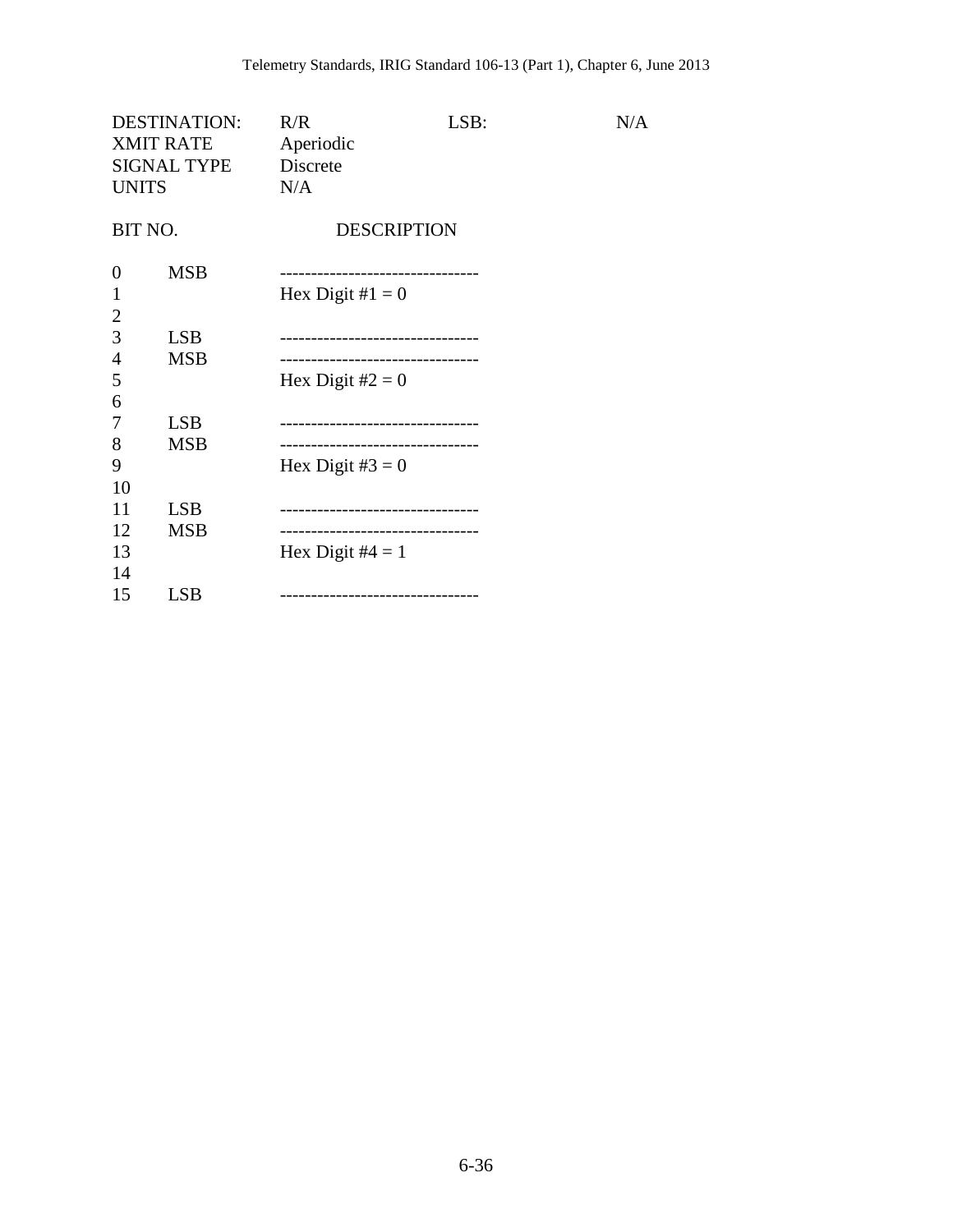| | | | |
|---|---|---|---|
| DESTINATION: | R/R | LSB: | N/A |
| XMIT RATE | Aperiodic | | |
| SIGNAL TYPE | Discrete | | |
| UNITS | N/A | | |

| BIT NO. | | DESCRIPTION |
|---|---|---|
| 0 | MSB | -------------------------------- |
| 1 | | Hex Digit #1 = 0 |
| 2 | | |
| 3 | LSB | -------------------------------- |
| 4 | MSB | -------------------------------- |
| 5 | | Hex Digit #2 = 0 |
| 6 | | |
| 7 | LSB | -------------------------------- |
| 8 | MSB | -------------------------------- |
| 9 | | Hex Digit #3 = 0 |
| 10 | | |
| 11 | LSB | -------------------------------- |
| 12 | MSB | -------------------------------- |
| 13 | | Hex Digit #4 = 1 |
| 14 | | |
| 15 | LSB | -------------------------------- |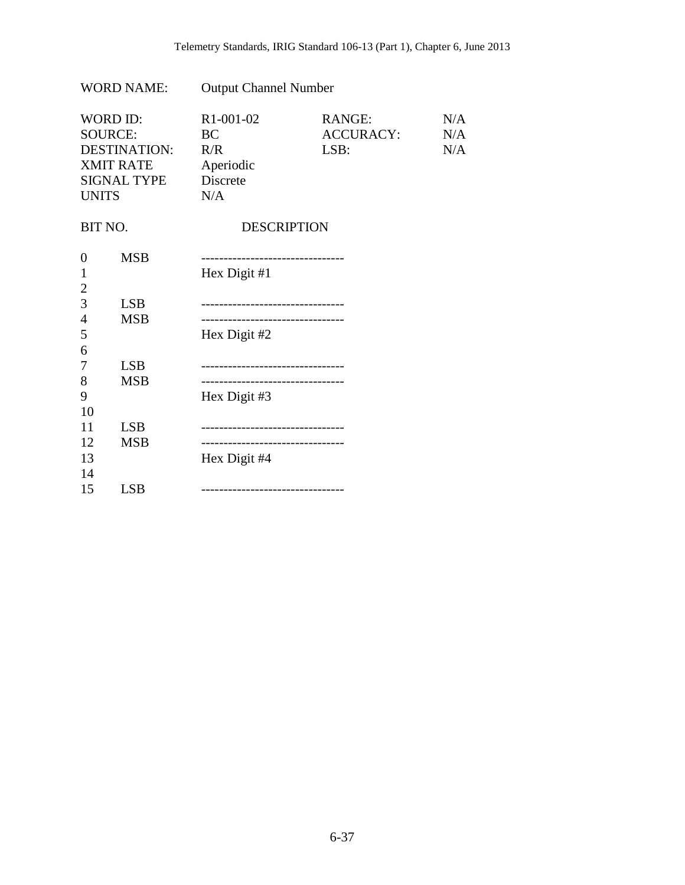WORD NAME: Output Channel Number

| | | | |
|---|---|---|---|
| WORD ID: | R1-001-02 | RANGE: | N/A |
| SOURCE: | BC | ACCURACY: | N/A |
| DESTINATION: | R/R | LSB: | N/A |
| XMIT RATE | Aperiodic | | |
| SIGNAL TYPE | Discrete | | |
| UNITS | N/A | | |

| BIT NO. | | DESCRIPTION |
|---|---|---|
| 0 | MSB | -------------------------------- |
| 1 | | Hex Digit #1 |
| 2 | | |
| 3 | LSB | -------------------------------- |
| 4 | MSB | -------------------------------- |
| 5 | | Hex Digit #2 |
| 6 | | |
| 7 | LSB | -------------------------------- |
| 8 | MSB | -------------------------------- |
| 9 | | Hex Digit #3 |
| 10 | | |
| 11 | LSB | -------------------------------- |
| 12 | MSB | -------------------------------- |
| 13 | | Hex Digit #4 |
| 14 | | |
| 15 | LSB | -------------------------------- |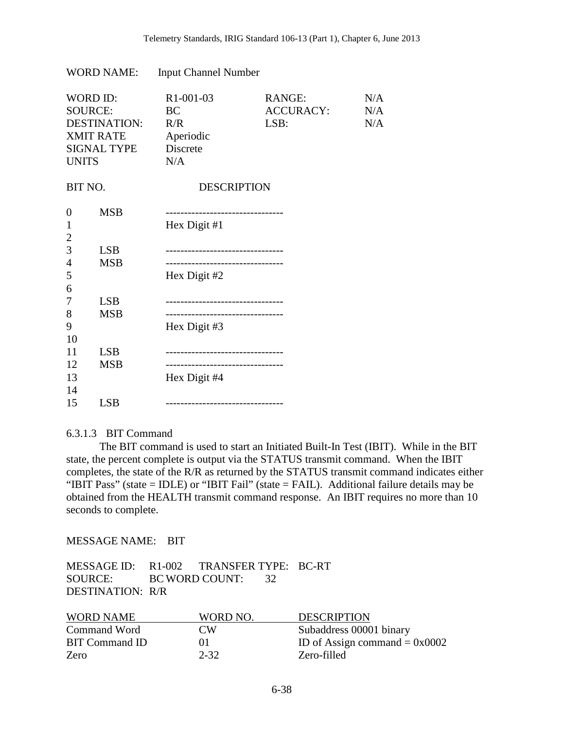WORD NAME: Input Channel Number

| | | | |
|---|---|---|---|
| WORD ID: | R1-001-03 | RANGE: | N/A |
| SOURCE: | BC | ACCURACY: | N/A |
| DESTINATION: | R/R | LSB: | N/A |
| XMIT RATE | Aperiodic | | |
| SIGNAL TYPE | Discrete | | |
| UNITS | N/A | | |

| BIT NO. | | DESCRIPTION |
|---|---|---|
| 0 | MSB | -------------------------------- |
| 1 | | Hex Digit #1 |
| 2 | | |
| 3 | LSB | -------------------------------- |
| 4 | MSB | -------------------------------- |
| 5 | | Hex Digit #2 |
| 6 | | |
| 7 | LSB | -------------------------------- |
| 8 | MSB | -------------------------------- |
| 9 | | Hex Digit #3 |
| 10 | | |
| 11 | LSB | -------------------------------- |
| 12 | MSB | -------------------------------- |
| 13 | | Hex Digit #4 |
| 14 | | |
| 15 | LSB | -------------------------------- |

#### 6.3.1.3 BIT Command

The BIT command is used to start an Initiated Built-In Test (IBIT). While in the BIT state, the percent complete is output via the STATUS transmit command. When the IBIT completes, the state of the R/R as returned by the STATUS transmit command indicates either "IBIT Pass" (state = IDLE) or "IBIT Fail" (state = FAIL). Additional failure details may be obtained from the HEALTH transmit command response. An IBIT requires no more than 10 seconds to complete.

MESSAGE NAME: BIT

| | | | |
|---|---|---|---|
| MESSAGE ID: | R1-002 | TRANSFER TYPE: | BC-RT |
| SOURCE: | BC | WORD COUNT: | 32 |
| DESTINATION: | R/R | | |

| WORD NAME | WORD NO. | DESCRIPTION |
|---|---|---|
| Command Word | CW | Subaddress 00001 binary |
| BIT Command ID | 01 | ID of Assign command = 0x0002 |
| Zero | 2-32 | Zero-filled |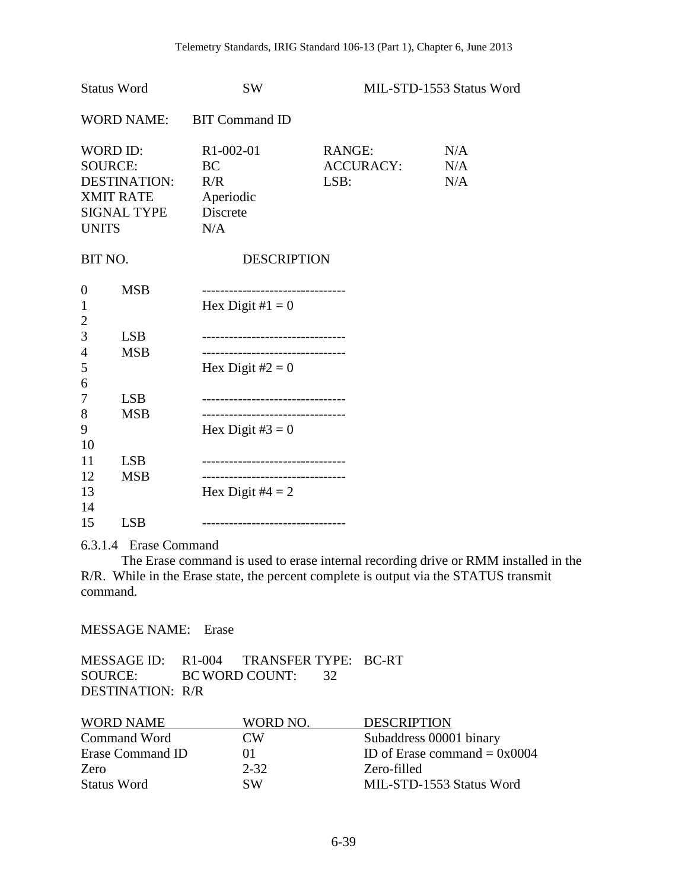| | | |
|---|---|---|
| Status Word | SW | MIL-STD-1553 Status Word |

WORD NAME: BIT Command ID

| | | | |
|---|---|---|---|
| WORD ID: | R1-002-01 | RANGE: | N/A |
| SOURCE: | BC | ACCURACY: | N/A |
| DESTINATION: | R/R | LSB: | N/A |
| XMIT RATE | Aperiodic | | |
| SIGNAL TYPE | Discrete | | |
| UNITS | N/A | | |

| BIT NO. | | DESCRIPTION |
|---|---|---|
| 0 | MSB | -------------------------------- |
| 1 | | Hex Digit #1 = 0 |
| 2 | | |
| 3 | LSB | -------------------------------- |
| 4 | MSB | -------------------------------- |
| 5 | | Hex Digit #2 = 0 |
| 6 | | |
| 7 | LSB | -------------------------------- |
| 8 | MSB | -------------------------------- |
| 9 | | Hex Digit #3 = 0 |
| 10 | | |
| 11 | LSB | -------------------------------- |
| 12 | MSB | -------------------------------- |
| 13 | | Hex Digit #4 = 2 |
| 14 | | |
| 15 | LSB | -------------------------------- |

#### 6.3.1.4 Erase Command

The Erase command is used to erase internal recording drive or RMM installed in the R/R. While in the Erase state, the percent complete is output via the STATUS transmit command.

MESSAGE NAME: Erase

MESSAGE ID: R1-004 TRANSFER TYPE: BC-RT
SOURCE: BC WORD COUNT: 32
DESTINATION: R/R

| WORD NAME | WORD NO. | DESCRIPTION |
|---|---|---|
| Command Word | CW | Subaddress 00001 binary |
| Erase Command ID | 01 | ID of Erase command = 0x0004 |
| Zero | 2-32 | Zero-filled |
| Status Word | SW | MIL-STD-1553 Status Word |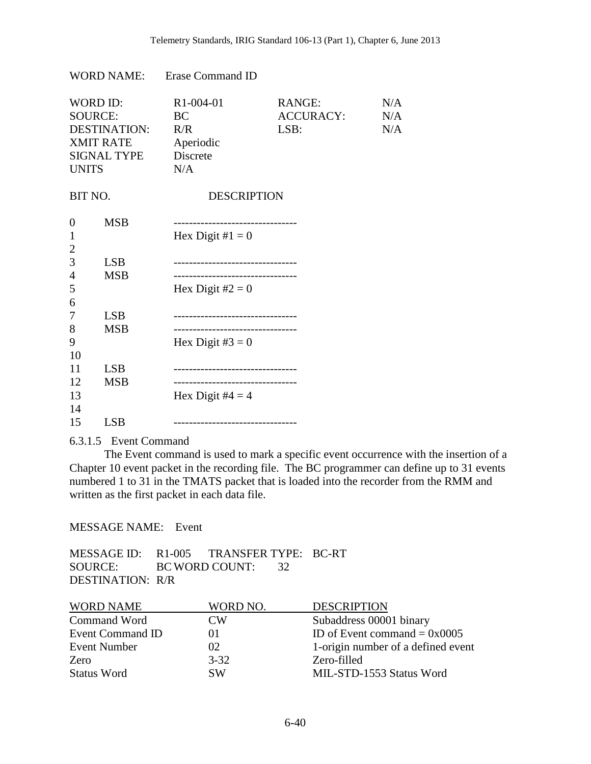WORD NAME: Erase Command ID

| | | | |
|---|---|---|---|
| WORD ID: | R1-004-01 | RANGE: | N/A |
| SOURCE: | BC | ACCURACY: | N/A |
| DESTINATION: | R/R | LSB: | N/A |
| XMIT RATE | Aperiodic | | |
| SIGNAL TYPE | Discrete | | |
| UNITS | N/A | | |

| BIT NO. | | DESCRIPTION |
|---|---|---|
| 0 | MSB | -------------------------------- |
| 1 | | Hex Digit #1 = 0 |
| 2 | | |
| 3 | LSB | -------------------------------- |
| 4 | MSB | -------------------------------- |
| 5 | | Hex Digit #2 = 0 |
| 6 | | |
| 7 | LSB | -------------------------------- |
| 8 | MSB | -------------------------------- |
| 9 | | Hex Digit #3 = 0 |
| 10 | | |
| 11 | LSB | -------------------------------- |
| 12 | MSB | -------------------------------- |
| 13 | | Hex Digit #4 = 4 |
| 14 | | |
| 15 | LSB | -------------------------------- |

#### 6.3.1.5 Event Command

The Event command is used to mark a specific event occurrence with the insertion of a Chapter 10 event packet in the recording file. The BC programmer can define up to 31 events numbered 1 to 31 in the TMATS packet that is loaded into the recorder from the RMM and written as the first packet in each data file.

MESSAGE NAME: Event

MESSAGE ID: R1-005 TRANSFER TYPE: BC-RT
SOURCE: BC WORD COUNT: 32
DESTINATION: R/R

| WORD NAME | WORD NO. | DESCRIPTION |
|---|---|---|
| Command Word | CW | Subaddress 00001 binary |
| Event Command ID | 01 | ID of Event command = 0x0005 |
| Event Number | 02 | 1-origin number of a defined event |
| Zero | 3-32 | Zero-filled |
| Status Word | SW | MIL-STD-1553 Status Word |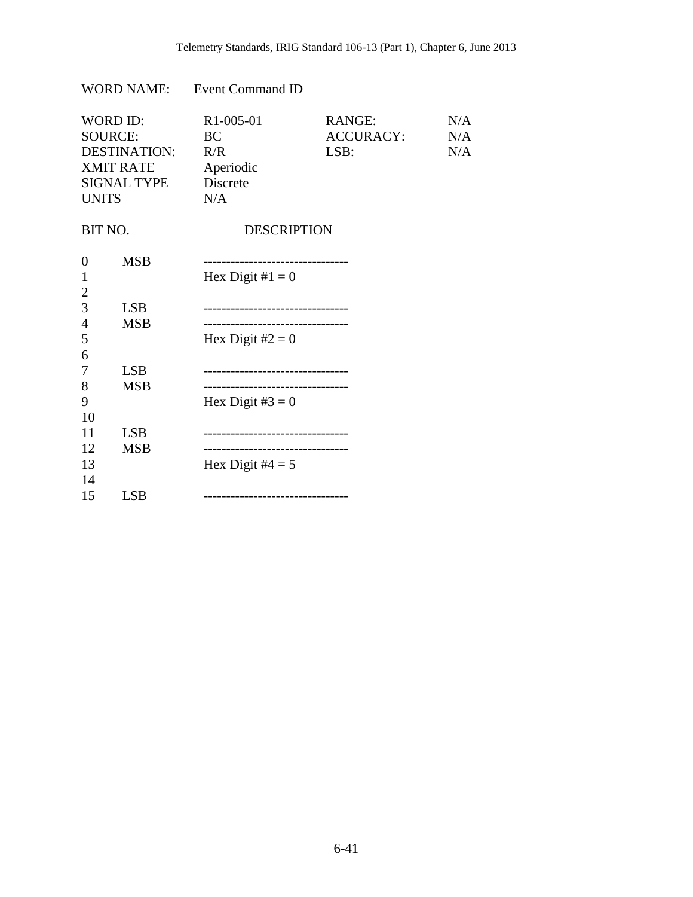WORD NAME: Event Command ID

| WORD ID: | R1-005-01 | RANGE: | N/A |
|---|---|---|---|
| SOURCE: | BC | ACCURACY: | N/A |
| DESTINATION: | R/R | LSB: | N/A |
| XMIT RATE | Aperiodic | | |
| SIGNAL TYPE | Discrete | | |
| UNITS | N/A | | |

| BIT NO. | | DESCRIPTION |
|---|---|---|
| 0 | MSB | ------------------------------- |
| 1 | | Hex Digit #1 = 0 |
| 2 | | |
| 3 | LSB | ------------------------------- |
| 4 | MSB | ------------------------------- |
| 5 | | Hex Digit #2 = 0 |
| 6 | | |
| 7 | LSB | ------------------------------- |
| 8 | MSB | ------------------------------- |
| 9 | | Hex Digit #3 = 0 |
| 10 | | |
| 11 | LSB | ------------------------------- |
| 12 | MSB | ------------------------------- |
| 13 | | Hex Digit #4 = 5 |
| 14 | | |
| 15 | LSB | ------------------------------- |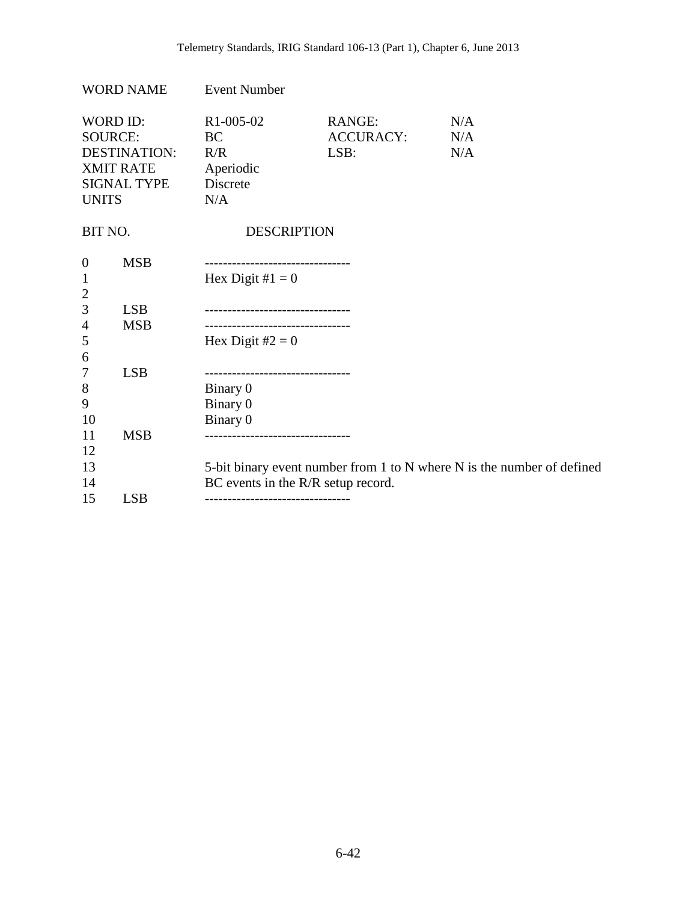| WORD NAME | Event Number | | |
|---|---|---|---|
| WORD ID: | R1-005-02 | RANGE: | N/A |
| SOURCE: | BC | ACCURACY: | N/A |
| DESTINATION: | R/R | LSB: | N/A |
| XMIT RATE | Aperiodic | | |
| SIGNAL TYPE | Discrete | | |
| UNITS | N/A | | |

| BIT NO. | | DESCRIPTION |
|---|---|---|
| 0 | MSB | -------------------------------- |
| 1 | | Hex Digit #1 = 0 |
| 2 | | |
| 3 | LSB | -------------------------------- |
| 4 | MSB | -------------------------------- |
| 5 | | Hex Digit #2 = 0 |
| 6 | | |
| 7 | LSB | -------------------------------- |
| 8 | | Binary 0 |
| 9 | | Binary 0 |
| 10 | | Binary 0 |
| 11 | MSB | -------------------------------- |
| 12 | | |
| 13 | | 5-bit binary event number from 1 to N where N is the number of defined |
| 14 | | BC events in the R/R setup record. |
| 15 | LSB | -------------------------------- |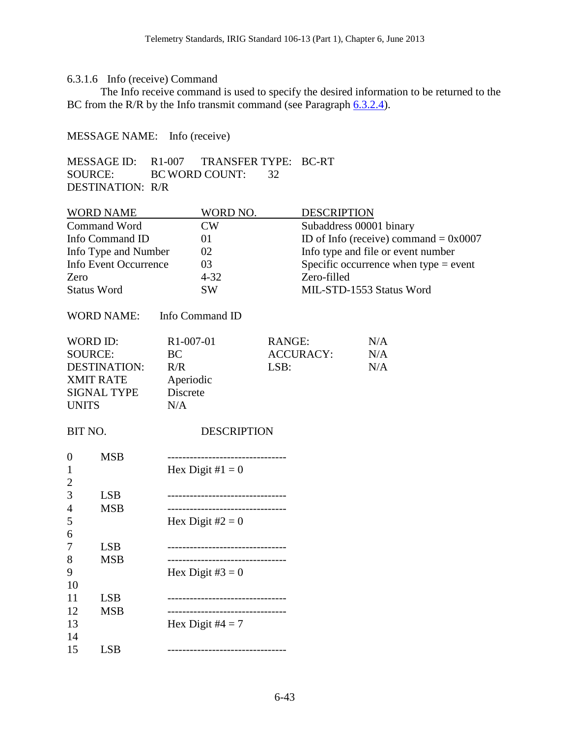#### 6.3.1.6 Info (receive) Command

The Info receive command is used to specify the desired information to be returned to the BC from the R/R by the Info transmit command (see Paragraph 6.3.2.4).

MESSAGE NAME: Info (receive)

| | | | |
|---|---|---|---|
| MESSAGE ID: | R1-007 | TRANSFER TYPE: | BC-RT |
| SOURCE: | BC | WORD COUNT: | 32 |
| DESTINATION: | R/R | | |

| WORD NAME | WORD NO. | DESCRIPTION |
|---|---|---|
| Command Word | CW | Subaddress 00001 binary |
| Info Command ID | 01 | ID of Info (receive) command = 0x0007 |
| Info Type and Number | 02 | Info type and file or event number |
| Info Event Occurrence | 03 | Specific occurrence when type = event |
| Zero | 4-32 | Zero-filled |
| Status Word | SW | MIL-STD-1553 Status Word |

WORD NAME: Info Command ID

| | | | |
|---|---|---|---|
| WORD ID: | R1-007-01 | RANGE: | N/A |
| SOURCE: | BC | ACCURACY: | N/A |
| DESTINATION: | R/R | LSB: | N/A |
| XMIT RATE | Aperiodic | | |
| SIGNAL TYPE | Discrete | | |
| UNITS | N/A | | |

| BIT NO. | | DESCRIPTION |
|---|---|---|
| 0 | MSB | Hex Digit #1 = 0 |
| 1 | | |
| 2 | | |
| 3 | LSB | |
| 4 | MSB | Hex Digit #2 = 0 |
| 5 | | |
| 6 | | |
| 7 | LSB | |
| 8 | MSB | Hex Digit #3 = 0 |
| 9 | | |
| 10 | | |
| 11 | LSB | |
| 12 | MSB | Hex Digit #4 = 7 |
| 13 | | |
| 14 | | |
| 15 | LSB | |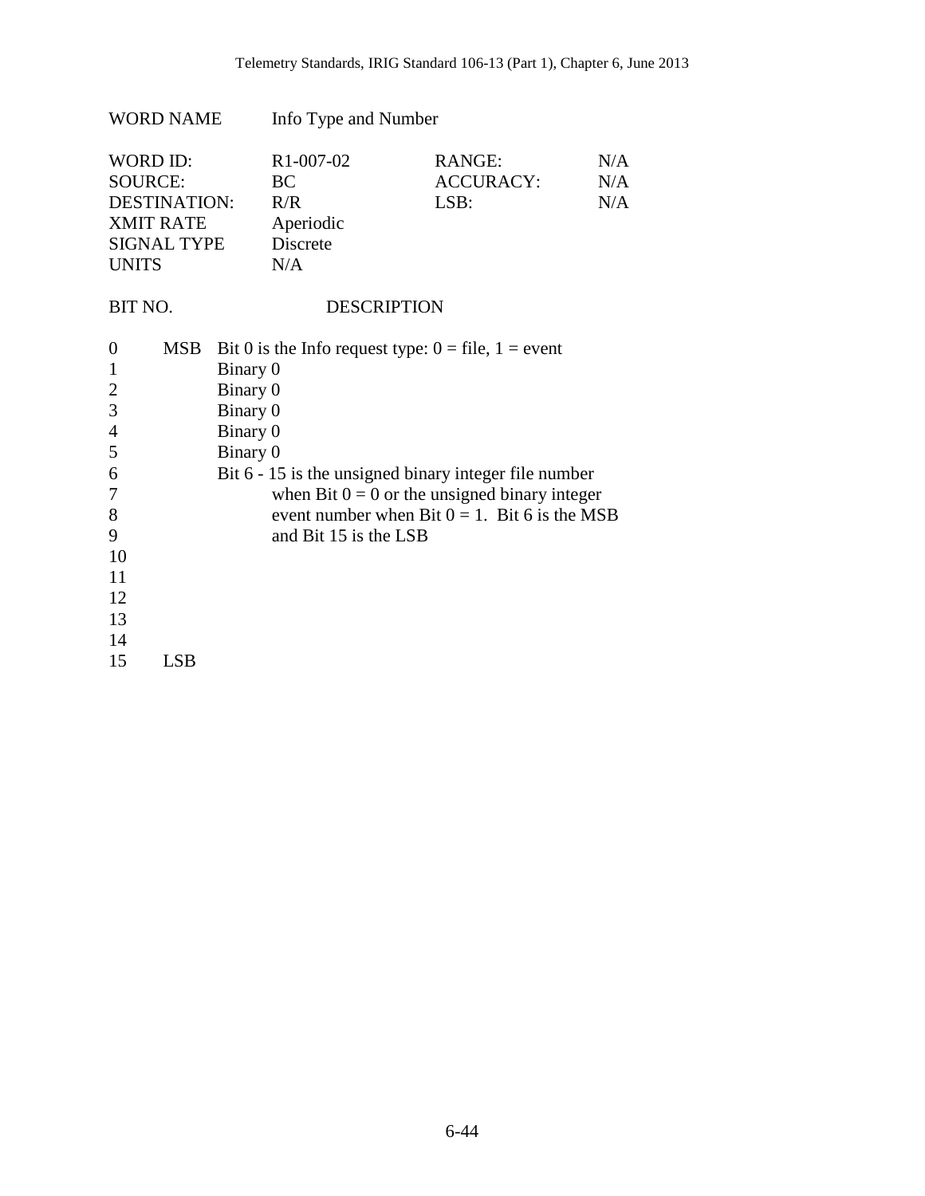WORD NAME Info Type and Number

| | | | |
|---|---|---|---|
| WORD ID: | R1-007-02 | RANGE: | N/A |
| SOURCE: | BC | ACCURACY: | N/A |
| DESTINATION: | R/R | LSB: | N/A |
| XMIT RATE | Aperiodic | | |
| SIGNAL TYPE | Discrete | | |
| UNITS | N/A | | |

| BIT NO. | | DESCRIPTION |
|---|---|---|
| 0 | MSB | Bit 0 is the Info request type: 0 = file, 1 = event |
| 1 | | Binary 0 |
| 2 | | Binary 0 |
| 3 | | Binary 0 |
| 4 | | Binary 0 |
| 5 | | Binary 0 |
| 6 | | Bit 6 - 15 is the unsigned binary integer file number when Bit 0 = 0 or the unsigned binary integer event number when Bit 0 = 1. Bit 6 is the MSB and Bit 15 is the LSB |
| 7 | | |
| 8 | | |
| 9 | | |
| 10 | | |
| 11 | | |
| 12 | | |
| 13 | | |
| 14 | | |
| 15 | LSB | |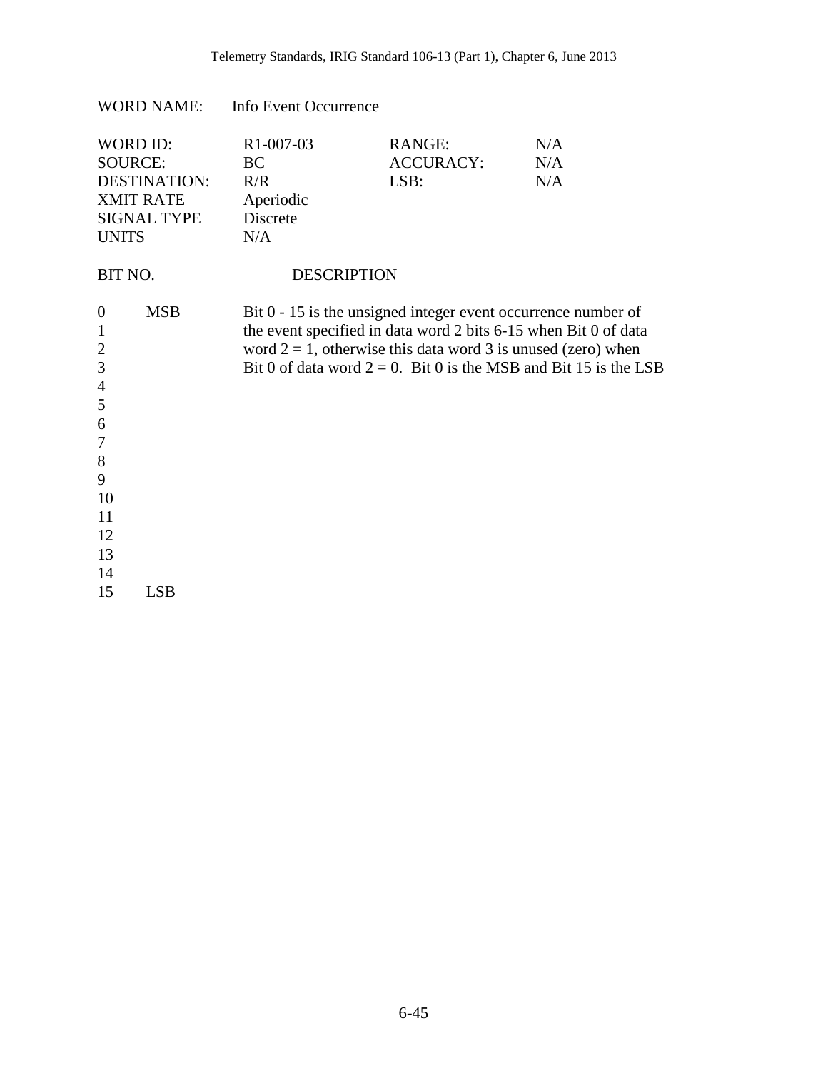WORD NAME: Info Event Occurrence

| | | | |
|---|---|---|---|
| WORD ID: | R1-007-03 | RANGE: | N/A |
| SOURCE: | BC | ACCURACY: | N/A |
| DESTINATION: | R/R | LSB: | N/A |
| XMIT RATE | Aperiodic | | |
| SIGNAL TYPE | Discrete | | |
| UNITS | N/A | | |

| BIT NO. | | DESCRIPTION |
|---|---|---|
| 0 | MSB | Bit 0 - 15 is the unsigned integer event occurrence number of the event specified in data word 2 bits 6-15 when Bit 0 of data word 2 = 1, otherwise this data word 3 is unused (zero) when Bit 0 of data word 2 = 0. Bit 0 is the MSB and Bit 15 is the LSB |
| 1 | | |
| 2 | | |
| 3 | | |
| 4 | | |
| 5 | | |
| 6 | | |
| 7 | | |
| 8 | | |
| 9 | | |
| 10 | | |
| 11 | | |
| 12 | | |
| 13 | | |
| 14 | | |
| 15 | LSB | |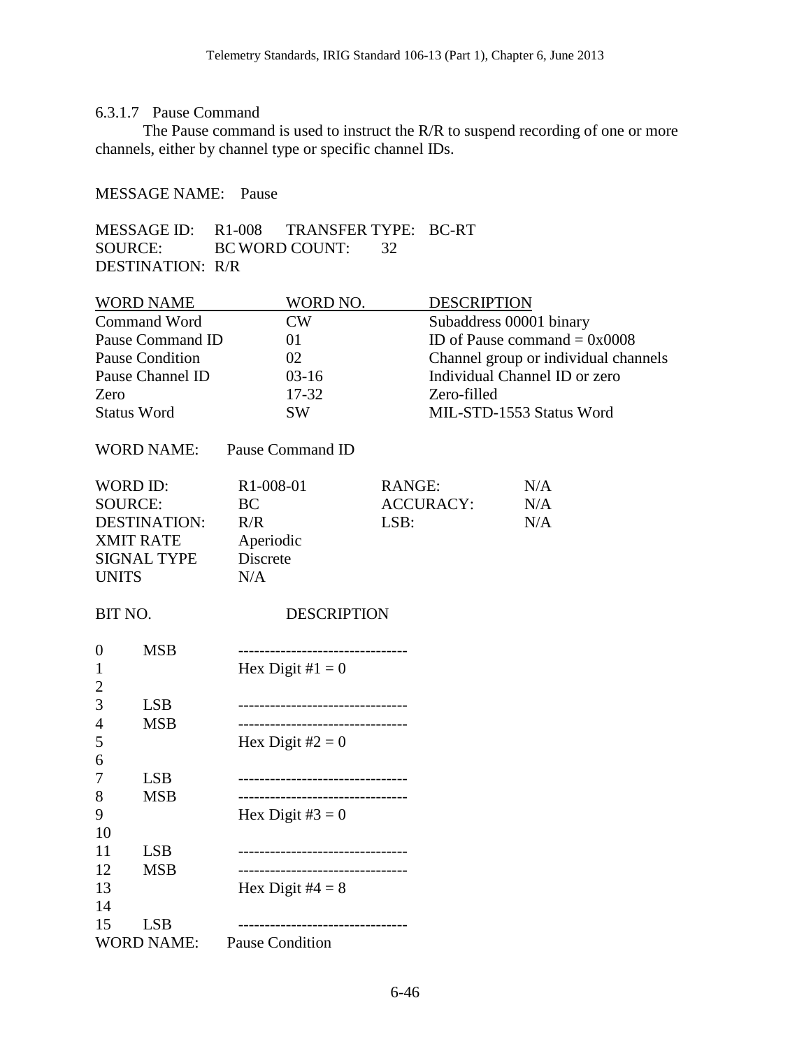6.3.1.7 Pause Command

The Pause command is used to instruct the R/R to suspend recording of one or more channels, either by channel type or specific channel IDs.

MESSAGE NAME: Pause

| | | | |
|---|---|---|---|
| MESSAGE ID: | R1-008 | TRANSFER TYPE: | BC-RT |
| SOURCE: | BC | WORD COUNT: | 32 |
| DESTINATION: | R/R | | |

| WORD NAME | WORD NO. | DESCRIPTION |
|---|---|---|
| Command Word | CW | Subaddress 00001 binary |
| Pause Command ID | 01 | ID of Pause command = 0x0008 |
| Pause Condition | 02 | Channel group or individual channels |
| Pause Channel ID | 03-16 | Individual Channel ID or zero |
| Zero | 17-32 | Zero-filled |
| Status Word | SW | MIL-STD-1553 Status Word |

WORD NAME: Pause Command ID

| | | | |
|---|---|---|---|
| WORD ID: | R1-008-01 | RANGE: | N/A |
| SOURCE: | BC | ACCURACY: | N/A |
| DESTINATION: | R/R | LSB: | N/A |
| XMIT RATE | Aperiodic | | |
| SIGNAL TYPE | Discrete | | |
| UNITS | N/A | | |

| BIT NO. | | DESCRIPTION |
|---|---|---|
| 0 | MSB | -------------------------------- |
| 1 | | Hex Digit #1 = 0 |
| 2 | | |
| 3 | LSB | -------------------------------- |
| 4 | MSB | -------------------------------- |
| 5 | | Hex Digit #2 = 0 |
| 6 | | |
| 7 | LSB | -------------------------------- |
| 8 | MSB | -------------------------------- |
| 9 | | Hex Digit #3 = 0 |
| 10 | | |
| 11 | LSB | -------------------------------- |
| 12 | MSB | -------------------------------- |
| 13 | | Hex Digit #4 = 8 |
| 14 | | |
| 15 | LSB | -------------------------------- |

WORD NAME: Pause Condition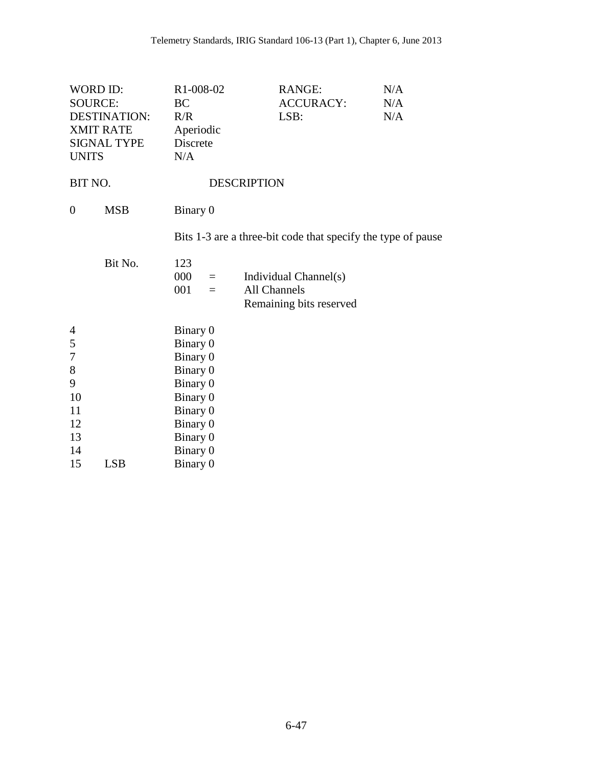| | | | |
|---|---|---|---|
| WORD ID: | R1-008-02 | RANGE: | N/A |
| SOURCE: | BC | ACCURACY: | N/A |
| DESTINATION: | R/R | LSB: | N/A |
| XMIT RATE | Aperiodic | | |
| SIGNAL TYPE | Discrete | | |
| UNITS | N/A | | |

| BIT NO. | | DESCRIPTION |
|---|---|---|
| 0 | MSB | Binary 0 |
| | | Bits 1-3 are a three-bit code that specify the type of pause |
| | Bit No. | 123 |
| | | 000 = Individual Channel(s) |
| | | 001 = All Channels |
| | | Remaining bits reserved |
| 4 | | Binary 0 |
| 5 | | Binary 0 |
| 7 | | Binary 0 |
| 8 | | Binary 0 |
| 9 | | Binary 0 |
| 10 | | Binary 0 |
| 11 | | Binary 0 |
| 12 | | Binary 0 |
| 13 | | Binary 0 |
| 14 | | Binary 0 |
| 15 | LSB | Binary 0 |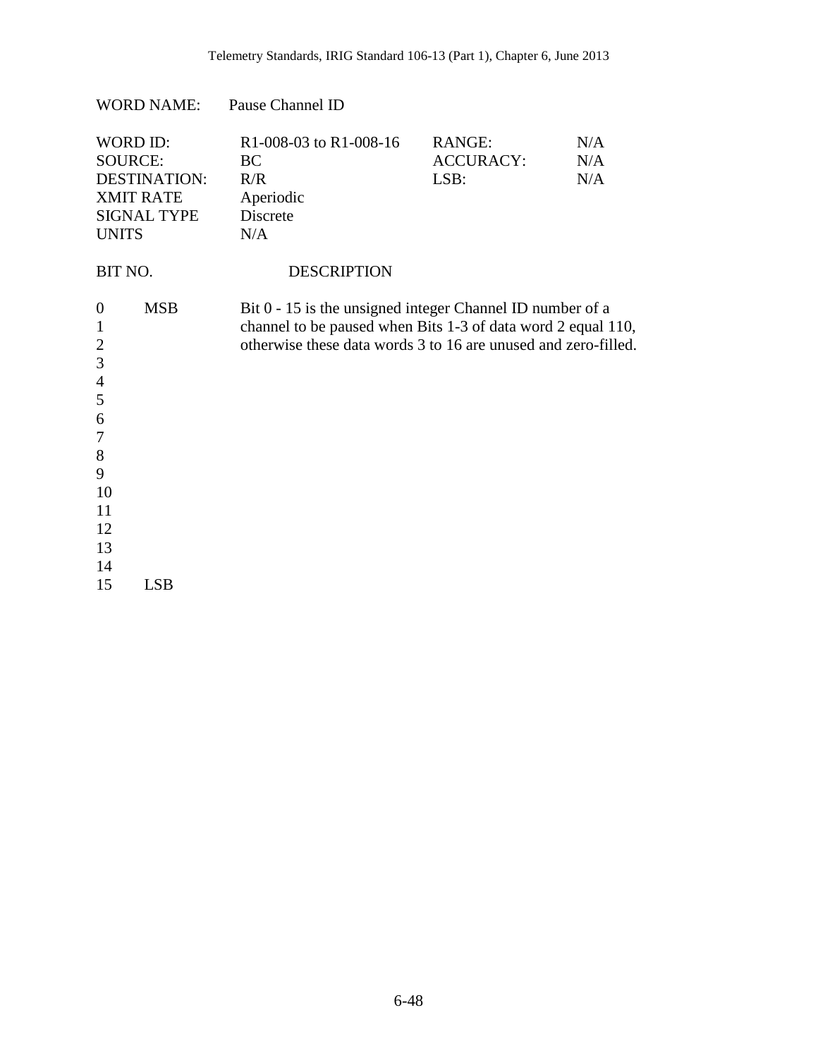WORD NAME: Pause Channel ID

| | | | |
|---|---|---|---|
| WORD ID: | R1-008-03 to R1-008-16 | RANGE: | N/A |
| SOURCE: | BC | ACCURACY: | N/A |
| DESTINATION: | R/R | LSB: | N/A |
| XMIT RATE | Aperiodic | | |
| SIGNAL TYPE | Discrete | | |
| UNITS | N/A | | |

| BIT NO. | | DESCRIPTION |
|---|---|---|
| 0 | MSB | Bit 0 - 15 is the unsigned integer Channel ID number of a channel to be paused when Bits 1-3 of data word 2 equal 110, otherwise these data words 3 to 16 are unused and zero-filled. |
| 1 | | |
| 2 | | |
| 3 | | |
| 4 | | |
| 5 | | |
| 6 | | |
| 7 | | |
| 8 | | |
| 9 | | |
| 10 | | |
| 11 | | |
| 12 | | |
| 13 | | |
| 14 | | |
| 15 | LSB | |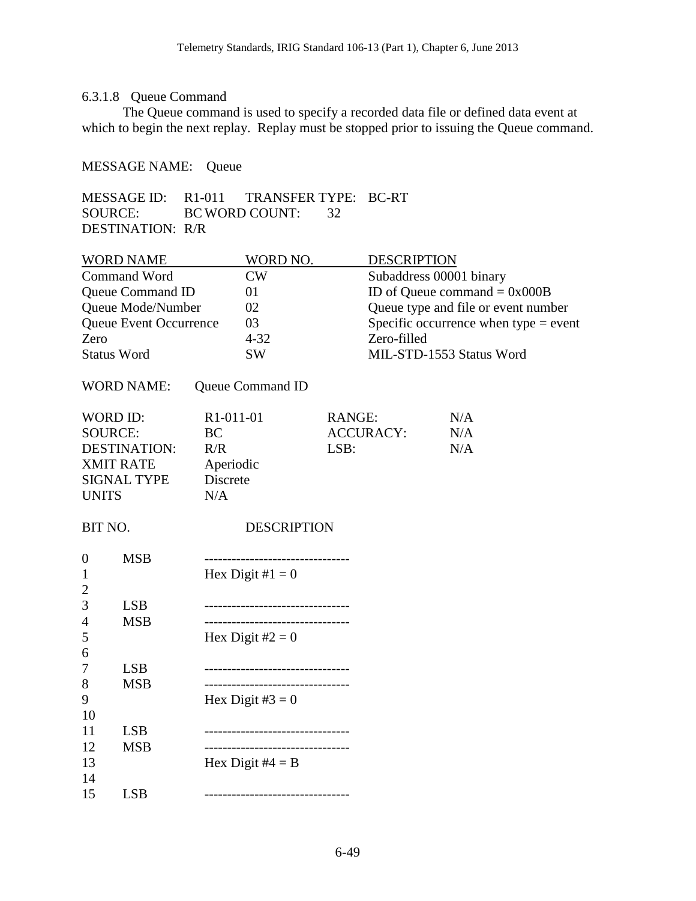#### 6.3.1.8 Queue Command

The Queue command is used to specify a recorded data file or defined data event at which to begin the next replay. Replay must be stopped prior to issuing the Queue command.

MESSAGE NAME: Queue

| | | | |
|---|---|---|---|
| MESSAGE ID: | R1-011 | TRANSFER TYPE: | BC-RT |
| SOURCE: | BC | WORD COUNT: | 32 |
| DESTINATION: | R/R | | |

| WORD NAME | WORD NO. | DESCRIPTION |
|---|---|---|
| Command Word | CW | Subaddress 00001 binary |
| Queue Command ID | 01 | ID of Queue command = 0x000B |
| Queue Mode/Number | 02 | Queue type and file or event number |
| Queue Event Occurrence | 03 | Specific occurrence when type = event |
| Zero | 4-32 | Zero-filled |
| Status Word | SW | MIL-STD-1553 Status Word |

WORD NAME: Queue Command ID

| | | | |
|---|---|---|---|
| WORD ID: | R1-011-01 | RANGE: | N/A |
| SOURCE: | BC | ACCURACY: | N/A |
| DESTINATION: | R/R | LSB: | N/A |
| XMIT RATE | Aperiodic | | |
| SIGNAL TYPE | Discrete | | |
| UNITS | N/A | | |

| BIT NO. | | DESCRIPTION |
|---|---|---|
| 0 | MSB | -------------------------------- |
| 1 | | Hex Digit #1 = 0 |
| 2 | | |
| 3 | LSB | -------------------------------- |
| 4 | MSB | -------------------------------- |
| 5 | | Hex Digit #2 = 0 |
| 6 | | |
| 7 | LSB | -------------------------------- |
| 8 | MSB | -------------------------------- |
| 9 | | Hex Digit #3 = 0 |
| 10 | | |
| 11 | LSB | -------------------------------- |
| 12 | MSB | -------------------------------- |
| 13 | | Hex Digit #4 = B |
| 14 | | |
| 15 | LSB | -------------------------------- |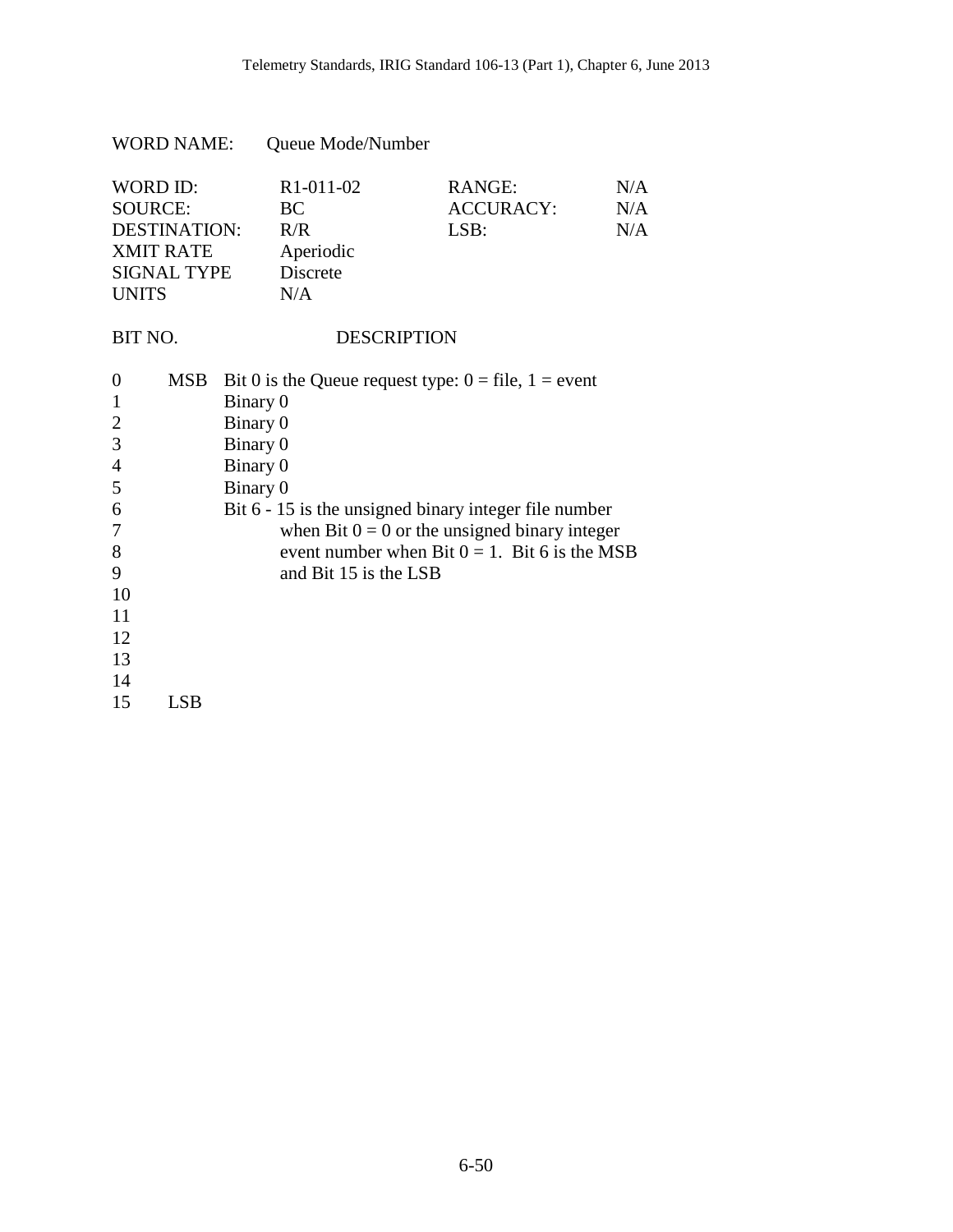WORD NAME: Queue Mode/Number

| | | | |
|---|---|---|---|
| WORD ID: | R1-011-02 | RANGE: | N/A |
| SOURCE: | BC | ACCURACY: | N/A |
| DESTINATION: | R/R | LSB: | N/A |
| XMIT RATE | Aperiodic | | |
| SIGNAL TYPE | Discrete | | |
| UNITS | N/A | | |

| BIT NO. | | DESCRIPTION |
|---|---|---|
| 0 | MSB | Bit 0 is the Queue request type: 0 = file, 1 = event |
| 1 | | Binary 0 |
| 2 | | Binary 0 |
| 3 | | Binary 0 |
| 4 | | Binary 0 |
| 5 | | Binary 0 |
| 6 | | Bit 6 - 15 is the unsigned binary integer file number when Bit 0 = 0 or the unsigned binary integer event number when Bit 0 = 1. Bit 6 is the MSB and Bit 15 is the LSB |
| 7 | | |
| 8 | | |
| 9 | | |
| 10 | | |
| 11 | | |
| 12 | | |
| 13 | | |
| 14 | | |
| 15 | LSB | |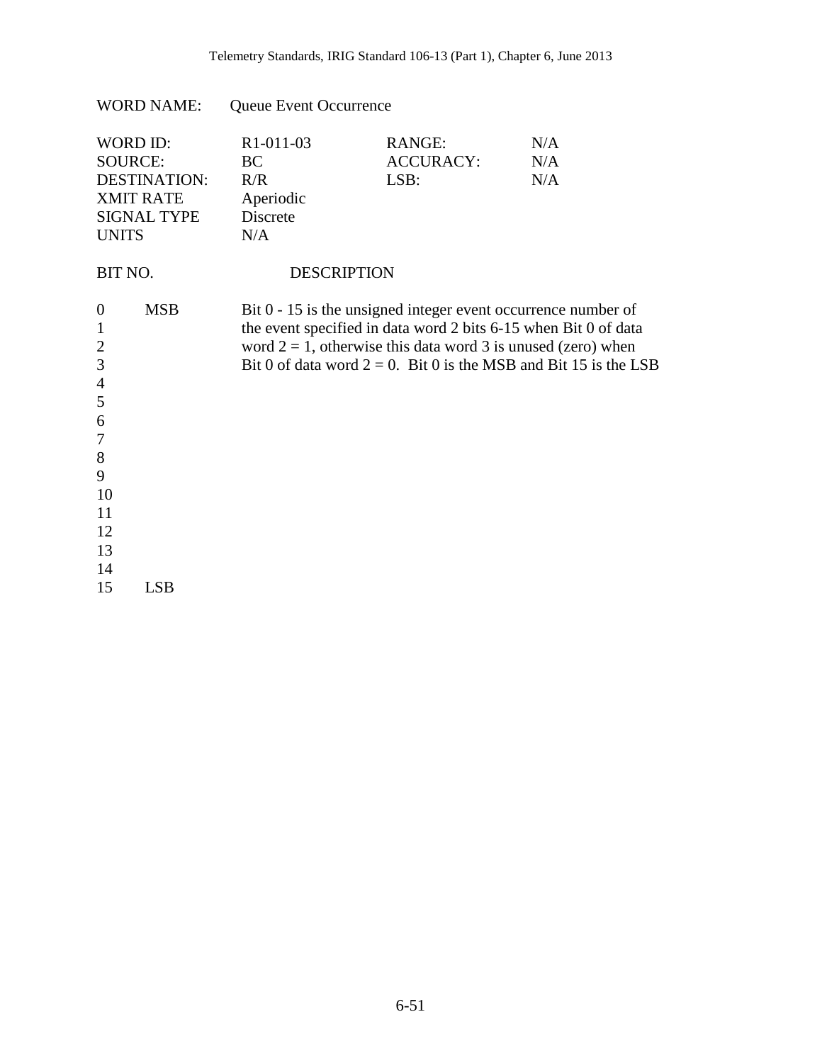WORD NAME: Queue Event Occurrence

| WORD ID: | R1-011-03 | RANGE: | N/A |
|---|---|---|---|
| SOURCE: | BC | ACCURACY: | N/A |
| DESTINATION: | R/R | LSB: | N/A |
| XMIT RATE | Aperiodic | | |
| SIGNAL TYPE | Discrete | | |
| UNITS | N/A | | |

| BIT NO. | | DESCRIPTION |
|---|---|---|
| 0 | MSB | Bit 0 - 15 is the unsigned integer event occurrence number of the event specified in data word 2 bits 6-15 when Bit 0 of data word 2 = 1, otherwise this data word 3 is unused (zero) when Bit 0 of data word 2 = 0. Bit 0 is the MSB and Bit 15 is the LSB |
| 1 | | |
| 2 | | |
| 3 | | |
| 4 | | |
| 5 | | |
| 6 | | |
| 7 | | |
| 8 | | |
| 9 | | |
| 10 | | |
| 11 | | |
| 12 | | |
| 13 | | |
| 14 | | |
| 15 | LSB | |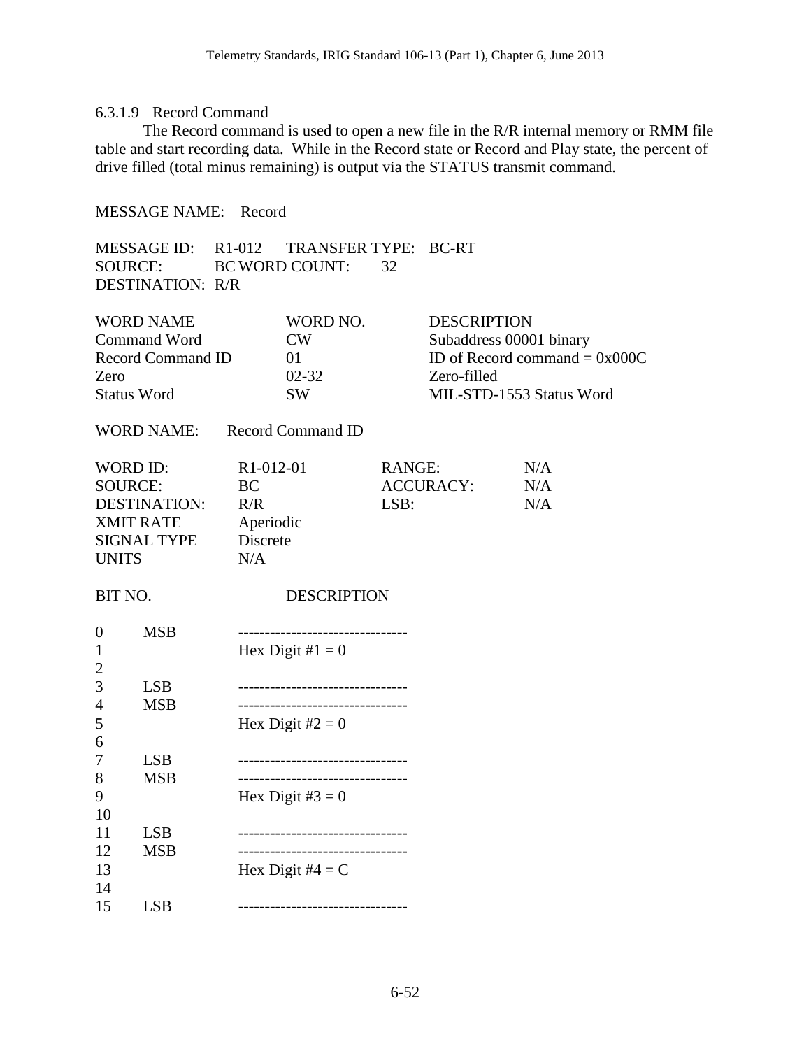#### 6.3.1.9 Record Command

The Record command is used to open a new file in the R/R internal memory or RMM file table and start recording data. While in the Record state or Record and Play state, the percent of drive filled (total minus remaining) is output via the STATUS transmit command.

MESSAGE NAME: Record

MESSAGE ID: R1-012 TRANSFER TYPE: BC-RT
SOURCE: BC WORD COUNT: 32
DESTINATION: R/R

| WORD NAME | WORD NO. | DESCRIPTION |
|---|---|---|
| Command Word | CW | Subaddress 00001 binary |
| Record Command ID | 01 | ID of Record command = 0x000C |
| Zero | 02-32 | Zero-filled |
| Status Word | SW | MIL-STD-1553 Status Word |

WORD NAME: Record Command ID

| | | | |
|---|---|---|---|
| WORD ID: | R1-012-01 | RANGE: | N/A |
| SOURCE: | BC | ACCURACY: | N/A |
| DESTINATION: | R/R | LSB: | N/A |
| XMIT RATE | Aperiodic | | |
| SIGNAL TYPE | Discrete | | |
| UNITS | N/A | | |

| BIT NO. | | DESCRIPTION |
|---|---|---|
| 0 | MSB | -------------------------------- |
| 1 | | Hex Digit #1 = 0 |
| 2 | | |
| 3 | LSB | -------------------------------- |
| 4 | MSB | -------------------------------- |
| 5 | | Hex Digit #2 = 0 |
| 6 | | |
| 7 | LSB | -------------------------------- |
| 8 | MSB | -------------------------------- |
| 9 | | Hex Digit #3 = 0 |
| 10 | | |
| 11 | LSB | -------------------------------- |
| 12 | MSB | -------------------------------- |
| 13 | | Hex Digit #4 = C |
| 14 | | |
| 15 | LSB | -------------------------------- |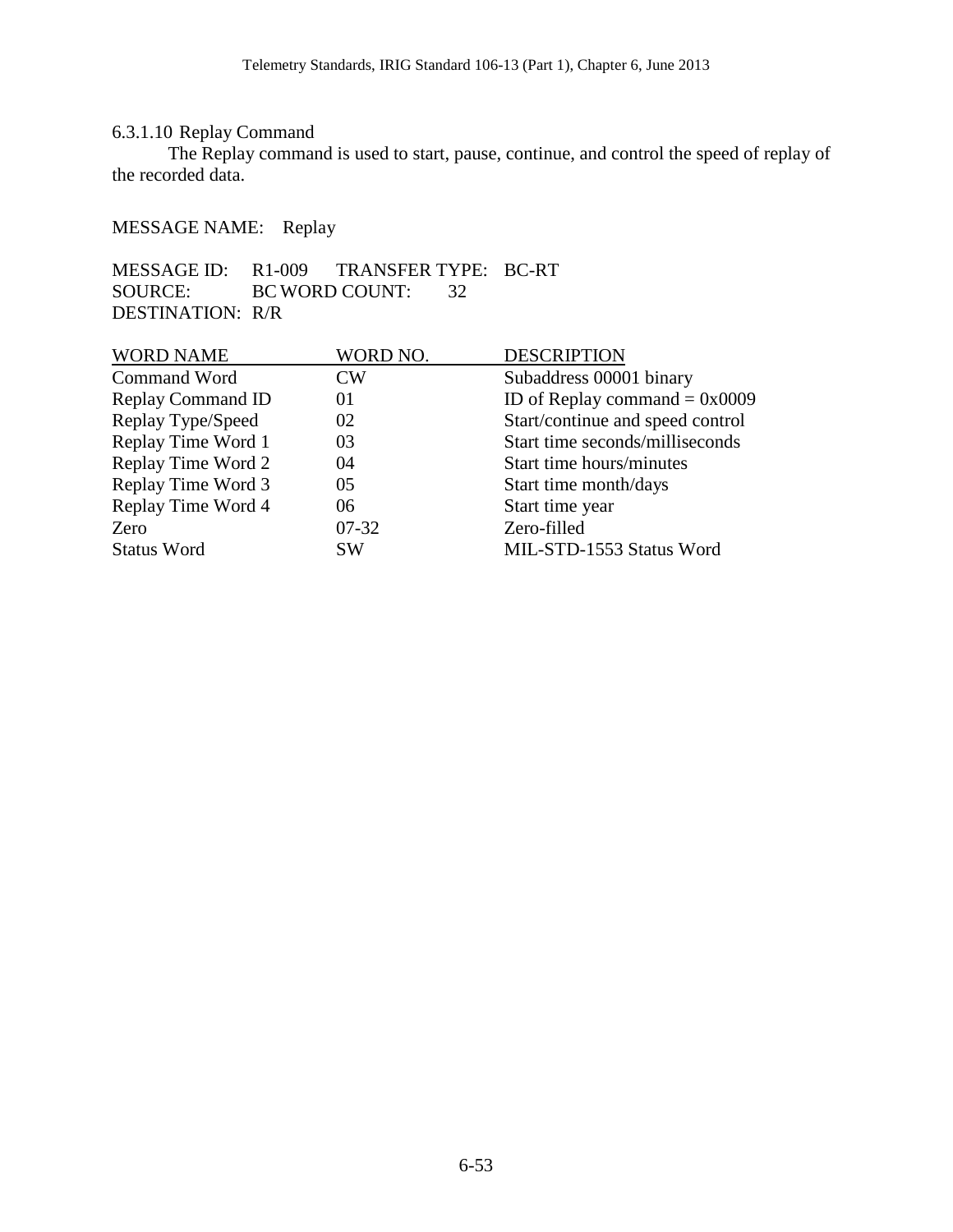#### 6.3.1.10 Replay Command

The Replay command is used to start, pause, continue, and control the speed of replay of the recorded data.

MESSAGE NAME: Replay

MESSAGE ID: R1-009 TRANSFER TYPE: BC-RT
SOURCE: BC WORD COUNT: 32
DESTINATION: R/R

| WORD NAME | WORD NO. | DESCRIPTION |
|---|---|---|
| Command Word | CW | Subaddress 00001 binary |
| Replay Command ID | 01 | ID of Replay command = 0x0009 |
| Replay Type/Speed | 02 | Start/continue and speed control |
| Replay Time Word 1 | 03 | Start time seconds/milliseconds |
| Replay Time Word 2 | 04 | Start time hours/minutes |
| Replay Time Word 3 | 05 | Start time month/days |
| Replay Time Word 4 | 06 | Start time year |
| Zero | 07-32 | Zero-filled |
| Status Word | SW | MIL-STD-1553 Status Word |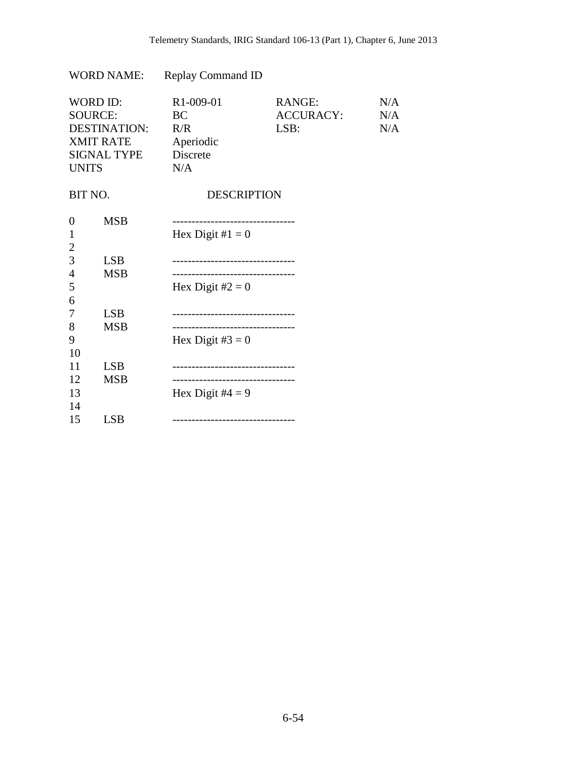WORD NAME: Replay Command ID

| | | | |
|---|---|---|---|
| WORD ID: | R1-009-01 | RANGE: | N/A |
| SOURCE: | BC | ACCURACY: | N/A |
| DESTINATION: | R/R | LSB: | N/A |
| XMIT RATE | Aperiodic | | |
| SIGNAL TYPE | Discrete | | |
| UNITS | N/A | | |

| BIT NO. | | DESCRIPTION |
|---|---|---|
| 0 | MSB | -------------------------------- |
| 1 | | Hex Digit #1 = 0 |
| 2 | | |
| 3 | LSB | -------------------------------- |
| 4 | MSB | -------------------------------- |
| 5 | | Hex Digit #2 = 0 |
| 6 | | |
| 7 | LSB | -------------------------------- |
| 8 | MSB | -------------------------------- |
| 9 | | Hex Digit #3 = 0 |
| 10 | | |
| 11 | LSB | -------------------------------- |
| 12 | MSB | -------------------------------- |
| 13 | | Hex Digit #4 = 9 |
| 14 | | |
| 15 | LSB | -------------------------------- |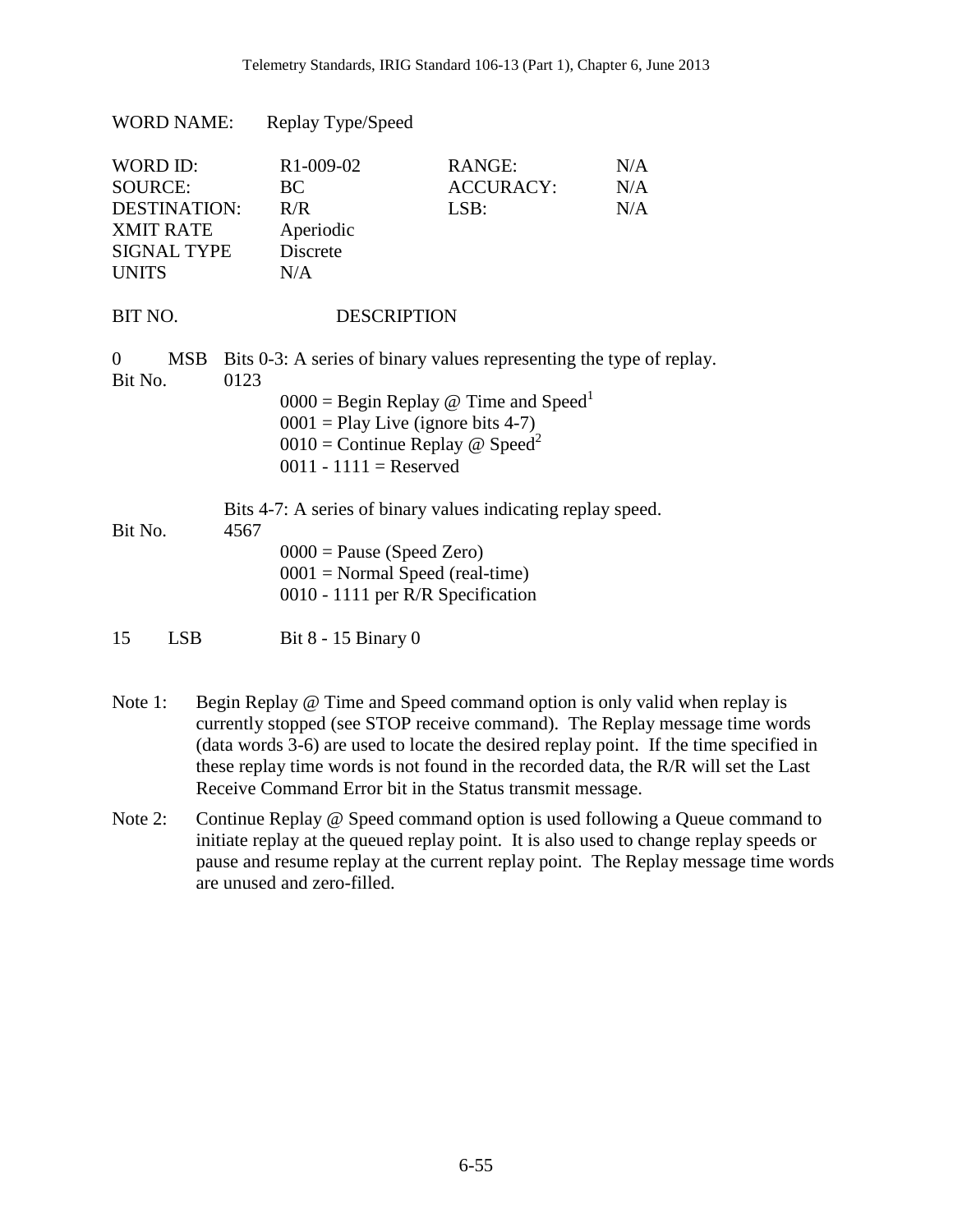WORD NAME: Replay Type/Speed

| | | | |
|---|---|---|---|
| WORD ID: | R1-009-02 | RANGE: | N/A |
| SOURCE: | BC | ACCURACY: | N/A |
| DESTINATION: | R/R | LSB: | N/A |
| XMIT RATE | Aperiodic | | |
| SIGNAL TYPE | Discrete | | |
| UNITS | N/A | | |

BIT NO. DESCRIPTION

0 MSB Bits 0-3: A series of binary values representing the type of replay.

Bit No. 0123

- 0000 = Begin Replay @ Time and Speed[1]
- 0001 = Play Live (ignore bits 4-7)
- 0010 = Continue Replay @ Speed[2]
- 0011 - 1111 = Reserved

Bits 4-7: A series of binary values indicating replay speed.

Bit No. 4567

- 0000 = Pause (Speed Zero)
- 0001 = Normal Speed (real-time)
- 0010 - 1111 per R/R Specification

15 LSB Bit 8 - 15 Binary 0

Note 1: Begin Replay @ Time and Speed command option is only valid when replay is currently stopped (see STOP receive command). The Replay message time words (data words 3-6) are used to locate the desired replay point. If the time specified in these replay time words is not found in the recorded data, the R/R will set the Last Receive Command Error bit in the Status transmit message.

Note 2: Continue Replay @ Speed command option is used following a Queue command to initiate replay at the queued replay point. It is also used to change replay speeds or pause and resume replay at the current replay point. The Replay message time words are unused and zero-filled.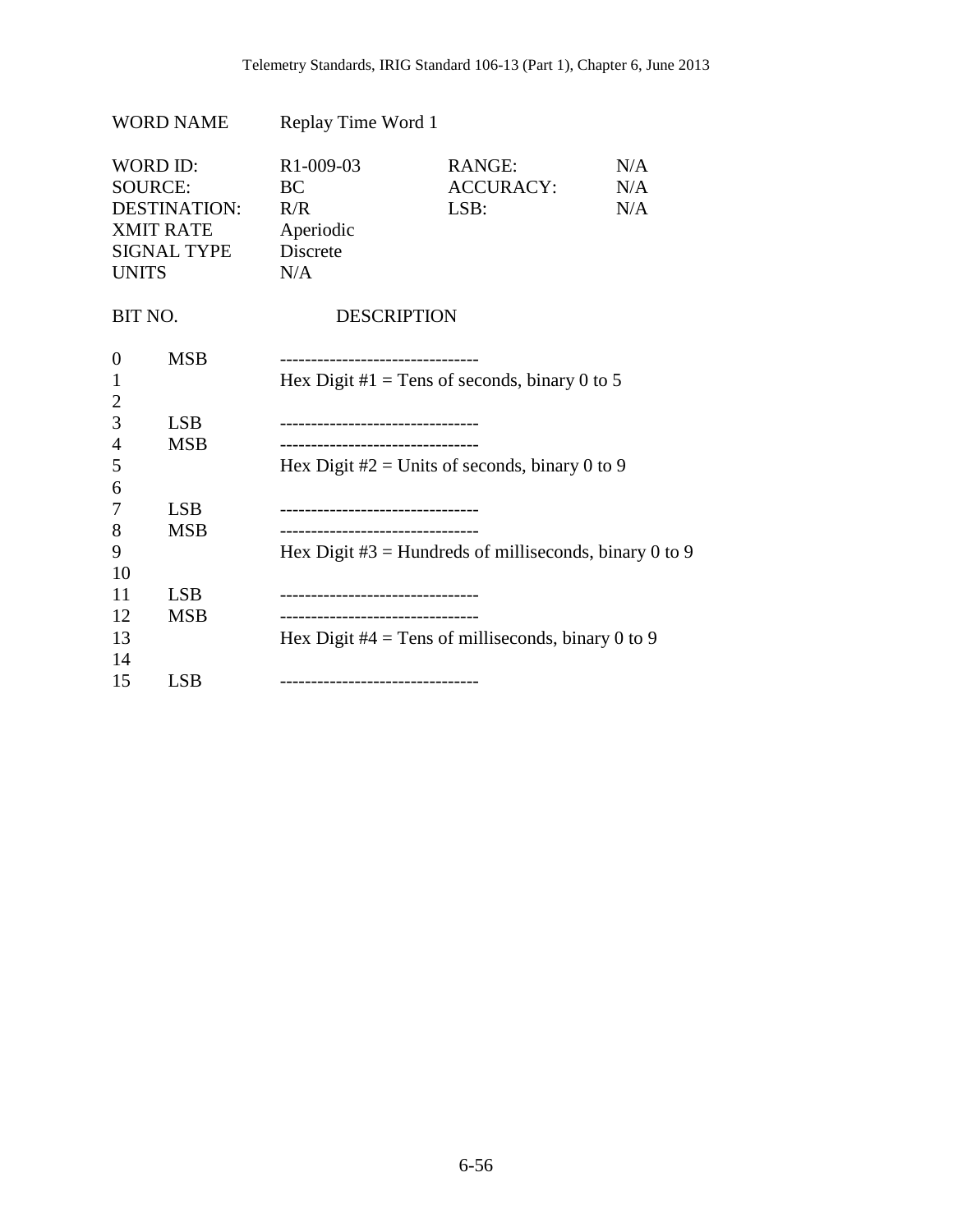WORD NAME Replay Time Word 1

| | | | |
|---|---|---|---|
| WORD ID: | R1-009-03 | RANGE: | N/A |
| SOURCE: | BC | ACCURACY: | N/A |
| DESTINATION: | R/R | LSB: | N/A |
| XMIT RATE | Aperiodic | | |
| SIGNAL TYPE | Discrete | | |
| UNITS | N/A | | |

| BIT NO. | | DESCRIPTION |
|---|---|---|
| 0 | MSB | -------------------------------- |
| 1 | | Hex Digit #1 = Tens of seconds, binary 0 to 5 |
| 2 | | |
| 3 | LSB | -------------------------------- |
| 4 | MSB | -------------------------------- |
| 5 | | Hex Digit #2 = Units of seconds, binary 0 to 9 |
| 6 | | |
| 7 | LSB | -------------------------------- |
| 8 | MSB | -------------------------------- |
| 9 | | Hex Digit #3 = Hundreds of milliseconds, binary 0 to 9 |
| 10 | | |
| 11 | LSB | -------------------------------- |
| 12 | MSB | -------------------------------- |
| 13 | | Hex Digit #4 = Tens of milliseconds, binary 0 to 9 |
| 14 | | |
| 15 | LSB | -------------------------------- |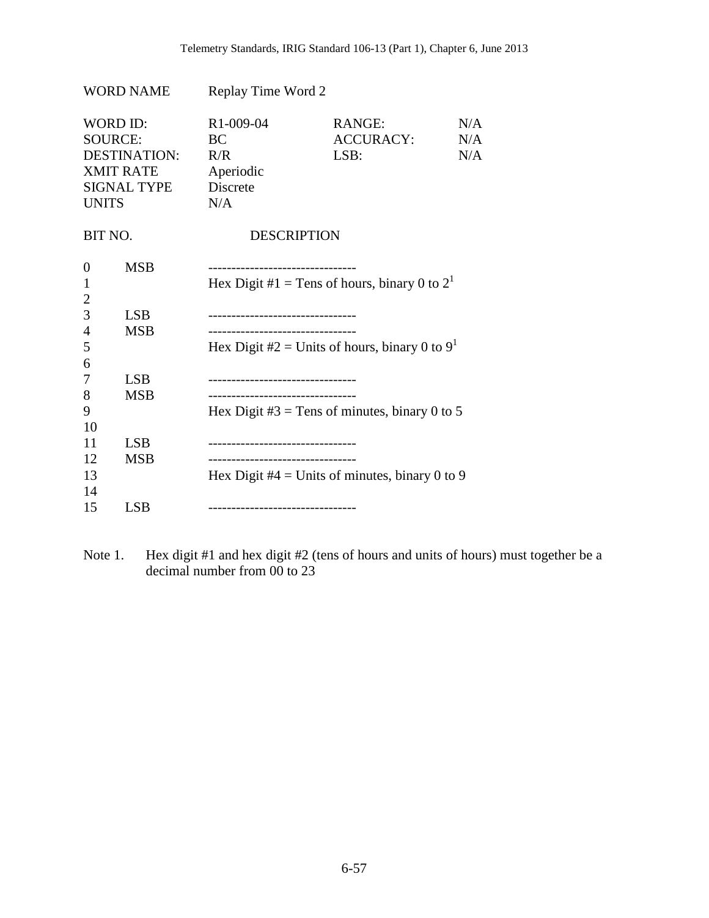WORD NAME Replay Time Word 2

| | | | |
|---|---|---|---|
| WORD ID: | R1-009-04 | RANGE: | N/A |
| SOURCE: | BC | ACCURACY: | N/A |
| DESTINATION: | R/R | LSB: | N/A |
| XMIT RATE | Aperiodic | | |
| SIGNAL TYPE | Discrete | | |
| UNITS | N/A | | |

| BIT NO. | | DESCRIPTION |
|---|---|---|
| 0 | MSB | -------------------------------- |
| 1 | | Hex Digit #1 = Tens of hours, binary 0 to 2[1] |
| 2 | | |
| 3 | LSB | -------------------------------- |
| 4 | MSB | -------------------------------- |
| 5 | | Hex Digit #2 = Units of hours, binary 0 to 9[1] |
| 6 | | |
| 7 | LSB | -------------------------------- |
| 8 | MSB | -------------------------------- |
| 9 | | Hex Digit #3 = Tens of minutes, binary 0 to 5 |
| 10 | | |
| 11 | LSB | -------------------------------- |
| 12 | MSB | -------------------------------- |
| 13 | | Hex Digit #4 = Units of minutes, binary 0 to 9 |
| 14 | | |
| 15 | LSB | -------------------------------- |

Note 1. Hex digit #1 and hex digit #2 (tens of hours and units of hours) must together be a decimal number from 00 to 23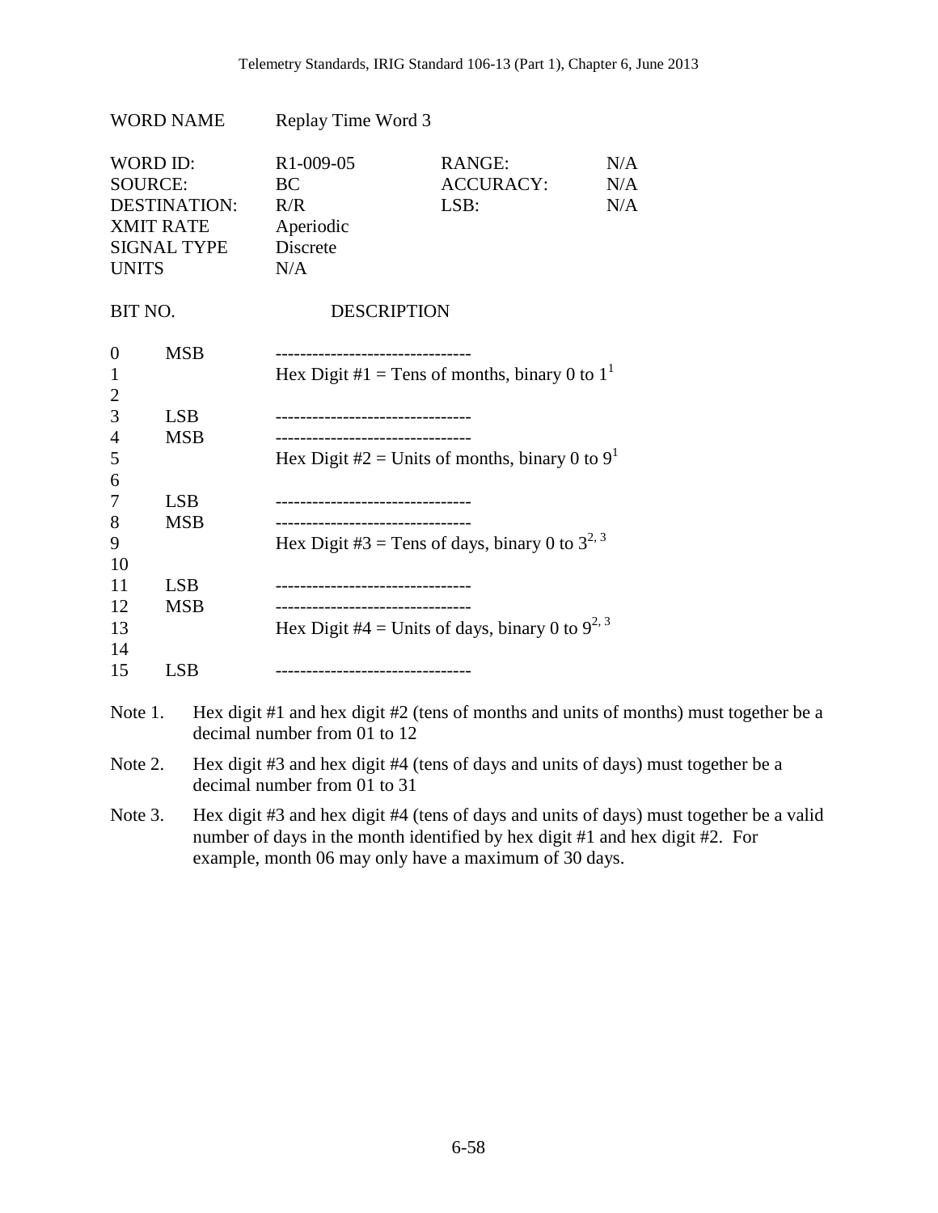WORD NAME Replay Time Word 3

| | | | |
|---|---|---|---|
| WORD ID: | R1-009-05 | RANGE: | N/A |
| SOURCE: | BC | ACCURACY: | N/A |
| DESTINATION: | R/R | LSB: | N/A |
| XMIT RATE | Aperiodic | | |
| SIGNAL TYPE | Discrete | | |
| UNITS | N/A | | |

| BIT NO. | | DESCRIPTION |
|---|---|---|
| 0 | MSB | -------------------------------- |
| 1 | | Hex Digit #1 = Tens of months, binary 0 to 1[1] |
| 2 | | |
| 3 | LSB | -------------------------------- |
| 4 | MSB | -------------------------------- |
| 5 | | Hex Digit #2 = Units of months, binary 0 to 9[1] |
| 6 | | |
| 7 | LSB | -------------------------------- |
| 8 | MSB | -------------------------------- |
| 9 | | Hex Digit #3 = Tens of days, binary 0 to 3[2, 3] |
| 10 | | |
| 11 | LSB | -------------------------------- |
| 12 | MSB | -------------------------------- |
| 13 | | Hex Digit #4 = Units of days, binary 0 to 9[2, 3] |
| 14 | | |
| 15 | LSB | -------------------------------- |

Note 1. Hex digit #1 and hex digit #2 (tens of months and units of months) must together be a decimal number from 01 to 12

Note 2. Hex digit #3 and hex digit #4 (tens of days and units of days) must together be a decimal number from 01 to 31

Note 3. Hex digit #3 and hex digit #4 (tens of days and units of days) must together be a valid number of days in the month identified by hex digit #1 and hex digit #2. For example, month 06 may only have a maximum of 30 days.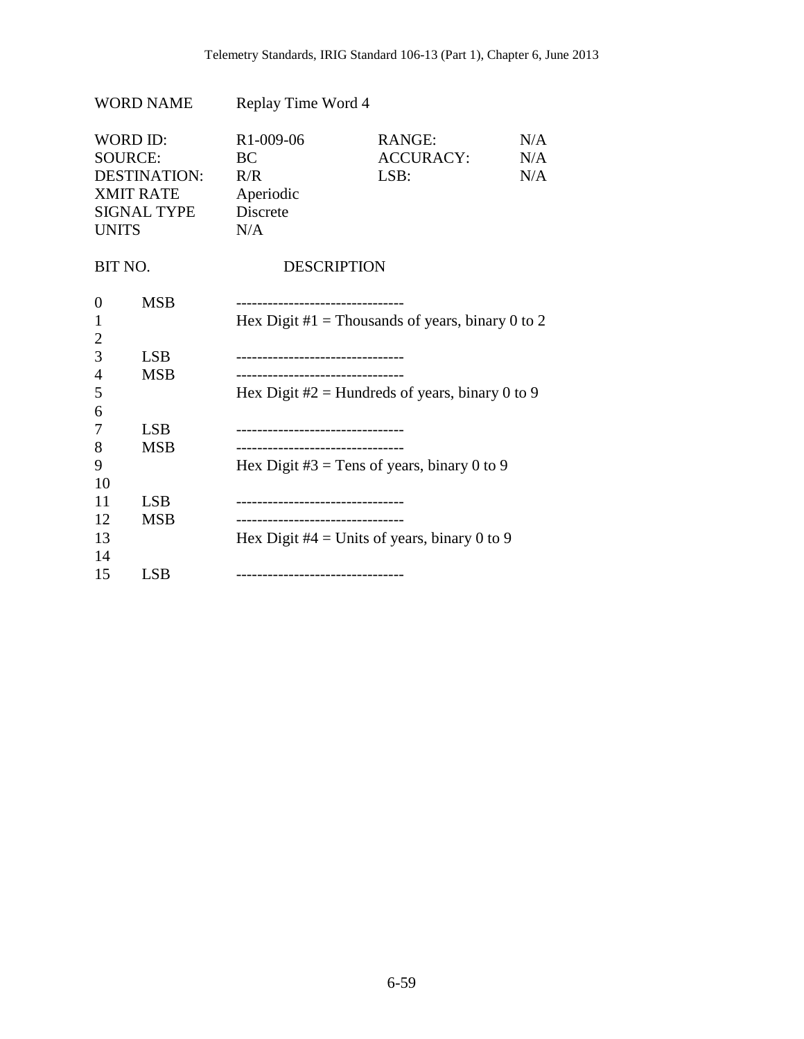WORD NAME Replay Time Word 4

| | | | |
|---|---|---|---|
| WORD ID: | R1-009-06 | RANGE: | N/A |
| SOURCE: | BC | ACCURACY: | N/A |
| DESTINATION: | R/R | LSB: | N/A |
| XMIT RATE | Aperiodic | | |
| SIGNAL TYPE | Discrete | | |
| UNITS | N/A | | |

| BIT NO. | | DESCRIPTION |
|---|---|---|
| 0 | MSB | -------------------------------- |
| 1 | | Hex Digit #1 = Thousands of years, binary 0 to 2 |
| 2 | | |
| 3 | LSB | -------------------------------- |
| 4 | MSB | -------------------------------- |
| 5 | | Hex Digit #2 = Hundreds of years, binary 0 to 9 |
| 6 | | |
| 7 | LSB | -------------------------------- |
| 8 | MSB | -------------------------------- |
| 9 | | Hex Digit #3 = Tens of years, binary 0 to 9 |
| 10 | | |
| 11 | LSB | -------------------------------- |
| 12 | MSB | -------------------------------- |
| 13 | | Hex Digit #4 = Units of years, binary 0 to 9 |
| 14 | | |
| 15 | LSB | -------------------------------- |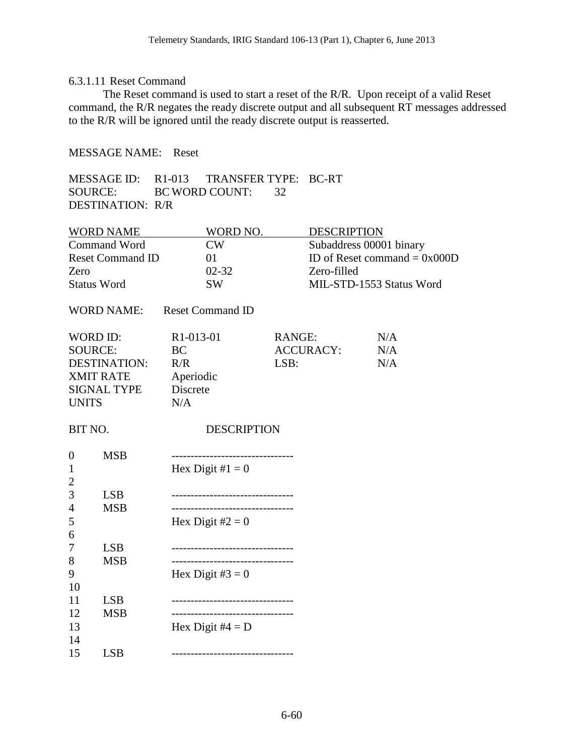6.3.1.11 Reset Command

The Reset command is used to start a reset of the R/R. Upon receipt of a valid Reset command, the R/R negates the ready discrete output and all subsequent RT messages addressed to the R/R will be ignored until the ready discrete output is reasserted.

MESSAGE NAME: Reset

MESSAGE ID: R1-013 TRANSFER TYPE: BC-RT
SOURCE: BC WORD COUNT: 32
DESTINATION: R/R

| WORD NAME | WORD NO. | DESCRIPTION |
|---|---|---|
| Command Word | CW | Subaddress 00001 binary |
| Reset Command ID | 01 | ID of Reset command = 0x000D |
| Zero | 02-32 | Zero-filled |
| Status Word | SW | MIL-STD-1553 Status Word |

WORD NAME: Reset Command ID

| | | | |
|---|---|---|---|
| WORD ID: | R1-013-01 | RANGE: | N/A |
| SOURCE: | BC | ACCURACY: | N/A |
| DESTINATION: | R/R | LSB: | N/A |
| XMIT RATE | Aperiodic | | |
| SIGNAL TYPE | Discrete | | |
| UNITS | N/A | | |

| BIT NO. | | DESCRIPTION |
|---|---|---|
| 0 | MSB | -------------------------------- |
| 1 | | Hex Digit #1 = 0 |
| 2 | | |
| 3 | LSB | -------------------------------- |
| 4 | MSB | -------------------------------- |
| 5 | | Hex Digit #2 = 0 |
| 6 | | |
| 7 | LSB | -------------------------------- |
| 8 | MSB | -------------------------------- |
| 9 | | Hex Digit #3 = 0 |
| 10 | | |
| 11 | LSB | -------------------------------- |
| 12 | MSB | -------------------------------- |
| 13 | | Hex Digit #4 = D |
| 14 | | |
| 15 | LSB | -------------------------------- |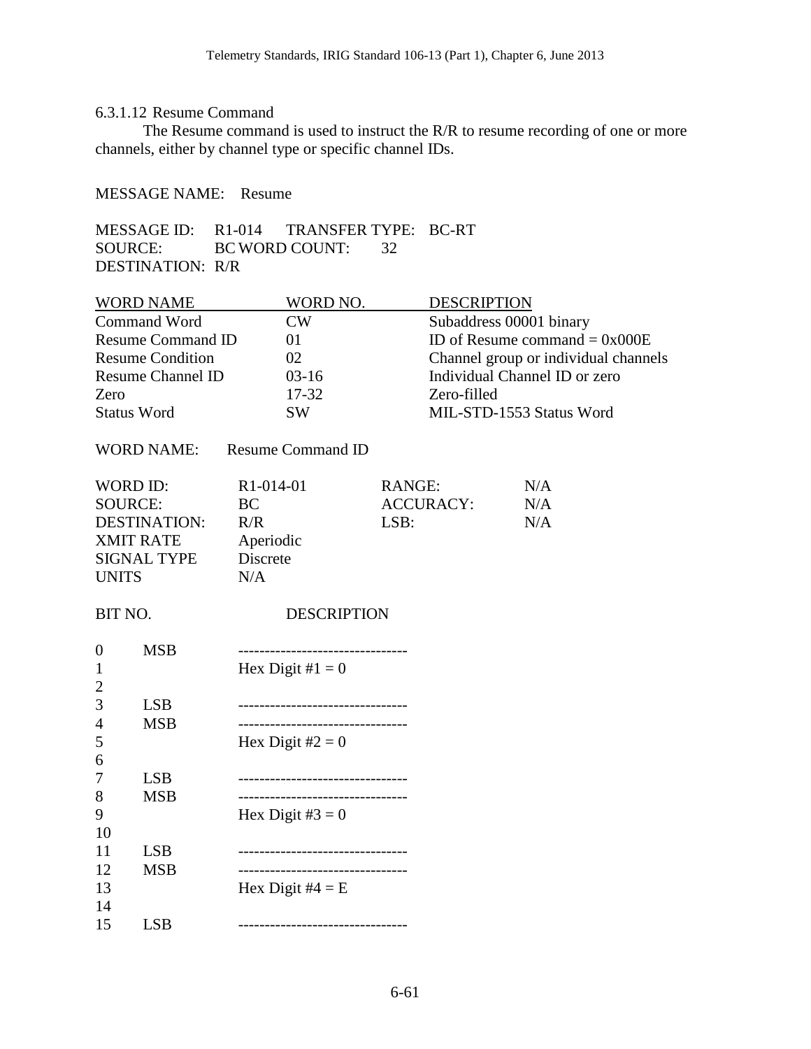#### 6.3.1.12 Resume Command

The Resume command is used to instruct the R/R to resume recording of one or more channels, either by channel type or specific channel IDs.

MESSAGE NAME: Resume

| | | | |
|---|---|---|---|
| MESSAGE ID: | R1-014 | TRANSFER TYPE: | BC-RT |
| SOURCE: | BC | WORD COUNT: | 32 |
| DESTINATION: | R/R | | |

| WORD NAME | WORD NO. | DESCRIPTION |
|---|---|---|
| Command Word | CW | Subaddress 00001 binary |
| Resume Command ID | 01 | ID of Resume command = 0x000E |
| Resume Condition | 02 | Channel group or individual channels |
| Resume Channel ID | 03-16 | Individual Channel ID or zero |
| Zero | 17-32 | Zero-filled |
| Status Word | SW | MIL-STD-1553 Status Word |

WORD NAME: Resume Command ID

| | | | |
|---|---|---|---|
| WORD ID: | R1-014-01 | RANGE: | N/A |
| SOURCE: | BC | ACCURACY: | N/A |
| DESTINATION: | R/R | LSB: | N/A |
| XMIT RATE | Aperiodic | | |
| SIGNAL TYPE | Discrete | | |
| UNITS | N/A | | |

| BIT NO. | | DESCRIPTION |
|---|---|---|
| 0 | MSB | -------------------------------- |
| 1 | | Hex Digit #1 = 0 |
| 2 | | |
| 3 | LSB | -------------------------------- |
| 4 | MSB | -------------------------------- |
| 5 | | Hex Digit #2 = 0 |
| 6 | | |
| 7 | LSB | -------------------------------- |
| 8 | MSB | -------------------------------- |
| 9 | | Hex Digit #3 = 0 |
| 10 | | |
| 11 | LSB | -------------------------------- |
| 12 | MSB | -------------------------------- |
| 13 | | Hex Digit #4 = E |
| 14 | | |
| 15 | LSB | -------------------------------- |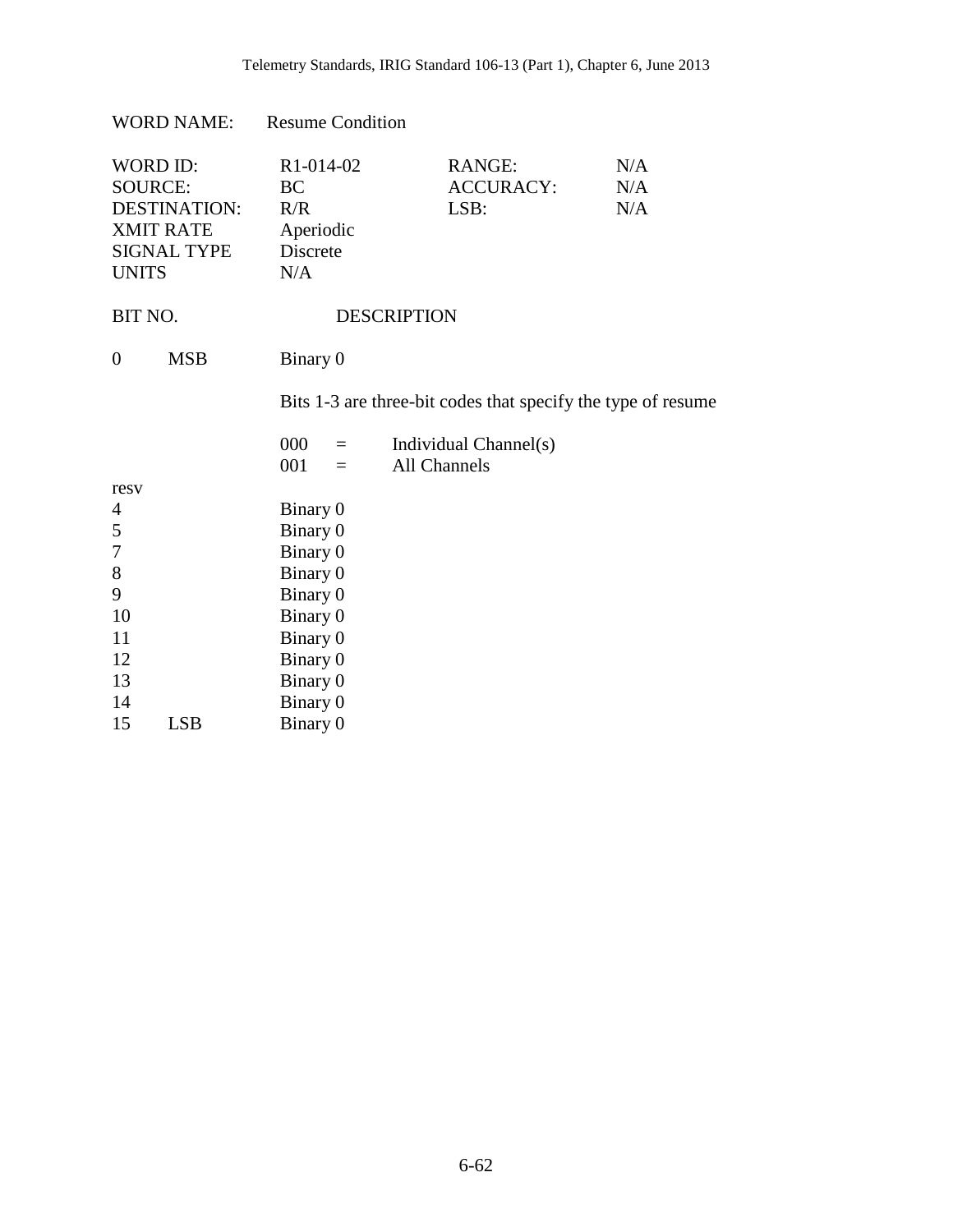WORD NAME: Resume Condition

| | | | |
|---|---|---|---|
| WORD ID: | R1-014-02 | RANGE: | N/A |
| SOURCE: | BC | ACCURACY: | N/A |
| DESTINATION: | R/R | LSB: | N/A |
| XMIT RATE | Aperiodic | | |
| SIGNAL TYPE | Discrete | | |
| UNITS | N/A | | |

| BIT NO. | | DESCRIPTION |
|---|---|---|
| 0 | MSB | Binary 0 |
| | | Bits 1-3 are three-bit codes that specify the type of resume |
| | | 000 = Individual Channel(s) |
| | | 001 = All Channels |
| resv | | |
| 4 | | Binary 0 |
| 5 | | Binary 0 |
| 7 | | Binary 0 |
| 8 | | Binary 0 |
| 9 | | Binary 0 |
| 10 | | Binary 0 |
| 11 | | Binary 0 |
| 12 | | Binary 0 |
| 13 | | Binary 0 |
| 14 | | Binary 0 |
| 15 | LSB | Binary 0 |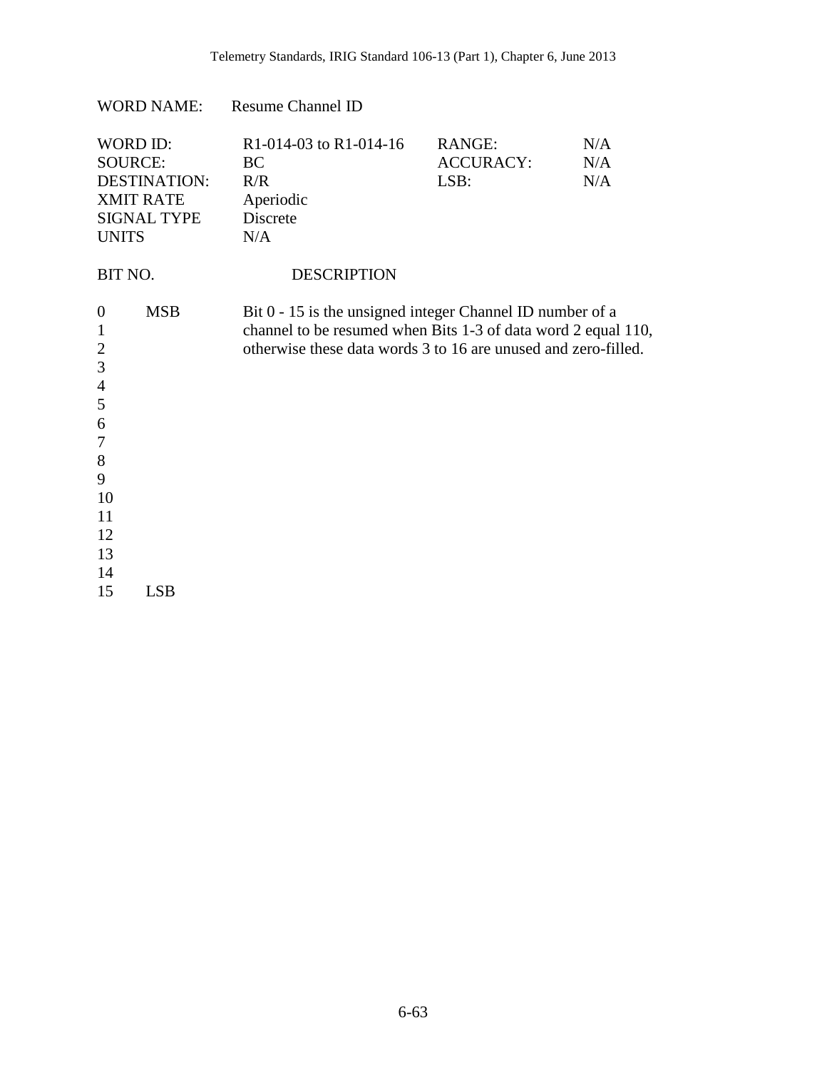WORD NAME: Resume Channel ID

| WORD ID: | R1-014-03 to R1-014-16 | RANGE: | N/A |
|---|---|---|---|
| SOURCE: | BC | ACCURACY: | N/A |
| DESTINATION: | R/R | LSB: | N/A |
| XMIT RATE | Aperiodic | | |
| SIGNAL TYPE | Discrete | | |
| UNITS | N/A | | |

| BIT NO. | | DESCRIPTION |
|---|---|---|
| 0 | MSB | Bit 0 - 15 is the unsigned integer Channel ID number of a channel to be resumed when Bits 1-3 of data word 2 equal 110, otherwise these data words 3 to 16 are unused and zero-filled. |
| 1 | | |
| 2 | | |
| 3 | | |
| 4 | | |
| 5 | | |
| 6 | | |
| 7 | | |
| 8 | | |
| 9 | | |
| 10 | | |
| 11 | | |
| 12 | | |
| 13 | | |
| 14 | | |
| 15 | LSB | |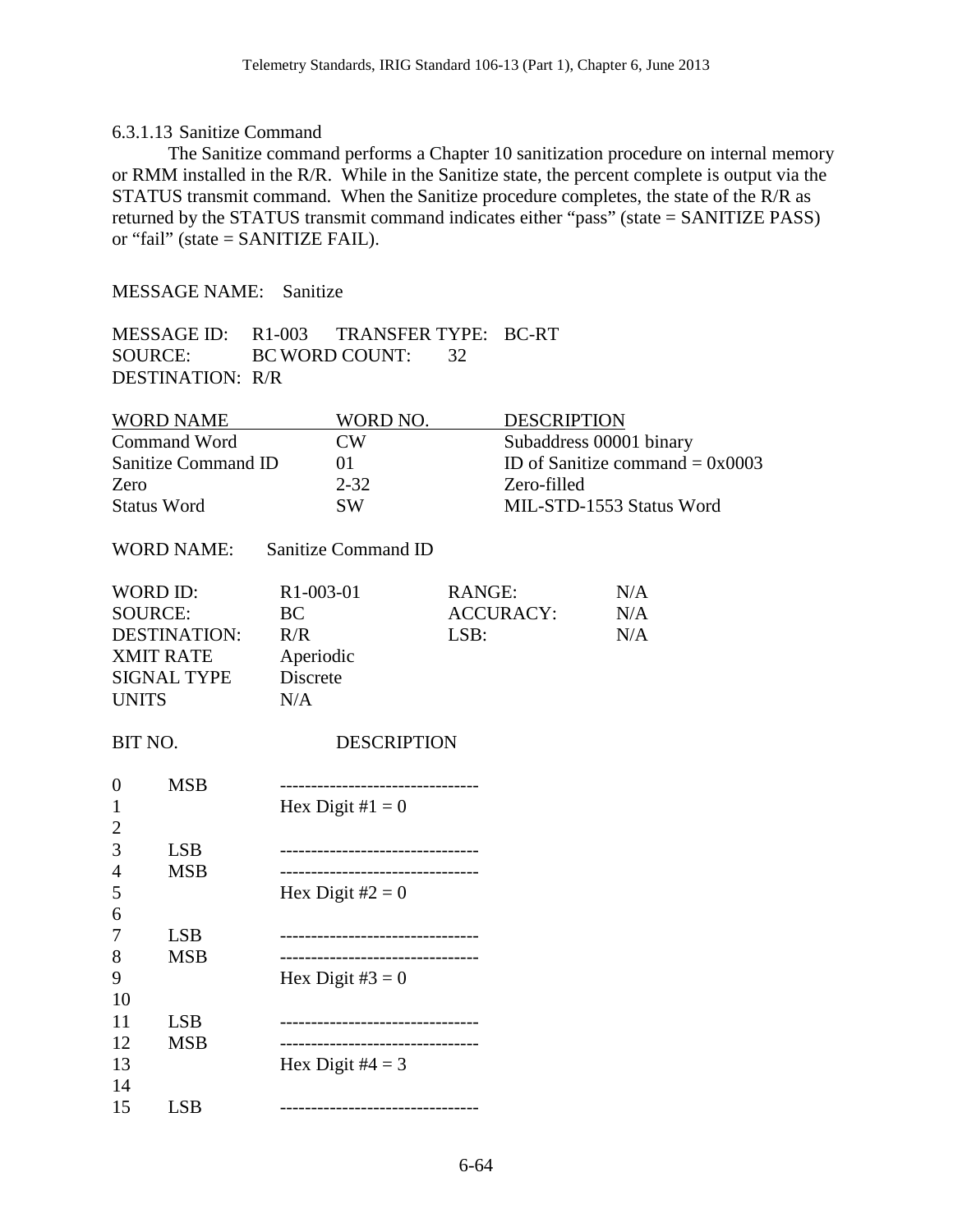#### 6.3.1.13 Sanitize Command

The Sanitize command performs a Chapter 10 sanitization procedure on internal memory or RMM installed in the R/R. While in the Sanitize state, the percent complete is output via the STATUS transmit command. When the Sanitize procedure completes, the state of the R/R as returned by the STATUS transmit command indicates either “pass” (state = SANITIZE PASS) or “fail” (state = SANITIZE FAIL).

MESSAGE NAME: Sanitize

| | | | |
|---|---|---|---|
| MESSAGE ID: | R1-003 | TRANSFER TYPE: | BC-RT |
| SOURCE: | BC | WORD COUNT: | 32 |
| DESTINATION: | R/R | | |

| WORD NAME | WORD NO. | DESCRIPTION |
|---|---|---|
| Command Word | CW | Subaddress 00001 binary |
| Sanitize Command ID | 01 | ID of Sanitize command = 0x0003 |
| Zero | 2-32 | Zero-filled |
| Status Word | SW | MIL-STD-1553 Status Word |

WORD NAME: Sanitize Command ID

| | | | |
|---|---|---|---|
| WORD ID: | R1-003-01 | RANGE: | N/A |
| SOURCE: | BC | ACCURACY: | N/A |
| DESTINATION: | R/R | LSB: | N/A |
| XMIT RATE | Aperiodic | | |
| SIGNAL TYPE | Discrete | | |
| UNITS | N/A | | |

| BIT NO. | | DESCRIPTION |
|---|---|---|
| 0 | MSB | -------------------------------- |
| 1 | | Hex Digit #1 = 0 |
| 2 | | |
| 3 | LSB | -------------------------------- |
| 4 | MSB | -------------------------------- |
| 5 | | Hex Digit #2 = 0 |
| 6 | | |
| 7 | LSB | -------------------------------- |
| 8 | MSB | -------------------------------- |
| 9 | | Hex Digit #3 = 0 |
| 10 | | |
| 11 | LSB | -------------------------------- |
| 12 | MSB | -------------------------------- |
| 13 | | Hex Digit #4 = 3 |
| 14 | | |
| 15 | LSB | -------------------------------- |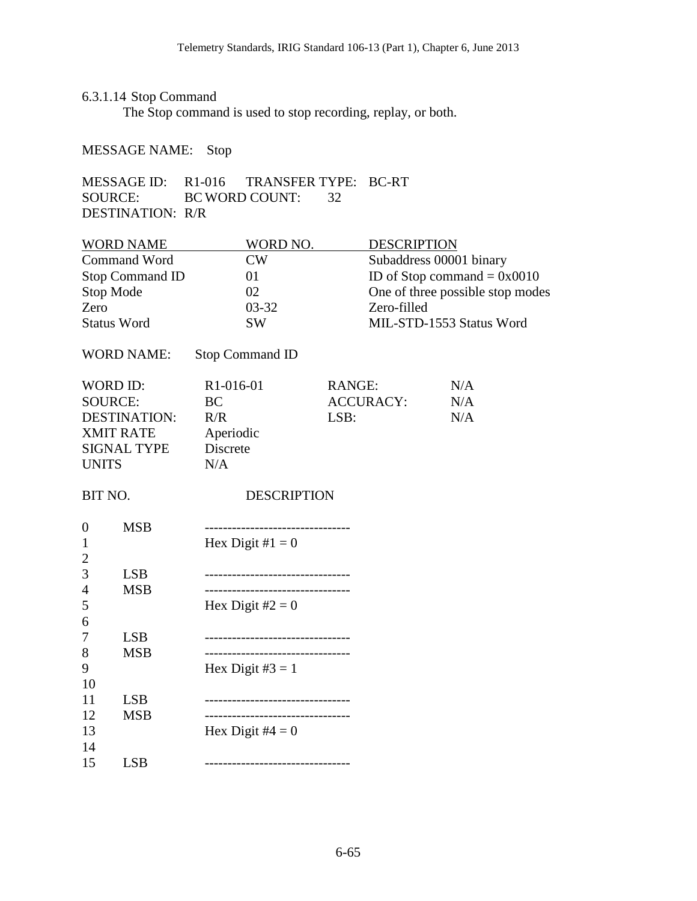6.3.1.14 Stop Command

The Stop command is used to stop recording, replay, or both.

MESSAGE NAME: Stop

MESSAGE ID: R1-016 TRANSFER TYPE: BC-RT
SOURCE: BC WORD COUNT: 32
DESTINATION: R/R

| WORD NAME | WORD NO. | DESCRIPTION |
|---|---|---|
| Command Word | CW | Subaddress 00001 binary |
| Stop Command ID | 01 | ID of Stop command = 0x0010 |
| Stop Mode | 02 | One of three possible stop modes |
| Zero | 03-32 | Zero-filled |
| Status Word | SW | MIL-STD-1553 Status Word |

WORD NAME: Stop Command ID

| | | | |
|---|---|---|---|
| WORD ID: | R1-016-01 | RANGE: | N/A |
| SOURCE: | BC | ACCURACY: | N/A |
| DESTINATION: | R/R | LSB: | N/A |
| XMIT RATE | Aperiodic | | |
| SIGNAL TYPE | Discrete | | |
| UNITS | N/A | | |

| BIT NO. | | DESCRIPTION |
|---|---|---|
| 0 | MSB | -------------------------------- |
| 1 | | Hex Digit #1 = 0 |
| 2 | | |
| 3 | LSB | -------------------------------- |
| 4 | MSB | -------------------------------- |
| 5 | | Hex Digit #2 = 0 |
| 6 | | |
| 7 | LSB | -------------------------------- |
| 8 | MSB | -------------------------------- |
| 9 | | Hex Digit #3 = 1 |
| 10 | | |
| 11 | LSB | -------------------------------- |
| 12 | MSB | -------------------------------- |
| 13 | | Hex Digit #4 = 0 |
| 14 | | |
| 15 | LSB | -------------------------------- |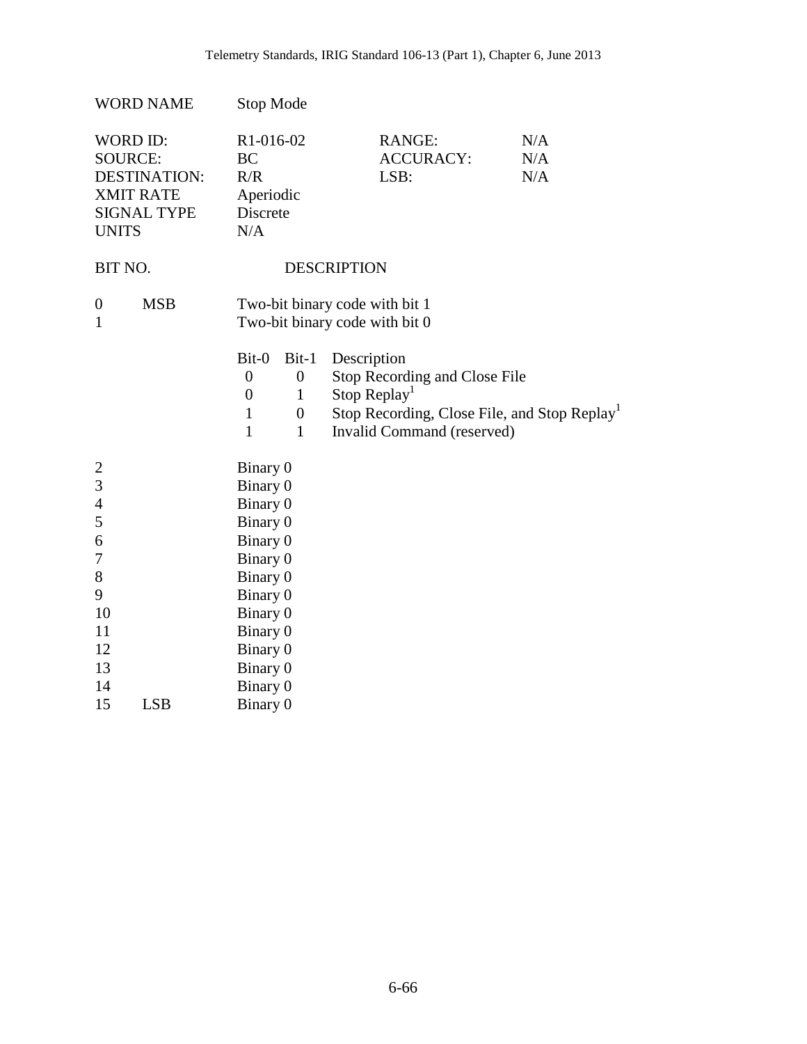| WORD NAME | Stop Mode | | |
|---|---|---|---|
| WORD ID: | R1-016-02 | RANGE: | N/A |
| SOURCE: | BC | ACCURACY: | N/A |
| DESTINATION: | R/R | LSB: | N/A |
| XMIT RATE | Aperiodic | | |
| SIGNAL TYPE | Discrete | | |
| UNITS | N/A | | |

| BIT NO. | | DESCRIPTION |
|---|---|---|
| 0 | MSB | Two-bit binary code with bit 1 |
| 1 | | Two-bit binary code with bit 0 |

| Bit-0 | Bit-1 | Description |
|---|---|---|
| 0 | 0 | Stop Recording and Close File |
| 0 | 1 | Stop Replay[1] |
| 1 | 0 | Stop Recording, Close File, and Stop Replay[1] |
| 1 | 1 | Invalid Command (reserved) |

| BIT NO. | | DESCRIPTION |
|---|---|---|
| 2 | | Binary 0 |
| 3 | | Binary 0 |
| 4 | | Binary 0 |
| 5 | | Binary 0 |
| 6 | | Binary 0 |
| 7 | | Binary 0 |
| 8 | | Binary 0 |
| 9 | | Binary 0 |
| 10 | | Binary 0 |
| 11 | | Binary 0 |
| 12 | | Binary 0 |
| 13 | | Binary 0 |
| 14 | | Binary 0 |
| 15 | LSB | Binary 0 |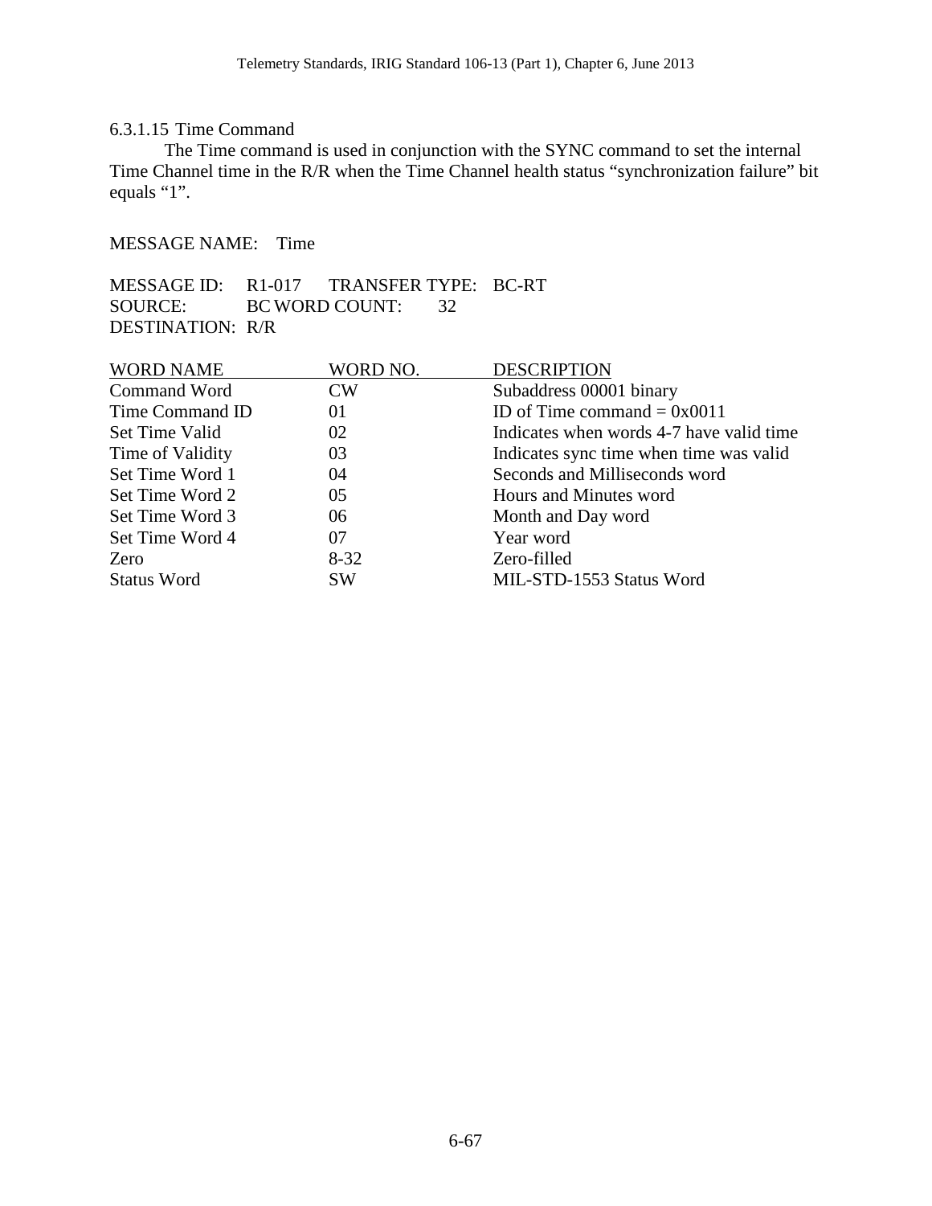#### 6.3.1.15 Time Command

The Time command is used in conjunction with the SYNC command to set the internal Time Channel time in the R/R when the Time Channel health status "synchronization failure" bit equals "1".

MESSAGE NAME: Time

MESSAGE ID: R1-017 TRANSFER TYPE: BC-RT
SOURCE: BC WORD COUNT: 32
DESTINATION: R/R

| WORD NAME | WORD NO. | DESCRIPTION |
|---|---|---|
| Command Word | CW | Subaddress 00001 binary |
| Time Command ID | 01 | ID of Time command = 0x0011 |
| Set Time Valid | 02 | Indicates when words 4-7 have valid time |
| Time of Validity | 03 | Indicates sync time when time was valid |
| Set Time Word 1 | 04 | Seconds and Milliseconds word |
| Set Time Word 2 | 05 | Hours and Minutes word |
| Set Time Word 3 | 06 | Month and Day word |
| Set Time Word 4 | 07 | Year word |
| Zero | 8-32 | Zero-filled |
| Status Word | SW | MIL-STD-1553 Status Word |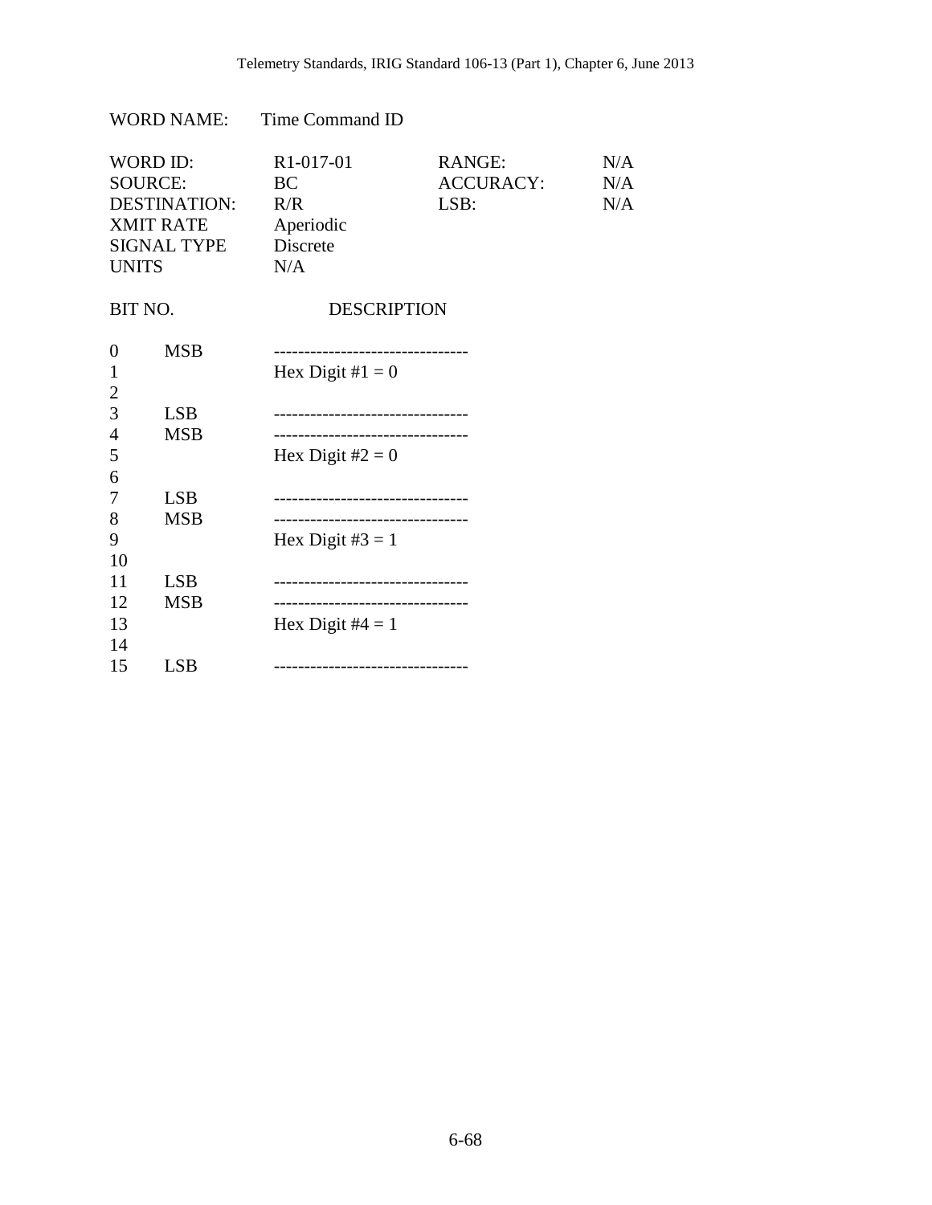WORD NAME: Time Command ID

| | | | |
|---|---|---|---|
| WORD ID: | R1-017-01 | RANGE: | N/A |
| SOURCE: | BC | ACCURACY: | N/A |
| DESTINATION: | R/R | LSB: | N/A |
| XMIT RATE | Aperiodic | | |
| SIGNAL TYPE | Discrete | | |
| UNITS | N/A | | |

| BIT NO. | | DESCRIPTION |
|---|---|---|
| 0 | MSB | -------------------------------- |
| 1 | | Hex Digit #1 = 0 |
| 2 | | |
| 3 | LSB | -------------------------------- |
| 4 | MSB | -------------------------------- |
| 5 | | Hex Digit #2 = 0 |
| 6 | | |
| 7 | LSB | -------------------------------- |
| 8 | MSB | -------------------------------- |
| 9 | | Hex Digit #3 = 1 |
| 10 | | |
| 11 | LSB | -------------------------------- |
| 12 | MSB | -------------------------------- |
| 13 | | Hex Digit #4 = 1 |
| 14 | | |
| 15 | LSB | -------------------------------- |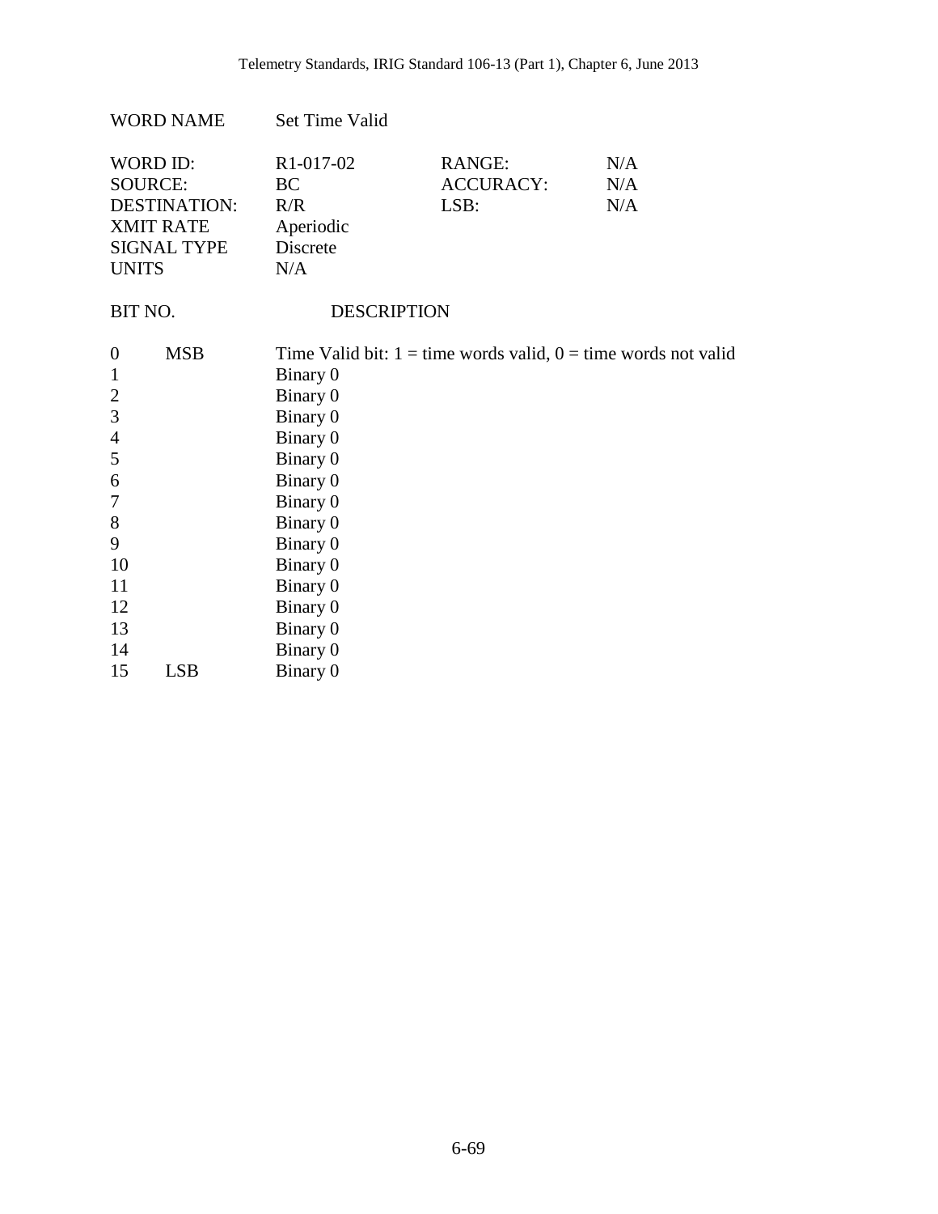| WORD NAME | Set Time Valid | | |
|---|---|---|---|
| WORD ID: | R1-017-02 | RANGE: | N/A |
| SOURCE: | BC | ACCURACY: | N/A |
| DESTINATION: | R/R | LSB: | N/A |
| XMIT RATE | Aperiodic | | |
| SIGNAL TYPE | Discrete | | |
| UNITS | N/A | | |

| BIT NO. | | DESCRIPTION |
|---|---|---|
| 0 | MSB | Time Valid bit: 1 = time words valid, 0 = time words not valid |
| 1 | | Binary 0 |
| 2 | | Binary 0 |
| 3 | | Binary 0 |
| 4 | | Binary 0 |
| 5 | | Binary 0 |
| 6 | | Binary 0 |
| 7 | | Binary 0 |
| 8 | | Binary 0 |
| 9 | | Binary 0 |
| 10 | | Binary 0 |
| 11 | | Binary 0 |
| 12 | | Binary 0 |
| 13 | | Binary 0 |
| 14 | | Binary 0 |
| 15 | LSB | Binary 0 |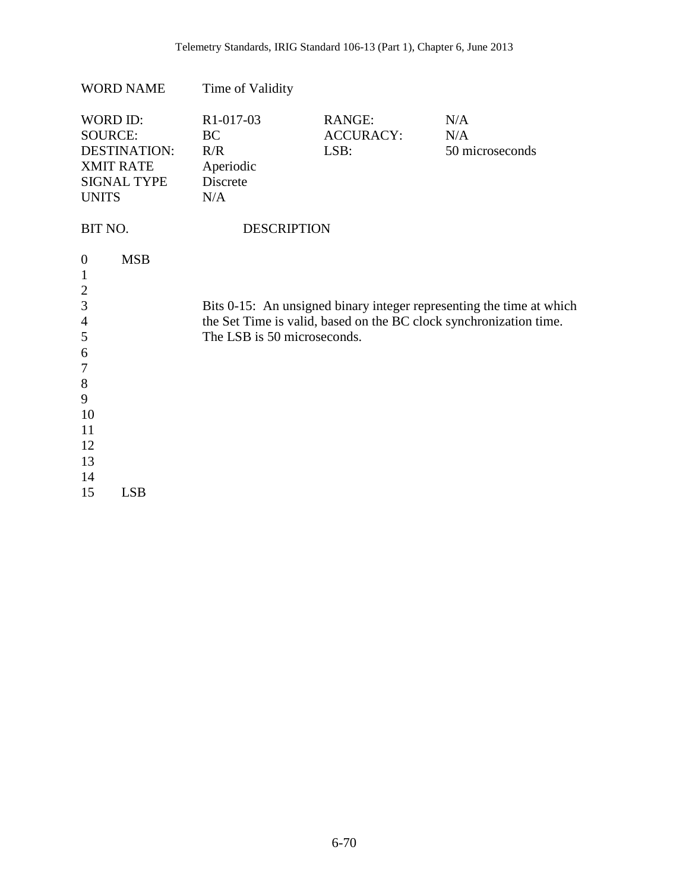| WORD NAME | Time of Validity | | |
|---|---|---|---|
| WORD ID: | R1-017-03 | RANGE: | N/A |
| SOURCE: | BC | ACCURACY: | N/A |
| DESTINATION: | R/R | LSB: | 50 microseconds |
| XMIT RATE | Aperiodic | | |
| SIGNAL TYPE | Discrete | | |
| UNITS | N/A | | |

| BIT NO. | | DESCRIPTION |
|---|---|---|
| 0 | MSB | |
| 1 | | |
| 2 | | |
| 3 | | Bits 0-15: An unsigned binary integer representing the time at which the Set Time is valid, based on the BC clock synchronization time. The LSB is 50 microseconds. |
| 4 | | |
| 5 | | |
| 6 | | |
| 7 | | |
| 8 | | |
| 9 | | |
| 10 | | |
| 11 | | |
| 12 | | |
| 13 | | |
| 14 | | |
| 15 | LSB | |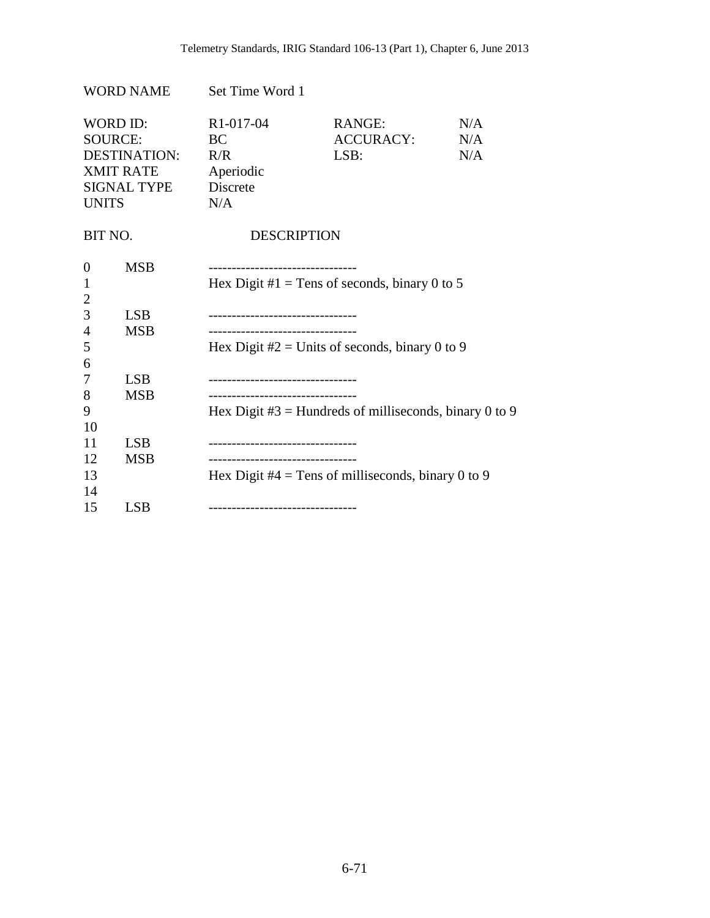WORD NAME Set Time Word 1

| WORD ID: | R1-017-04 | RANGE: | N/A |
|---|---|---|---|
| SOURCE: | BC | ACCURACY: | N/A |
| DESTINATION: | R/R | LSB: | N/A |
| XMIT RATE | Aperiodic | | |
| SIGNAL TYPE | Discrete | | |
| UNITS | N/A | | |

| BIT NO. | | DESCRIPTION |
|---|---|---|
| 0 | MSB | -------------------------------- |
| 1 | | Hex Digit #1 = Tens of seconds, binary 0 to 5 |
| 2 | | |
| 3 | LSB | -------------------------------- |
| 4 | MSB | -------------------------------- |
| 5 | | Hex Digit #2 = Units of seconds, binary 0 to 9 |
| 6 | | |
| 7 | LSB | -------------------------------- |
| 8 | MSB | -------------------------------- |
| 9 | | Hex Digit #3 = Hundreds of milliseconds, binary 0 to 9 |
| 10 | | |
| 11 | LSB | -------------------------------- |
| 12 | MSB | -------------------------------- |
| 13 | | Hex Digit #4 = Tens of milliseconds, binary 0 to 9 |
| 14 | | |
| 15 | LSB | -------------------------------- |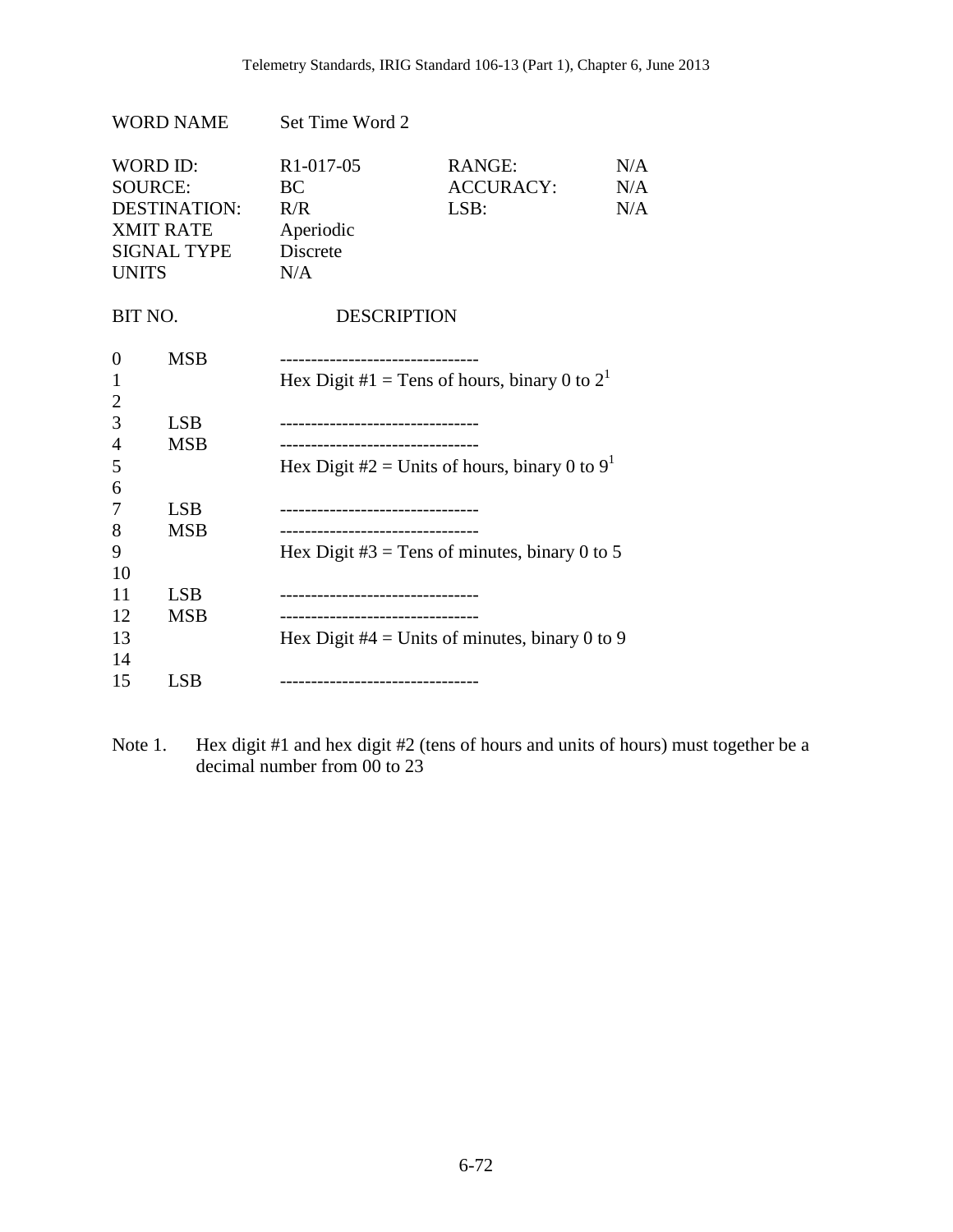| WORD NAME | Set Time Word 2 | | |
|---|---|---|---|
| WORD ID: | R1-017-05 | RANGE: | N/A |
| SOURCE: | BC | ACCURACY: | N/A |
| DESTINATION: | R/R | LSB: | N/A |
| XMIT RATE | Aperiodic | | |
| SIGNAL TYPE | Discrete | | |
| UNITS | N/A | | |

| BIT NO. | | DESCRIPTION |
|---|---|---|
| 0 | MSB | -------------------------------- |
| 1 | | Hex Digit #1 = Tens of hours, binary 0 to 2[1] |
| 2 | | |
| 3 | LSB | -------------------------------- |
| 4 | MSB | -------------------------------- |
| 5 | | Hex Digit #2 = Units of hours, binary 0 to 9[1] |
| 6 | | |
| 7 | LSB | -------------------------------- |
| 8 | MSB | -------------------------------- |
| 9 | | Hex Digit #3 = Tens of minutes, binary 0 to 5 |
| 10 | | |
| 11 | LSB | -------------------------------- |
| 12 | MSB | -------------------------------- |
| 13 | | Hex Digit #4 = Units of minutes, binary 0 to 9 |
| 14 | | |
| 15 | LSB | -------------------------------- |

Note 1. Hex digit #1 and hex digit #2 (tens of hours and units of hours) must together be a decimal number from 00 to 23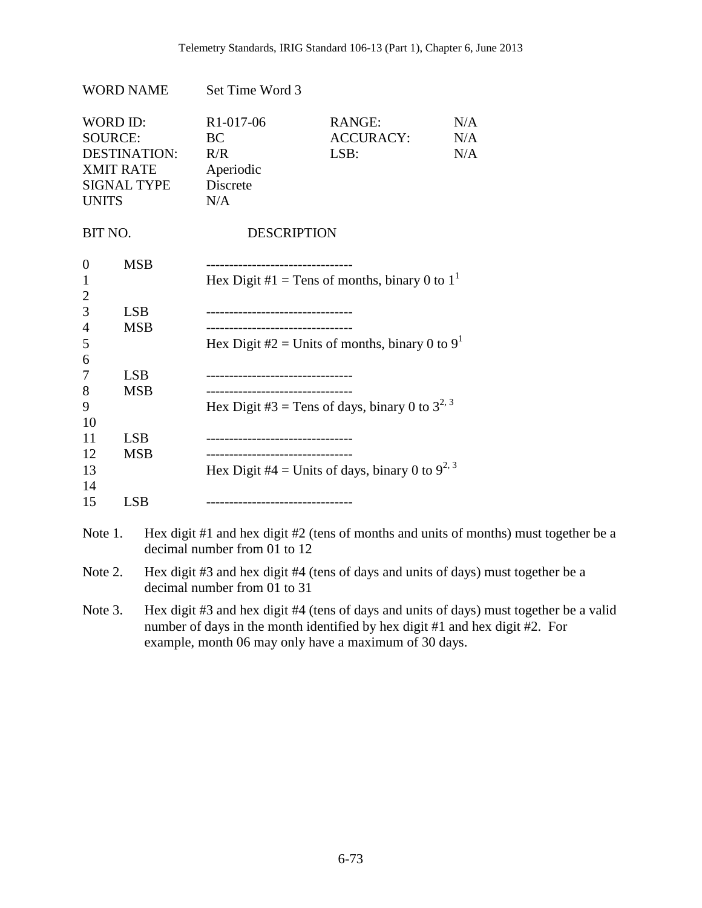WORD NAME Set Time Word 3

| WORD ID: | R1-017-06 | RANGE: | N/A |
| --- | --- | --- | --- |
| SOURCE: | BC | ACCURACY: | N/A |
| DESTINATION: | R/R | LSB: | N/A |
| XMIT RATE | Aperiodic | | |
| SIGNAL TYPE | Discrete | | |
| UNITS | N/A | | |

| BIT NO. | | DESCRIPTION |
| --- | --- | --- |
| 0 | MSB | -------------------------------- |
| 1 | | Hex Digit #1 = Tens of months, binary 0 to 1[1] |
| 2 | | |
| 3 | LSB | -------------------------------- |
| 4 | MSB | -------------------------------- |
| 5 | | Hex Digit #2 = Units of months, binary 0 to 9[1] |
| 6 | | |
| 7 | LSB | -------------------------------- |
| 8 | MSB | -------------------------------- |
| 9 | | Hex Digit #3 = Tens of days, binary 0 to 3[2, 3] |
| 10 | | |
| 11 | LSB | -------------------------------- |
| 12 | MSB | -------------------------------- |
| 13 | | Hex Digit #4 = Units of days, binary 0 to 9[2, 3] |
| 14 | | |
| 15 | LSB | -------------------------------- |

Note 1. Hex digit #1 and hex digit #2 (tens of months and units of months) must together be a decimal number from 01 to 12

Note 2. Hex digit #3 and hex digit #4 (tens of days and units of days) must together be a decimal number from 01 to 31

Note 3. Hex digit #3 and hex digit #4 (tens of days and units of days) must together be a valid number of days in the month identified by hex digit #1 and hex digit #2. For example, month 06 may only have a maximum of 30 days.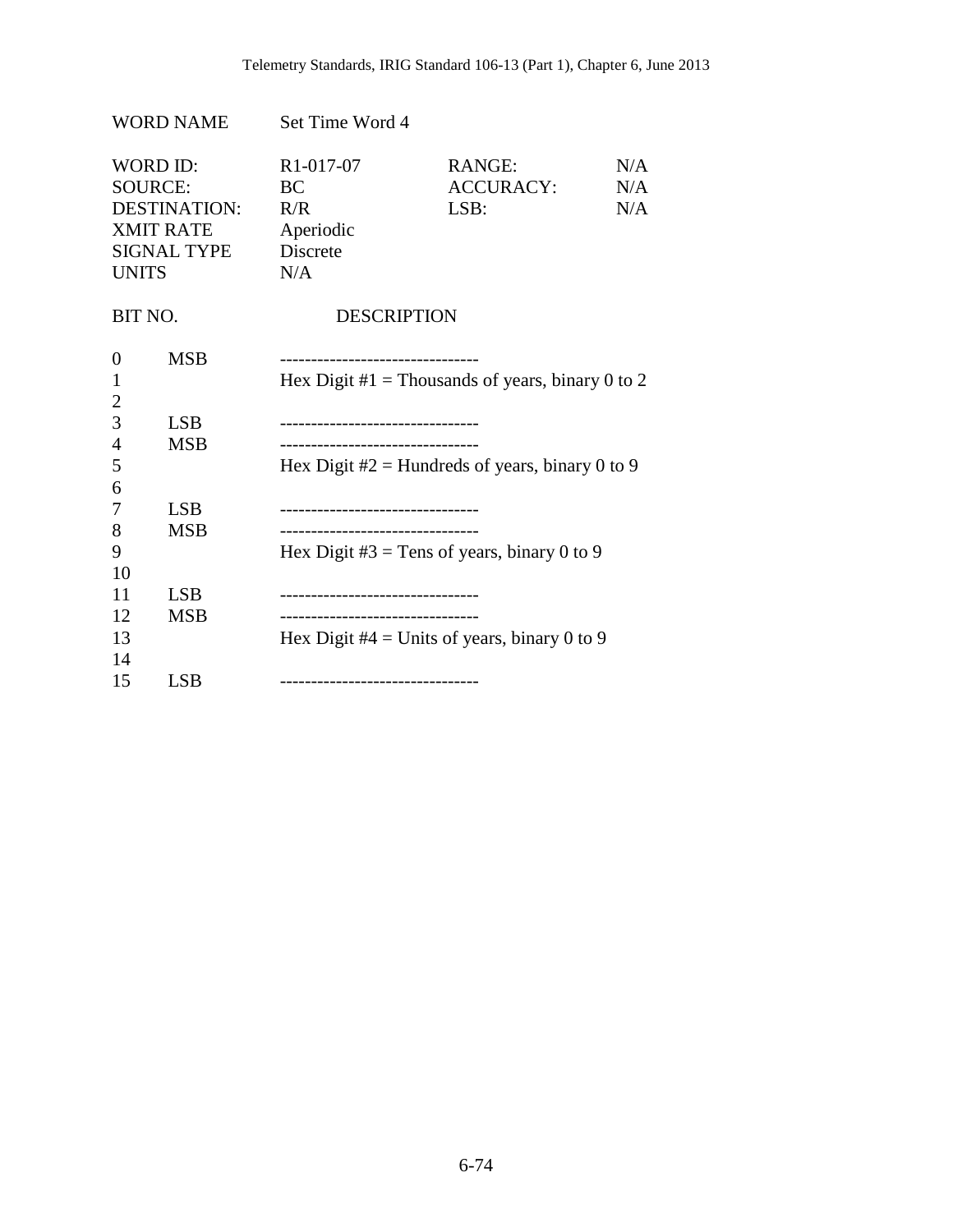| WORD NAME | Set Time Word 4 | | |
|---|---|---|---|
| WORD ID: | R1-017-07 | RANGE: | N/A |
| SOURCE: | BC | ACCURACY: | N/A |
| DESTINATION: | R/R | LSB: | N/A |
| XMIT RATE | Aperiodic | | |
| SIGNAL TYPE | Discrete | | |
| UNITS | N/A | | |

| BIT NO. | | DESCRIPTION |
|---|---|---|
| 0 | MSB | -------------------------------- |
| 1 | | Hex Digit #1 = Thousands of years, binary 0 to 2 |
| 2 | | |
| 3 | LSB | -------------------------------- |
| 4 | MSB | -------------------------------- |
| 5 | | Hex Digit #2 = Hundreds of years, binary 0 to 9 |
| 6 | | |
| 7 | LSB | -------------------------------- |
| 8 | MSB | -------------------------------- |
| 9 | | Hex Digit #3 = Tens of years, binary 0 to 9 |
| 10 | | |
| 11 | LSB | -------------------------------- |
| 12 | MSB | -------------------------------- |
| 13 | | Hex Digit #4 = Units of years, binary 0 to 9 |
| 14 | | |
| 15 | LSB | -------------------------------- |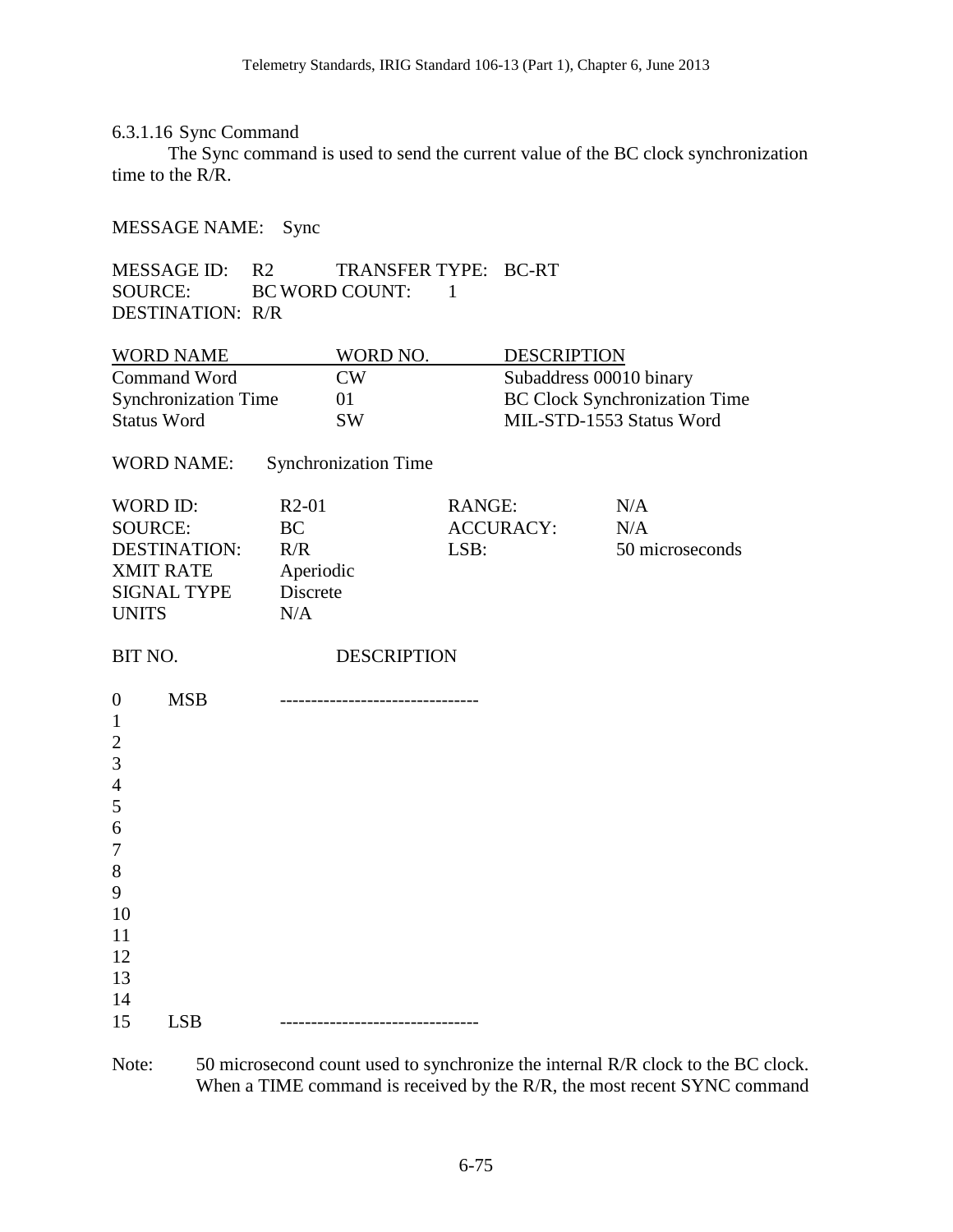#### 6.3.1.16 Sync Command

The Sync command is used to send the current value of the BC clock synchronization time to the R/R.

MESSAGE NAME: Sync

| | | | |
|---|---|---|---|
| MESSAGE ID: | R2 | TRANSFER TYPE: | BC-RT |
| SOURCE: | BC | WORD COUNT: | 1 |
| DESTINATION: | R/R | | |

| WORD NAME | WORD NO. | DESCRIPTION |
|---|---|---|
| Command Word | CW | Subaddress 00010 binary |
| Synchronization Time | 01 | BC Clock Synchronization Time |
| Status Word | SW | MIL-STD-1553 Status Word |

WORD NAME: Synchronization Time

| | | | |
|---|---|---|---|
| WORD ID: | R2-01 | RANGE: | N/A |
| SOURCE: | BC | ACCURACY: | N/A |
| DESTINATION: | R/R | LSB: | 50 microseconds |
| XMIT RATE | Aperiodic | | |
| SIGNAL TYPE | Discrete | | |
| UNITS | N/A | | |

| BIT NO. | | DESCRIPTION |
|---|---|---|
| 0 | MSB | -------------------------------- |
| 1 | | |
| 2 | | |
| 3 | | |
| 4 | | |
| 5 | | |
| 6 | | |
| 7 | | |
| 8 | | |
| 9 | | |
| 10 | | |
| 11 | | |
| 12 | | |
| 13 | | |
| 14 | | |
| 15 | LSB | -------------------------------- |

Note: 50 microsecond count used to synchronize the internal R/R clock to the BC clock. When a TIME command is received by the R/R, the most recent SYNC command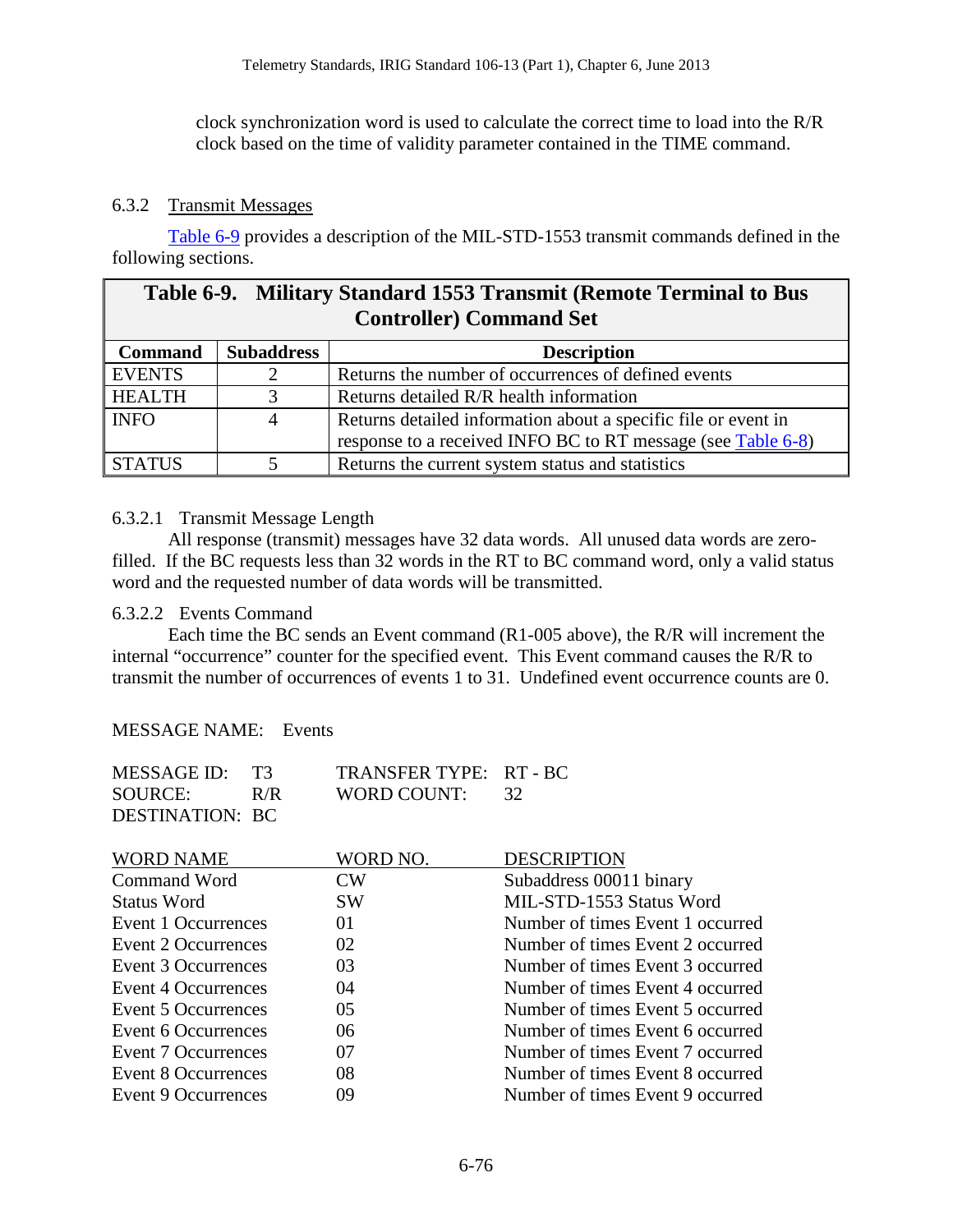clock synchronization word is used to calculate the correct time to load into the R/R clock based on the time of validity parameter contained in the TIME command.

### 6.3.2 Transmit Messages

Table 6-9 provides a description of the MIL-STD-1553 transmit commands defined in the following sections.

**Table 6-9. Military Standard 1553 Transmit (Remote Terminal to Bus Controller) Command Set**

| Command | Subaddress | Description |
|---|---|---|
| EVENTS | 2 | Returns the number of occurrences of defined events |
| HEALTH | 3 | Returns detailed R/R health information |
| INFO | 4 | Returns detailed information about a specific file or event in response to a received INFO BC to RT message (see Table 6-8) |
| STATUS | 5 | Returns the current system status and statistics |

#### 6.3.2.1 Transmit Message Length

All response (transmit) messages have 32 data words. All unused data words are zero-filled. If the BC requests less than 32 words in the RT to BC command word, only a valid status word and the requested number of data words will be transmitted.

#### 6.3.2.2 Events Command

Each time the BC sends an Event command (R1-005 above), the R/R will increment the internal "occurrence" counter for the specified event. This Event command causes the R/R to transmit the number of occurrences of events 1 to 31. Undefined event occurrence counts are 0.

MESSAGE NAME: Events

| | | | |
|---|---|---|---|
| MESSAGE ID: | T3 | TRANSFER TYPE: | RT - BC |
| SOURCE: | R/R | WORD COUNT: | 32 |
| DESTINATION: | BC | | |

| WORD NAME | WORD NO. | DESCRIPTION |
|---|---|---|
| Command Word | CW | Subaddress 00011 binary |
| Status Word | SW | MIL-STD-1553 Status Word |
| Event 1 Occurrences | 01 | Number of times Event 1 occurred |
| Event 2 Occurrences | 02 | Number of times Event 2 occurred |
| Event 3 Occurrences | 03 | Number of times Event 3 occurred |
| Event 4 Occurrences | 04 | Number of times Event 4 occurred |
| Event 5 Occurrences | 05 | Number of times Event 5 occurred |
| Event 6 Occurrences | 06 | Number of times Event 6 occurred |
| Event 7 Occurrences | 07 | Number of times Event 7 occurred |
| Event 8 Occurrences | 08 | Number of times Event 8 occurred |
| Event 9 Occurrences | 09 | Number of times Event 9 occurred |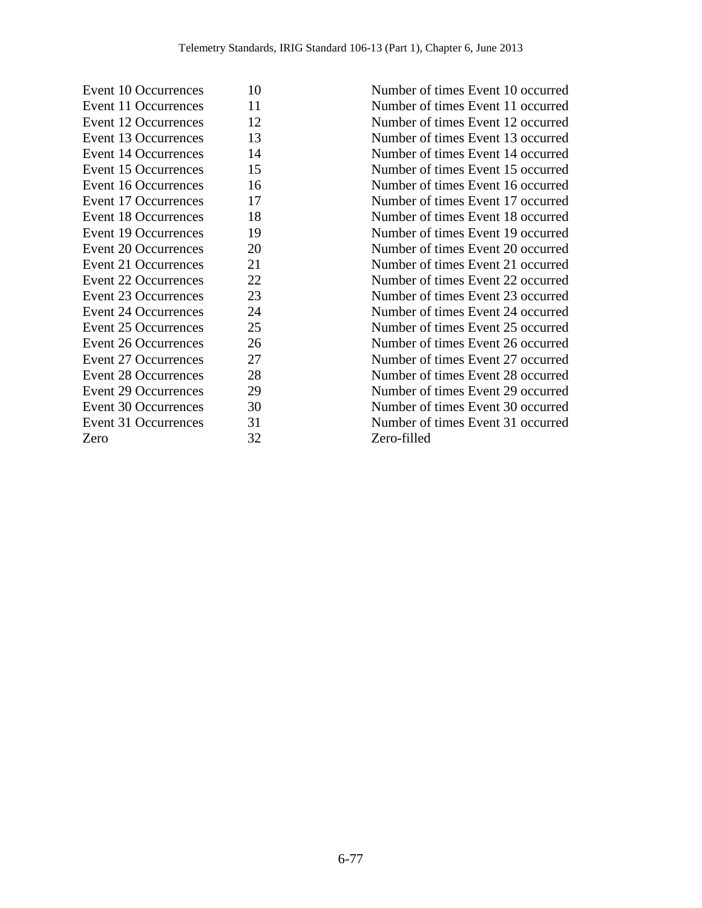| | | |
|---|---|---|
| Event 10 Occurrences | 10 | Number of times Event 10 occurred |
| Event 11 Occurrences | 11 | Number of times Event 11 occurred |
| Event 12 Occurrences | 12 | Number of times Event 12 occurred |
| Event 13 Occurrences | 13 | Number of times Event 13 occurred |
| Event 14 Occurrences | 14 | Number of times Event 14 occurred |
| Event 15 Occurrences | 15 | Number of times Event 15 occurred |
| Event 16 Occurrences | 16 | Number of times Event 16 occurred |
| Event 17 Occurrences | 17 | Number of times Event 17 occurred |
| Event 18 Occurrences | 18 | Number of times Event 18 occurred |
| Event 19 Occurrences | 19 | Number of times Event 19 occurred |
| Event 20 Occurrences | 20 | Number of times Event 20 occurred |
| Event 21 Occurrences | 21 | Number of times Event 21 occurred |
| Event 22 Occurrences | 22 | Number of times Event 22 occurred |
| Event 23 Occurrences | 23 | Number of times Event 23 occurred |
| Event 24 Occurrences | 24 | Number of times Event 24 occurred |
| Event 25 Occurrences | 25 | Number of times Event 25 occurred |
| Event 26 Occurrences | 26 | Number of times Event 26 occurred |
| Event 27 Occurrences | 27 | Number of times Event 27 occurred |
| Event 28 Occurrences | 28 | Number of times Event 28 occurred |
| Event 29 Occurrences | 29 | Number of times Event 29 occurred |
| Event 30 Occurrences | 30 | Number of times Event 30 occurred |
| Event 31 Occurrences | 31 | Number of times Event 31 occurred |
| Zero | 32 | Zero-filled |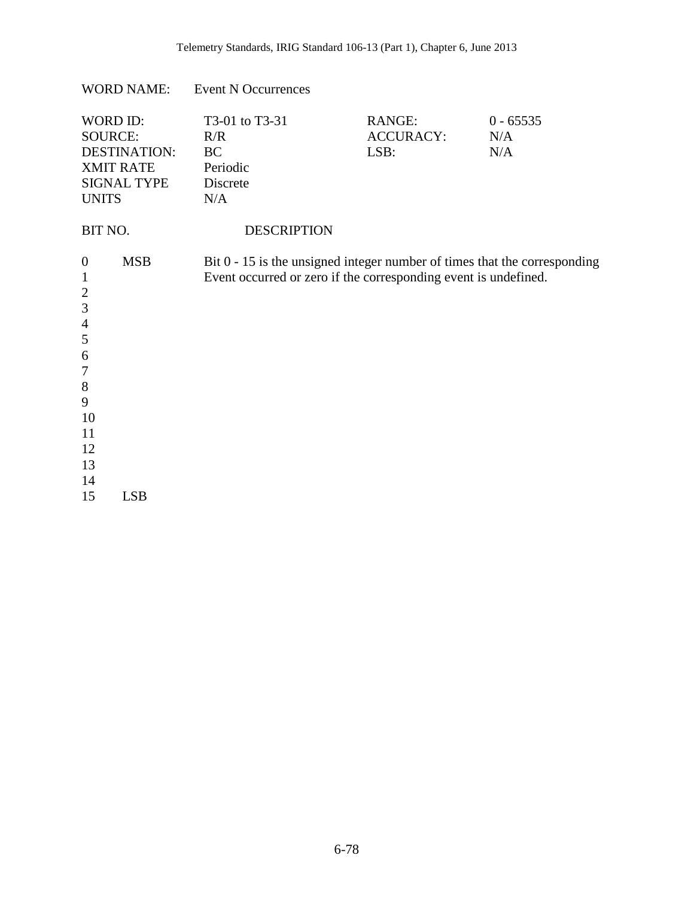WORD NAME: Event N Occurrences

| | | | |
|---|---|---|---|
| WORD ID: | T3-01 to T3-31 | RANGE: | 0 - 65535 |
| SOURCE: | R/R | ACCURACY: | N/A |
| DESTINATION: | BC | LSB: | N/A |
| XMIT RATE | Periodic | | |
| SIGNAL TYPE | Discrete | | |
| UNITS | N/A | | |

| BIT NO. | | DESCRIPTION |
|---|---|---|
| 0 | MSB | Bit 0 - 15 is the unsigned integer number of times that the corresponding Event occurred or zero if the corresponding event is undefined. |
| 1 | | |
| 2 | | |
| 3 | | |
| 4 | | |
| 5 | | |
| 6 | | |
| 7 | | |
| 8 | | |
| 9 | | |
| 10 | | |
| 11 | | |
| 12 | | |
| 13 | | |
| 14 | | |
| 15 | LSB | |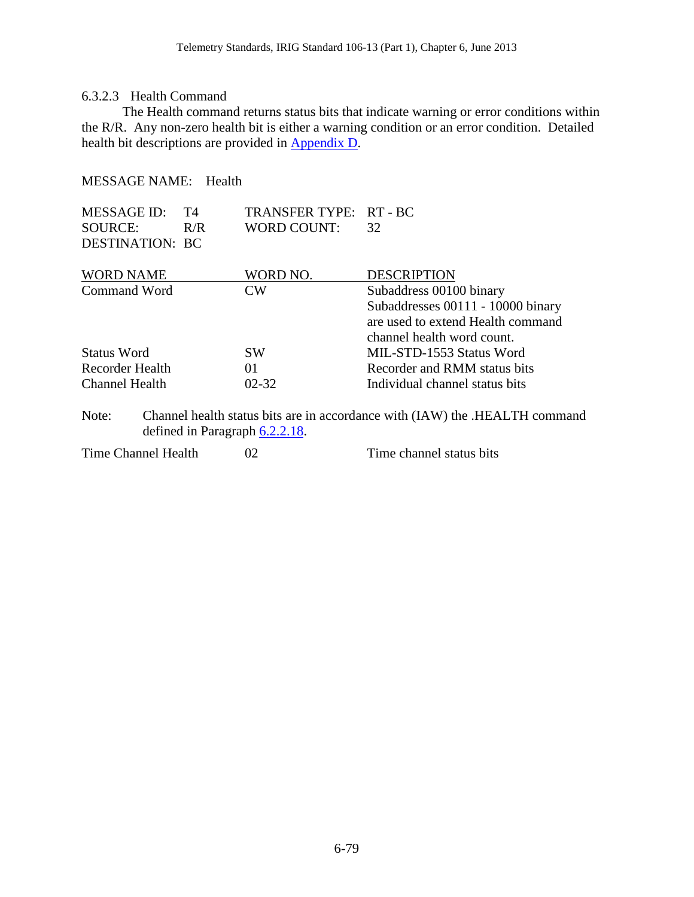#### 6.3.2.3 Health Command

The Health command returns status bits that indicate warning or error conditions within the R/R. Any non-zero health bit is either a warning condition or an error condition. Detailed health bit descriptions are provided in Appendix D.

MESSAGE NAME: Health

| | | | |
|---|---|---|---|
| MESSAGE ID: | T4 | TRANSFER TYPE: | RT - BC |
| SOURCE: | R/R | WORD COUNT: | 32 |
| DESTINATION: | BC | | |

| WORD NAME | WORD NO. | DESCRIPTION |
|---|---|---|
| Command Word | CW | Subaddress 00100 binary<br>Subaddresses 00111 - 10000 binary are used to extend Health command channel health word count. |
| Status Word | SW | MIL-STD-1553 Status Word |
| Recorder Health | 01 | Recorder and RMM status bits |
| Channel Health | 02-32 | Individual channel status bits |

Note: Channel health status bits are in accordance with (IAW) the .HEALTH command defined in Paragraph 6.2.2.18.

| | | |
|---|---|---|
| Time Channel Health | 02 | Time channel status bits |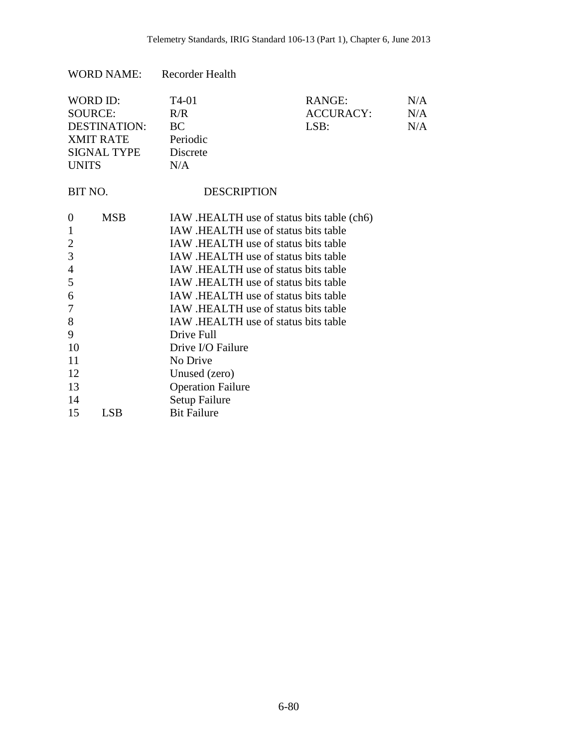WORD NAME: Recorder Health

| | | | |
|---|---|---|---|
| WORD ID: | T4-01 | RANGE: | N/A |
| SOURCE: | R/R | ACCURACY: | N/A |
| DESTINATION: | BC | LSB: | N/A |
| XMIT RATE | Periodic | | |
| SIGNAL TYPE | Discrete | | |
| UNITS | N/A | | |

| BIT NO. | | DESCRIPTION |
|---|---|---|
| 0 | MSB | IAW .HEALTH use of status bits table (ch6) |
| 1 | | IAW .HEALTH use of status bits table |
| 2 | | IAW .HEALTH use of status bits table |
| 3 | | IAW .HEALTH use of status bits table |
| 4 | | IAW .HEALTH use of status bits table |
| 5 | | IAW .HEALTH use of status bits table |
| 6 | | IAW .HEALTH use of status bits table |
| 7 | | IAW .HEALTH use of status bits table |
| 8 | | IAW .HEALTH use of status bits table |
| 9 | | Drive Full |
| 10 | | Drive I/O Failure |
| 11 | | No Drive |
| 12 | | Unused (zero) |
| 13 | | Operation Failure |
| 14 | | Setup Failure |
| 15 | LSB | Bit Failure |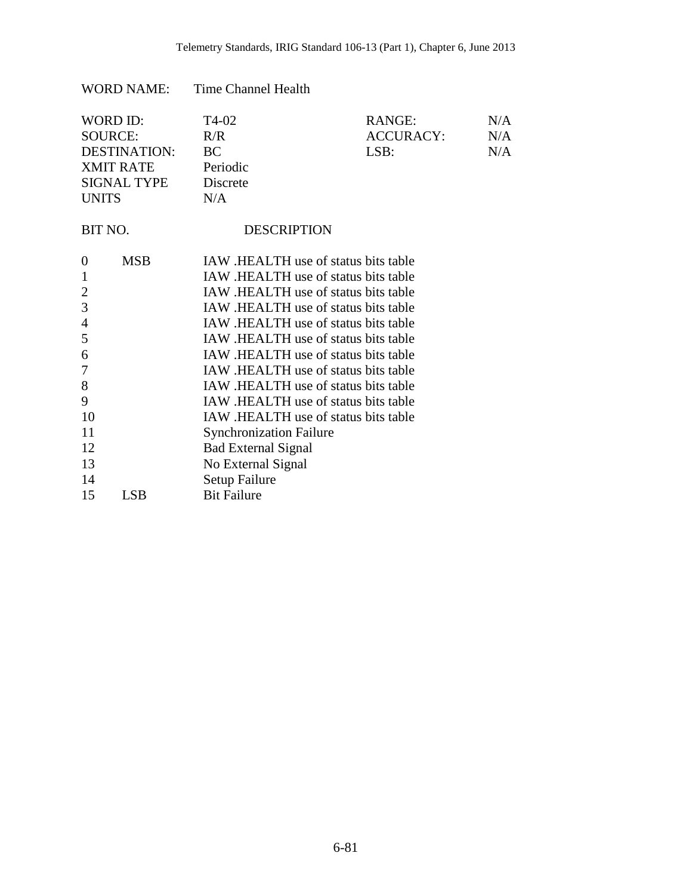WORD NAME: Time Channel Health

| | | | |
|---|---|---|---|
| WORD ID: | T4-02 | RANGE: | N/A |
| SOURCE: | R/R | ACCURACY: | N/A |
| DESTINATION: | BC | LSB: | N/A |
| XMIT RATE | Periodic | | |
| SIGNAL TYPE | Discrete | | |
| UNITS | N/A | | |

| BIT NO. | | DESCRIPTION |
|---|---|---|
| 0 | MSB | IAW .HEALTH use of status bits table |
| 1 | | IAW .HEALTH use of status bits table |
| 2 | | IAW .HEALTH use of status bits table |
| 3 | | IAW .HEALTH use of status bits table |
| 4 | | IAW .HEALTH use of status bits table |
| 5 | | IAW .HEALTH use of status bits table |
| 6 | | IAW .HEALTH use of status bits table |
| 7 | | IAW .HEALTH use of status bits table |
| 8 | | IAW .HEALTH use of status bits table |
| 9 | | IAW .HEALTH use of status bits table |
| 10 | | IAW .HEALTH use of status bits table |
| 11 | | Synchronization Failure |
| 12 | | Bad External Signal |
| 13 | | No External Signal |
| 14 | | Setup Failure |
| 15 | LSB | Bit Failure |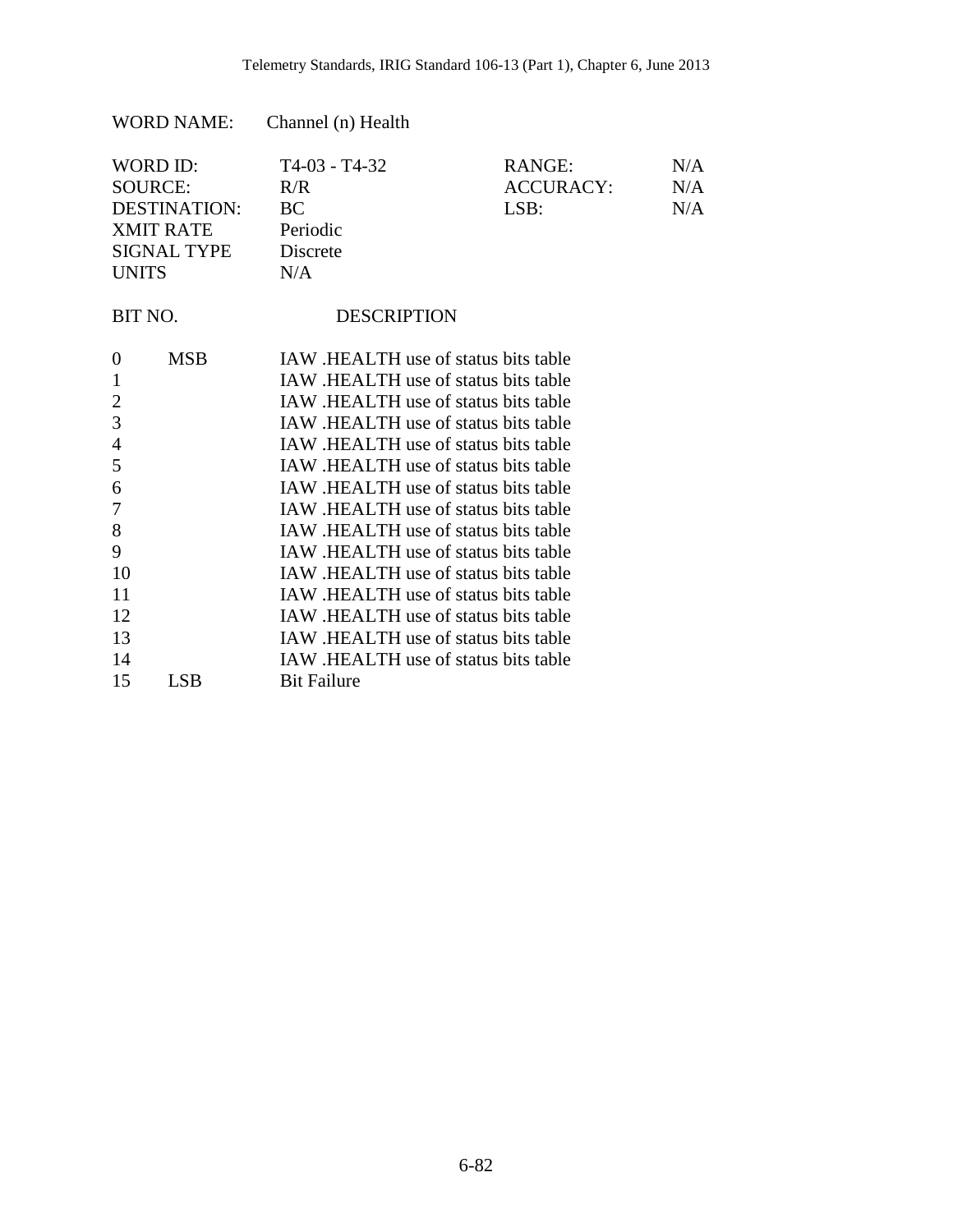WORD NAME: Channel (n) Health

| | | | |
|---|---|---|---|
| WORD ID: | T4-03 - T4-32 | RANGE: | N/A |
| SOURCE: | R/R | ACCURACY: | N/A |
| DESTINATION: | BC | LSB: | N/A |
| XMIT RATE | Periodic | | |
| SIGNAL TYPE | Discrete | | |
| UNITS | N/A | | |

| BIT NO. | | DESCRIPTION |
|---|---|---|
| 0 | MSB | IAW .HEALTH use of status bits table |
| 1 | | IAW .HEALTH use of status bits table |
| 2 | | IAW .HEALTH use of status bits table |
| 3 | | IAW .HEALTH use of status bits table |
| 4 | | IAW .HEALTH use of status bits table |
| 5 | | IAW .HEALTH use of status bits table |
| 6 | | IAW .HEALTH use of status bits table |
| 7 | | IAW .HEALTH use of status bits table |
| 8 | | IAW .HEALTH use of status bits table |
| 9 | | IAW .HEALTH use of status bits table |
| 10 | | IAW .HEALTH use of status bits table |
| 11 | | IAW .HEALTH use of status bits table |
| 12 | | IAW .HEALTH use of status bits table |
| 13 | | IAW .HEALTH use of status bits table |
| 14 | | IAW .HEALTH use of status bits table |
| 15 | LSB | Bit Failure |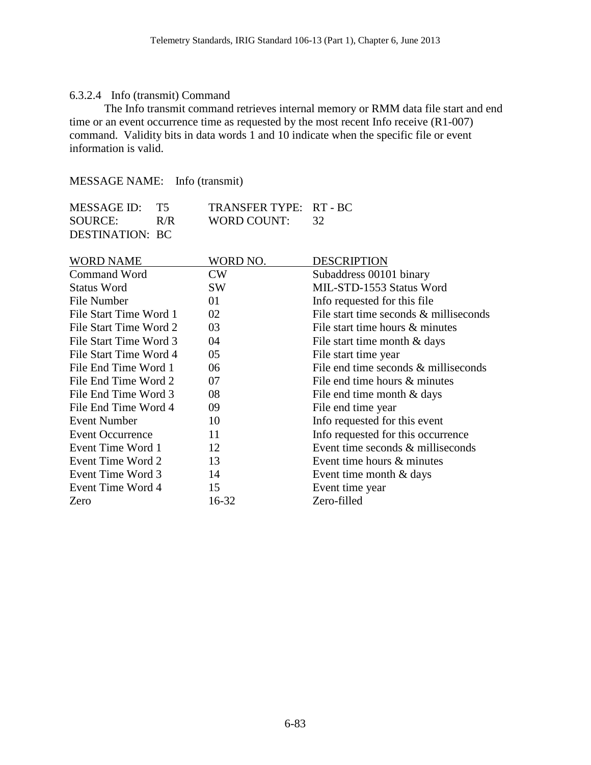#### 6.3.2.4 Info (transmit) Command

The Info transmit command retrieves internal memory or RMM data file start and end time or an event occurrence time as requested by the most recent Info receive (R1-007) command. Validity bits in data words 1 and 10 indicate when the specific file or event information is valid.

MESSAGE NAME: Info (transmit)

MESSAGE ID: T5  TRANSFER TYPE: RT - BC
SOURCE: R/R  WORD COUNT: 32
DESTINATION: BC

| WORD NAME | WORD NO. | DESCRIPTION |
|---|---|---|
| Command Word | CW | Subaddress 00101 binary |
| Status Word | SW | MIL-STD-1553 Status Word |
| File Number | 01 | Info requested for this file |
| File Start Time Word 1 | 02 | File start time seconds & milliseconds |
| File Start Time Word 2 | 03 | File start time hours & minutes |
| File Start Time Word 3 | 04 | File start time month & days |
| File Start Time Word 4 | 05 | File start time year |
| File End Time Word 1 | 06 | File end time seconds & milliseconds |
| File End Time Word 2 | 07 | File end time hours & minutes |
| File End Time Word 3 | 08 | File end time month & days |
| File End Time Word 4 | 09 | File end time year |
| Event Number | 10 | Info requested for this event |
| Event Occurrence | 11 | Info requested for this occurrence |
| Event Time Word 1 | 12 | Event time seconds & milliseconds |
| Event Time Word 2 | 13 | Event time hours & minutes |
| Event Time Word 3 | 14 | Event time month & days |
| Event Time Word 4 | 15 | Event time year |
| Zero | 16-32 | Zero-filled |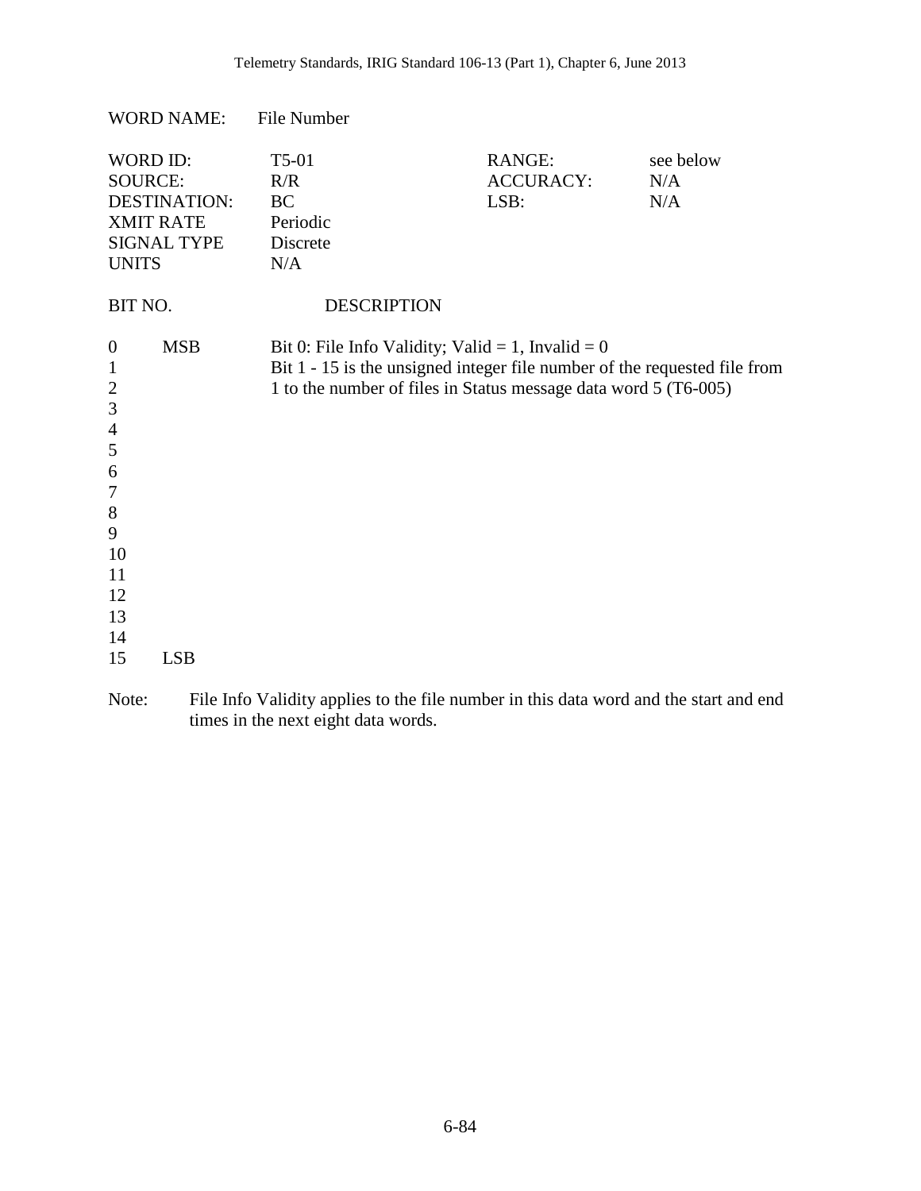WORD NAME: File Number

| | | | |
|---|---|---|---|
| WORD ID: | T5-01 | RANGE: | see below |
| SOURCE: | R/R | ACCURACY: | N/A |
| DESTINATION: | BC | LSB: | N/A |
| XMIT RATE | Periodic | | |
| SIGNAL TYPE | Discrete | | |
| UNITS | N/A | | |

| BIT NO. | | DESCRIPTION |
|---|---|---|
| 0 | MSB | Bit 0: File Info Validity; Valid = 1, Invalid = 0 |
| 1 | | Bit 1 - 15 is the unsigned integer file number of the requested file from |
| 2 | | 1 to the number of files in Status message data word 5 (T6-005) |
| 3 | | |
| 4 | | |
| 5 | | |
| 6 | | |
| 7 | | |
| 8 | | |
| 9 | | |
| 10 | | |
| 11 | | |
| 12 | | |
| 13 | | |
| 14 | | |
| 15 | LSB | |

Note: File Info Validity applies to the file number in this data word and the start and end times in the next eight data words.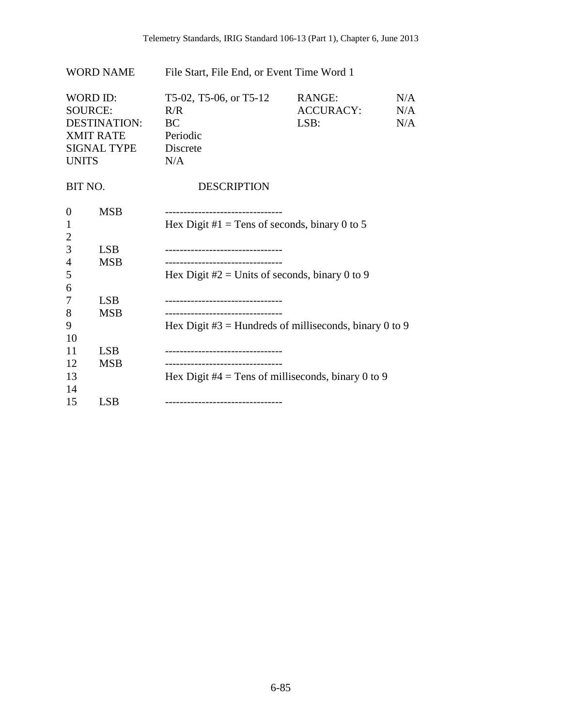| | | | |
|---|---|---|---|
| WORD NAME | File Start, File End, or Event Time Word 1 | | |
| WORD ID: | T5-02, T5-06, or T5-12 | RANGE: | N/A |
| SOURCE: | R/R | ACCURACY: | N/A |
| DESTINATION: | BC | LSB: | N/A |
| XMIT RATE | Periodic | | |
| SIGNAL TYPE | Discrete | | |
| UNITS | N/A | | |

| BIT NO. | | DESCRIPTION |
|---|---|---|
| 0 | MSB | -------------------------------- |
| 1 | | Hex Digit #1 = Tens of seconds, binary 0 to 5 |
| 2 | | |
| 3 | LSB | -------------------------------- |
| 4 | MSB | -------------------------------- |
| 5 | | Hex Digit #2 = Units of seconds, binary 0 to 9 |
| 6 | | |
| 7 | LSB | -------------------------------- |
| 8 | MSB | -------------------------------- |
| 9 | | Hex Digit #3 = Hundreds of milliseconds, binary 0 to 9 |
| 10 | | |
| 11 | LSB | -------------------------------- |
| 12 | MSB | -------------------------------- |
| 13 | | Hex Digit #4 = Tens of milliseconds, binary 0 to 9 |
| 14 | | |
| 15 | LSB | -------------------------------- |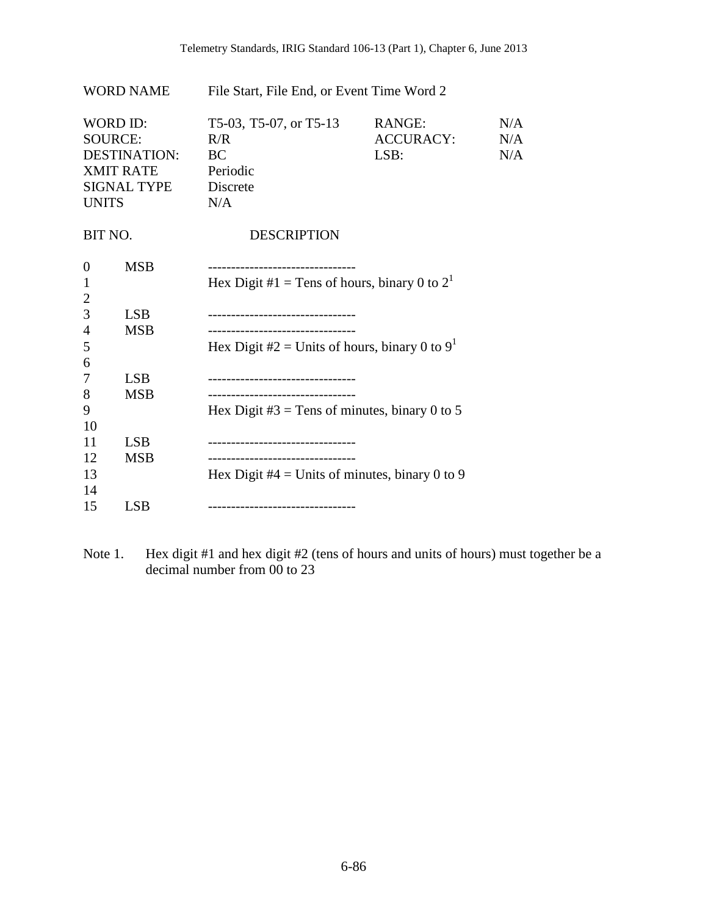| WORD NAME | File Start, File End, or Event Time Word 2 | | |
|---|---|---|---|
| WORD ID: | T5-03, T5-07, or T5-13 | RANGE: | N/A |
| SOURCE: | R/R | ACCURACY: | N/A |
| DESTINATION: | BC | LSB: | N/A |
| XMIT RATE | Periodic | | |
| SIGNAL TYPE | Discrete | | |
| UNITS | N/A | | |

| BIT NO. | | DESCRIPTION |
|---|---|---|
| 0 | MSB | -------------------------------- |
| 1 | | Hex Digit #1 = Tens of hours, binary 0 to 2[1] |
| 2 | | |
| 3 | LSB | -------------------------------- |
| 4 | MSB | -------------------------------- |
| 5 | | Hex Digit #2 = Units of hours, binary 0 to 9[1] |
| 6 | | |
| 7 | LSB | -------------------------------- |
| 8 | MSB | -------------------------------- |
| 9 | | Hex Digit #3 = Tens of minutes, binary 0 to 5 |
| 10 | | |
| 11 | LSB | -------------------------------- |
| 12 | MSB | -------------------------------- |
| 13 | | Hex Digit #4 = Units of minutes, binary 0 to 9 |
| 14 | | |
| 15 | LSB | -------------------------------- |

Note 1. Hex digit #1 and hex digit #2 (tens of hours and units of hours) must together be a decimal number from 00 to 23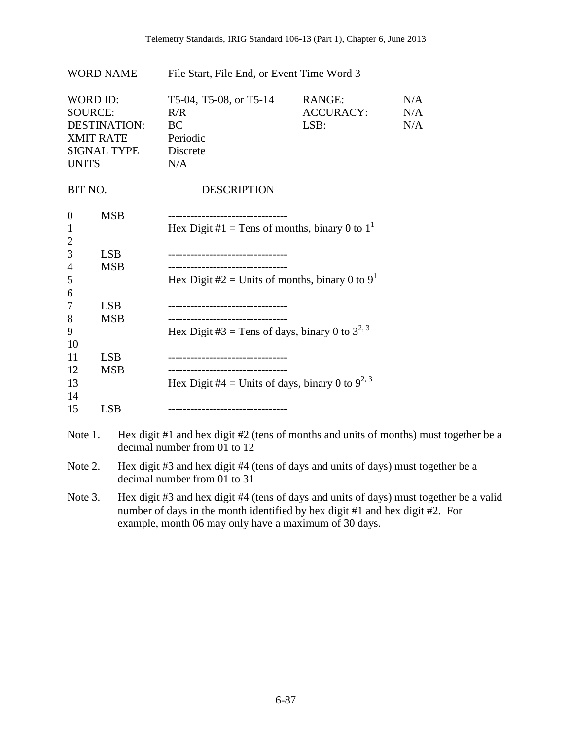| WORD NAME | File Start, File End, or Event Time Word 3 | | |
|---|---|---|---|
| WORD ID: | T5-04, T5-08, or T5-14 | RANGE: | N/A |
| SOURCE: | R/R | ACCURACY: | N/A |
| DESTINATION: | BC | LSB: | N/A |
| XMIT RATE | Periodic | | |
| SIGNAL TYPE | Discrete | | |
| UNITS | N/A | | |

| BIT NO. | | DESCRIPTION |
|---|---|---|
| 0 | MSB | -------------------------------- |
| 1 | | Hex Digit #1 = Tens of months, binary 0 to 1[1] |
| 2 | | |
| 3 | LSB | -------------------------------- |
| 4 | MSB | -------------------------------- |
| 5 | | Hex Digit #2 = Units of months, binary 0 to 9[1] |
| 6 | | |
| 7 | LSB | -------------------------------- |
| 8 | MSB | -------------------------------- |
| 9 | | Hex Digit #3 = Tens of days, binary 0 to 3[2, 3] |
| 10 | | |
| 11 | LSB | -------------------------------- |
| 12 | MSB | -------------------------------- |
| 13 | | Hex Digit #4 = Units of days, binary 0 to 9[2, 3] |
| 14 | | |
| 15 | LSB | -------------------------------- |

Note 1. Hex digit #1 and hex digit #2 (tens of months and units of months) must together be a decimal number from 01 to 12

Note 2. Hex digit #3 and hex digit #4 (tens of days and units of days) must together be a decimal number from 01 to 31

Note 3. Hex digit #3 and hex digit #4 (tens of days and units of days) must together be a valid number of days in the month identified by hex digit #1 and hex digit #2. For example, month 06 may only have a maximum of 30 days.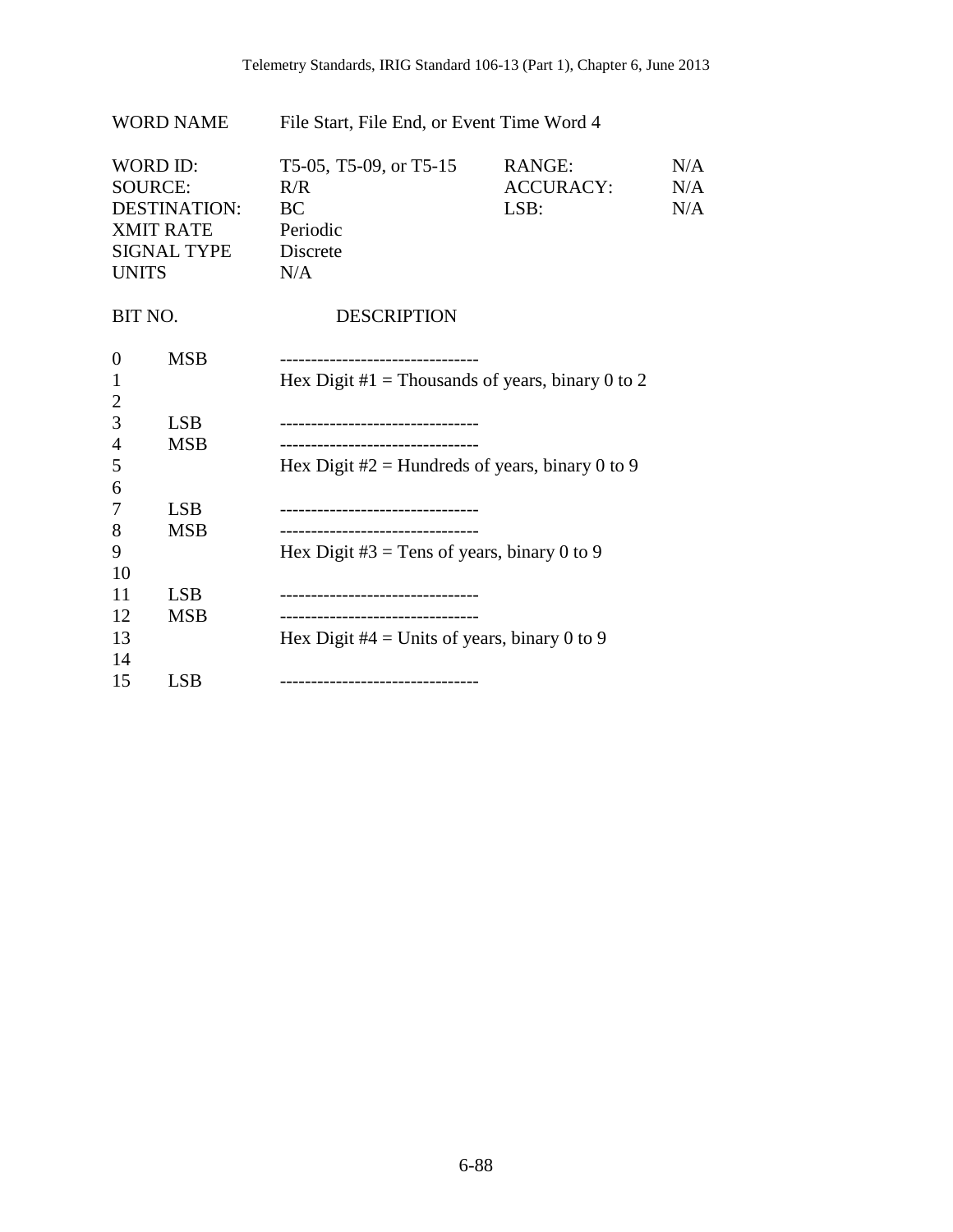| WORD NAME | File Start, File End, or Event Time Word 4 | | |
|---|---|---|---|
| WORD ID: | T5-05, T5-09, or T5-15 | RANGE: | N/A |
| SOURCE: | R/R | ACCURACY: | N/A |
| DESTINATION: | BC | LSB: | N/A |
| XMIT RATE | Periodic | | |
| SIGNAL TYPE | Discrete | | |
| UNITS | N/A | | |

| BIT NO. | | DESCRIPTION |
|---|---|---|
| 0 | MSB | -------------------------------- |
| 1 | | Hex Digit #1 = Thousands of years, binary 0 to 2 |
| 2 | | |
| 3 | LSB | -------------------------------- |
| 4 | MSB | -------------------------------- |
| 5 | | Hex Digit #2 = Hundreds of years, binary 0 to 9 |
| 6 | | |
| 7 | LSB | -------------------------------- |
| 8 | MSB | -------------------------------- |
| 9 | | Hex Digit #3 = Tens of years, binary 0 to 9 |
| 10 | | |
| 11 | LSB | -------------------------------- |
| 12 | MSB | -------------------------------- |
| 13 | | Hex Digit #4 = Units of years, binary 0 to 9 |
| 14 | | |
| 15 | LSB | -------------------------------- |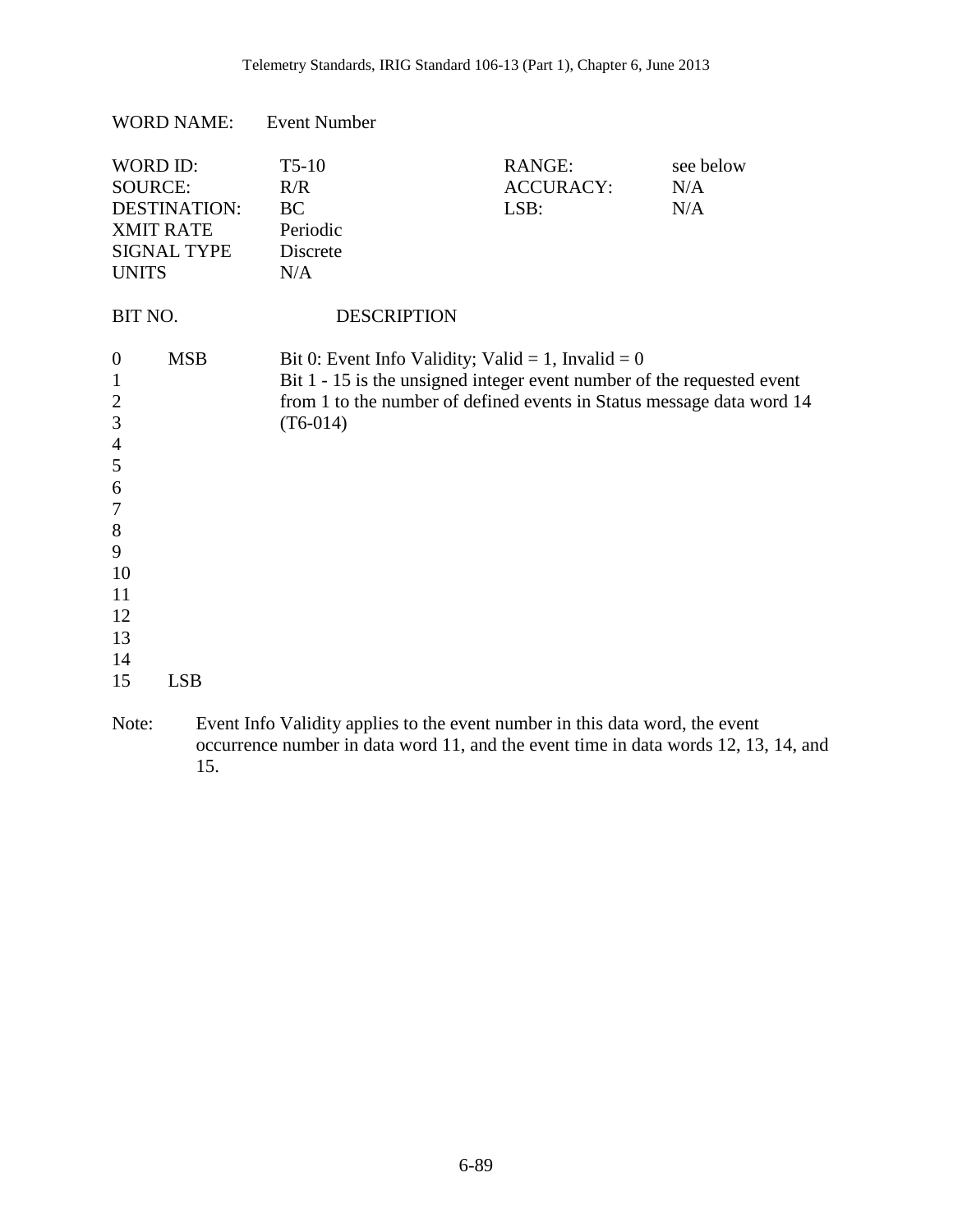WORD NAME: Event Number

| | | | |
|---|---|---|---|
| WORD ID: | T5-10 | RANGE: | see below |
| SOURCE: | R/R | ACCURACY: | N/A |
| DESTINATION: | BC | LSB: | N/A |
| XMIT RATE | Periodic | | |
| SIGNAL TYPE | Discrete | | |
| UNITS | N/A | | |

| BIT NO. | | DESCRIPTION |
|---|---|---|
| 0 | MSB | Bit 0: Event Info Validity; Valid = 1, Invalid = 0 |
| 1 | | Bit 1 - 15 is the unsigned integer event number of the requested event from 1 to the number of defined events in Status message data word 14 (T6-014) |
| 2 | | |
| 3 | | |
| 4 | | |
| 5 | | |
| 6 | | |
| 7 | | |
| 8 | | |
| 9 | | |
| 10 | | |
| 11 | | |
| 12 | | |
| 13 | | |
| 14 | | |
| 15 | LSB | |

Note: Event Info Validity applies to the event number in this data word, the event occurrence number in data word 11, and the event time in data words 12, 13, 14, and 15.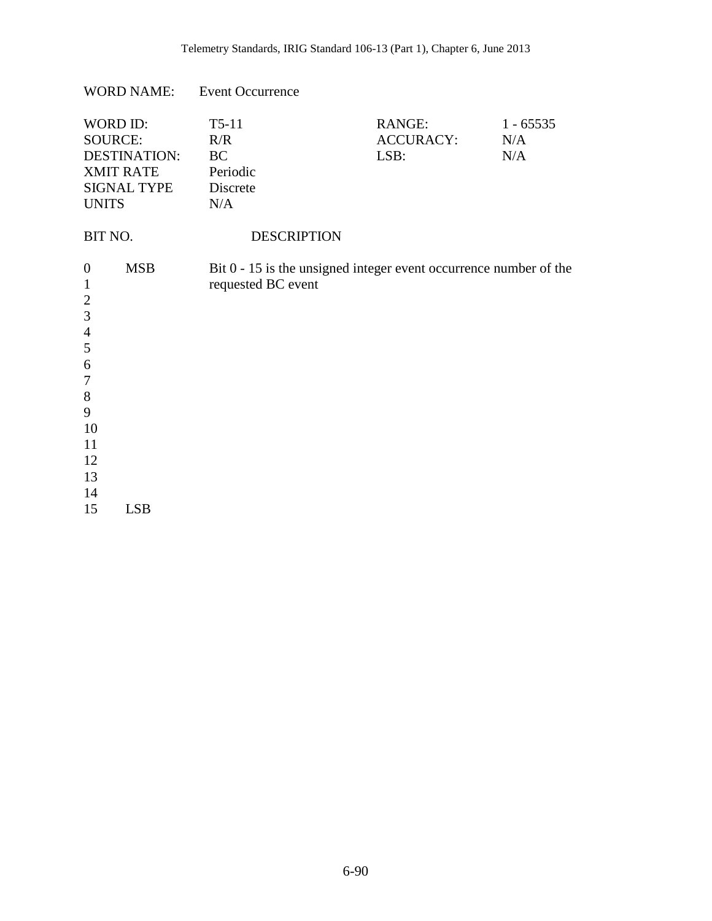WORD NAME: Event Occurrence

| | | | |
|---|---|---|---|
| WORD ID: | T5-11 | RANGE: | 1 - 65535 |
| SOURCE: | R/R | ACCURACY: | N/A |
| DESTINATION: | BC | LSB: | N/A |
| XMIT RATE | Periodic | | |
| SIGNAL TYPE | Discrete | | |
| UNITS | N/A | | |

| BIT NO. | | DESCRIPTION |
|---|---|---|
| 0 | MSB | Bit 0 - 15 is the unsigned integer event occurrence number of the requested BC event |
| 1 | | |
| 2 | | |
| 3 | | |
| 4 | | |
| 5 | | |
| 6 | | |
| 7 | | |
| 8 | | |
| 9 | | |
| 10 | | |
| 11 | | |
| 12 | | |
| 13 | | |
| 14 | | |
| 15 | LSB | |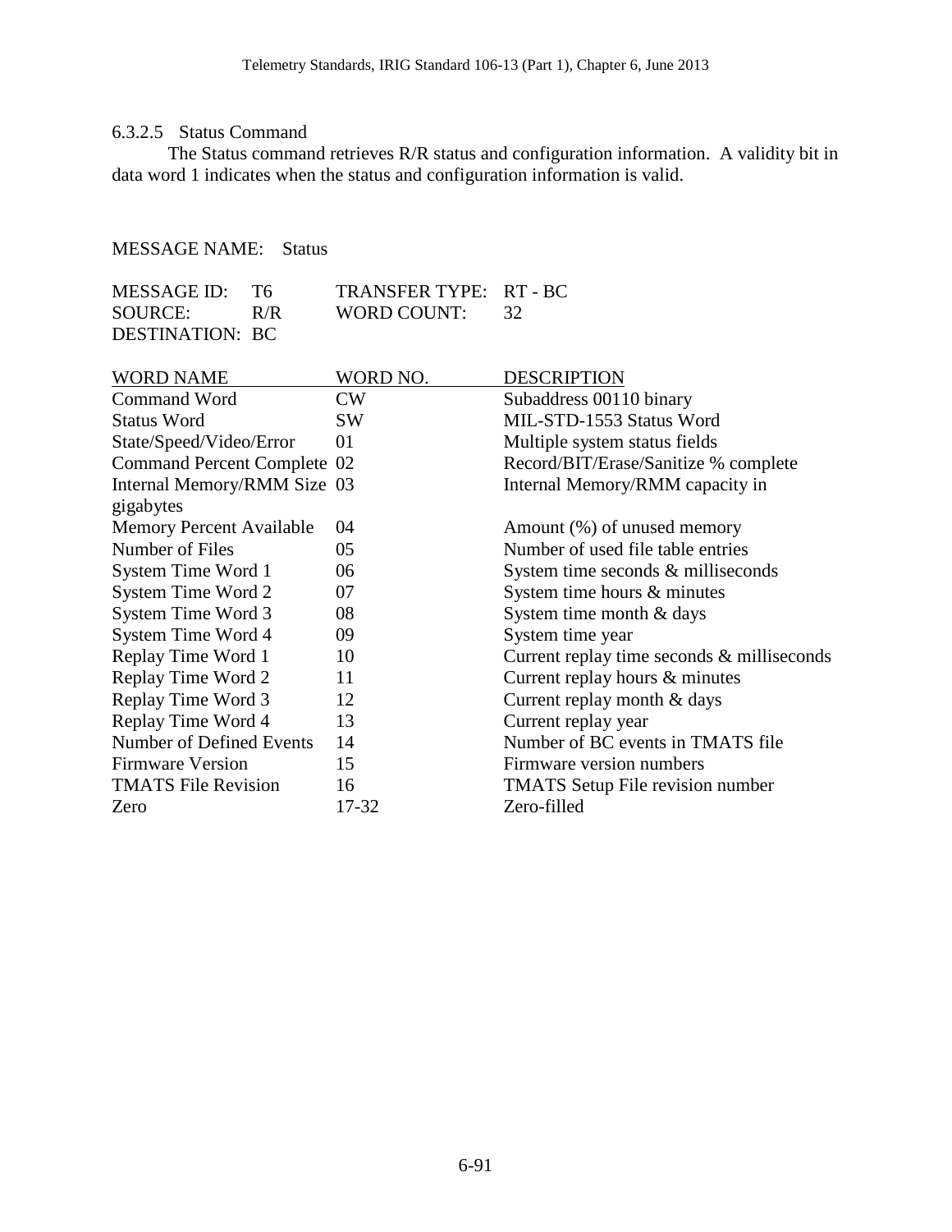#### 6.3.2.5 Status Command

The Status command retrieves R/R status and configuration information. A validity bit in data word 1 indicates when the status and configuration information is valid.

MESSAGE NAME: Status

| | | | |
|---|---|---|---|
| MESSAGE ID: | T6 | TRANSFER TYPE: | RT - BC |
| SOURCE: | R/R | WORD COUNT: | 32 |
| DESTINATION: | BC | | |

| WORD NAME | WORD NO. | DESCRIPTION |
|---|---|---|
| Command Word | CW | Subaddress 00110 binary |
| Status Word | SW | MIL-STD-1553 Status Word |
| State/Speed/Video/Error | 01 | Multiple system status fields |
| Command Percent Complete | 02 | Record/BIT/Erase/Sanitize % complete |
| Internal Memory/RMM Size | 03 | Internal Memory/RMM capacity in gigabytes |
| Memory Percent Available | 04 | Amount (%) of unused memory |
| Number of Files | 05 | Number of used file table entries |
| System Time Word 1 | 06 | System time seconds & milliseconds |
| System Time Word 2 | 07 | System time hours & minutes |
| System Time Word 3 | 08 | System time month & days |
| System Time Word 4 | 09 | System time year |
| Replay Time Word 1 | 10 | Current replay time seconds & milliseconds |
| Replay Time Word 2 | 11 | Current replay hours & minutes |
| Replay Time Word 3 | 12 | Current replay month & days |
| Replay Time Word 4 | 13 | Current replay year |
| Number of Defined Events | 14 | Number of BC events in TMATS file |
| Firmware Version | 15 | Firmware version numbers |
| TMATS File Revision | 16 | TMATS Setup File revision number |
| Zero | 17-32 | Zero-filled |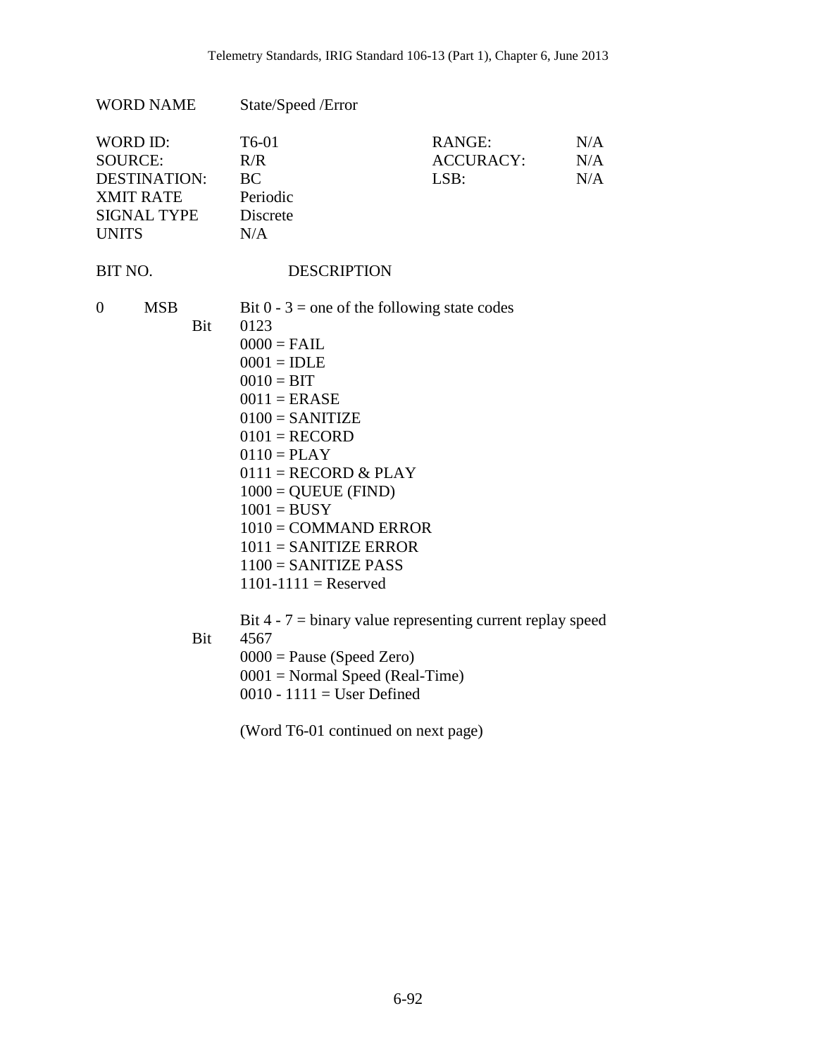WORD NAME State/Speed /Error

| | | | |
|---|---|---|---|
| WORD ID: | T6-01 | RANGE: | N/A |
| SOURCE: | R/R | ACCURACY: | N/A |
| DESTINATION: | BC | LSB: | N/A |
| XMIT RATE | Periodic | | |
| SIGNAL TYPE | Discrete | | |
| UNITS | N/A | | |

BIT NO. DESCRIPTION

0 MSB Bit 0 - 3 = one of the following state codes

Bit 0123

0000 = FAIL
0001 = IDLE
0010 = BIT
0011 = ERASE
0100 = SANITIZE
0101 = RECORD
0110 = PLAY
0111 = RECORD & PLAY
1000 = QUEUE (FIND)
1001 = BUSY
1010 = COMMAND ERROR
1011 = SANITIZE ERROR
1100 = SANITIZE PASS
1101-1111 = Reserved

Bit 4 - 7 = binary value representing current replay speed

Bit 4567

0000 = Pause (Speed Zero)
0001 = Normal Speed (Real-Time)
0010 - 1111 = User Defined

(Word T6-01 continued on next page)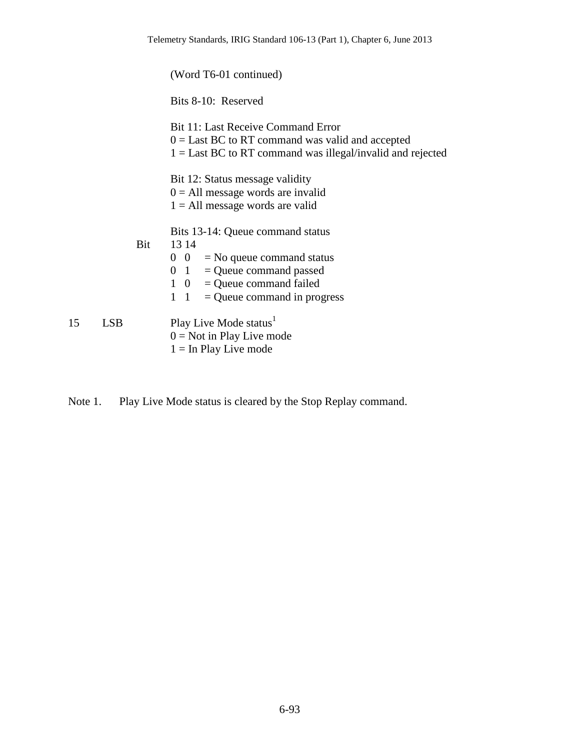(Word T6-01 continued)

Bits 8-10: Reserved

Bit 11: Last Receive Command Error
0 = Last BC to RT command was valid and accepted
1 = Last BC to RT command was illegal/invalid and rejected

Bit 12: Status message validity
0 = All message words are invalid
1 = All message words are valid

Bits 13-14: Queue command status

| Bit 13 | Bit 14 | Meaning |
|---|---|---|
| 0 | 0 | = No queue command status |
| 0 | 1 | = Queue command passed |
| 1 | 0 | = Queue command failed |
| 1 | 1 | = Queue command in progress |

15 LSB Play Live Mode status[1]
0 = Not in Play Live mode
1 = In Play Live mode

Note 1. Play Live Mode status is cleared by the Stop Replay command.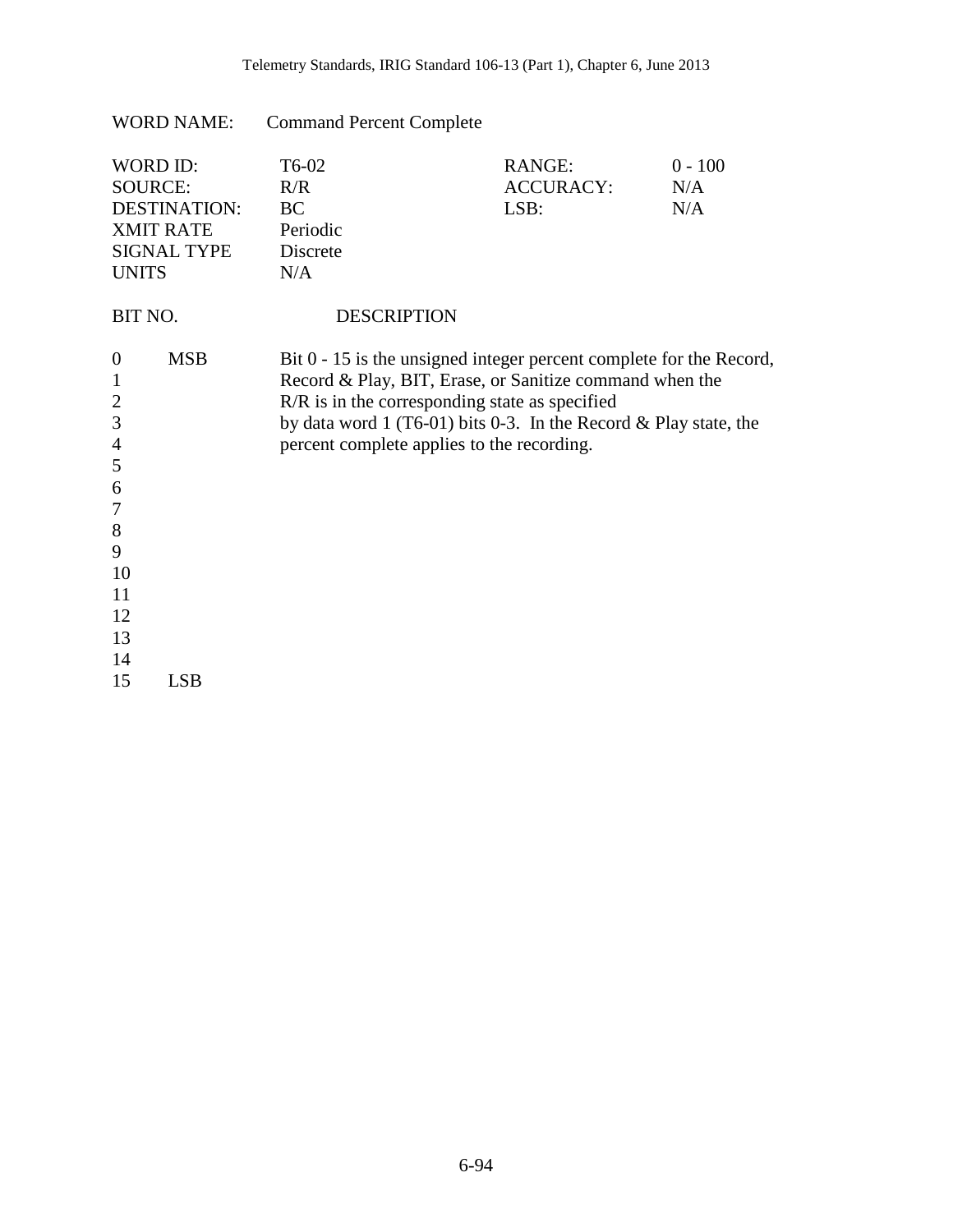WORD NAME: Command Percent Complete

| | | | |
|---|---|---|---|
| WORD ID: | T6-02 | RANGE: | 0 - 100 |
| SOURCE: | R/R | ACCURACY: | N/A |
| DESTINATION: | BC | LSB: | N/A |
| XMIT RATE | Periodic | | |
| SIGNAL TYPE | Discrete | | |
| UNITS | N/A | | |

| BIT NO. | | DESCRIPTION |
|---|---|---|
| 0 | MSB | Bit 0 - 15 is the unsigned integer percent complete for the Record, Record & Play, BIT, Erase, or Sanitize command when the R/R is in the corresponding state as specified by data word 1 (T6-01) bits 0-3. In the Record & Play state, the percent complete applies to the recording. |
| 1 | | |
| 2 | | |
| 3 | | |
| 4 | | |
| 5 | | |
| 6 | | |
| 7 | | |
| 8 | | |
| 9 | | |
| 10 | | |
| 11 | | |
| 12 | | |
| 13 | | |
| 14 | | |
| 15 | LSB | |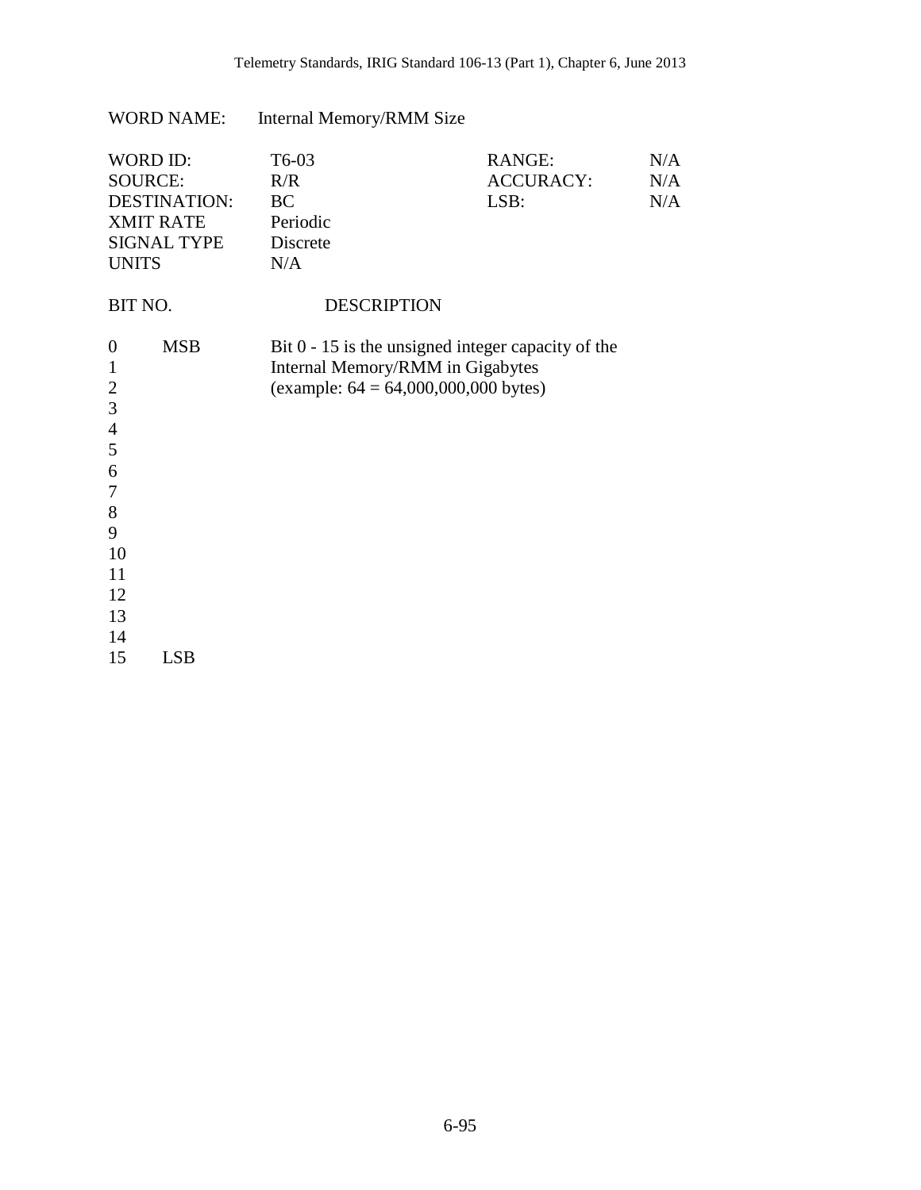WORD NAME: Internal Memory/RMM Size

| | | | |
|---|---|---|---|
| WORD ID: | T6-03 | RANGE: | N/A |
| SOURCE: | R/R | ACCURACY: | N/A |
| DESTINATION: | BC | LSB: | N/A |
| XMIT RATE | Periodic | | |
| SIGNAL TYPE | Discrete | | |
| UNITS | N/A | | |

| BIT NO. | | DESCRIPTION |
|---|---|---|
| 0 | MSB | Bit 0 - 15 is the unsigned integer capacity of the Internal Memory/RMM in Gigabytes (example: 64 = 64,000,000,000 bytes) |
| 1 | | |
| 2 | | |
| 3 | | |
| 4 | | |
| 5 | | |
| 6 | | |
| 7 | | |
| 8 | | |
| 9 | | |
| 10 | | |
| 11 | | |
| 12 | | |
| 13 | | |
| 14 | | |
| 15 | LSB | |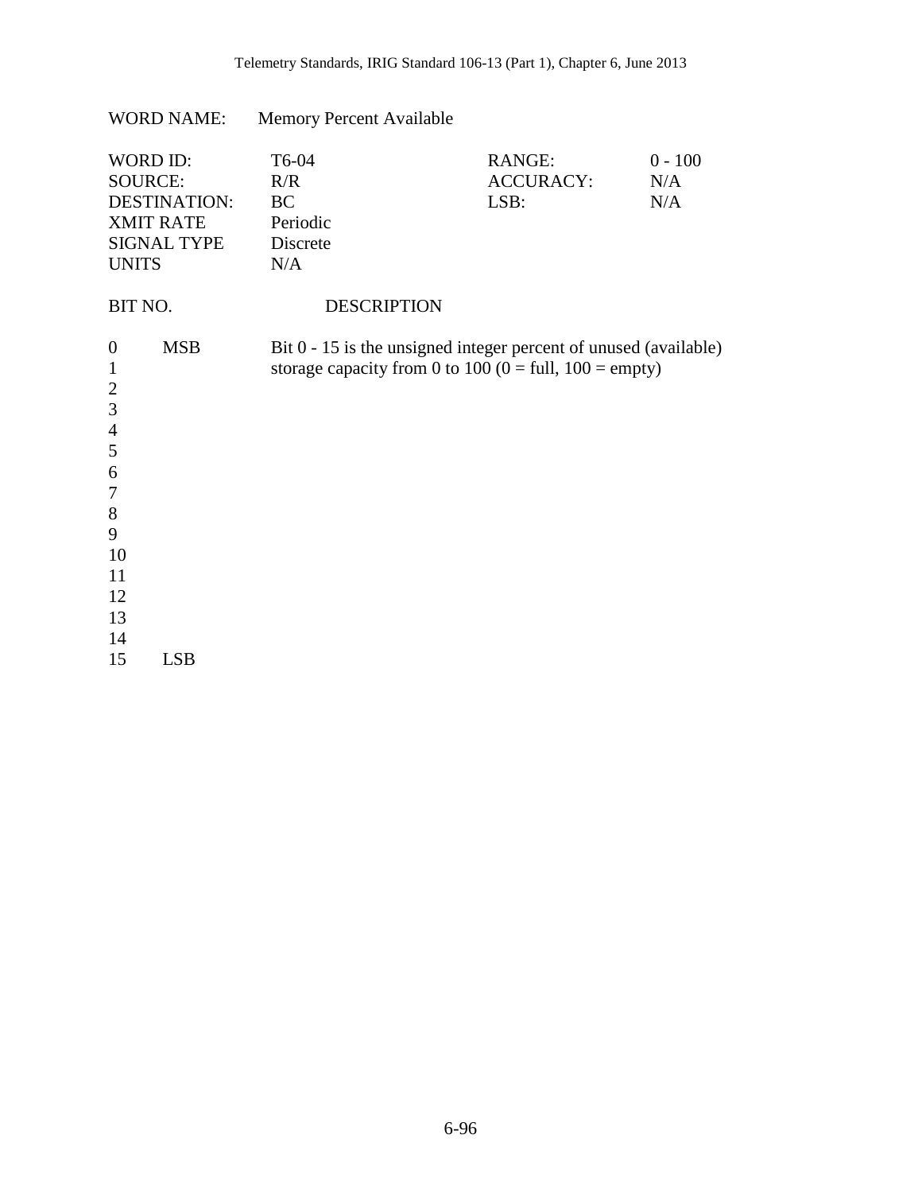WORD NAME: Memory Percent Available

| | | | |
|---|---|---|---|
| WORD ID: | T6-04 | RANGE: | 0 - 100 |
| SOURCE: | R/R | ACCURACY: | N/A |
| DESTINATION: | BC | LSB: | N/A |
| XMIT RATE | Periodic | | |
| SIGNAL TYPE | Discrete | | |
| UNITS | N/A | | |

| BIT NO. | | DESCRIPTION |
|---|---|---|
| 0 | MSB | Bit 0 - 15 is the unsigned integer percent of unused (available) storage capacity from 0 to 100 (0 = full, 100 = empty) |
| 1 | | |
| 2 | | |
| 3 | | |
| 4 | | |
| 5 | | |
| 6 | | |
| 7 | | |
| 8 | | |
| 9 | | |
| 10 | | |
| 11 | | |
| 12 | | |
| 13 | | |
| 14 | | |
| 15 | LSB | |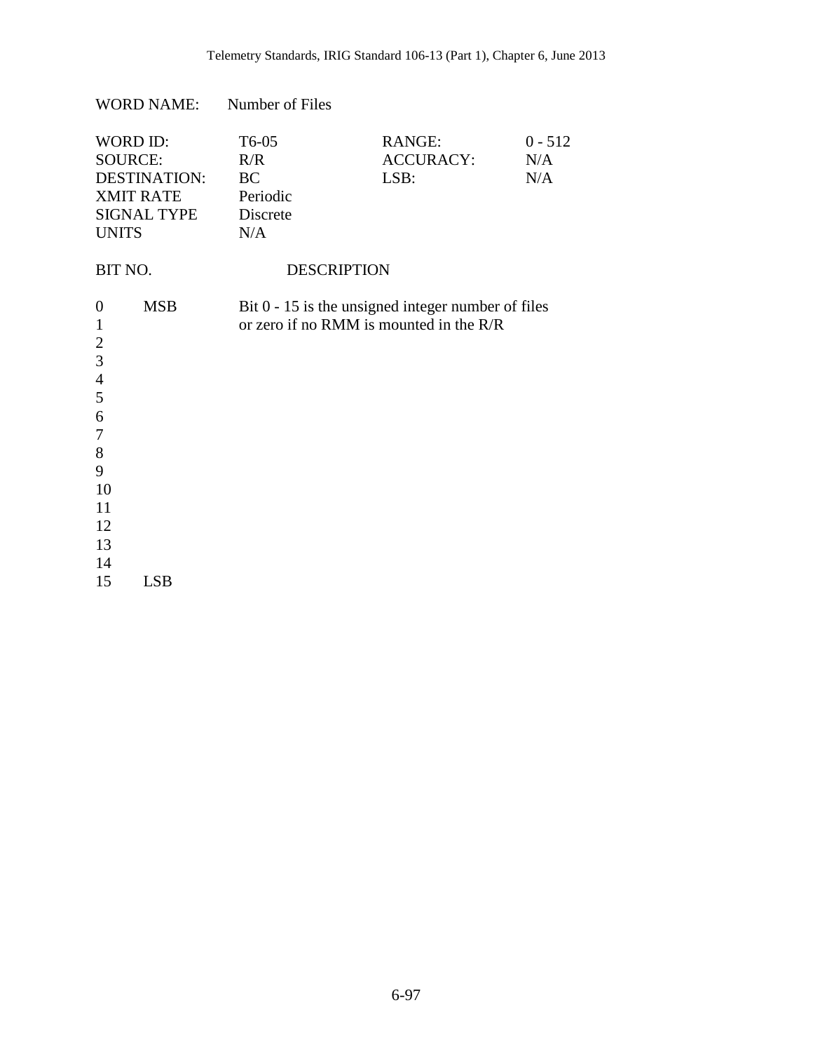WORD NAME: Number of Files

| | | | |
|---|---|---|---|
| WORD ID: | T6-05 | RANGE: | 0 - 512 |
| SOURCE: | R/R | ACCURACY: | N/A |
| DESTINATION: | BC | LSB: | N/A |
| XMIT RATE | Periodic | | |
| SIGNAL TYPE | Discrete | | |
| UNITS | N/A | | |

| BIT NO. | | DESCRIPTION |
|---|---|---|
| 0 | MSB | Bit 0 - 15 is the unsigned integer number of files or zero if no RMM is mounted in the R/R |
| 1 | | |
| 2 | | |
| 3 | | |
| 4 | | |
| 5 | | |
| 6 | | |
| 7 | | |
| 8 | | |
| 9 | | |
| 10 | | |
| 11 | | |
| 12 | | |
| 13 | | |
| 14 | | |
| 15 | LSB | |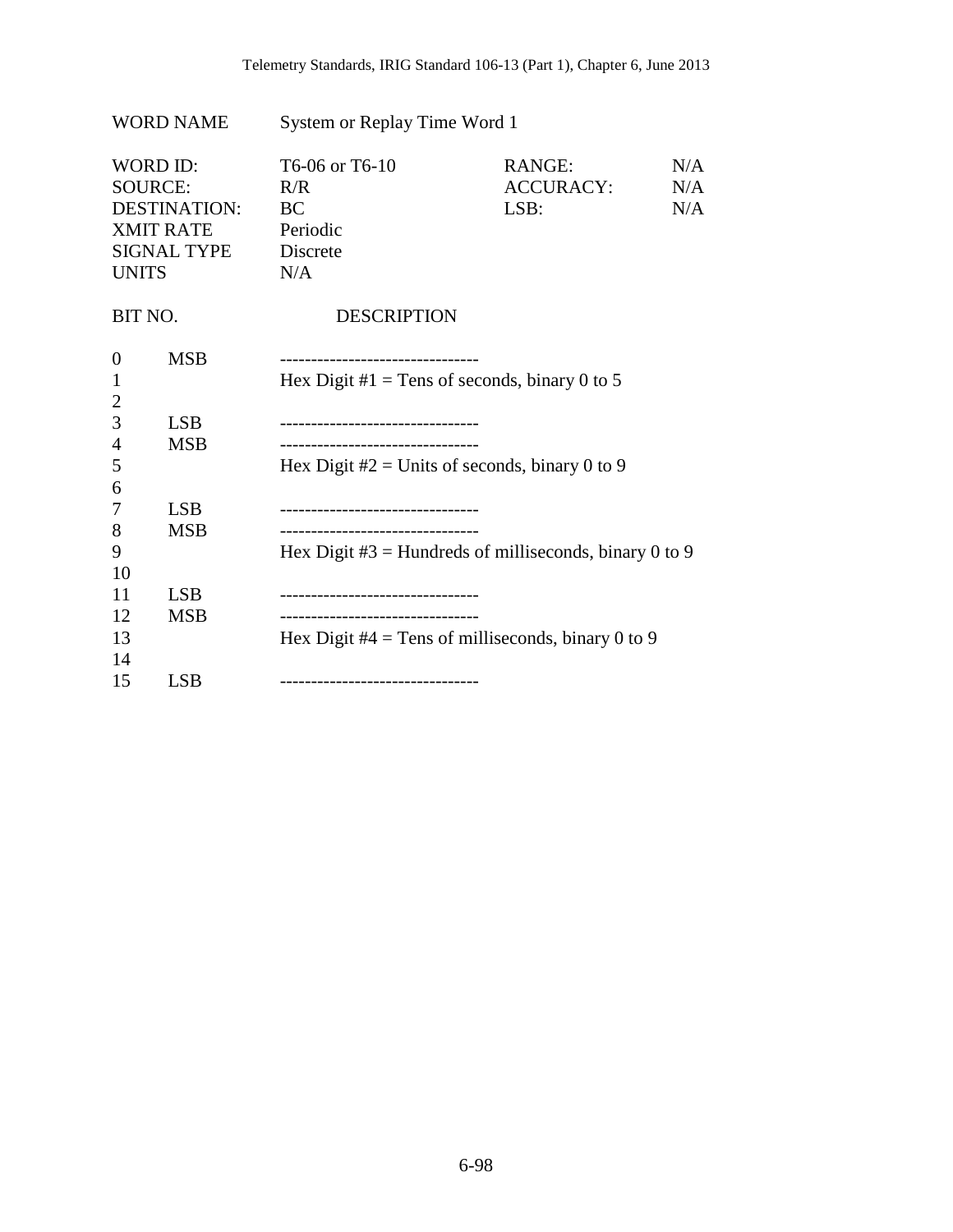WORD NAME System or Replay Time Word 1

| | | | |
|---|---|---|---|
| WORD ID: | T6-06 or T6-10 | RANGE: | N/A |
| SOURCE: | R/R | ACCURACY: | N/A |
| DESTINATION: | BC | LSB: | N/A |
| XMIT RATE | Periodic | | |
| SIGNAL TYPE | Discrete | | |
| UNITS | N/A | | |

| BIT NO. | | DESCRIPTION |
|---|---|---|
| 0 | MSB | -------------------------------- |
| 1 | | Hex Digit #1 = Tens of seconds, binary 0 to 5 |
| 2 | | |
| 3 | LSB | -------------------------------- |
| 4 | MSB | -------------------------------- |
| 5 | | Hex Digit #2 = Units of seconds, binary 0 to 9 |
| 6 | | |
| 7 | LSB | -------------------------------- |
| 8 | MSB | -------------------------------- |
| 9 | | Hex Digit #3 = Hundreds of milliseconds, binary 0 to 9 |
| 10 | | |
| 11 | LSB | -------------------------------- |
| 12 | MSB | -------------------------------- |
| 13 | | Hex Digit #4 = Tens of milliseconds, binary 0 to 9 |
| 14 | | |
| 15 | LSB | -------------------------------- |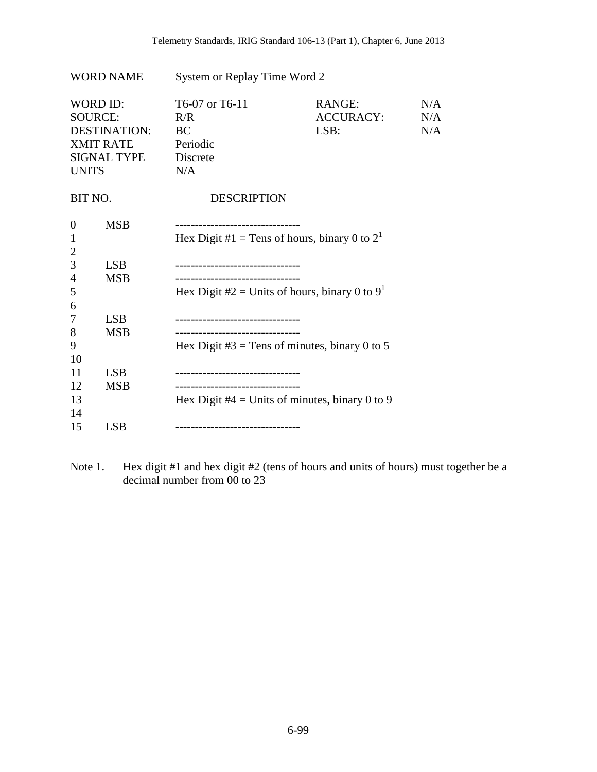| WORD NAME | System or Replay Time Word 2 | | |
|---|---|---|---|
| WORD ID: | T6-07 or T6-11 | RANGE: | N/A |
| SOURCE: | R/R | ACCURACY: | N/A |
| DESTINATION: | BC | LSB: | N/A |
| XMIT RATE | Periodic | | |
| SIGNAL TYPE | Discrete | | |
| UNITS | N/A | | |

| BIT NO. | | DESCRIPTION |
|---|---|---|
| 0 | MSB | -------------------------------- |
| 1 | | Hex Digit #1 = Tens of hours, binary 0 to 2[1] |
| 2 | | |
| 3 | LSB | -------------------------------- |
| 4 | MSB | -------------------------------- |
| 5 | | Hex Digit #2 = Units of hours, binary 0 to 9[1] |
| 6 | | |
| 7 | LSB | -------------------------------- |
| 8 | MSB | -------------------------------- |
| 9 | | Hex Digit #3 = Tens of minutes, binary 0 to 5 |
| 10 | | |
| 11 | LSB | -------------------------------- |
| 12 | MSB | -------------------------------- |
| 13 | | Hex Digit #4 = Units of minutes, binary 0 to 9 |
| 14 | | |
| 15 | LSB | -------------------------------- |

Note 1. Hex digit #1 and hex digit #2 (tens of hours and units of hours) must together be a decimal number from 00 to 23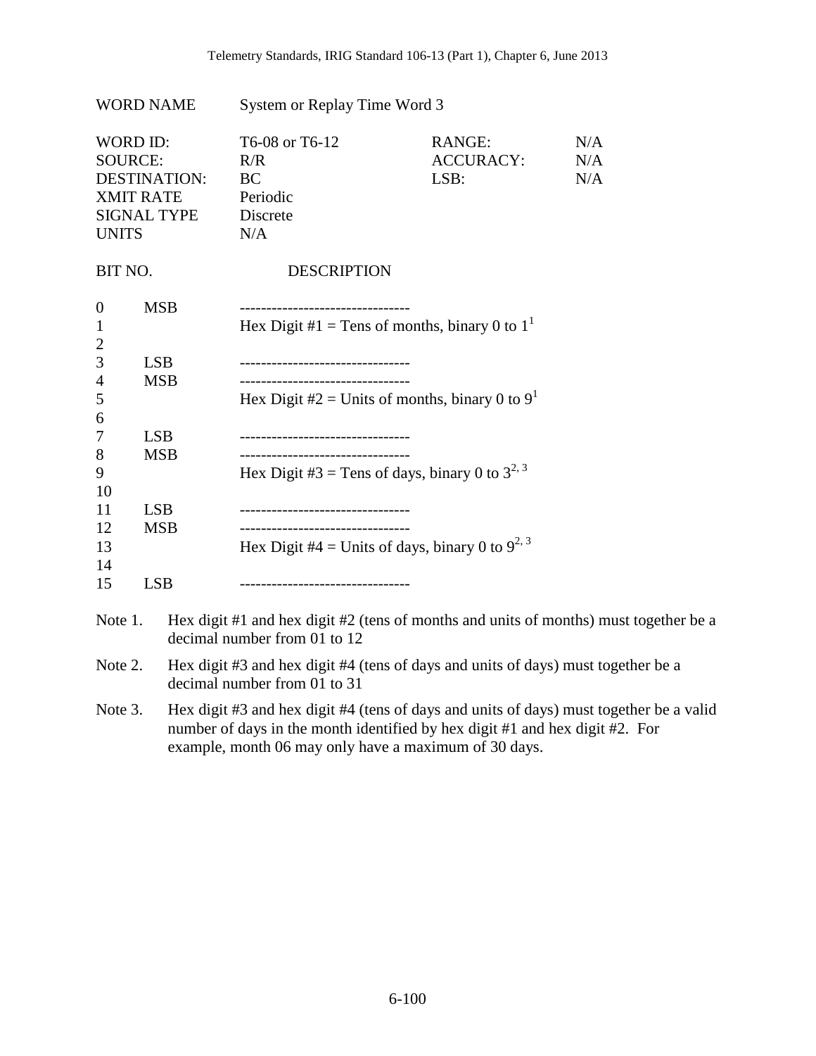WORD NAME System or Replay Time Word 3

| | | | |
|---|---|---|---|
| WORD ID: | T6-08 or T6-12 | RANGE: | N/A |
| SOURCE: | R/R | ACCURACY: | N/A |
| DESTINATION: | BC | LSB: | N/A |
| XMIT RATE | Periodic | | |
| SIGNAL TYPE | Discrete | | |
| UNITS | N/A | | |

| BIT NO. | | DESCRIPTION |
|---|---|---|
| 0 | MSB | -------------------------------- |
| 1 | | Hex Digit #1 = Tens of months, binary 0 to 1[1] |
| 2 | | |
| 3 | LSB | -------------------------------- |
| 4 | MSB | -------------------------------- |
| 5 | | Hex Digit #2 = Units of months, binary 0 to 9[1] |
| 6 | | |
| 7 | LSB | -------------------------------- |
| 8 | MSB | -------------------------------- |
| 9 | | Hex Digit #3 = Tens of days, binary 0 to 3[2, 3] |
| 10 | | |
| 11 | LSB | -------------------------------- |
| 12 | MSB | -------------------------------- |
| 13 | | Hex Digit #4 = Units of days, binary 0 to 9[2, 3] |
| 14 | | |
| 15 | LSB | -------------------------------- |

Note 1. Hex digit #1 and hex digit #2 (tens of months and units of months) must together be a decimal number from 01 to 12

Note 2. Hex digit #3 and hex digit #4 (tens of days and units of days) must together be a decimal number from 01 to 31

Note 3. Hex digit #3 and hex digit #4 (tens of days and units of days) must together be a valid number of days in the month identified by hex digit #1 and hex digit #2. For example, month 06 may only have a maximum of 30 days.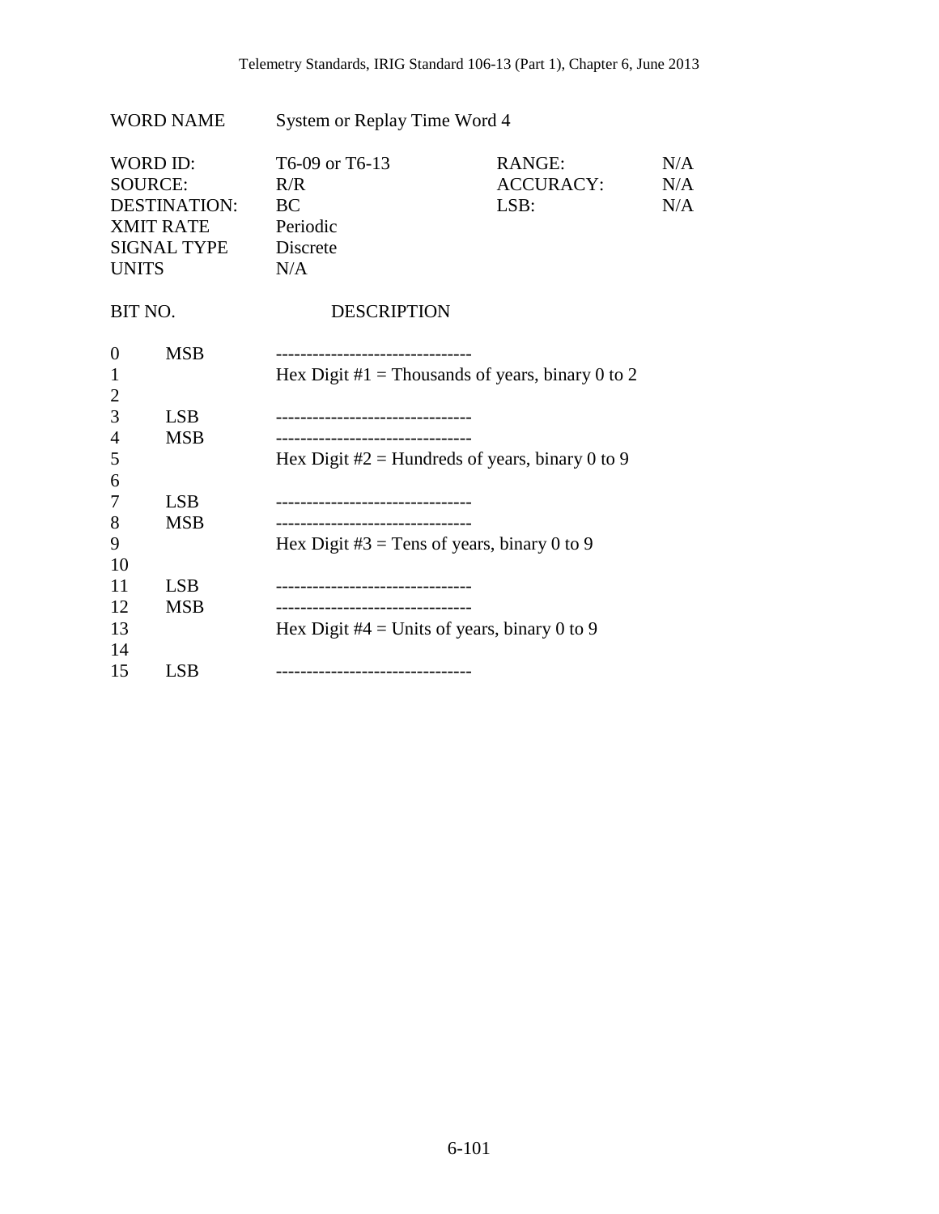| WORD NAME | System or Replay Time Word 4 | | |
|---|---|---|---|
| WORD ID: | T6-09 or T6-13 | RANGE: | N/A |
| SOURCE: | R/R | ACCURACY: | N/A |
| DESTINATION: | BC | LSB: | N/A |
| XMIT RATE | Periodic | | |
| SIGNAL TYPE | Discrete | | |
| UNITS | N/A | | |

| BIT NO. | | DESCRIPTION |
|---|---|---|
| 0 | MSB | -------------------------------- |
| 1 | | Hex Digit #1 = Thousands of years, binary 0 to 2 |
| 2 | | |
| 3 | LSB | -------------------------------- |
| 4 | MSB | -------------------------------- |
| 5 | | Hex Digit #2 = Hundreds of years, binary 0 to 9 |
| 6 | | |
| 7 | LSB | -------------------------------- |
| 8 | MSB | -------------------------------- |
| 9 | | Hex Digit #3 = Tens of years, binary 0 to 9 |
| 10 | | |
| 11 | LSB | -------------------------------- |
| 12 | MSB | -------------------------------- |
| 13 | | Hex Digit #4 = Units of years, binary 0 to 9 |
| 14 | | |
| 15 | LSB | -------------------------------- |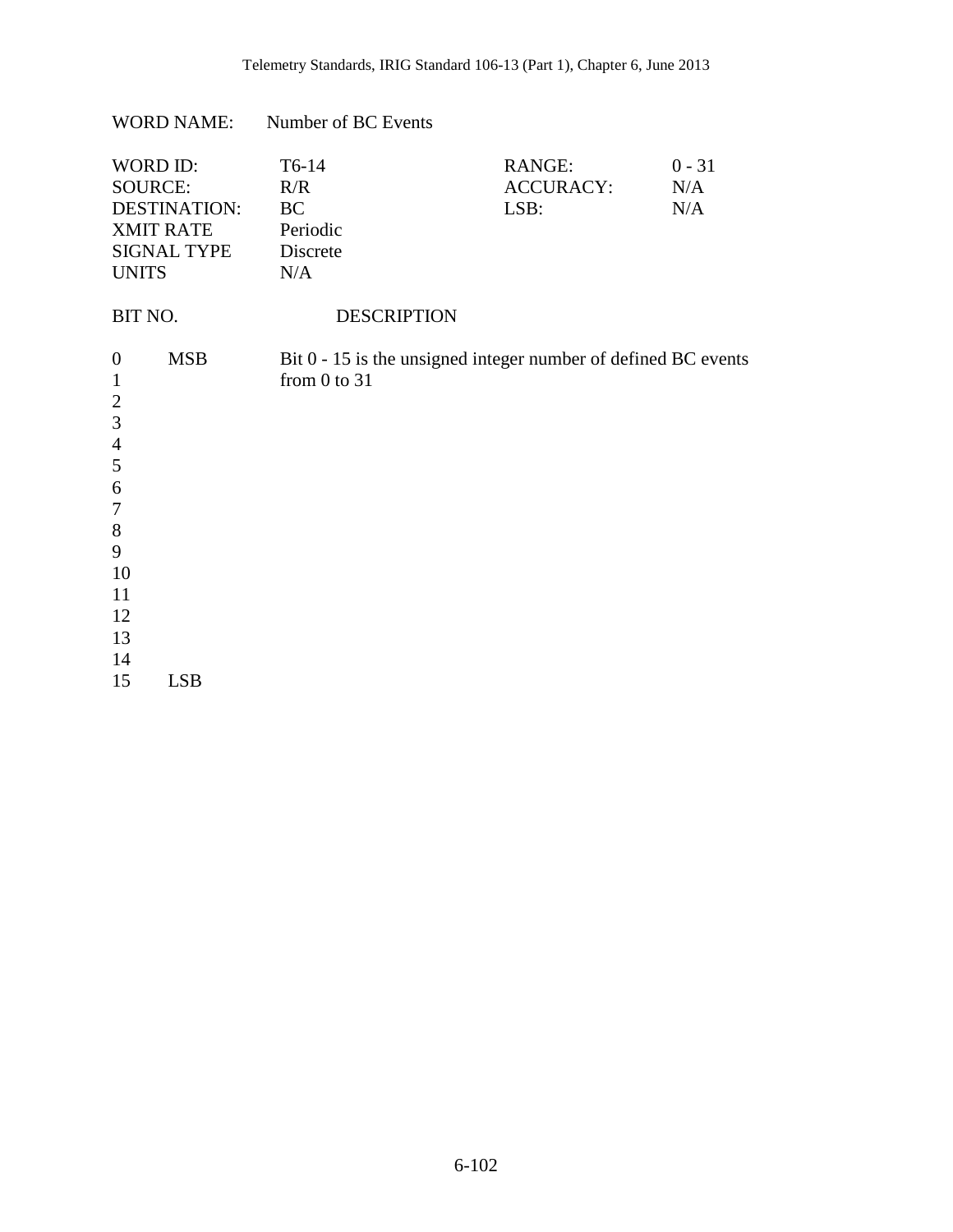WORD NAME: Number of BC Events

| WORD ID: | T6-14 | RANGE: | 0 - 31 |
|---|---|---|---|
| SOURCE: | R/R | ACCURACY: | N/A |
| DESTINATION: | BC | LSB: | N/A |
| XMIT RATE | Periodic | | |
| SIGNAL TYPE | Discrete | | |
| UNITS | N/A | | |

| BIT NO. | | DESCRIPTION |
|---|---|---|
| 0 | MSB | Bit 0 - 15 is the unsigned integer number of defined BC events from 0 to 31 |
| 1 | | |
| 2 | | |
| 3 | | |
| 4 | | |
| 5 | | |
| 6 | | |
| 7 | | |
| 8 | | |
| 9 | | |
| 10 | | |
| 11 | | |
| 12 | | |
| 13 | | |
| 14 | | |
| 15 | LSB | |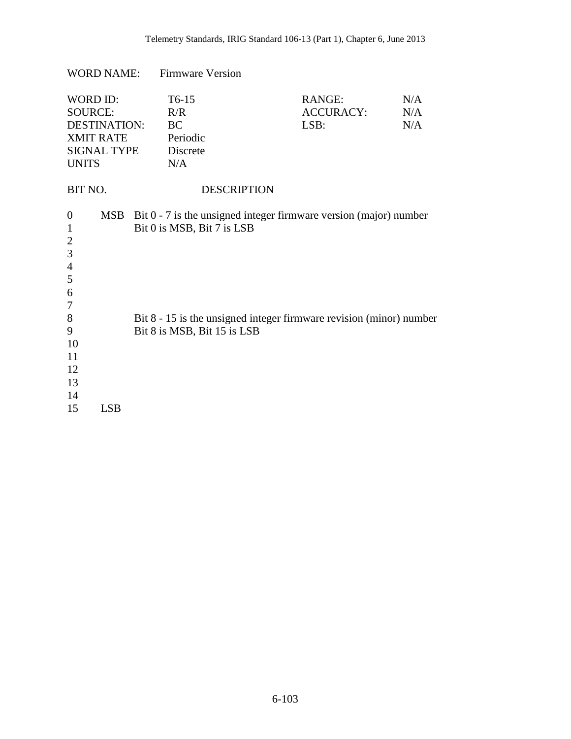WORD NAME: Firmware Version

| | | | |
|---|---|---|---|
| WORD ID: | T6-15 | RANGE: | N/A |
| SOURCE: | R/R | ACCURACY: | N/A |
| DESTINATION: | BC | LSB: | N/A |
| XMIT RATE | Periodic | | |
| SIGNAL TYPE | Discrete | | |
| UNITS | N/A | | |

| BIT NO. | | DESCRIPTION |
|---|---|---|
| 0 | MSB | Bit 0 - 7 is the unsigned integer firmware version (major) number |
| 1 | | Bit 0 is MSB, Bit 7 is LSB |
| 2 | | |
| 3 | | |
| 4 | | |
| 5 | | |
| 6 | | |
| 7 | | |
| 8 | | Bit 8 - 15 is the unsigned integer firmware revision (minor) number |
| 9 | | Bit 8 is MSB, Bit 15 is LSB |
| 10 | | |
| 11 | | |
| 12 | | |
| 13 | | |
| 14 | | |
| 15 | LSB | |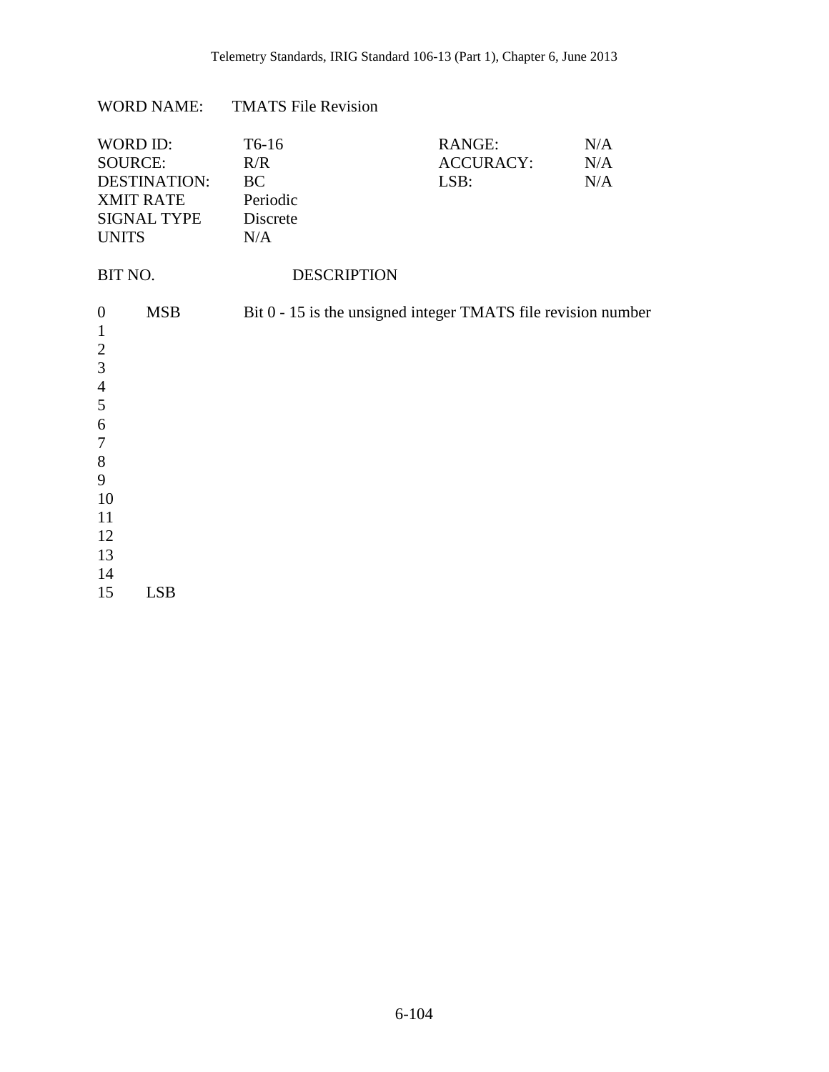WORD NAME: TMATS File Revision

| | | | |
|---|---|---|---|
| WORD ID: | T6-16 | RANGE: | N/A |
| SOURCE: | R/R | ACCURACY: | N/A |
| DESTINATION: | BC | LSB: | N/A |
| XMIT RATE | Periodic | | |
| SIGNAL TYPE | Discrete | | |
| UNITS | N/A | | |

| BIT NO. | | DESCRIPTION |
|---|---|---|
| 0 | MSB | Bit 0 - 15 is the unsigned integer TMATS file revision number |
| 1 | | |
| 2 | | |
| 3 | | |
| 4 | | |
| 5 | | |
| 6 | | |
| 7 | | |
| 8 | | |
| 9 | | |
| 10 | | |
| 11 | | |
| 12 | | |
| 13 | | |
| 14 | | |
| 15 | LSB | |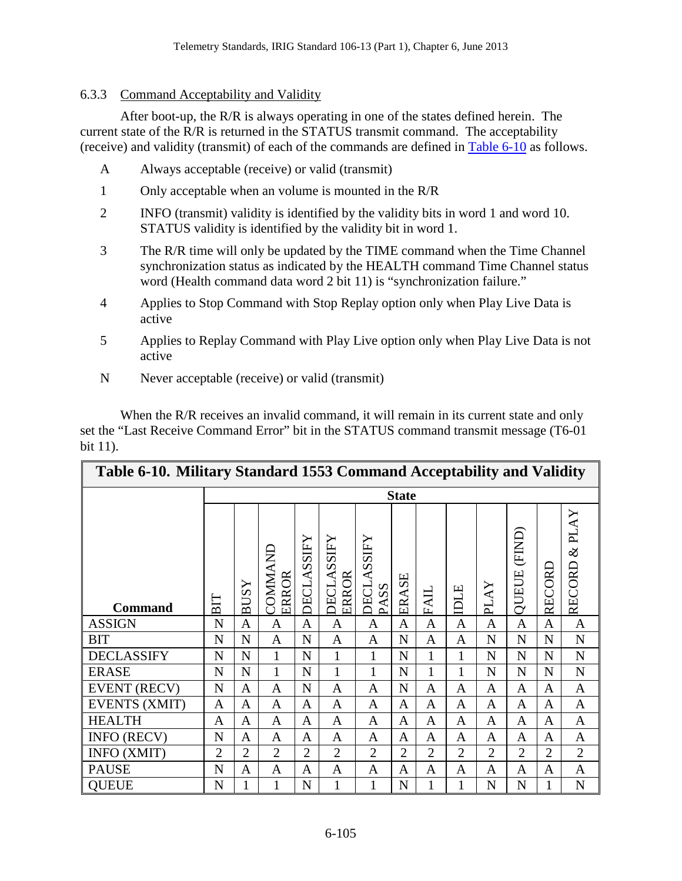### 6.3.3 Command Acceptability and Validity

After boot-up, the R/R is always operating in one of the states defined herein. The current state of the R/R is returned in the STATUS transmit command. The acceptability (receive) and validity (transmit) of each of the commands are defined in Table 6-10 as follows.

- A Always acceptable (receive) or valid (transmit)
- 1 Only acceptable when an volume is mounted in the R/R
- 2 INFO (transmit) validity is identified by the validity bits in word 1 and word 10. STATUS validity is identified by the validity bit in word 1.
- 3 The R/R time will only be updated by the TIME command when the Time Channel synchronization status as indicated by the HEALTH command Time Channel status word (Health command data word 2 bit 11) is "synchronization failure."
- 4 Applies to Stop Command with Stop Replay option only when Play Live Data is active
- 5 Applies to Replay Command with Play Live option only when Play Live Data is not active
- N Never acceptable (receive) or valid (transmit)

When the R/R receives an invalid command, it will remain in its current state and only set the "Last Receive Command Error" bit in the STATUS command transmit message (T6-01 bit 11).

**Table 6-10. Military Standard 1553 Command Acceptability and Validity**

| | State | | | | | | | | | | | | |
|---|---|---|---|---|---|---|---|---|---|---|---|---|---|
| **Command** | BIT | BUSY | COMMAND ERROR | DECLASSIFY | DECLASSIFY ERROR | DECLASSIFY PASS | ERASE | FAIL | IDLE | PLAY | QUEUE (FIND) | RECORD | RECORD & PLAY |
| ASSIGN | N | A | A | A | A | A | A | A | A | A | A | A | A |
| BIT | N | N | A | N | A | A | N | A | A | N | N | N | N |
| DECLASSIFY | N | N | 1 | N | 1 | 1 | N | 1 | 1 | N | N | N | N |
| ERASE | N | N | 1 | N | 1 | 1 | N | 1 | 1 | N | N | N | N |
| EVENT (RECV) | N | A | A | N | A | A | N | A | A | A | A | A | A |
| EVENTS (XMIT) | A | A | A | A | A | A | A | A | A | A | A | A | A |
| HEALTH | A | A | A | A | A | A | A | A | A | A | A | A | A |
| INFO (RECV) | N | A | A | A | A | A | A | A | A | A | A | A | A |
| INFO (XMIT) | 2 | 2 | 2 | 2 | 2 | 2 | 2 | 2 | 2 | 2 | 2 | 2 | 2 |
| PAUSE | N | A | A | A | A | A | A | A | A | A | A | A | A |
| QUEUE | N | 1 | 1 | N | 1 | 1 | N | 1 | 1 | N | N | 1 | N |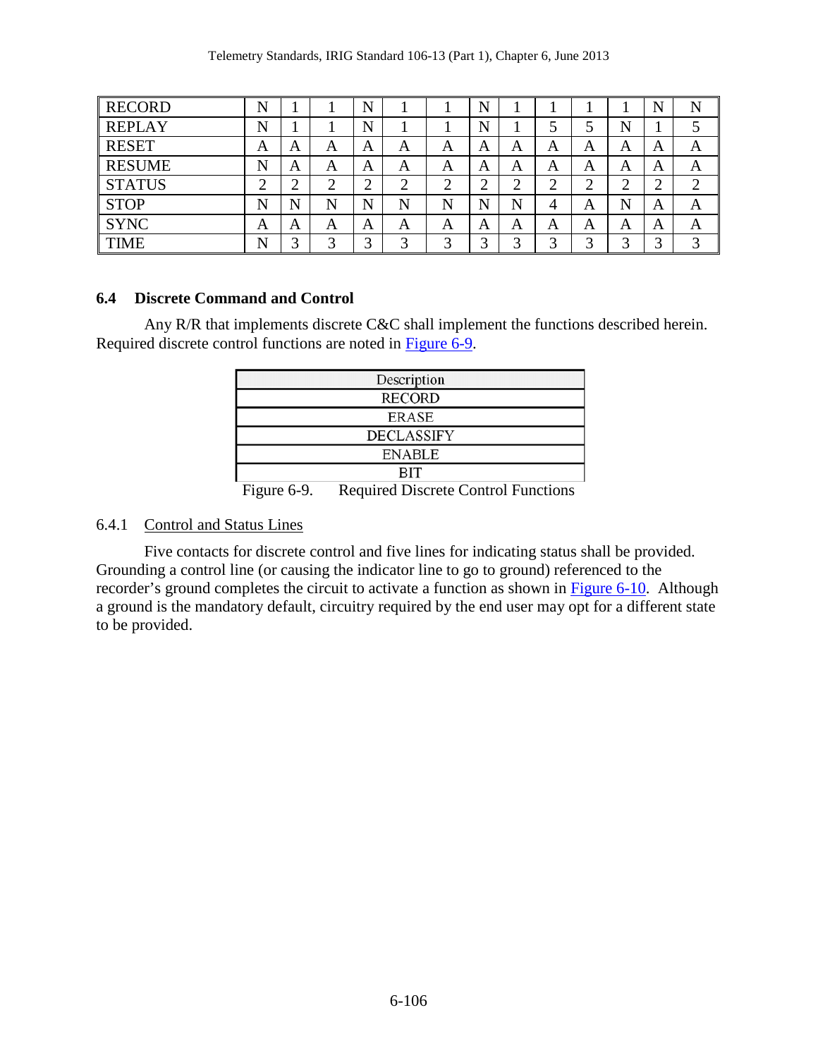| | | | | | | | | | | | | | |
|---|---|---|---|---|---|---|---|---|---|---|---|---|---|
| RECORD | N | 1 | 1 | N | 1 | 1 | N | 1 | 1 | 1 | 1 | N | N |
| REPLAY | N | 1 | 1 | N | 1 | 1 | N | 1 | 5 | 5 | N | 1 | 5 |
| RESET | A | A | A | A | A | A | A | A | A | A | A | A | A |
| RESUME | N | A | A | A | A | A | A | A | A | A | A | A | A |
| STATUS | 2 | 2 | 2 | 2 | 2 | 2 | 2 | 2 | 2 | 2 | 2 | 2 | 2 |
| STOP | N | N | N | N | N | N | N | N | 4 | A | N | A | A |
| SYNC | A | A | A | A | A | A | A | A | A | A | A | A | A |
| TIME | N | 3 | 3 | 3 | 3 | 3 | 3 | 3 | 3 | 3 | 3 | 3 | 3 |

## 6.4 Discrete Command and Control

Any R/R that implements discrete C&C shall implement the functions described herein. Required discrete control functions are noted in Figure 6-9.

| Description |
|---|
| RECORD |
| ERASE |
| DECLASSIFY |
| ENABLE |
| BIT |

Figure 6-9. Required Discrete Control Functions

### 6.4.1 Control and Status Lines

Five contacts for discrete control and five lines for indicating status shall be provided. Grounding a control line (or causing the indicator line to go to ground) referenced to the recorder's ground completes the circuit to activate a function as shown in Figure 6-10. Although a ground is the mandatory default, circuitry required by the end user may opt for a different state to be provided.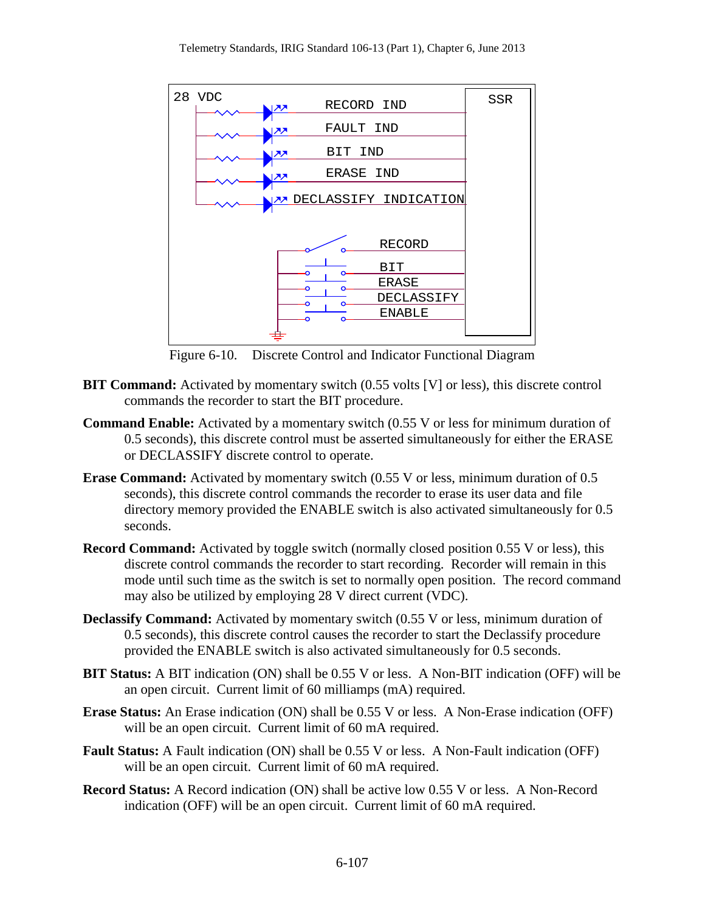Figure 6-10. Discrete Control and Indicator Functional Diagram

**BIT Command:** Activated by momentary switch (0.55 volts [V] or less), this discrete control commands the recorder to start the BIT procedure.

**Command Enable:** Activated by a momentary switch (0.55 V or less for minimum duration of 0.5 seconds), this discrete control must be asserted simultaneously for either the ERASE or DECLASSIFY discrete control to operate.

**Erase Command:** Activated by momentary switch (0.55 V or less, minimum duration of 0.5 seconds), this discrete control commands the recorder to erase its user data and file directory memory provided the ENABLE switch is also activated simultaneously for 0.5 seconds.

**Record Command:** Activated by toggle switch (normally closed position 0.55 V or less), this discrete control commands the recorder to start recording. Recorder will remain in this mode until such time as the switch is set to normally open position. The record command may also be utilized by employing 28 V direct current (VDC).

**Declassify Command:** Activated by momentary switch (0.55 V or less, minimum duration of 0.5 seconds), this discrete control causes the recorder to start the Declassify procedure provided the ENABLE switch is also activated simultaneously for 0.5 seconds.

**BIT Status:** A BIT indication (ON) shall be 0.55 V or less. A Non-BIT indication (OFF) will be an open circuit. Current limit of 60 milliamps (mA) required.

**Erase Status:** An Erase indication (ON) shall be 0.55 V or less. A Non-Erase indication (OFF) will be an open circuit. Current limit of 60 mA required.

**Fault Status:** A Fault indication (ON) shall be 0.55 V or less. A Non-Fault indication (OFF) will be an open circuit. Current limit of 60 mA required.

**Record Status:** A Record indication (ON) shall be active low 0.55 V or less. A Non-Record indication (OFF) will be an open circuit. Current limit of 60 mA required.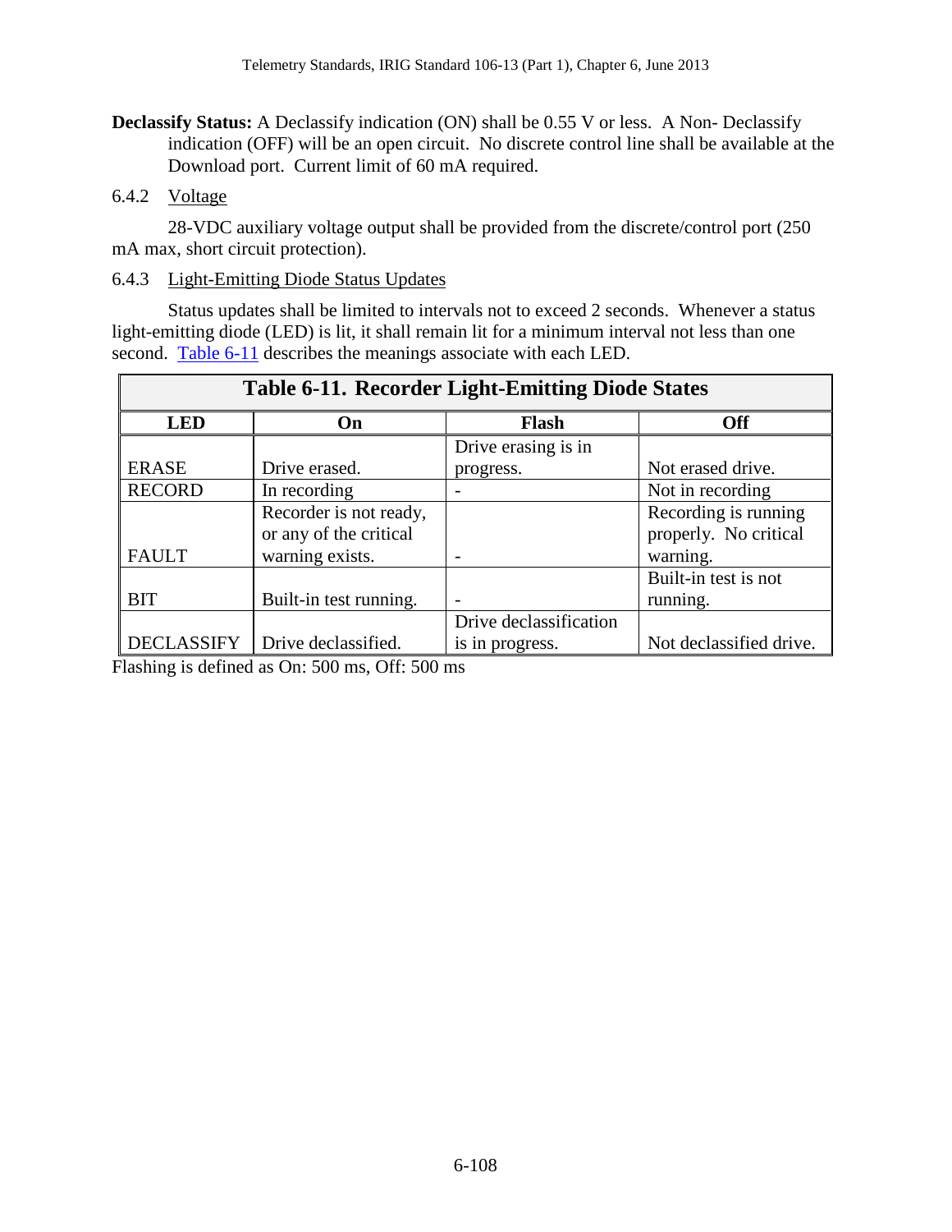**Declassify Status:** A Declassify indication (ON) shall be 0.55 V or less. A Non- Declassify indication (OFF) will be an open circuit. No discrete control line shall be available at the Download port. Current limit of 60 mA required.

### 6.4.2 Voltage

28-VDC auxiliary voltage output shall be provided from the discrete/control port (250 mA max, short circuit protection).

### 6.4.3 Light-Emitting Diode Status Updates

Status updates shall be limited to intervals not to exceed 2 seconds. Whenever a status light-emitting diode (LED) is lit, it shall remain lit for a minimum interval not less than one second. Table 6-11 describes the meanings associate with each LED.

**Table 6-11. Recorder Light-Emitting Diode States**

| LED | On | Flash | Off |
|---|---|---|---|
| ERASE | Drive erased. | Drive erasing is in progress. | Not erased drive. |
| RECORD | In recording | - | Not in recording |
| FAULT | Recorder is not ready, or any of the critical warning exists. | - | Recording is running properly. No critical warning. |
| BIT | Built-in test running. | - | Built-in test is not running. |
| DECLASSIFY | Drive declassified. | Drive declassification is in progress. | Not declassified drive. |

Flashing is defined as On: 500 ms, Off: 500 ms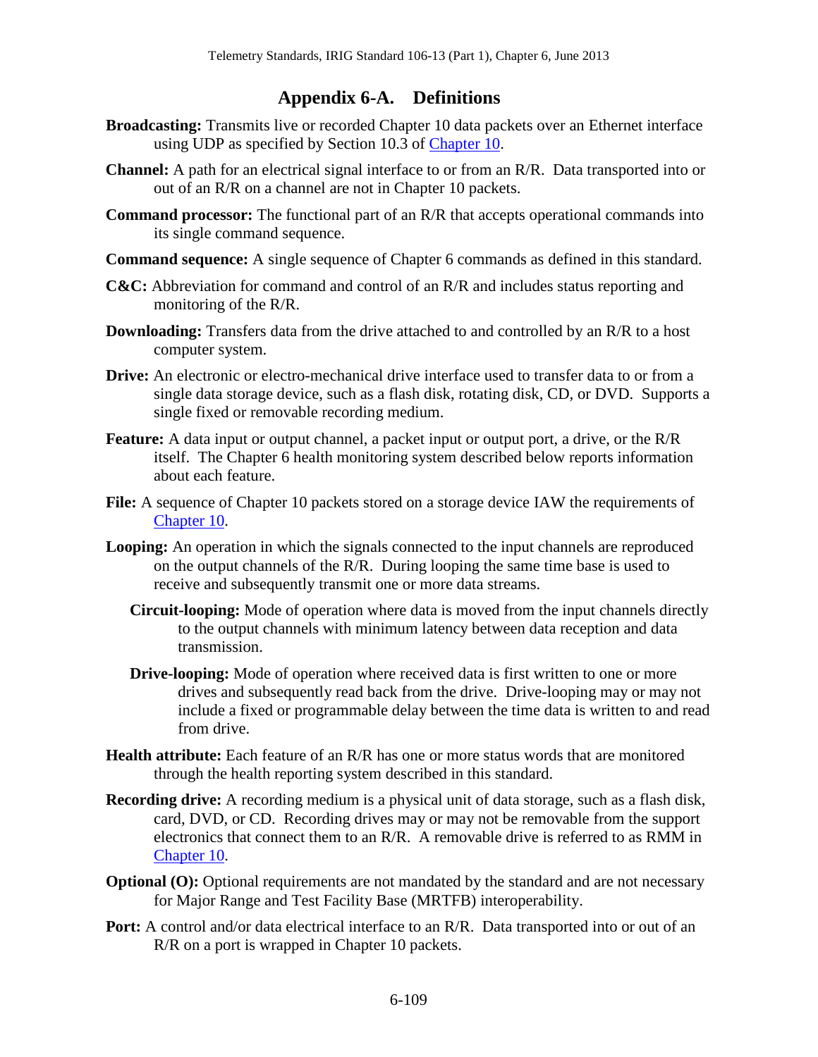# Appendix 6-A. Definitions

**Broadcasting:** Transmits live or recorded Chapter 10 data packets over an Ethernet interface using UDP as specified by Section 10.3 of Chapter 10.

**Channel:** A path for an electrical signal interface to or from an R/R. Data transported into or out of an R/R on a channel are not in Chapter 10 packets.

**Command processor:** The functional part of an R/R that accepts operational commands into its single command sequence.

**Command sequence:** A single sequence of Chapter 6 commands as defined in this standard.

**C&C:** Abbreviation for command and control of an R/R and includes status reporting and monitoring of the R/R.

**Downloading:** Transfers data from the drive attached to and controlled by an R/R to a host computer system.

**Drive:** An electronic or electro-mechanical drive interface used to transfer data to or from a single data storage device, such as a flash disk, rotating disk, CD, or DVD. Supports a single fixed or removable recording medium.

**Feature:** A data input or output channel, a packet input or output port, a drive, or the R/R itself. The Chapter 6 health monitoring system described below reports information about each feature.

**File:** A sequence of Chapter 10 packets stored on a storage device IAW the requirements of Chapter 10.

**Looping:** An operation in which the signals connected to the input channels are reproduced on the output channels of the R/R. During looping the same time base is used to receive and subsequently transmit one or more data streams.

> **Circuit-looping:** Mode of operation where data is moved from the input channels directly to the output channels with minimum latency between data reception and data transmission.
>
> **Drive-looping:** Mode of operation where received data is first written to one or more drives and subsequently read back from the drive. Drive-looping may or may not include a fixed or programmable delay between the time data is written to and read from drive.

**Health attribute:** Each feature of an R/R has one or more status words that are monitored through the health reporting system described in this standard.

**Recording drive:** A recording medium is a physical unit of data storage, such as a flash disk, card, DVD, or CD. Recording drives may or may not be removable from the support electronics that connect them to an R/R. A removable drive is referred to as RMM in Chapter 10.

**Optional (O):** Optional requirements are not mandated by the standard and are not necessary for Major Range and Test Facility Base (MRTFB) interoperability.

**Port:** A control and/or data electrical interface to an R/R. Data transported into or out of an R/R on a port is wrapped in Chapter 10 packets.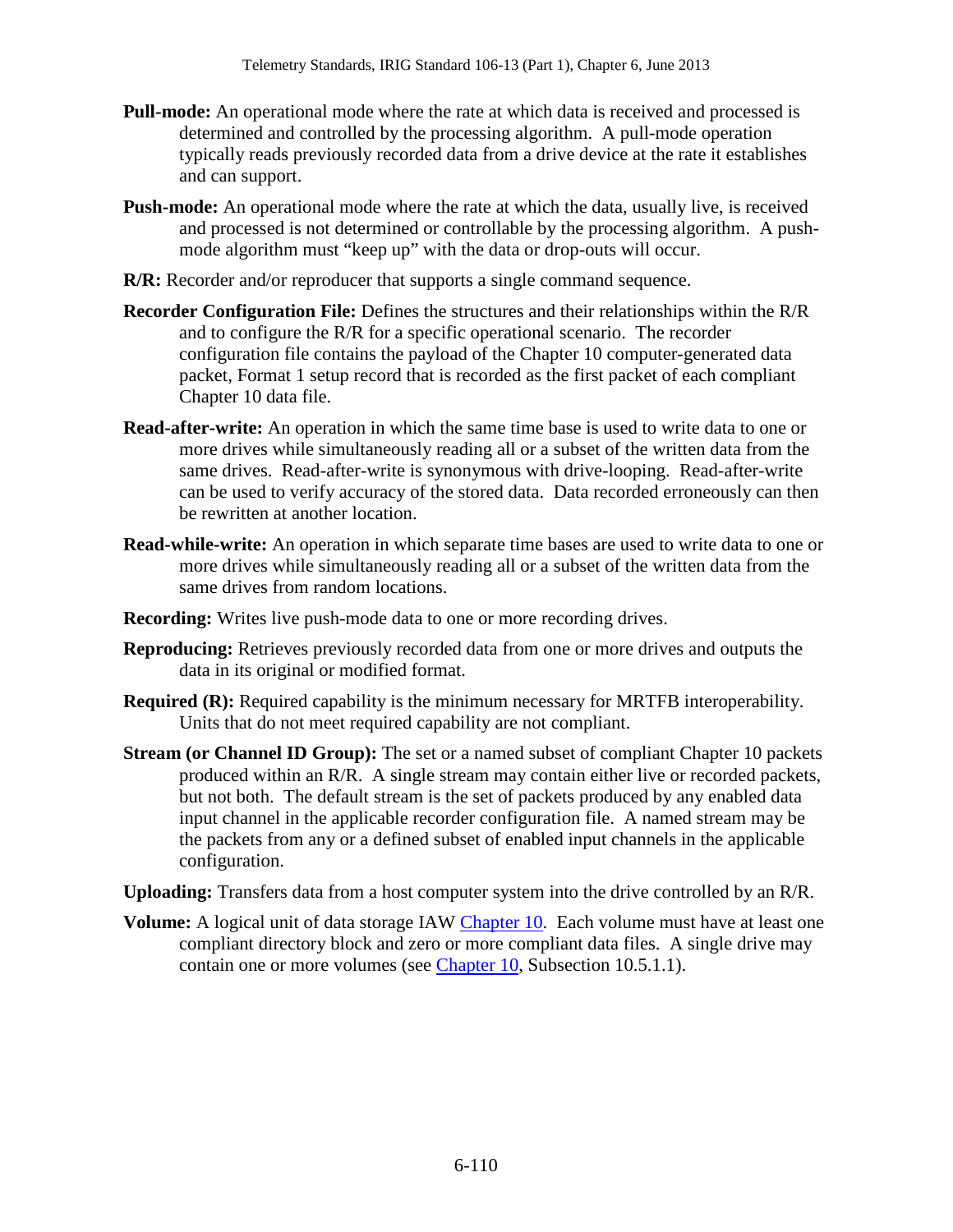**Pull-mode:** An operational mode where the rate at which data is received and processed is determined and controlled by the processing algorithm. A pull-mode operation typically reads previously recorded data from a drive device at the rate it establishes and can support.

**Push-mode:** An operational mode where the rate at which the data, usually live, is received and processed is not determined or controllable by the processing algorithm. A push-mode algorithm must "keep up" with the data or drop-outs will occur.

**R/R:** Recorder and/or reproducer that supports a single command sequence.

**Recorder Configuration File:** Defines the structures and their relationships within the R/R and to configure the R/R for a specific operational scenario. The recorder configuration file contains the payload of the Chapter 10 computer-generated data packet, Format 1 setup record that is recorded as the first packet of each compliant Chapter 10 data file.

**Read-after-write:** An operation in which the same time base is used to write data to one or more drives while simultaneously reading all or a subset of the written data from the same drives. Read-after-write is synonymous with drive-looping. Read-after-write can be used to verify accuracy of the stored data. Data recorded erroneously can then be rewritten at another location.

**Read-while-write:** An operation in which separate time bases are used to write data to one or more drives while simultaneously reading all or a subset of the written data from the same drives from random locations.

**Recording:** Writes live push-mode data to one or more recording drives.

**Reproducing:** Retrieves previously recorded data from one or more drives and outputs the data in its original or modified format.

**Required (R):** Required capability is the minimum necessary for MRTFB interoperability. Units that do not meet required capability are not compliant.

**Stream (or Channel ID Group):** The set or a named subset of compliant Chapter 10 packets produced within an R/R. A single stream may contain either live or recorded packets, but not both. The default stream is the set of packets produced by any enabled data input channel in the applicable recorder configuration file. A named stream may be the packets from any or a defined subset of enabled input channels in the applicable configuration.

**Uploading:** Transfers data from a host computer system into the drive controlled by an R/R.

**Volume:** A logical unit of data storage IAW Chapter 10. Each volume must have at least one compliant directory block and zero or more compliant data files. A single drive may contain one or more volumes (see Chapter 10, Subsection 10.5.1.1).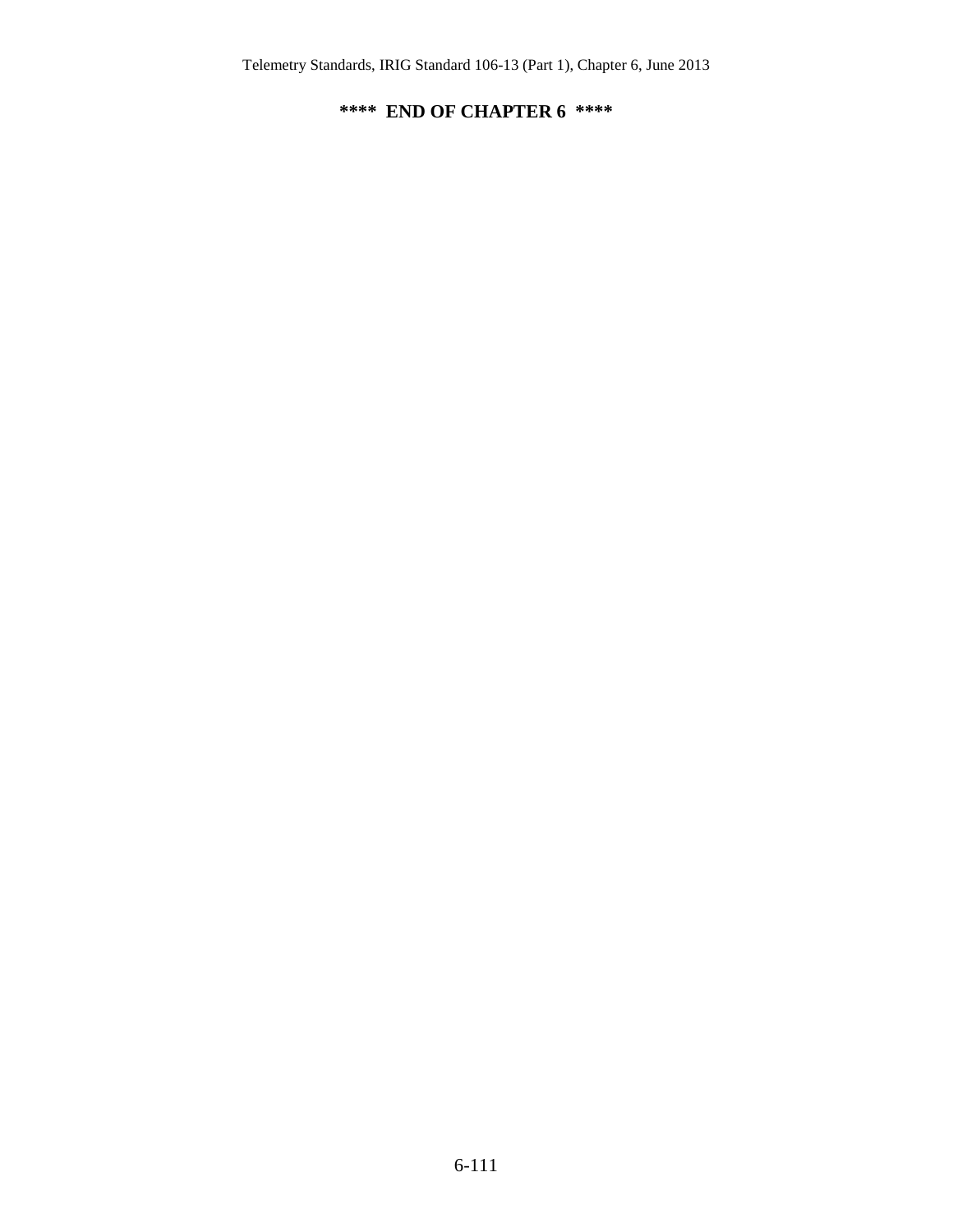**\*\*\*\*  END OF CHAPTER 6  \*\*\*\***

******  END OF CHAPTER 6  ****